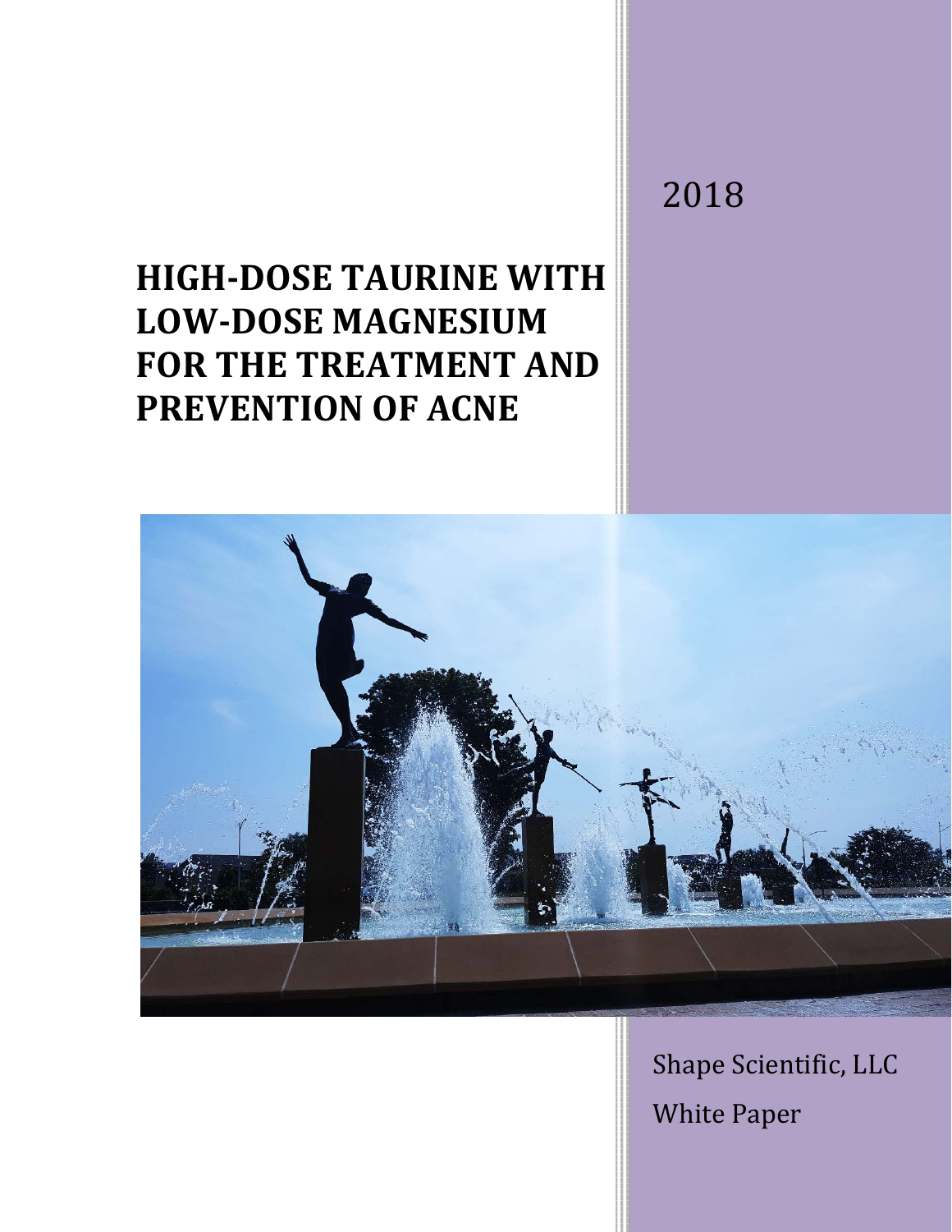2018

# HIGH-DOSE TAURINE WITH LOW-DOSE MAGNESIUM FOR THE TREATMENT AND PREVENTION OF ACNE

Shape Scientific, LLC

White Paper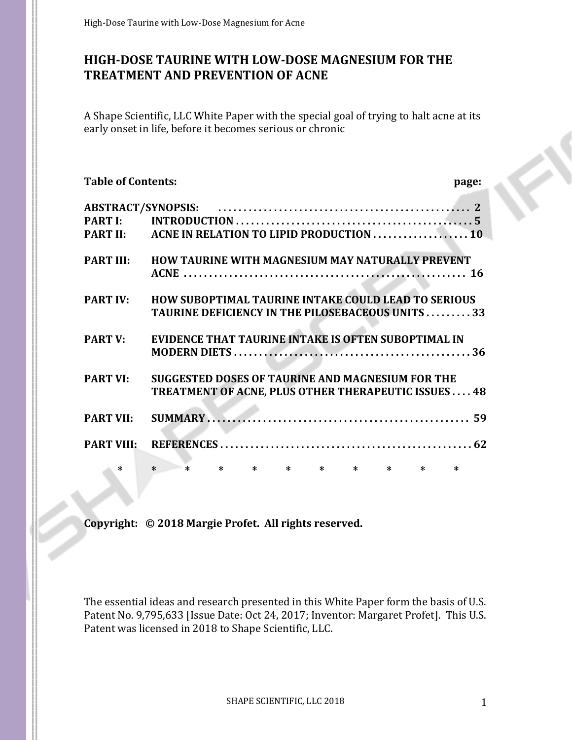# HIGH-DOSE TAURINE WITH LOW-DOSE MAGNESIUM FOR THE TREATMENT AND PREVENTION OF ACNE

A Shape Scientific, LLC White Paper with the special goal of trying to halt acne at its early onset in life, before it becomes serious or chronic

| **Table of Contents:** | | **page:** |
|---|---|---|
| **ABSTRACT/SYNOPSIS:** | | **2** |
| **PART I:** | **INTRODUCTION** | **5** |
| **PART II:** | **ACNE IN RELATION TO LIPID PRODUCTION** | **10** |
| **PART III:** | **HOW TAURINE WITH MAGNESIUM MAY NATURALLY PREVENT ACNE** | **16** |
| **PART IV:** | **HOW SUBOPTIMAL TAURINE INTAKE COULD LEAD TO SERIOUS TAURINE DEFICIENCY IN THE PILOSEBACEOUS UNITS** | **33** |
| **PART V:** | **EVIDENCE THAT TAURINE INTAKE IS OFTEN SUBOPTIMAL IN MODERN DIETS** | **36** |
| **PART VI:** | **SUGGESTED DOSES OF TAURINE AND MAGNESIUM FOR THE TREATMENT OF ACNE, PLUS OTHER THERAPEUTIC ISSUES** | **48** |
| **PART VII:** | **SUMMARY** | **59** |
| **PART VIII:** | **REFERENCES** | **62** |

\* \* \* \* \* \* \* \* \* \* \*

**Copyright: © 2018 Margie Profet. All rights reserved.**

The essential ideas and research presented in this White Paper form the basis of U.S. Patent No. 9,795,633 [Issue Date: Oct 24, 2017; Inventor: Margaret Profet]. This U.S. Patent was licensed in 2018 to Shape Scientific, LLC.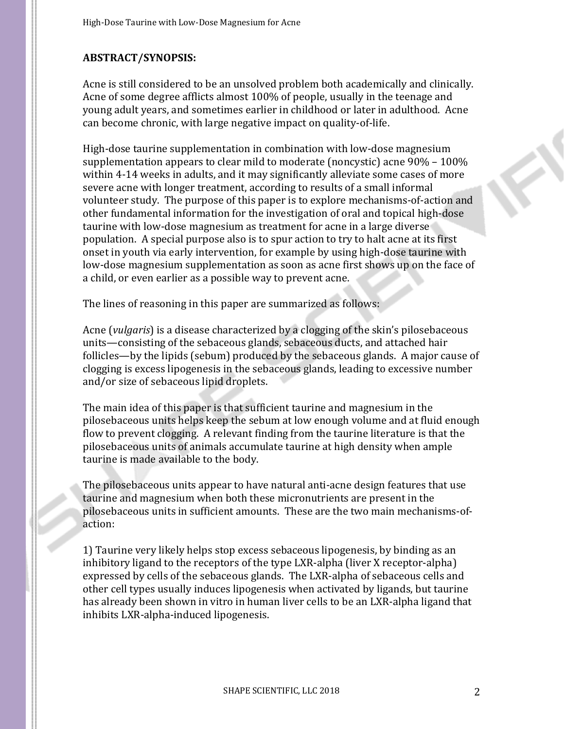**ABSTRACT/SYNOPSIS:**

Acne is still considered to be an unsolved problem both academically and clinically. Acne of some degree afflicts almost 100% of people, usually in the teenage and young adult years, and sometimes earlier in childhood or later in adulthood. Acne can become chronic, with large negative impact on quality-of-life.

High-dose taurine supplementation in combination with low-dose magnesium supplementation appears to clear mild to moderate (noncystic) acne 90% – 100% within 4-14 weeks in adults, and it may significantly alleviate some cases of more severe acne with longer treatment, according to results of a small informal volunteer study. The purpose of this paper is to explore mechanisms-of-action and other fundamental information for the investigation of oral and topical high-dose taurine with low-dose magnesium as treatment for acne in a large diverse population. A special purpose also is to spur action to try to halt acne at its first onset in youth via early intervention, for example by using high-dose taurine with low-dose magnesium supplementation as soon as acne first shows up on the face of a child, or even earlier as a possible way to prevent acne.

The lines of reasoning in this paper are summarized as follows:

Acne (*vulgaris*) is a disease characterized by a clogging of the skin's pilosebaceous units—consisting of the sebaceous glands, sebaceous ducts, and attached hair follicles—by the lipids (sebum) produced by the sebaceous glands. A major cause of clogging is excess lipogenesis in the sebaceous glands, leading to excessive number and/or size of sebaceous lipid droplets.

The main idea of this paper is that sufficient taurine and magnesium in the pilosebaceous units helps keep the sebum at low enough volume and at fluid enough flow to prevent clogging. A relevant finding from the taurine literature is that the pilosebaceous units of animals accumulate taurine at high density when ample taurine is made available to the body.

The pilosebaceous units appear to have natural anti-acne design features that use taurine and magnesium when both these micronutrients are present in the pilosebaceous units in sufficient amounts. These are the two main mechanisms-of-action:

1) Taurine very likely helps stop excess sebaceous lipogenesis, by binding as an inhibitory ligand to the receptors of the type LXR-alpha (liver X receptor-alpha) expressed by cells of the sebaceous glands. The LXR-alpha of sebaceous cells and other cell types usually induces lipogenesis when activated by ligands, but taurine has already been shown in vitro in human liver cells to be an LXR-alpha ligand that inhibits LXR-alpha-induced lipogenesis.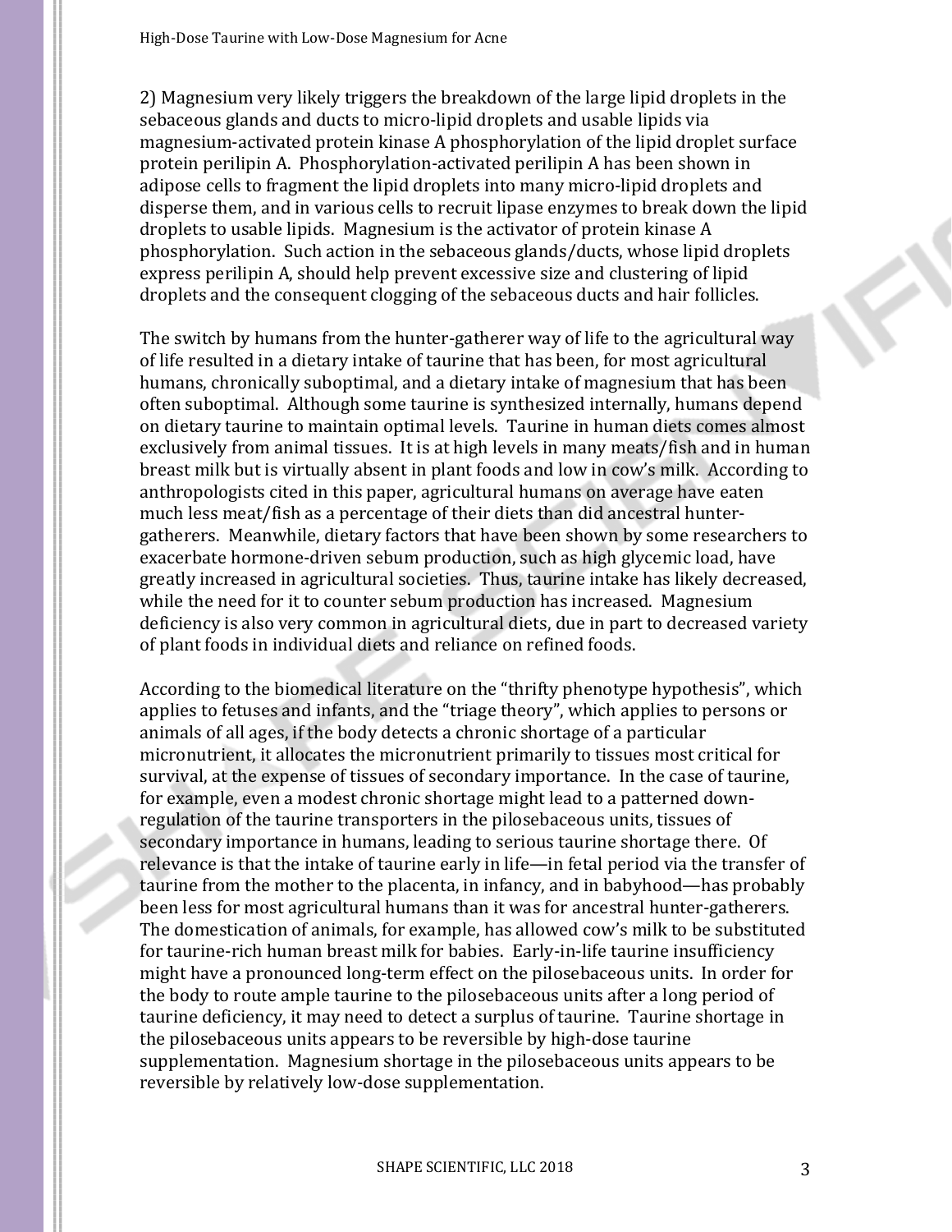2) Magnesium very likely triggers the breakdown of the large lipid droplets in the sebaceous glands and ducts to micro-lipid droplets and usable lipids via magnesium-activated protein kinase A phosphorylation of the lipid droplet surface protein perilipin A. Phosphorylation-activated perilipin A has been shown in adipose cells to fragment the lipid droplets into many micro-lipid droplets and disperse them, and in various cells to recruit lipase enzymes to break down the lipid droplets to usable lipids. Magnesium is the activator of protein kinase A phosphorylation. Such action in the sebaceous glands/ducts, whose lipid droplets express perilipin A, should help prevent excessive size and clustering of lipid droplets and the consequent clogging of the sebaceous ducts and hair follicles.

The switch by humans from the hunter-gatherer way of life to the agricultural way of life resulted in a dietary intake of taurine that has been, for most agricultural humans, chronically suboptimal, and a dietary intake of magnesium that has been often suboptimal. Although some taurine is synthesized internally, humans depend on dietary taurine to maintain optimal levels. Taurine in human diets comes almost exclusively from animal tissues. It is at high levels in many meats/fish and in human breast milk but is virtually absent in plant foods and low in cow's milk. According to anthropologists cited in this paper, agricultural humans on average have eaten much less meat/fish as a percentage of their diets than did ancestral hunter-gatherers. Meanwhile, dietary factors that have been shown by some researchers to exacerbate hormone-driven sebum production, such as high glycemic load, have greatly increased in agricultural societies. Thus, taurine intake has likely decreased, while the need for it to counter sebum production has increased. Magnesium deficiency is also very common in agricultural diets, due in part to decreased variety of plant foods in individual diets and reliance on refined foods.

According to the biomedical literature on the "thrifty phenotype hypothesis", which applies to fetuses and infants, and the "triage theory", which applies to persons or animals of all ages, if the body detects a chronic shortage of a particular micronutrient, it allocates the micronutrient primarily to tissues most critical for survival, at the expense of tissues of secondary importance. In the case of taurine, for example, even a modest chronic shortage might lead to a patterned down-regulation of the taurine transporters in the pilosebaceous units, tissues of secondary importance in humans, leading to serious taurine shortage there. Of relevance is that the intake of taurine early in life—in fetal period via the transfer of taurine from the mother to the placenta, in infancy, and in babyhood—has probably been less for most agricultural humans than it was for ancestral hunter-gatherers. The domestication of animals, for example, has allowed cow's milk to be substituted for taurine-rich human breast milk for babies. Early-in-life taurine insufficiency might have a pronounced long-term effect on the pilosebaceous units. In order for the body to route ample taurine to the pilosebaceous units after a long period of taurine deficiency, it may need to detect a surplus of taurine. Taurine shortage in the pilosebaceous units appears to be reversible by high-dose taurine supplementation. Magnesium shortage in the pilosebaceous units appears to be reversible by relatively low-dose supplementation.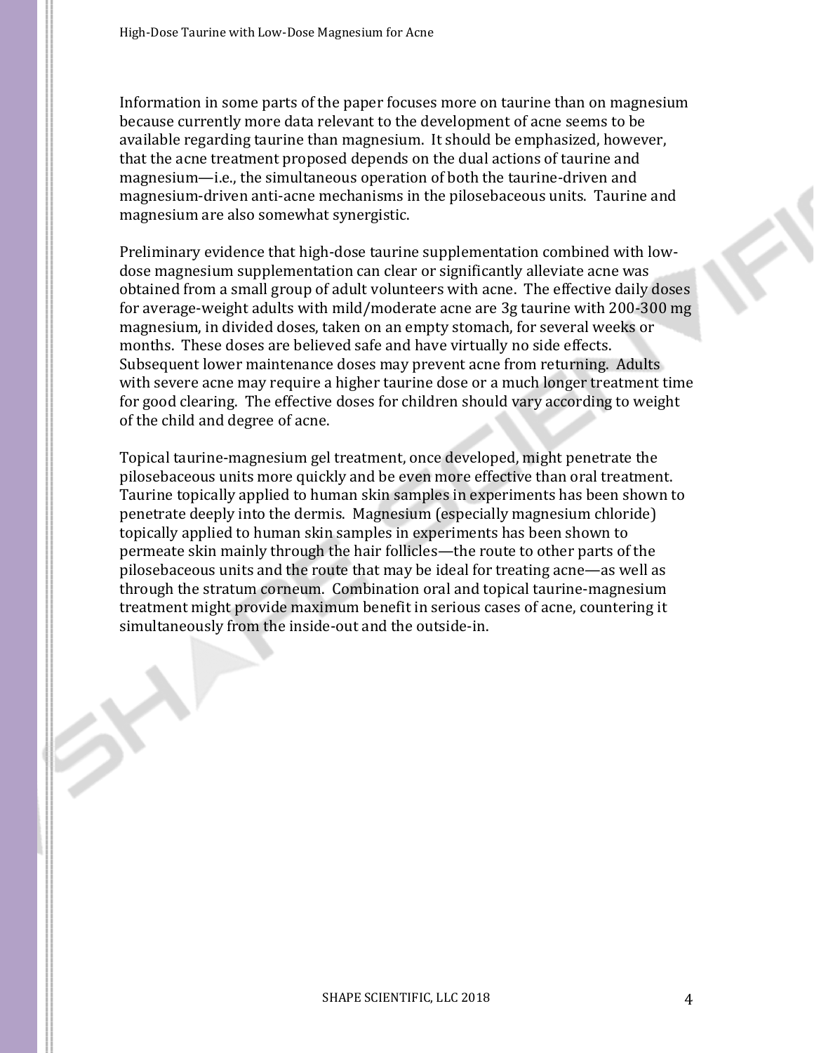Information in some parts of the paper focuses more on taurine than on magnesium because currently more data relevant to the development of acne seems to be available regarding taurine than magnesium. It should be emphasized, however, that the acne treatment proposed depends on the dual actions of taurine and magnesium—i.e., the simultaneous operation of both the taurine-driven and magnesium-driven anti-acne mechanisms in the pilosebaceous units. Taurine and magnesium are also somewhat synergistic.

Preliminary evidence that high-dose taurine supplementation combined with low-dose magnesium supplementation can clear or significantly alleviate acne was obtained from a small group of adult volunteers with acne. The effective daily doses for average-weight adults with mild/moderate acne are 3g taurine with 200-300 mg magnesium, in divided doses, taken on an empty stomach, for several weeks or months. These doses are believed safe and have virtually no side effects. Subsequent lower maintenance doses may prevent acne from returning. Adults with severe acne may require a higher taurine dose or a much longer treatment time for good clearing. The effective doses for children should vary according to weight of the child and degree of acne.

Topical taurine-magnesium gel treatment, once developed, might penetrate the pilosebaceous units more quickly and be even more effective than oral treatment. Taurine topically applied to human skin samples in experiments has been shown to penetrate deeply into the dermis. Magnesium (especially magnesium chloride) topically applied to human skin samples in experiments has been shown to permeate skin mainly through the hair follicles—the route to other parts of the pilosebaceous units and the route that may be ideal for treating acne—as well as through the stratum corneum. Combination oral and topical taurine-magnesium treatment might provide maximum benefit in serious cases of acne, countering it simultaneously from the inside-out and the outside-in.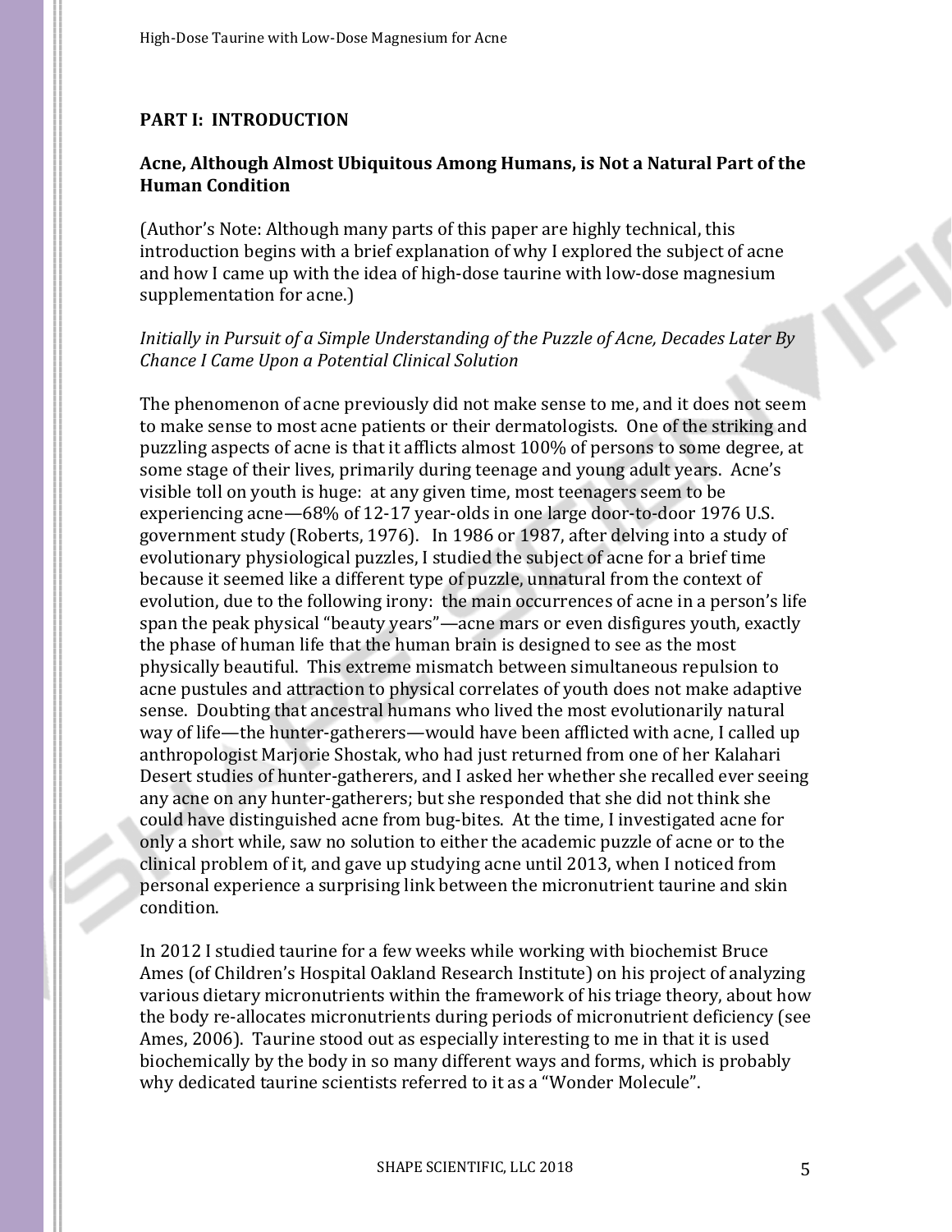## PART I: INTRODUCTION

### Acne, Although Almost Ubiquitous Among Humans, is Not a Natural Part of the Human Condition

(Author's Note: Although many parts of this paper are highly technical, this introduction begins with a brief explanation of why I explored the subject of acne and how I came up with the idea of high-dose taurine with low-dose magnesium supplementation for acne.)

*Initially in Pursuit of a Simple Understanding of the Puzzle of Acne, Decades Later By Chance I Came Upon a Potential Clinical Solution*

The phenomenon of acne previously did not make sense to me, and it does not seem to make sense to most acne patients or their dermatologists. One of the striking and puzzling aspects of acne is that it afflicts almost 100% of persons to some degree, at some stage of their lives, primarily during teenage and young adult years. Acne's visible toll on youth is huge: at any given time, most teenagers seem to be experiencing acne—68% of 12-17 year-olds in one large door-to-door 1976 U.S. government study (Roberts, 1976). In 1986 or 1987, after delving into a study of evolutionary physiological puzzles, I studied the subject of acne for a brief time because it seemed like a different type of puzzle, unnatural from the context of evolution, due to the following irony: the main occurrences of acne in a person's life span the peak physical "beauty years"—acne mars or even disfigures youth, exactly the phase of human life that the human brain is designed to see as the most physically beautiful. This extreme mismatch between simultaneous repulsion to acne pustules and attraction to physical correlates of youth does not make adaptive sense. Doubting that ancestral humans who lived the most evolutionarily natural way of life—the hunter-gatherers—would have been afflicted with acne, I called up anthropologist Marjorie Shostak, who had just returned from one of her Kalahari Desert studies of hunter-gatherers, and I asked her whether she recalled ever seeing any acne on any hunter-gatherers; but she responded that she did not think she could have distinguished acne from bug-bites. At the time, I investigated acne for only a short while, saw no solution to either the academic puzzle of acne or to the clinical problem of it, and gave up studying acne until 2013, when I noticed from personal experience a surprising link between the micronutrient taurine and skin condition.

In 2012 I studied taurine for a few weeks while working with biochemist Bruce Ames (of Children's Hospital Oakland Research Institute) on his project of analyzing various dietary micronutrients within the framework of his triage theory, about how the body re-allocates micronutrients during periods of micronutrient deficiency (see Ames, 2006). Taurine stood out as especially interesting to me in that it is used biochemically by the body in so many different ways and forms, which is probably why dedicated taurine scientists referred to it as a "Wonder Molecule".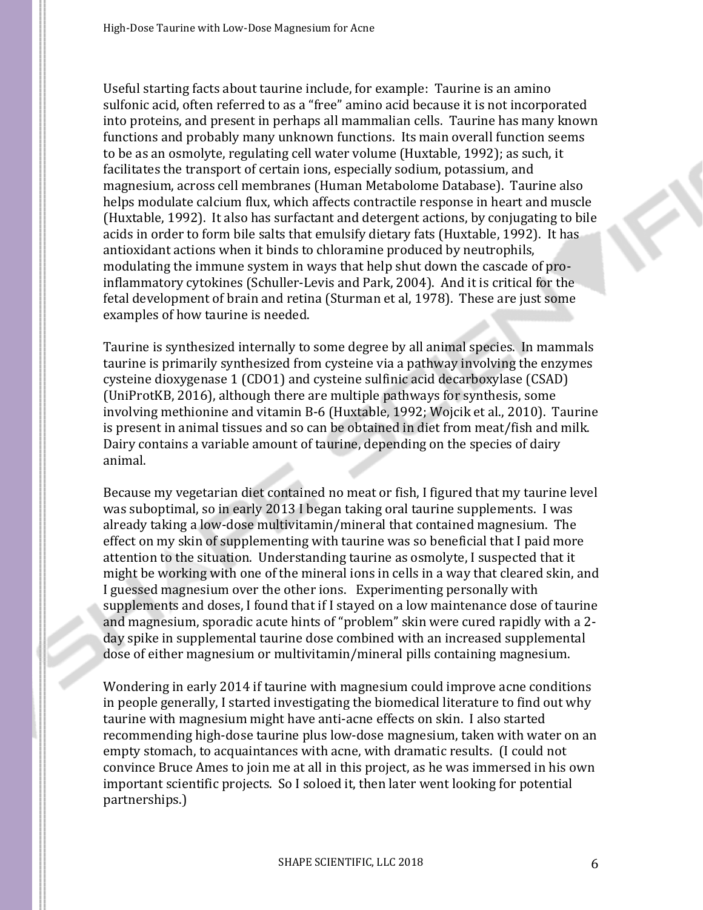Useful starting facts about taurine include, for example: Taurine is an amino sulfonic acid, often referred to as a “free” amino acid because it is not incorporated into proteins, and present in perhaps all mammalian cells. Taurine has many known functions and probably many unknown functions. Its main overall function seems to be as an osmolyte, regulating cell water volume (Huxtable, 1992); as such, it facilitates the transport of certain ions, especially sodium, potassium, and magnesium, across cell membranes (Human Metabolome Database). Taurine also helps modulate calcium flux, which affects contractile response in heart and muscle (Huxtable, 1992). It also has surfactant and detergent actions, by conjugating to bile acids in order to form bile salts that emulsify dietary fats (Huxtable, 1992). It has antioxidant actions when it binds to chloramine produced by neutrophils, modulating the immune system in ways that help shut down the cascade of pro-inflammatory cytokines (Schuller-Levis and Park, 2004). And it is critical for the fetal development of brain and retina (Sturman et al, 1978). These are just some examples of how taurine is needed.

Taurine is synthesized internally to some degree by all animal species. In mammals taurine is primarily synthesized from cysteine via a pathway involving the enzymes cysteine dioxygenase 1 (CDO1) and cysteine sulfinic acid decarboxylase (CSAD) (UniProtKB, 2016), although there are multiple pathways for synthesis, some involving methionine and vitamin B-6 (Huxtable, 1992; Wojcik et al., 2010). Taurine is present in animal tissues and so can be obtained in diet from meat/fish and milk. Dairy contains a variable amount of taurine, depending on the species of dairy animal.

Because my vegetarian diet contained no meat or fish, I figured that my taurine level was suboptimal, so in early 2013 I began taking oral taurine supplements. I was already taking a low-dose multivitamin/mineral that contained magnesium. The effect on my skin of supplementing with taurine was so beneficial that I paid more attention to the situation. Understanding taurine as osmolyte, I suspected that it might be working with one of the mineral ions in cells in a way that cleared skin, and I guessed magnesium over the other ions. Experimenting personally with supplements and doses, I found that if I stayed on a low maintenance dose of taurine and magnesium, sporadic acute hints of “problem” skin were cured rapidly with a 2-day spike in supplemental taurine dose combined with an increased supplemental dose of either magnesium or multivitamin/mineral pills containing magnesium.

Wondering in early 2014 if taurine with magnesium could improve acne conditions in people generally, I started investigating the biomedical literature to find out why taurine with magnesium might have anti-acne effects on skin. I also started recommending high-dose taurine plus low-dose magnesium, taken with water on an empty stomach, to acquaintances with acne, with dramatic results. (I could not convince Bruce Ames to join me at all in this project, as he was immersed in his own important scientific projects. So I soloed it, then later went looking for potential partnerships.)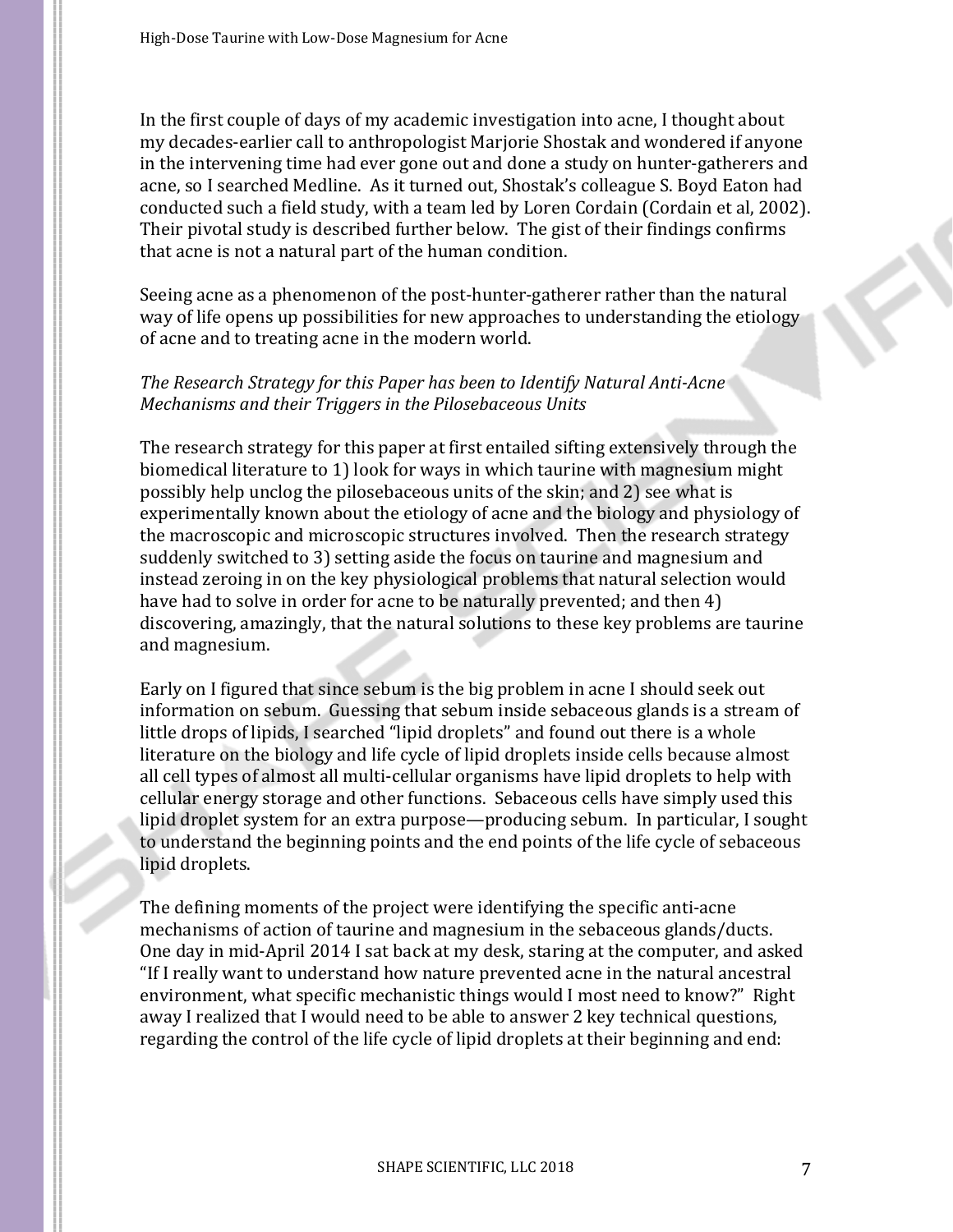In the first couple of days of my academic investigation into acne, I thought about my decades-earlier call to anthropologist Marjorie Shostak and wondered if anyone in the intervening time had ever gone out and done a study on hunter-gatherers and acne, so I searched Medline. As it turned out, Shostak's colleague S. Boyd Eaton had conducted such a field study, with a team led by Loren Cordain (Cordain et al, 2002). Their pivotal study is described further below. The gist of their findings confirms that acne is not a natural part of the human condition.

Seeing acne as a phenomenon of the post-hunter-gatherer rather than the natural way of life opens up possibilities for new approaches to understanding the etiology of acne and to treating acne in the modern world.

*The Research Strategy for this Paper has been to Identify Natural Anti-Acne Mechanisms and their Triggers in the Pilosebaceous Units*

The research strategy for this paper at first entailed sifting extensively through the biomedical literature to 1) look for ways in which taurine with magnesium might possibly help unclog the pilosebaceous units of the skin; and 2) see what is experimentally known about the etiology of acne and the biology and physiology of the macroscopic and microscopic structures involved. Then the research strategy suddenly switched to 3) setting aside the focus on taurine and magnesium and instead zeroing in on the key physiological problems that natural selection would have had to solve in order for acne to be naturally prevented; and then 4) discovering, amazingly, that the natural solutions to these key problems are taurine and magnesium.

Early on I figured that since sebum is the big problem in acne I should seek out information on sebum. Guessing that sebum inside sebaceous glands is a stream of little drops of lipids, I searched "lipid droplets" and found out there is a whole literature on the biology and life cycle of lipid droplets inside cells because almost all cell types of almost all multi-cellular organisms have lipid droplets to help with cellular energy storage and other functions. Sebaceous cells have simply used this lipid droplet system for an extra purpose—producing sebum. In particular, I sought to understand the beginning points and the end points of the life cycle of sebaceous lipid droplets.

The defining moments of the project were identifying the specific anti-acne mechanisms of action of taurine and magnesium in the sebaceous glands/ducts. One day in mid-April 2014 I sat back at my desk, staring at the computer, and asked "If I really want to understand how nature prevented acne in the natural ancestral environment, what specific mechanistic things would I most need to know?" Right away I realized that I would need to be able to answer 2 key technical questions, regarding the control of the life cycle of lipid droplets at their beginning and end: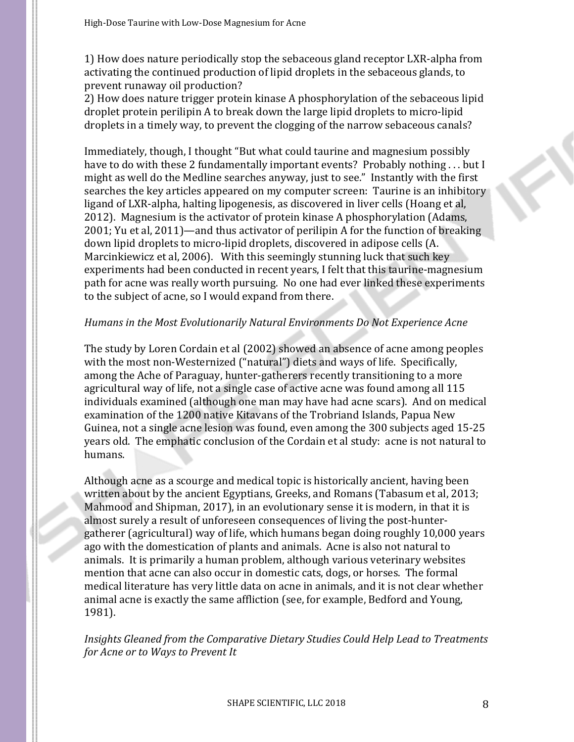1) How does nature periodically stop the sebaceous gland receptor LXR-alpha from activating the continued production of lipid droplets in the sebaceous glands, to prevent runaway oil production?
2) How does nature trigger protein kinase A phosphorylation of the sebaceous lipid droplet protein perilipin A to break down the large lipid droplets to micro-lipid droplets in a timely way, to prevent the clogging of the narrow sebaceous canals?

Immediately, though, I thought "But what could taurine and magnesium possibly have to do with these 2 fundamentally important events? Probably nothing . . . but I might as well do the Medline searches anyway, just to see." Instantly with the first searches the key articles appeared on my computer screen: Taurine is an inhibitory ligand of LXR-alpha, halting lipogenesis, as discovered in liver cells (Hoang et al, 2012). Magnesium is the activator of protein kinase A phosphorylation (Adams, 2001; Yu et al, 2011)—and thus activator of perilipin A for the function of breaking down lipid droplets to micro-lipid droplets, discovered in adipose cells (A. Marcinkiewicz et al, 2006). With this seemingly stunning luck that such key experiments had been conducted in recent years, I felt that this taurine-magnesium path for acne was really worth pursuing. No one had ever linked these experiments to the subject of acne, so I would expand from there.

*Humans in the Most Evolutionarily Natural Environments Do Not Experience Acne*

The study by Loren Cordain et al (2002) showed an absence of acne among peoples with the most non-Westernized ("natural") diets and ways of life. Specifically, among the Ache of Paraguay, hunter-gatherers recently transitioning to a more agricultural way of life, not a single case of active acne was found among all 115 individuals examined (although one man may have had acne scars). And on medical examination of the 1200 native Kitavans of the Trobriand Islands, Papua New Guinea, not a single acne lesion was found, even among the 300 subjects aged 15-25 years old. The emphatic conclusion of the Cordain et al study: acne is not natural to humans.

Although acne as a scourge and medical topic is historically ancient, having been written about by the ancient Egyptians, Greeks, and Romans (Tabasum et al, 2013; Mahmood and Shipman, 2017), in an evolutionary sense it is modern, in that it is almost surely a result of unforeseen consequences of living the post-hunter-gatherer (agricultural) way of life, which humans began doing roughly 10,000 years ago with the domestication of plants and animals. Acne is also not natural to animals. It is primarily a human problem, although various veterinary websites mention that acne can also occur in domestic cats, dogs, or horses. The formal medical literature has very little data on acne in animals, and it is not clear whether animal acne is exactly the same affliction (see, for example, Bedford and Young, 1981).

*Insights Gleaned from the Comparative Dietary Studies Could Help Lead to Treatments for Acne or to Ways to Prevent It*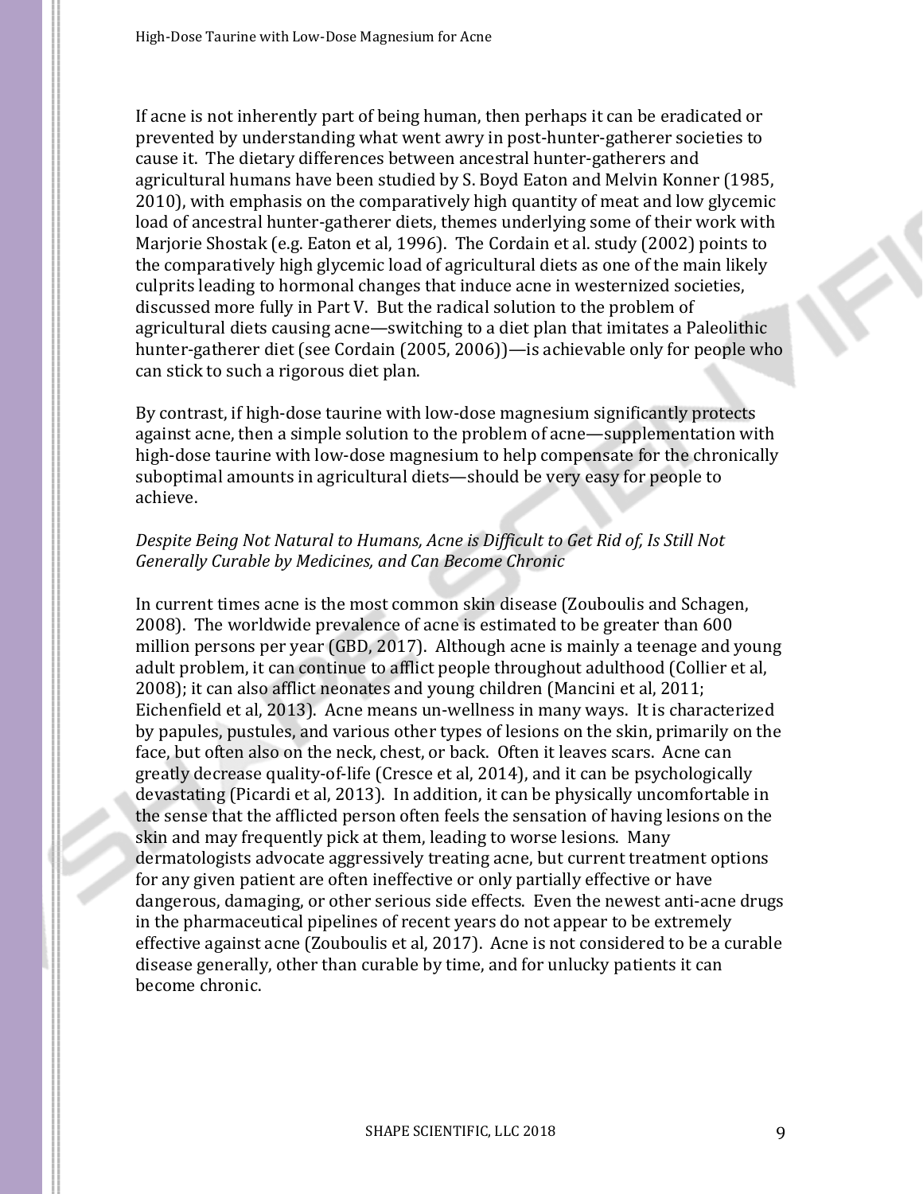If acne is not inherently part of being human, then perhaps it can be eradicated or prevented by understanding what went awry in post-hunter-gatherer societies to cause it. The dietary differences between ancestral hunter-gatherers and agricultural humans have been studied by S. Boyd Eaton and Melvin Konner (1985, 2010), with emphasis on the comparatively high quantity of meat and low glycemic load of ancestral hunter-gatherer diets, themes underlying some of their work with Marjorie Shostak (e.g. Eaton et al, 1996). The Cordain et al. study (2002) points to the comparatively high glycemic load of agricultural diets as one of the main likely culprits leading to hormonal changes that induce acne in westernized societies, discussed more fully in Part V. But the radical solution to the problem of agricultural diets causing acne—switching to a diet plan that imitates a Paleolithic hunter-gatherer diet (see Cordain (2005, 2006))—is achievable only for people who can stick to such a rigorous diet plan.

By contrast, if high-dose taurine with low-dose magnesium significantly protects against acne, then a simple solution to the problem of acne—supplementation with high-dose taurine with low-dose magnesium to help compensate for the chronically suboptimal amounts in agricultural diets—should be very easy for people to achieve.

*Despite Being Not Natural to Humans, Acne is Difficult to Get Rid of, Is Still Not Generally Curable by Medicines, and Can Become Chronic*

In current times acne is the most common skin disease (Zouboulis and Schagen, 2008). The worldwide prevalence of acne is estimated to be greater than 600 million persons per year (GBD, 2017). Although acne is mainly a teenage and young adult problem, it can continue to afflict people throughout adulthood (Collier et al, 2008); it can also afflict neonates and young children (Mancini et al, 2011; Eichenfield et al, 2013). Acne means un-wellness in many ways. It is characterized by papules, pustules, and various other types of lesions on the skin, primarily on the face, but often also on the neck, chest, or back. Often it leaves scars. Acne can greatly decrease quality-of-life (Cresce et al, 2014), and it can be psychologically devastating (Picardi et al, 2013). In addition, it can be physically uncomfortable in the sense that the afflicted person often feels the sensation of having lesions on the skin and may frequently pick at them, leading to worse lesions. Many dermatologists advocate aggressively treating acne, but current treatment options for any given patient are often ineffective or only partially effective or have dangerous, damaging, or other serious side effects. Even the newest anti-acne drugs in the pharmaceutical pipelines of recent years do not appear to be extremely effective against acne (Zouboulis et al, 2017). Acne is not considered to be a curable disease generally, other than curable by time, and for unlucky patients it can become chronic.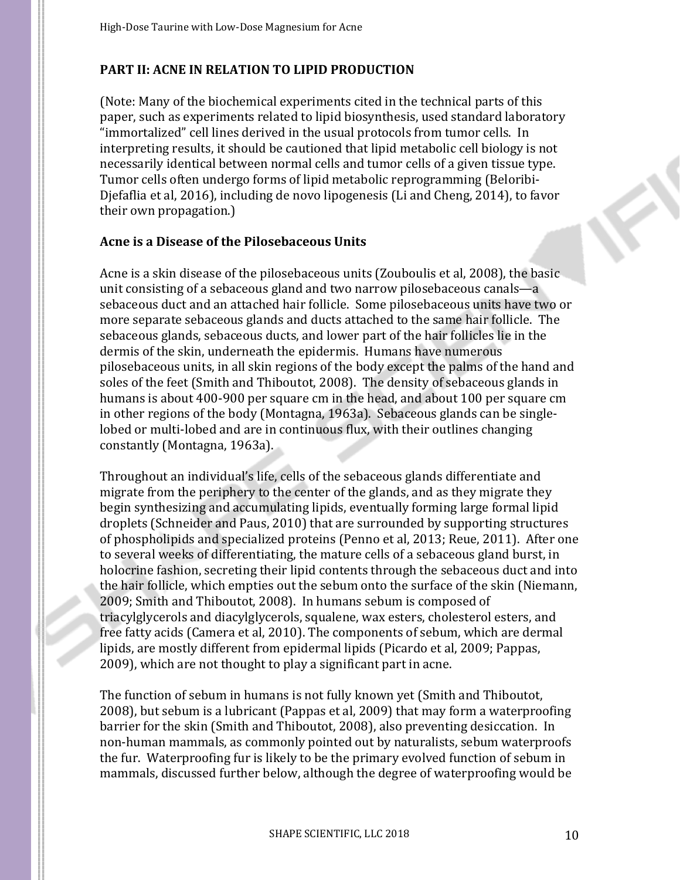## PART II: ACNE IN RELATION TO LIPID PRODUCTION

(Note: Many of the biochemical experiments cited in the technical parts of this paper, such as experiments related to lipid biosynthesis, used standard laboratory "immortalized" cell lines derived in the usual protocols from tumor cells. In interpreting results, it should be cautioned that lipid metabolic cell biology is not necessarily identical between normal cells and tumor cells of a given tissue type. Tumor cells often undergo forms of lipid metabolic reprogramming (Beloribi-Djefaflia et al, 2016), including de novo lipogenesis (Li and Cheng, 2014), to favor their own propagation.)

### Acne is a Disease of the Pilosebaceous Units

Acne is a skin disease of the pilosebaceous units (Zouboulis et al, 2008), the basic unit consisting of a sebaceous gland and two narrow pilosebaceous canals—a sebaceous duct and an attached hair follicle. Some pilosebaceous units have two or more separate sebaceous glands and ducts attached to the same hair follicle. The sebaceous glands, sebaceous ducts, and lower part of the hair follicles lie in the dermis of the skin, underneath the epidermis. Humans have numerous pilosebaceous units, in all skin regions of the body except the palms of the hand and soles of the feet (Smith and Thiboutot, 2008). The density of sebaceous glands in humans is about 400-900 per square cm in the head, and about 100 per square cm in other regions of the body (Montagna, 1963a). Sebaceous glands can be single-lobed or multi-lobed and are in continuous flux, with their outlines changing constantly (Montagna, 1963a).

Throughout an individual's life, cells of the sebaceous glands differentiate and migrate from the periphery to the center of the glands, and as they migrate they begin synthesizing and accumulating lipids, eventually forming large formal lipid droplets (Schneider and Paus, 2010) that are surrounded by supporting structures of phospholipids and specialized proteins (Penno et al, 2013; Reue, 2011). After one to several weeks of differentiating, the mature cells of a sebaceous gland burst, in holocrine fashion, secreting their lipid contents through the sebaceous duct and into the hair follicle, which empties out the sebum onto the surface of the skin (Niemann, 2009; Smith and Thiboutot, 2008). In humans sebum is composed of triacylglycerols and diacylglycerols, squalene, wax esters, cholesterol esters, and free fatty acids (Camera et al, 2010). The components of sebum, which are dermal lipids, are mostly different from epidermal lipids (Picardo et al, 2009; Pappas, 2009), which are not thought to play a significant part in acne.

The function of sebum in humans is not fully known yet (Smith and Thiboutot, 2008), but sebum is a lubricant (Pappas et al, 2009) that may form a waterproofing barrier for the skin (Smith and Thiboutot, 2008), also preventing desiccation. In non-human mammals, as commonly pointed out by naturalists, sebum waterproofs the fur. Waterproofing fur is likely to be the primary evolved function of sebum in mammals, discussed further below, although the degree of waterproofing would be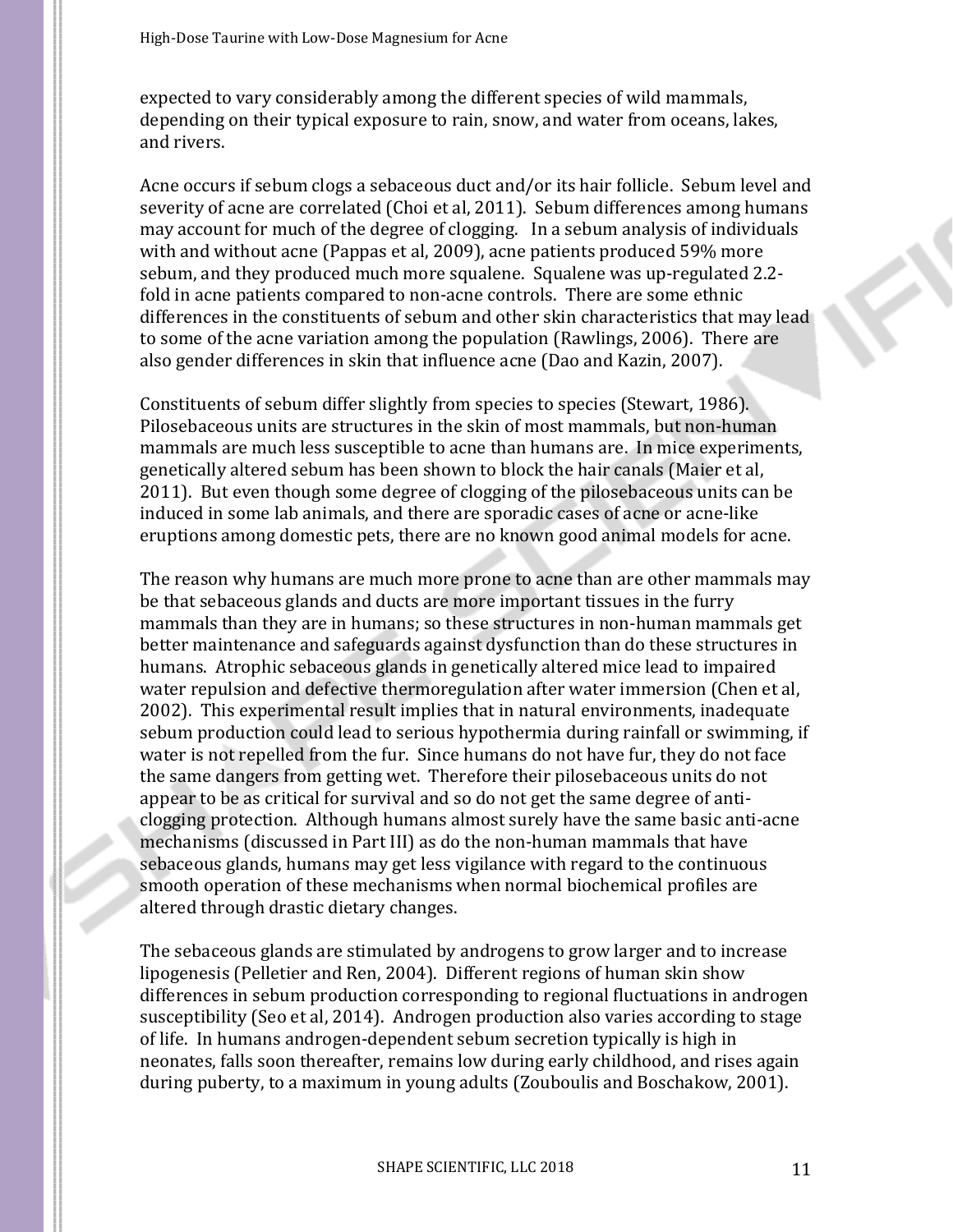expected to vary considerably among the different species of wild mammals, depending on their typical exposure to rain, snow, and water from oceans, lakes, and rivers.

Acne occurs if sebum clogs a sebaceous duct and/or its hair follicle. Sebum level and severity of acne are correlated (Choi et al, 2011). Sebum differences among humans may account for much of the degree of clogging. In a sebum analysis of individuals with and without acne (Pappas et al, 2009), acne patients produced 59% more sebum, and they produced much more squalene. Squalene was up-regulated 2.2-fold in acne patients compared to non-acne controls. There are some ethnic differences in the constituents of sebum and other skin characteristics that may lead to some of the acne variation among the population (Rawlings, 2006). There are also gender differences in skin that influence acne (Dao and Kazin, 2007).

Constituents of sebum differ slightly from species to species (Stewart, 1986). Pilosebaceous units are structures in the skin of most mammals, but non-human mammals are much less susceptible to acne than humans are. In mice experiments, genetically altered sebum has been shown to block the hair canals (Maier et al, 2011). But even though some degree of clogging of the pilosebaceous units can be induced in some lab animals, and there are sporadic cases of acne or acne-like eruptions among domestic pets, there are no known good animal models for acne.

The reason why humans are much more prone to acne than are other mammals may be that sebaceous glands and ducts are more important tissues in the furry mammals than they are in humans; so these structures in non-human mammals get better maintenance and safeguards against dysfunction than do these structures in humans. Atrophic sebaceous glands in genetically altered mice lead to impaired water repulsion and defective thermoregulation after water immersion (Chen et al, 2002). This experimental result implies that in natural environments, inadequate sebum production could lead to serious hypothermia during rainfall or swimming, if water is not repelled from the fur. Since humans do not have fur, they do not face the same dangers from getting wet. Therefore their pilosebaceous units do not appear to be as critical for survival and so do not get the same degree of anti-clogging protection. Although humans almost surely have the same basic anti-acne mechanisms (discussed in Part III) as do the non-human mammals that have sebaceous glands, humans may get less vigilance with regard to the continuous smooth operation of these mechanisms when normal biochemical profiles are altered through drastic dietary changes.

The sebaceous glands are stimulated by androgens to grow larger and to increase lipogenesis (Pelletier and Ren, 2004). Different regions of human skin show differences in sebum production corresponding to regional fluctuations in androgen susceptibility (Seo et al, 2014). Androgen production also varies according to stage of life. In humans androgen-dependent sebum secretion typically is high in neonates, falls soon thereafter, remains low during early childhood, and rises again during puberty, to a maximum in young adults (Zouboulis and Boschakow, 2001).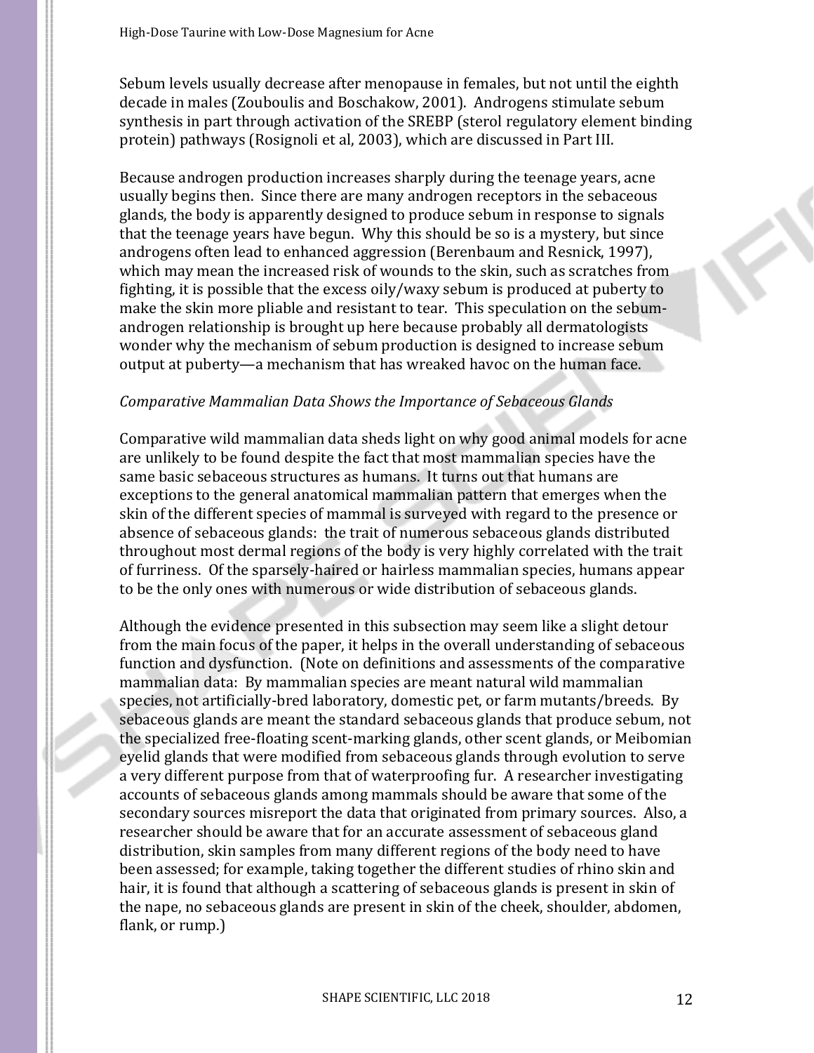Sebum levels usually decrease after menopause in females, but not until the eighth decade in males (Zouboulis and Boschakow, 2001). Androgens stimulate sebum synthesis in part through activation of the SREBP (sterol regulatory element binding protein) pathways (Rosignoli et al, 2003), which are discussed in Part III.

Because androgen production increases sharply during the teenage years, acne usually begins then. Since there are many androgen receptors in the sebaceous glands, the body is apparently designed to produce sebum in response to signals that the teenage years have begun. Why this should be so is a mystery, but since androgens often lead to enhanced aggression (Berenbaum and Resnick, 1997), which may mean the increased risk of wounds to the skin, such as scratches from fighting, it is possible that the excess oily/waxy sebum is produced at puberty to make the skin more pliable and resistant to tear. This speculation on the sebum-androgen relationship is brought up here because probably all dermatologists wonder why the mechanism of sebum production is designed to increase sebum output at puberty—a mechanism that has wreaked havoc on the human face.

*Comparative Mammalian Data Shows the Importance of Sebaceous Glands*

Comparative wild mammalian data sheds light on why good animal models for acne are unlikely to be found despite the fact that most mammalian species have the same basic sebaceous structures as humans. It turns out that humans are exceptions to the general anatomical mammalian pattern that emerges when the skin of the different species of mammal is surveyed with regard to the presence or absence of sebaceous glands: the trait of numerous sebaceous glands distributed throughout most dermal regions of the body is very highly correlated with the trait of furriness. Of the sparsely-haired or hairless mammalian species, humans appear to be the only ones with numerous or wide distribution of sebaceous glands.

Although the evidence presented in this subsection may seem like a slight detour from the main focus of the paper, it helps in the overall understanding of sebaceous function and dysfunction. (Note on definitions and assessments of the comparative mammalian data: By mammalian species are meant natural wild mammalian species, not artificially-bred laboratory, domestic pet, or farm mutants/breeds. By sebaceous glands are meant the standard sebaceous glands that produce sebum, not the specialized free-floating scent-marking glands, other scent glands, or Meibomian eyelid glands that were modified from sebaceous glands through evolution to serve a very different purpose from that of waterproofing fur. A researcher investigating accounts of sebaceous glands among mammals should be aware that some of the secondary sources misreport the data that originated from primary sources. Also, a researcher should be aware that for an accurate assessment of sebaceous gland distribution, skin samples from many different regions of the body need to have been assessed; for example, taking together the different studies of rhino skin and hair, it is found that although a scattering of sebaceous glands is present in skin of the nape, no sebaceous glands are present in skin of the cheek, shoulder, abdomen, flank, or rump.)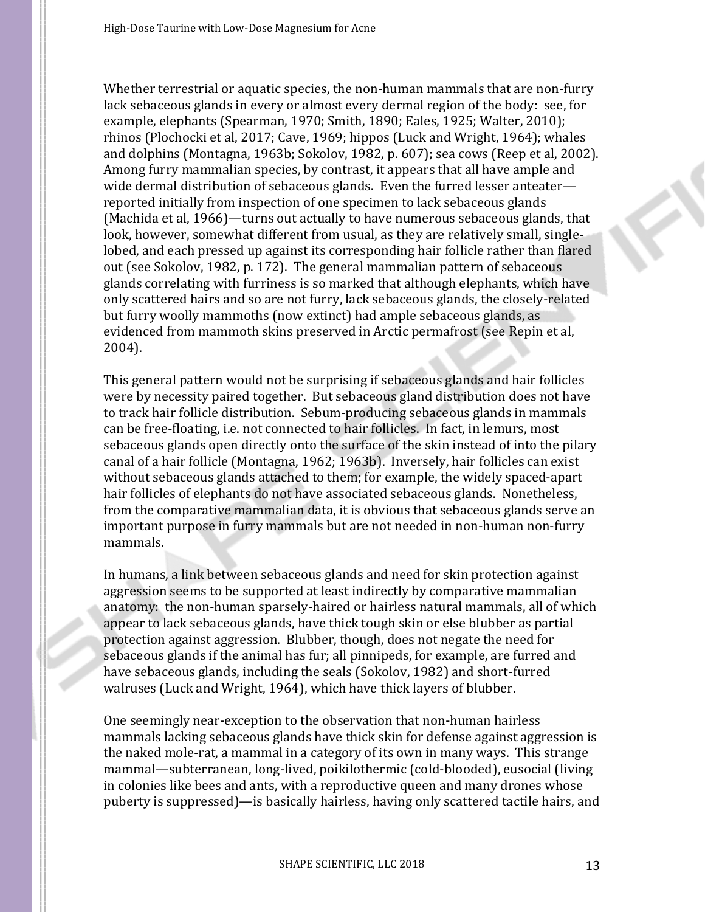Whether terrestrial or aquatic species, the non-human mammals that are non-furry lack sebaceous glands in every or almost every dermal region of the body: see, for example, elephants (Spearman, 1970; Smith, 1890; Eales, 1925; Walter, 2010); rhinos (Plochocki et al, 2017; Cave, 1969; hippos (Luck and Wright, 1964); whales and dolphins (Montagna, 1963b; Sokolov, 1982, p. 607); sea cows (Reep et al, 2002). Among furry mammalian species, by contrast, it appears that all have ample and wide dermal distribution of sebaceous glands. Even the furred lesser anteater—reported initially from inspection of one specimen to lack sebaceous glands (Machida et al, 1966)—turns out actually to have numerous sebaceous glands, that look, however, somewhat different from usual, as they are relatively small, single-lobed, and each pressed up against its corresponding hair follicle rather than flared out (see Sokolov, 1982, p. 172). The general mammalian pattern of sebaceous glands correlating with furriness is so marked that although elephants, which have only scattered hairs and so are not furry, lack sebaceous glands, the closely-related but furry woolly mammoths (now extinct) had ample sebaceous glands, as evidenced from mammoth skins preserved in Arctic permafrost (see Repin et al, 2004).

This general pattern would not be surprising if sebaceous glands and hair follicles were by necessity paired together. But sebaceous gland distribution does not have to track hair follicle distribution. Sebum-producing sebaceous glands in mammals can be free-floating, i.e. not connected to hair follicles. In fact, in lemurs, most sebaceous glands open directly onto the surface of the skin instead of into the pilary canal of a hair follicle (Montagna, 1962; 1963b). Inversely, hair follicles can exist without sebaceous glands attached to them; for example, the widely spaced-apart hair follicles of elephants do not have associated sebaceous glands. Nonetheless, from the comparative mammalian data, it is obvious that sebaceous glands serve an important purpose in furry mammals but are not needed in non-human non-furry mammals.

In humans, a link between sebaceous glands and need for skin protection against aggression seems to be supported at least indirectly by comparative mammalian anatomy: the non-human sparsely-haired or hairless natural mammals, all of which appear to lack sebaceous glands, have thick tough skin or else blubber as partial protection against aggression. Blubber, though, does not negate the need for sebaceous glands if the animal has fur; all pinnipeds, for example, are furred and have sebaceous glands, including the seals (Sokolov, 1982) and short-furred walruses (Luck and Wright, 1964), which have thick layers of blubber.

One seemingly near-exception to the observation that non-human hairless mammals lacking sebaceous glands have thick skin for defense against aggression is the naked mole-rat, a mammal in a category of its own in many ways. This strange mammal—subterranean, long-lived, poikilothermic (cold-blooded), eusocial (living in colonies like bees and ants, with a reproductive queen and many drones whose puberty is suppressed)—is basically hairless, having only scattered tactile hairs, and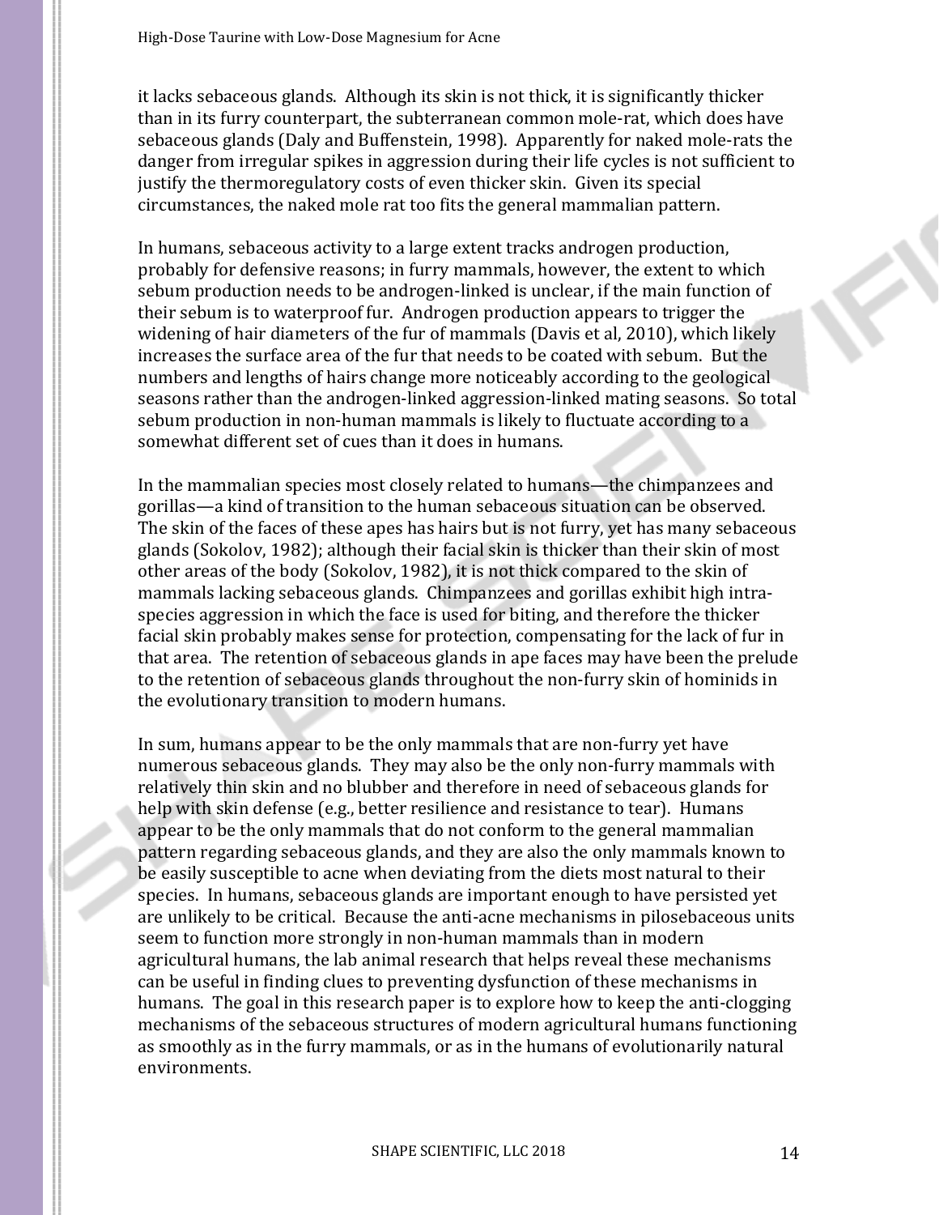it lacks sebaceous glands. Although its skin is not thick, it is significantly thicker than in its furry counterpart, the subterranean common mole-rat, which does have sebaceous glands (Daly and Buffenstein, 1998). Apparently for naked mole-rats the danger from irregular spikes in aggression during their life cycles is not sufficient to justify the thermoregulatory costs of even thicker skin. Given its special circumstances, the naked mole rat too fits the general mammalian pattern.

In humans, sebaceous activity to a large extent tracks androgen production, probably for defensive reasons; in furry mammals, however, the extent to which sebum production needs to be androgen-linked is unclear, if the main function of their sebum is to waterproof fur. Androgen production appears to trigger the widening of hair diameters of the fur of mammals (Davis et al, 2010), which likely increases the surface area of the fur that needs to be coated with sebum. But the numbers and lengths of hairs change more noticeably according to the geological seasons rather than the androgen-linked aggression-linked mating seasons. So total sebum production in non-human mammals is likely to fluctuate according to a somewhat different set of cues than it does in humans.

In the mammalian species most closely related to humans—the chimpanzees and gorillas—a kind of transition to the human sebaceous situation can be observed. The skin of the faces of these apes has hairs but is not furry, yet has many sebaceous glands (Sokolov, 1982); although their facial skin is thicker than their skin of most other areas of the body (Sokolov, 1982), it is not thick compared to the skin of mammals lacking sebaceous glands. Chimpanzees and gorillas exhibit high intra-species aggression in which the face is used for biting, and therefore the thicker facial skin probably makes sense for protection, compensating for the lack of fur in that area. The retention of sebaceous glands in ape faces may have been the prelude to the retention of sebaceous glands throughout the non-furry skin of hominids in the evolutionary transition to modern humans.

In sum, humans appear to be the only mammals that are non-furry yet have numerous sebaceous glands. They may also be the only non-furry mammals with relatively thin skin and no blubber and therefore in need of sebaceous glands for help with skin defense (e.g., better resilience and resistance to tear). Humans appear to be the only mammals that do not conform to the general mammalian pattern regarding sebaceous glands, and they are also the only mammals known to be easily susceptible to acne when deviating from the diets most natural to their species. In humans, sebaceous glands are important enough to have persisted yet are unlikely to be critical. Because the anti-acne mechanisms in pilosebaceous units seem to function more strongly in non-human mammals than in modern agricultural humans, the lab animal research that helps reveal these mechanisms can be useful in finding clues to preventing dysfunction of these mechanisms in humans. The goal in this research paper is to explore how to keep the anti-clogging mechanisms of the sebaceous structures of modern agricultural humans functioning as smoothly as in the furry mammals, or as in the humans of evolutionarily natural environments.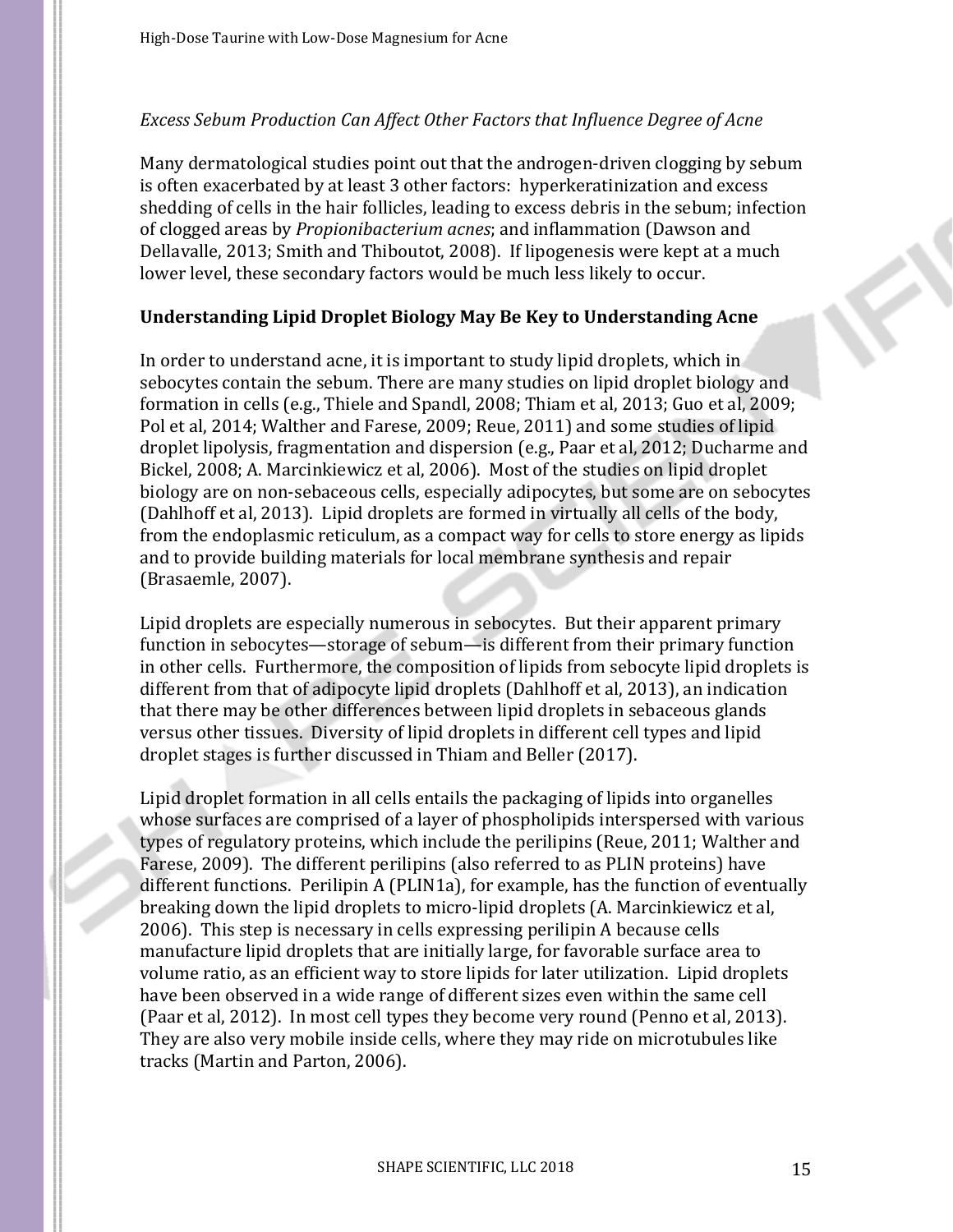*Excess Sebum Production Can Affect Other Factors that Influence Degree of Acne*

Many dermatological studies point out that the androgen-driven clogging by sebum is often exacerbated by at least 3 other factors: hyperkeratinization and excess shedding of cells in the hair follicles, leading to excess debris in the sebum; infection of clogged areas by *Propionibacterium acnes*; and inflammation (Dawson and Dellavalle, 2013; Smith and Thiboutot, 2008). If lipogenesis were kept at a much lower level, these secondary factors would be much less likely to occur.

**Understanding Lipid Droplet Biology May Be Key to Understanding Acne**

In order to understand acne, it is important to study lipid droplets, which in sebocytes contain the sebum. There are many studies on lipid droplet biology and formation in cells (e.g., Thiele and Spandl, 2008; Thiam et al, 2013; Guo et al, 2009; Pol et al, 2014; Walther and Farese, 2009; Reue, 2011) and some studies of lipid droplet lipolysis, fragmentation and dispersion (e.g., Paar et al, 2012; Ducharme and Bickel, 2008; A. Marcinkiewicz et al, 2006). Most of the studies on lipid droplet biology are on non-sebaceous cells, especially adipocytes, but some are on sebocytes (Dahlhoff et al, 2013). Lipid droplets are formed in virtually all cells of the body, from the endoplasmic reticulum, as a compact way for cells to store energy as lipids and to provide building materials for local membrane synthesis and repair (Brasaemle, 2007).

Lipid droplets are especially numerous in sebocytes. But their apparent primary function in sebocytes—storage of sebum—is different from their primary function in other cells. Furthermore, the composition of lipids from sebocyte lipid droplets is different from that of adipocyte lipid droplets (Dahlhoff et al, 2013), an indication that there may be other differences between lipid droplets in sebaceous glands versus other tissues. Diversity of lipid droplets in different cell types and lipid droplet stages is further discussed in Thiam and Beller (2017).

Lipid droplet formation in all cells entails the packaging of lipids into organelles whose surfaces are comprised of a layer of phospholipids interspersed with various types of regulatory proteins, which include the perilipins (Reue, 2011; Walther and Farese, 2009). The different perilipins (also referred to as PLIN proteins) have different functions. Perilipin A (PLIN1a), for example, has the function of eventually breaking down the lipid droplets to micro-lipid droplets (A. Marcinkiewicz et al, 2006). This step is necessary in cells expressing perilipin A because cells manufacture lipid droplets that are initially large, for favorable surface area to volume ratio, as an efficient way to store lipids for later utilization. Lipid droplets have been observed in a wide range of different sizes even within the same cell (Paar et al, 2012). In most cell types they become very round (Penno et al, 2013). They are also very mobile inside cells, where they may ride on microtubules like tracks (Martin and Parton, 2006).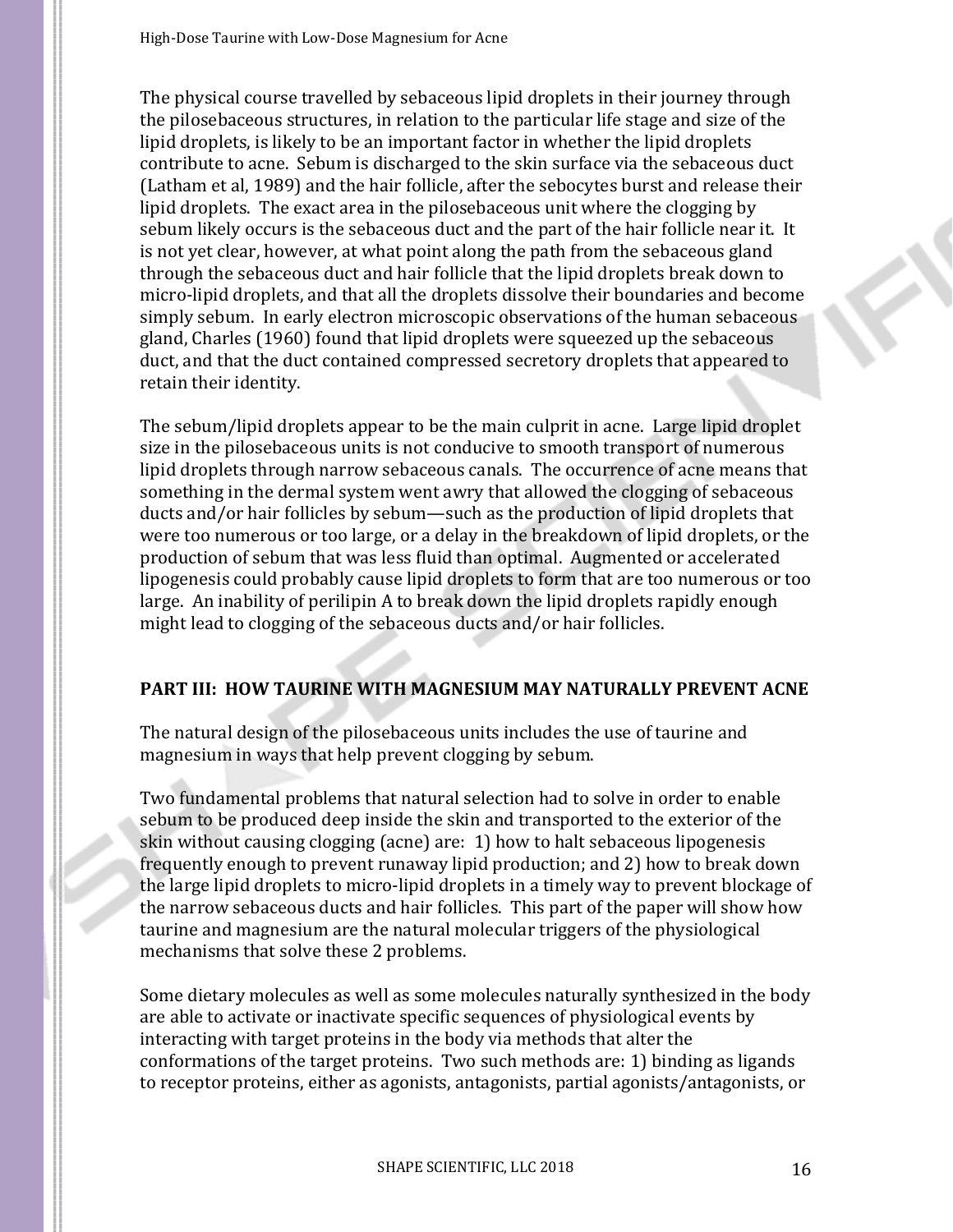The physical course travelled by sebaceous lipid droplets in their journey through the pilosebaceous structures, in relation to the particular life stage and size of the lipid droplets, is likely to be an important factor in whether the lipid droplets contribute to acne. Sebum is discharged to the skin surface via the sebaceous duct (Latham et al, 1989) and the hair follicle, after the sebocytes burst and release their lipid droplets. The exact area in the pilosebaceous unit where the clogging by sebum likely occurs is the sebaceous duct and the part of the hair follicle near it. It is not yet clear, however, at what point along the path from the sebaceous gland through the sebaceous duct and hair follicle that the lipid droplets break down to micro-lipid droplets, and that all the droplets dissolve their boundaries and become simply sebum. In early electron microscopic observations of the human sebaceous gland, Charles (1960) found that lipid droplets were squeezed up the sebaceous duct, and that the duct contained compressed secretory droplets that appeared to retain their identity.

The sebum/lipid droplets appear to be the main culprit in acne. Large lipid droplet size in the pilosebaceous units is not conducive to smooth transport of numerous lipid droplets through narrow sebaceous canals. The occurrence of acne means that something in the dermal system went awry that allowed the clogging of sebaceous ducts and/or hair follicles by sebum—such as the production of lipid droplets that were too numerous or too large, or a delay in the breakdown of lipid droplets, or the production of sebum that was less fluid than optimal. Augmented or accelerated lipogenesis could probably cause lipid droplets to form that are too numerous or too large. An inability of perilipin A to break down the lipid droplets rapidly enough might lead to clogging of the sebaceous ducts and/or hair follicles.

## PART III: HOW TAURINE WITH MAGNESIUM MAY NATURALLY PREVENT ACNE

The natural design of the pilosebaceous units includes the use of taurine and magnesium in ways that help prevent clogging by sebum.

Two fundamental problems that natural selection had to solve in order to enable sebum to be produced deep inside the skin and transported to the exterior of the skin without causing clogging (acne) are: 1) how to halt sebaceous lipogenesis frequently enough to prevent runaway lipid production; and 2) how to break down the large lipid droplets to micro-lipid droplets in a timely way to prevent blockage of the narrow sebaceous ducts and hair follicles. This part of the paper will show how taurine and magnesium are the natural molecular triggers of the physiological mechanisms that solve these 2 problems.

Some dietary molecules as well as some molecules naturally synthesized in the body are able to activate or inactivate specific sequences of physiological events by interacting with target proteins in the body via methods that alter the conformations of the target proteins. Two such methods are: 1) binding as ligands to receptor proteins, either as agonists, antagonists, partial agonists/antagonists, or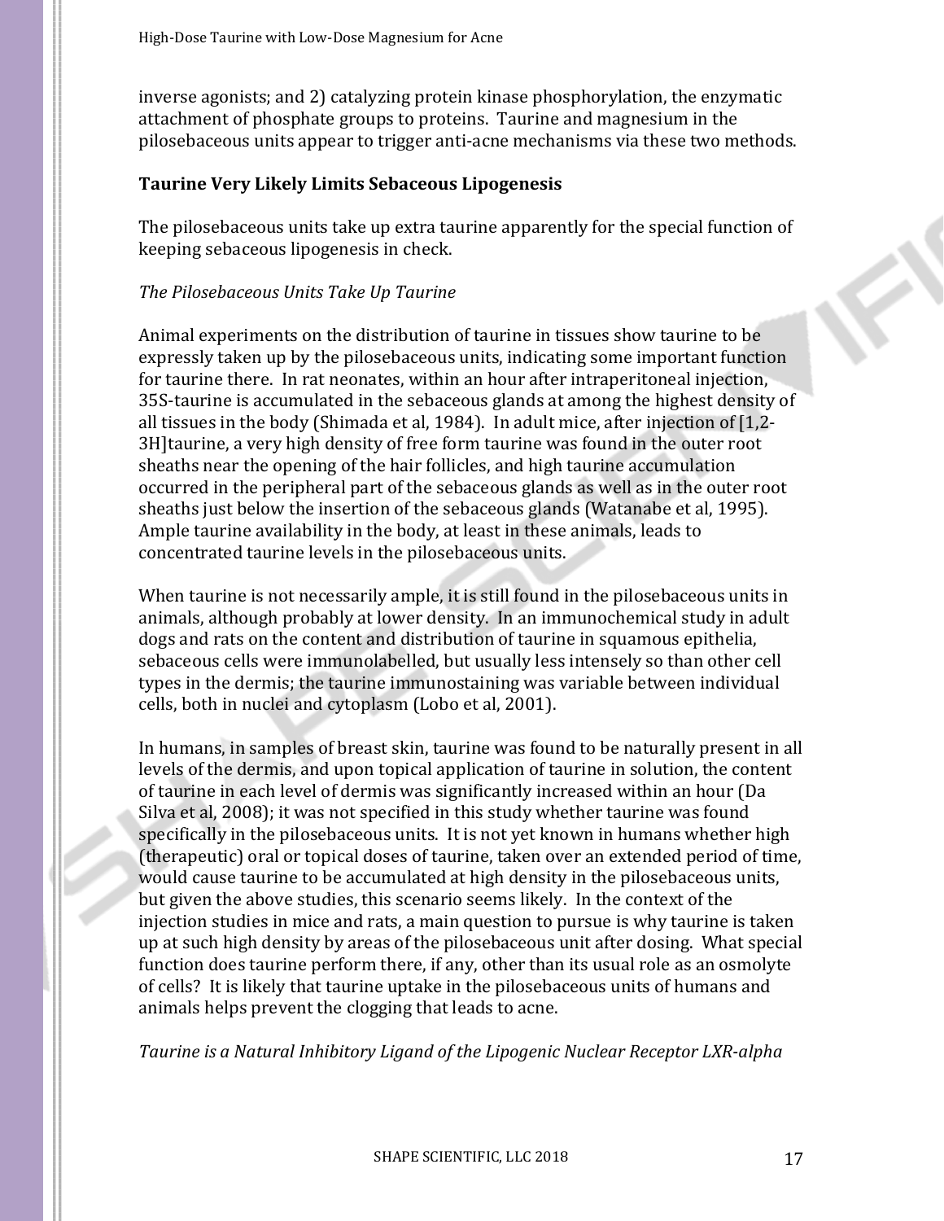inverse agonists; and 2) catalyzing protein kinase phosphorylation, the enzymatic attachment of phosphate groups to proteins. Taurine and magnesium in the pilosebaceous units appear to trigger anti-acne mechanisms via these two methods.

**Taurine Very Likely Limits Sebaceous Lipogenesis**

The pilosebaceous units take up extra taurine apparently for the special function of keeping sebaceous lipogenesis in check.

*The Pilosebaceous Units Take Up Taurine*

Animal experiments on the distribution of taurine in tissues show taurine to be expressly taken up by the pilosebaceous units, indicating some important function for taurine there. In rat neonates, within an hour after intraperitoneal injection, 35S-taurine is accumulated in the sebaceous glands at among the highest density of all tissues in the body (Shimada et al, 1984). In adult mice, after injection of [1,2-3H]taurine, a very high density of free form taurine was found in the outer root sheaths near the opening of the hair follicles, and high taurine accumulation occurred in the peripheral part of the sebaceous glands as well as in the outer root sheaths just below the insertion of the sebaceous glands (Watanabe et al, 1995). Ample taurine availability in the body, at least in these animals, leads to concentrated taurine levels in the pilosebaceous units.

When taurine is not necessarily ample, it is still found in the pilosebaceous units in animals, although probably at lower density. In an immunochemical study in adult dogs and rats on the content and distribution of taurine in squamous epithelia, sebaceous cells were immunolabelled, but usually less intensely so than other cell types in the dermis; the taurine immunostaining was variable between individual cells, both in nuclei and cytoplasm (Lobo et al, 2001).

In humans, in samples of breast skin, taurine was found to be naturally present in all levels of the dermis, and upon topical application of taurine in solution, the content of taurine in each level of dermis was significantly increased within an hour (Da Silva et al, 2008); it was not specified in this study whether taurine was found specifically in the pilosebaceous units. It is not yet known in humans whether high (therapeutic) oral or topical doses of taurine, taken over an extended period of time, would cause taurine to be accumulated at high density in the pilosebaceous units, but given the above studies, this scenario seems likely. In the context of the injection studies in mice and rats, a main question to pursue is why taurine is taken up at such high density by areas of the pilosebaceous unit after dosing. What special function does taurine perform there, if any, other than its usual role as an osmolyte of cells? It is likely that taurine uptake in the pilosebaceous units of humans and animals helps prevent the clogging that leads to acne.

*Taurine is a Natural Inhibitory Ligand of the Lipogenic Nuclear Receptor LXR-alpha*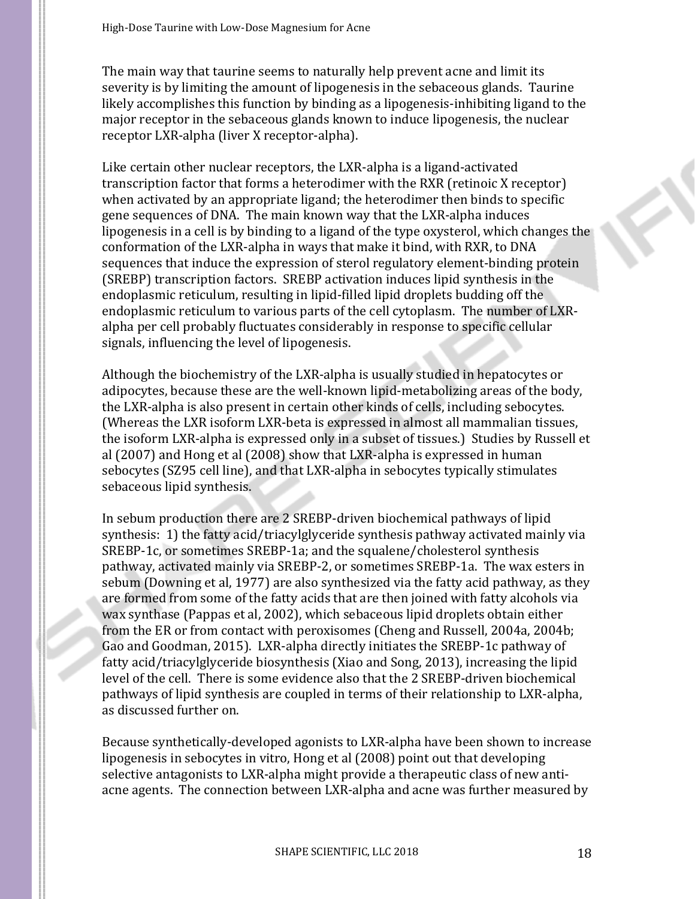The main way that taurine seems to naturally help prevent acne and limit its severity is by limiting the amount of lipogenesis in the sebaceous glands. Taurine likely accomplishes this function by binding as a lipogenesis-inhibiting ligand to the major receptor in the sebaceous glands known to induce lipogenesis, the nuclear receptor LXR-alpha (liver X receptor-alpha).

Like certain other nuclear receptors, the LXR-alpha is a ligand-activated transcription factor that forms a heterodimer with the RXR (retinoic X receptor) when activated by an appropriate ligand; the heterodimer then binds to specific gene sequences of DNA. The main known way that the LXR-alpha induces lipogenesis in a cell is by binding to a ligand of the type oxysterol, which changes the conformation of the LXR-alpha in ways that make it bind, with RXR, to DNA sequences that induce the expression of sterol regulatory element-binding protein (SREBP) transcription factors. SREBP activation induces lipid synthesis in the endoplasmic reticulum, resulting in lipid-filled lipid droplets budding off the endoplasmic reticulum to various parts of the cell cytoplasm. The number of LXR-alpha per cell probably fluctuates considerably in response to specific cellular signals, influencing the level of lipogenesis.

Although the biochemistry of the LXR-alpha is usually studied in hepatocytes or adipocytes, because these are the well-known lipid-metabolizing areas of the body, the LXR-alpha is also present in certain other kinds of cells, including sebocytes. (Whereas the LXR isoform LXR-beta is expressed in almost all mammalian tissues, the isoform LXR-alpha is expressed only in a subset of tissues.) Studies by Russell et al (2007) and Hong et al (2008) show that LXR-alpha is expressed in human sebocytes (SZ95 cell line), and that LXR-alpha in sebocytes typically stimulates sebaceous lipid synthesis.

In sebum production there are 2 SREBP-driven biochemical pathways of lipid synthesis: 1) the fatty acid/triacylglyceride synthesis pathway activated mainly via SREBP-1c, or sometimes SREBP-1a; and the squalene/cholesterol synthesis pathway, activated mainly via SREBP-2, or sometimes SREBP-1a. The wax esters in sebum (Downing et al, 1977) are also synthesized via the fatty acid pathway, as they are formed from some of the fatty acids that are then joined with fatty alcohols via wax synthase (Pappas et al, 2002), which sebaceous lipid droplets obtain either from the ER or from contact with peroxisomes (Cheng and Russell, 2004a, 2004b; Gao and Goodman, 2015). LXR-alpha directly initiates the SREBP-1c pathway of fatty acid/triacylglyceride biosynthesis (Xiao and Song, 2013), increasing the lipid level of the cell. There is some evidence also that the 2 SREBP-driven biochemical pathways of lipid synthesis are coupled in terms of their relationship to LXR-alpha, as discussed further on.

Because synthetically-developed agonists to LXR-alpha have been shown to increase lipogenesis in sebocytes in vitro, Hong et al (2008) point out that developing selective antagonists to LXR-alpha might provide a therapeutic class of new anti-acne agents. The connection between LXR-alpha and acne was further measured by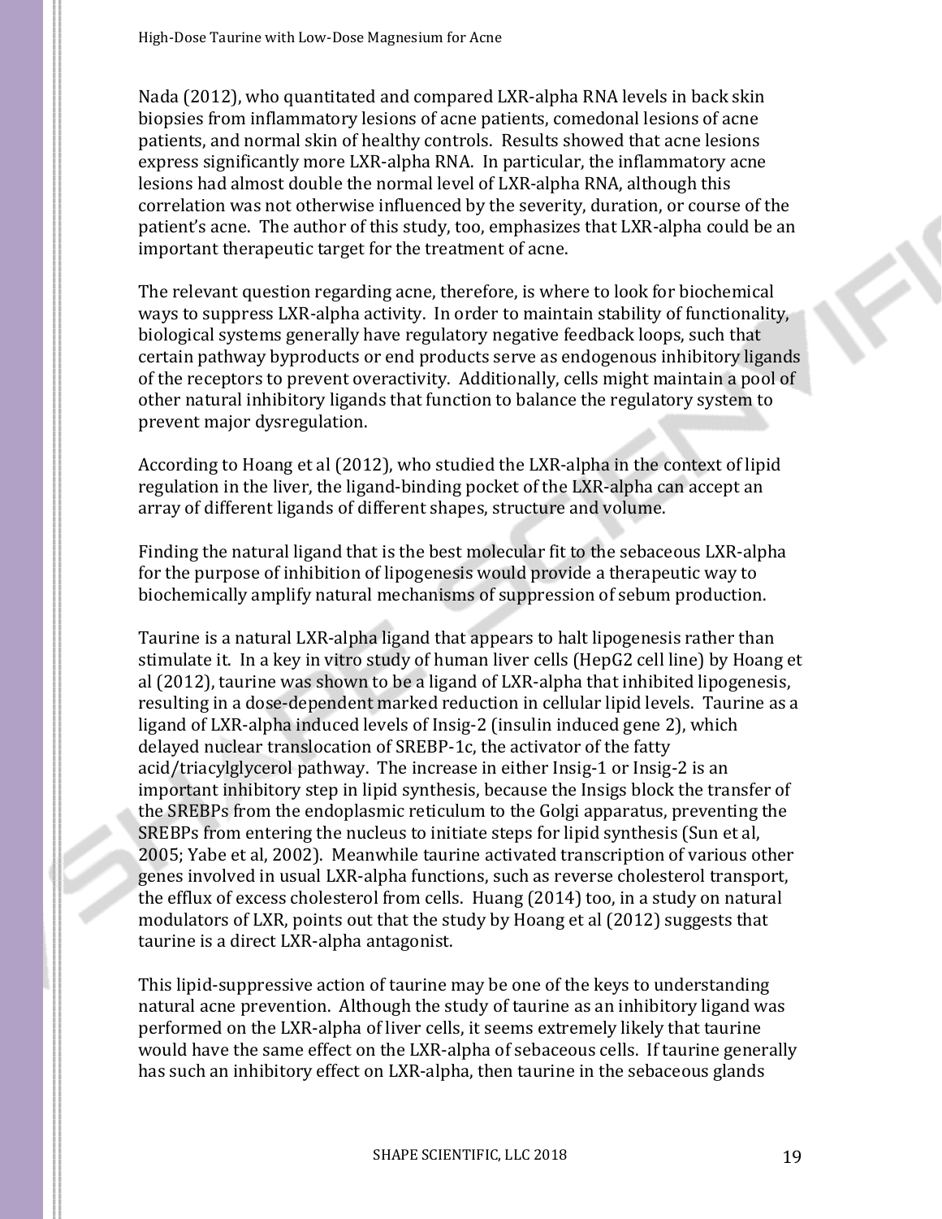Nada (2012), who quantitated and compared LXR-alpha RNA levels in back skin biopsies from inflammatory lesions of acne patients, comedonal lesions of acne patients, and normal skin of healthy controls. Results showed that acne lesions express significantly more LXR-alpha RNA. In particular, the inflammatory acne lesions had almost double the normal level of LXR-alpha RNA, although this correlation was not otherwise influenced by the severity, duration, or course of the patient's acne. The author of this study, too, emphasizes that LXR-alpha could be an important therapeutic target for the treatment of acne.

The relevant question regarding acne, therefore, is where to look for biochemical ways to suppress LXR-alpha activity. In order to maintain stability of functionality, biological systems generally have regulatory negative feedback loops, such that certain pathway byproducts or end products serve as endogenous inhibitory ligands of the receptors to prevent overactivity. Additionally, cells might maintain a pool of other natural inhibitory ligands that function to balance the regulatory system to prevent major dysregulation.

According to Hoang et al (2012), who studied the LXR-alpha in the context of lipid regulation in the liver, the ligand-binding pocket of the LXR-alpha can accept an array of different ligands of different shapes, structure and volume.

Finding the natural ligand that is the best molecular fit to the sebaceous LXR-alpha for the purpose of inhibition of lipogenesis would provide a therapeutic way to biochemically amplify natural mechanisms of suppression of sebum production.

Taurine is a natural LXR-alpha ligand that appears to halt lipogenesis rather than stimulate it. In a key in vitro study of human liver cells (HepG2 cell line) by Hoang et al (2012), taurine was shown to be a ligand of LXR-alpha that inhibited lipogenesis, resulting in a dose-dependent marked reduction in cellular lipid levels. Taurine as a ligand of LXR-alpha induced levels of Insig-2 (insulin induced gene 2), which delayed nuclear translocation of SREBP-1c, the activator of the fatty acid/triacylglycerol pathway. The increase in either Insig-1 or Insig-2 is an important inhibitory step in lipid synthesis, because the Insigs block the transfer of the SREBPs from the endoplasmic reticulum to the Golgi apparatus, preventing the SREBPs from entering the nucleus to initiate steps for lipid synthesis (Sun et al, 2005; Yabe et al, 2002). Meanwhile taurine activated transcription of various other genes involved in usual LXR-alpha functions, such as reverse cholesterol transport, the efflux of excess cholesterol from cells. Huang (2014) too, in a study on natural modulators of LXR, points out that the study by Hoang et al (2012) suggests that taurine is a direct LXR-alpha antagonist.

This lipid-suppressive action of taurine may be one of the keys to understanding natural acne prevention. Although the study of taurine as an inhibitory ligand was performed on the LXR-alpha of liver cells, it seems extremely likely that taurine would have the same effect on the LXR-alpha of sebaceous cells. If taurine generally has such an inhibitory effect on LXR-alpha, then taurine in the sebaceous glands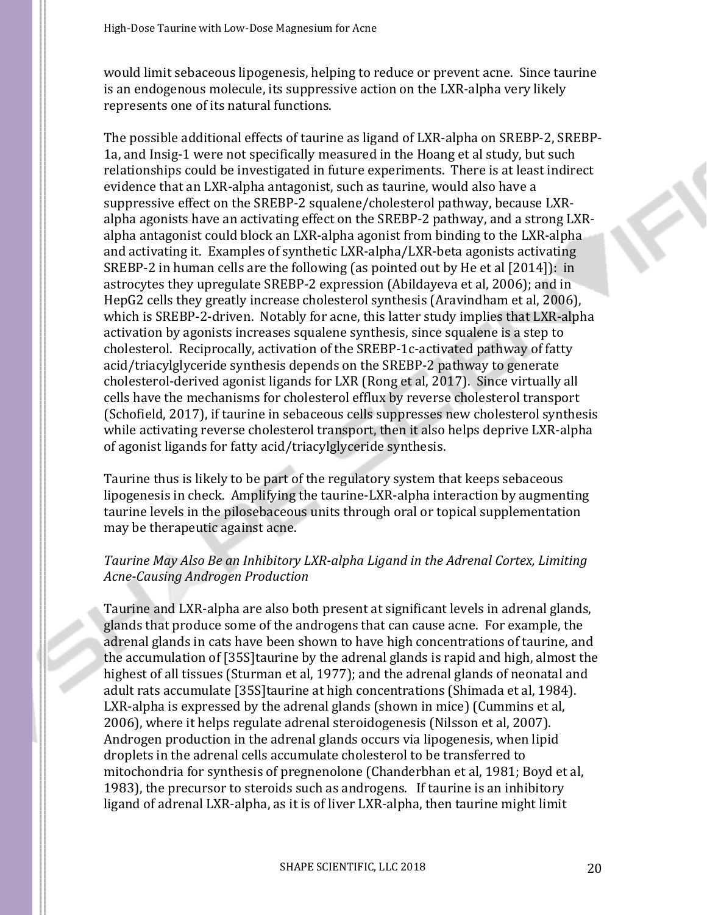would limit sebaceous lipogenesis, helping to reduce or prevent acne. Since taurine is an endogenous molecule, its suppressive action on the LXR-alpha very likely represents one of its natural functions.

The possible additional effects of taurine as ligand of LXR-alpha on SREBP-2, SREBP-1a, and Insig-1 were not specifically measured in the Hoang et al study, but such relationships could be investigated in future experiments. There is at least indirect evidence that an LXR-alpha antagonist, such as taurine, would also have a suppressive effect on the SREBP-2 squalene/cholesterol pathway, because LXR-alpha agonists have an activating effect on the SREBP-2 pathway, and a strong LXR-alpha antagonist could block an LXR-alpha agonist from binding to the LXR-alpha and activating it. Examples of synthetic LXR-alpha/LXR-beta agonists activating SREBP-2 in human cells are the following (as pointed out by He et al [2014]): in astrocytes they upregulate SREBP-2 expression (Abildayeva et al, 2006); and in HepG2 cells they greatly increase cholesterol synthesis (Aravindham et al, 2006), which is SREBP-2-driven. Notably for acne, this latter study implies that LXR-alpha activation by agonists increases squalene synthesis, since squalene is a step to cholesterol. Reciprocally, activation of the SREBP-1c-activated pathway of fatty acid/triacylglyceride synthesis depends on the SREBP-2 pathway to generate cholesterol-derived agonist ligands for LXR (Rong et al, 2017). Since virtually all cells have the mechanisms for cholesterol efflux by reverse cholesterol transport (Schofield, 2017), if taurine in sebaceous cells suppresses new cholesterol synthesis while activating reverse cholesterol transport, then it also helps deprive LXR-alpha of agonist ligands for fatty acid/triacylglyceride synthesis.

Taurine thus is likely to be part of the regulatory system that keeps sebaceous lipogenesis in check. Amplifying the taurine-LXR-alpha interaction by augmenting taurine levels in the pilosebaceous units through oral or topical supplementation may be therapeutic against acne.

*Taurine May Also Be an Inhibitory LXR-alpha Ligand in the Adrenal Cortex, Limiting Acne-Causing Androgen Production*

Taurine and LXR-alpha are also both present at significant levels in adrenal glands, glands that produce some of the androgens that can cause acne. For example, the adrenal glands in cats have been shown to have high concentrations of taurine, and the accumulation of [35S]taurine by the adrenal glands is rapid and high, almost the highest of all tissues (Sturman et al, 1977); and the adrenal glands of neonatal and adult rats accumulate [35S]taurine at high concentrations (Shimada et al, 1984). LXR-alpha is expressed by the adrenal glands (shown in mice) (Cummins et al, 2006), where it helps regulate adrenal steroidogenesis (Nilsson et al, 2007). Androgen production in the adrenal glands occurs via lipogenesis, when lipid droplets in the adrenal cells accumulate cholesterol to be transferred to mitochondria for synthesis of pregnenolone (Chanderbhan et al, 1981; Boyd et al, 1983), the precursor to steroids such as androgens. If taurine is an inhibitory ligand of adrenal LXR-alpha, as it is of liver LXR-alpha, then taurine might limit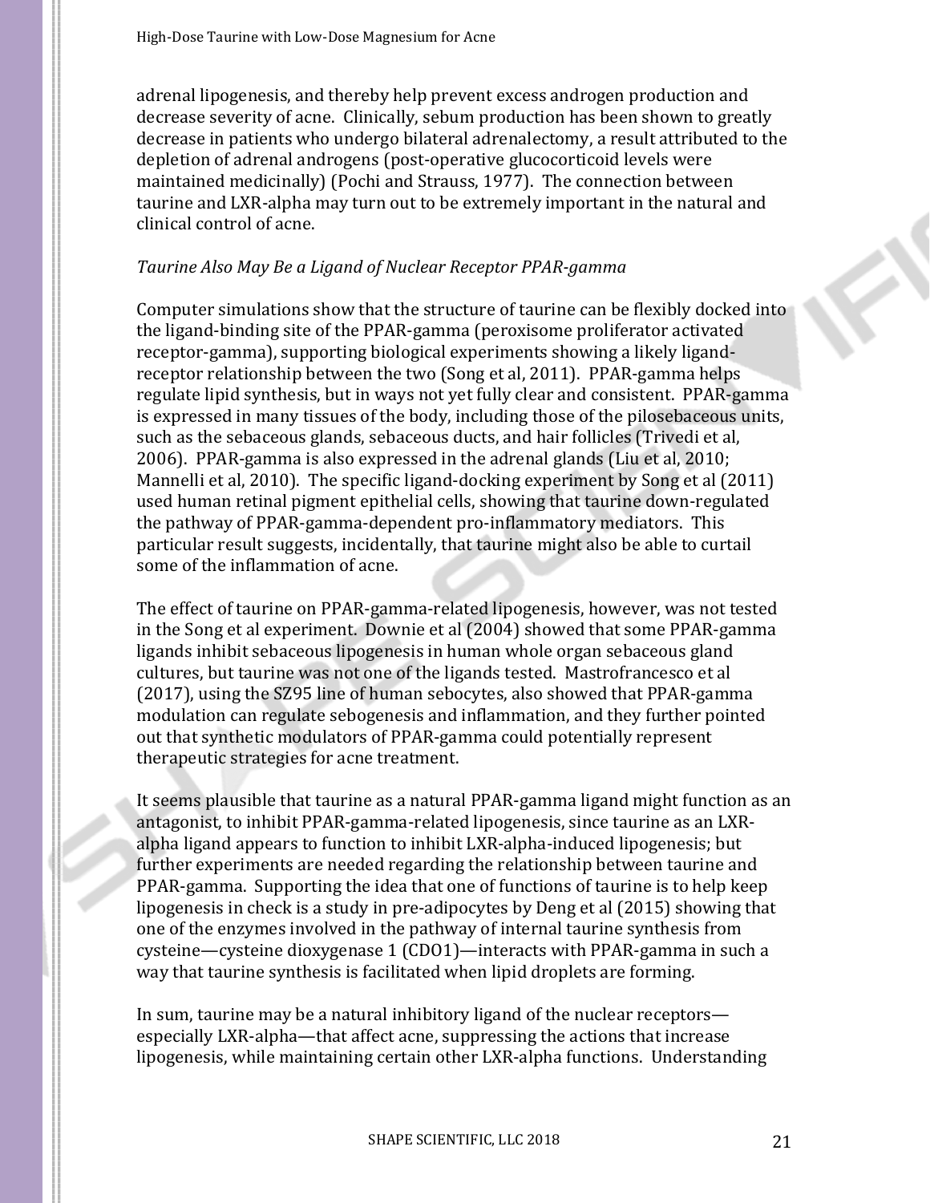adrenal lipogenesis, and thereby help prevent excess androgen production and decrease severity of acne. Clinically, sebum production has been shown to greatly decrease in patients who undergo bilateral adrenalectomy, a result attributed to the depletion of adrenal androgens (post-operative glucocorticoid levels were maintained medicinally) (Pochi and Strauss, 1977). The connection between taurine and LXR-alpha may turn out to be extremely important in the natural and clinical control of acne.

*Taurine Also May Be a Ligand of Nuclear Receptor PPAR-gamma*

Computer simulations show that the structure of taurine can be flexibly docked into the ligand-binding site of the PPAR-gamma (peroxisome proliferator activated receptor-gamma), supporting biological experiments showing a likely ligand-receptor relationship between the two (Song et al, 2011). PPAR-gamma helps regulate lipid synthesis, but in ways not yet fully clear and consistent. PPAR-gamma is expressed in many tissues of the body, including those of the pilosebaceous units, such as the sebaceous glands, sebaceous ducts, and hair follicles (Trivedi et al, 2006). PPAR-gamma is also expressed in the adrenal glands (Liu et al, 2010; Mannelli et al, 2010). The specific ligand-docking experiment by Song et al (2011) used human retinal pigment epithelial cells, showing that taurine down-regulated the pathway of PPAR-gamma-dependent pro-inflammatory mediators. This particular result suggests, incidentally, that taurine might also be able to curtail some of the inflammation of acne.

The effect of taurine on PPAR-gamma-related lipogenesis, however, was not tested in the Song et al experiment. Downie et al (2004) showed that some PPAR-gamma ligands inhibit sebaceous lipogenesis in human whole organ sebaceous gland cultures, but taurine was not one of the ligands tested. Mastrofrancesco et al (2017), using the SZ95 line of human sebocytes, also showed that PPAR-gamma modulation can regulate sebogenesis and inflammation, and they further pointed out that synthetic modulators of PPAR-gamma could potentially represent therapeutic strategies for acne treatment.

It seems plausible that taurine as a natural PPAR-gamma ligand might function as an antagonist, to inhibit PPAR-gamma-related lipogenesis, since taurine as an LXR-alpha ligand appears to function to inhibit LXR-alpha-induced lipogenesis; but further experiments are needed regarding the relationship between taurine and PPAR-gamma. Supporting the idea that one of functions of taurine is to help keep lipogenesis in check is a study in pre-adipocytes by Deng et al (2015) showing that one of the enzymes involved in the pathway of internal taurine synthesis from cysteine—cysteine dioxygenase 1 (CDO1)—interacts with PPAR-gamma in such a way that taurine synthesis is facilitated when lipid droplets are forming.

In sum, taurine may be a natural inhibitory ligand of the nuclear receptors—especially LXR-alpha—that affect acne, suppressing the actions that increase lipogenesis, while maintaining certain other LXR-alpha functions. Understanding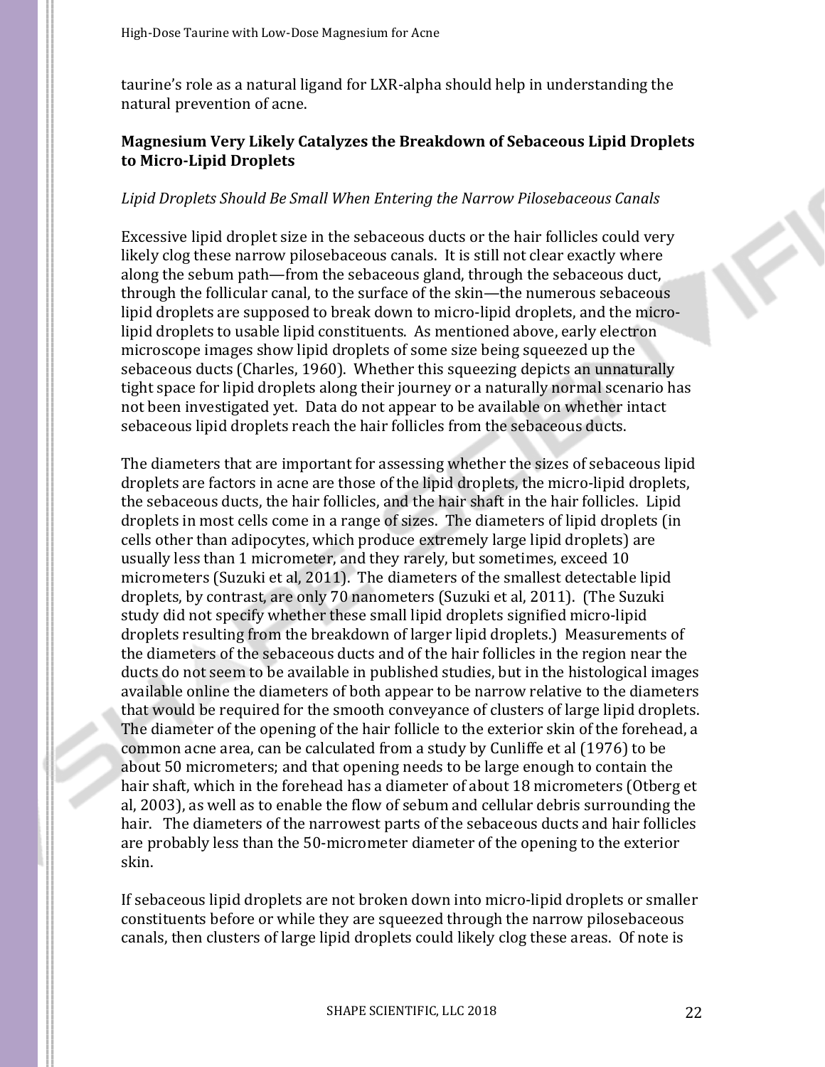taurine's role as a natural ligand for LXR-alpha should help in understanding the natural prevention of acne.

## Magnesium Very Likely Catalyzes the Breakdown of Sebaceous Lipid Droplets to Micro-Lipid Droplets

*Lipid Droplets Should Be Small When Entering the Narrow Pilosebaceous Canals*

Excessive lipid droplet size in the sebaceous ducts or the hair follicles could very likely clog these narrow pilosebaceous canals. It is still not clear exactly where along the sebum path—from the sebaceous gland, through the sebaceous duct, through the follicular canal, to the surface of the skin—the numerous sebaceous lipid droplets are supposed to break down to micro-lipid droplets, and the micro-lipid droplets to usable lipid constituents. As mentioned above, early electron microscope images show lipid droplets of some size being squeezed up the sebaceous ducts (Charles, 1960). Whether this squeezing depicts an unnaturally tight space for lipid droplets along their journey or a naturally normal scenario has not been investigated yet. Data do not appear to be available on whether intact sebaceous lipid droplets reach the hair follicles from the sebaceous ducts.

The diameters that are important for assessing whether the sizes of sebaceous lipid droplets are factors in acne are those of the lipid droplets, the micro-lipid droplets, the sebaceous ducts, the hair follicles, and the hair shaft in the hair follicles. Lipid droplets in most cells come in a range of sizes. The diameters of lipid droplets (in cells other than adipocytes, which produce extremely large lipid droplets) are usually less than 1 micrometer, and they rarely, but sometimes, exceed 10 micrometers (Suzuki et al, 2011). The diameters of the smallest detectable lipid droplets, by contrast, are only 70 nanometers (Suzuki et al, 2011). (The Suzuki study did not specify whether these small lipid droplets signified micro-lipid droplets resulting from the breakdown of larger lipid droplets.) Measurements of the diameters of the sebaceous ducts and of the hair follicles in the region near the ducts do not seem to be available in published studies, but in the histological images available online the diameters of both appear to be narrow relative to the diameters that would be required for the smooth conveyance of clusters of large lipid droplets. The diameter of the opening of the hair follicle to the exterior skin of the forehead, a common acne area, can be calculated from a study by Cunliffe et al (1976) to be about 50 micrometers; and that opening needs to be large enough to contain the hair shaft, which in the forehead has a diameter of about 18 micrometers (Otberg et al, 2003), as well as to enable the flow of sebum and cellular debris surrounding the hair. The diameters of the narrowest parts of the sebaceous ducts and hair follicles are probably less than the 50-micrometer diameter of the opening to the exterior skin.

If sebaceous lipid droplets are not broken down into micro-lipid droplets or smaller constituents before or while they are squeezed through the narrow pilosebaceous canals, then clusters of large lipid droplets could likely clog these areas. Of note is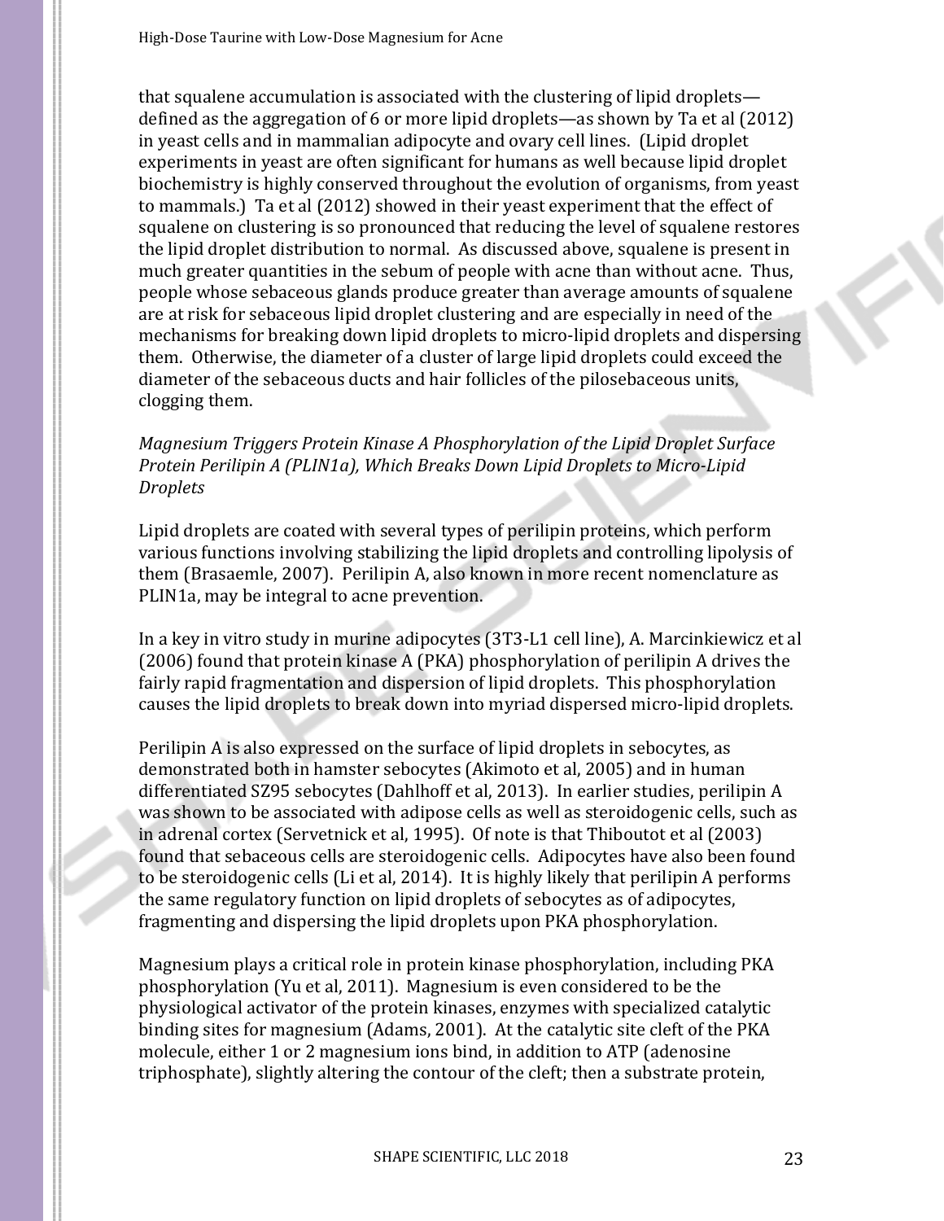that squalene accumulation is associated with the clustering of lipid droplets—defined as the aggregation of 6 or more lipid droplets—as shown by Ta et al (2012) in yeast cells and in mammalian adipocyte and ovary cell lines. (Lipid droplet experiments in yeast are often significant for humans as well because lipid droplet biochemistry is highly conserved throughout the evolution of organisms, from yeast to mammals.) Ta et al (2012) showed in their yeast experiment that the effect of squalene on clustering is so pronounced that reducing the level of squalene restores the lipid droplet distribution to normal. As discussed above, squalene is present in much greater quantities in the sebum of people with acne than without acne. Thus, people whose sebaceous glands produce greater than average amounts of squalene are at risk for sebaceous lipid droplet clustering and are especially in need of the mechanisms for breaking down lipid droplets to micro-lipid droplets and dispersing them. Otherwise, the diameter of a cluster of large lipid droplets could exceed the diameter of the sebaceous ducts and hair follicles of the pilosebaceous units, clogging them.

*Magnesium Triggers Protein Kinase A Phosphorylation of the Lipid Droplet Surface Protein Perilipin A (PLIN1a), Which Breaks Down Lipid Droplets to Micro-Lipid Droplets*

Lipid droplets are coated with several types of perilipin proteins, which perform various functions involving stabilizing the lipid droplets and controlling lipolysis of them (Brasaemle, 2007). Perilipin A, also known in more recent nomenclature as PLIN1a, may be integral to acne prevention.

In a key in vitro study in murine adipocytes (3T3-L1 cell line), A. Marcinkiewicz et al (2006) found that protein kinase A (PKA) phosphorylation of perilipin A drives the fairly rapid fragmentation and dispersion of lipid droplets. This phosphorylation causes the lipid droplets to break down into myriad dispersed micro-lipid droplets.

Perilipin A is also expressed on the surface of lipid droplets in sebocytes, as demonstrated both in hamster sebocytes (Akimoto et al, 2005) and in human differentiated SZ95 sebocytes (Dahlhoff et al, 2013). In earlier studies, perilipin A was shown to be associated with adipose cells as well as steroidogenic cells, such as in adrenal cortex (Servetnick et al, 1995). Of note is that Thiboutot et al (2003) found that sebaceous cells are steroidogenic cells. Adipocytes have also been found to be steroidogenic cells (Li et al, 2014). It is highly likely that perilipin A performs the same regulatory function on lipid droplets of sebocytes as of adipocytes, fragmenting and dispersing the lipid droplets upon PKA phosphorylation.

Magnesium plays a critical role in protein kinase phosphorylation, including PKA phosphorylation (Yu et al, 2011). Magnesium is even considered to be the physiological activator of the protein kinases, enzymes with specialized catalytic binding sites for magnesium (Adams, 2001). At the catalytic site cleft of the PKA molecule, either 1 or 2 magnesium ions bind, in addition to ATP (adenosine triphosphate), slightly altering the contour of the cleft; then a substrate protein,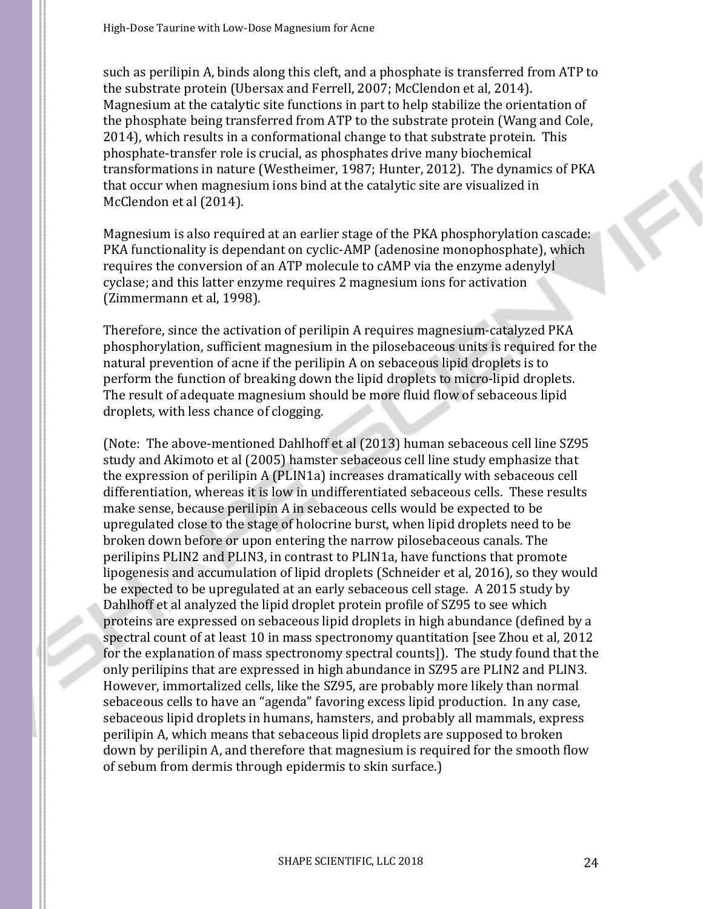such as perilipin A, binds along this cleft, and a phosphate is transferred from ATP to the substrate protein (Ubersax and Ferrell, 2007; McClendon et al, 2014). Magnesium at the catalytic site functions in part to help stabilize the orientation of the phosphate being transferred from ATP to the substrate protein (Wang and Cole, 2014), which results in a conformational change to that substrate protein. This phosphate-transfer role is crucial, as phosphates drive many biochemical transformations in nature (Westheimer, 1987; Hunter, 2012). The dynamics of PKA that occur when magnesium ions bind at the catalytic site are visualized in McClendon et al (2014).

Magnesium is also required at an earlier stage of the PKA phosphorylation cascade: PKA functionality is dependant on cyclic-AMP (adenosine monophosphate), which requires the conversion of an ATP molecule to cAMP via the enzyme adenylyl cyclase; and this latter enzyme requires 2 magnesium ions for activation (Zimmermann et al, 1998).

Therefore, since the activation of perilipin A requires magnesium-catalyzed PKA phosphorylation, sufficient magnesium in the pilosebaceous units is required for the natural prevention of acne if the perilipin A on sebaceous lipid droplets is to perform the function of breaking down the lipid droplets to micro-lipid droplets. The result of adequate magnesium should be more fluid flow of sebaceous lipid droplets, with less chance of clogging.

(Note: The above-mentioned Dahlhoff et al (2013) human sebaceous cell line SZ95 study and Akimoto et al (2005) hamster sebaceous cell line study emphasize that the expression of perilipin A (PLIN1a) increases dramatically with sebaceous cell differentiation, whereas it is low in undifferentiated sebaceous cells. These results make sense, because perilipin A in sebaceous cells would be expected to be upregulated close to the stage of holocrine burst, when lipid droplets need to be broken down before or upon entering the narrow pilosebaceous canals. The perilipins PLIN2 and PLIN3, in contrast to PLIN1a, have functions that promote lipogenesis and accumulation of lipid droplets (Schneider et al, 2016), so they would be expected to be upregulated at an early sebaceous cell stage. A 2015 study by Dahlhoff et al analyzed the lipid droplet protein profile of SZ95 to see which proteins are expressed on sebaceous lipid droplets in high abundance (defined by a spectral count of at least 10 in mass spectronomy quantitation [see Zhou et al, 2012 for the explanation of mass spectronomy spectral counts]). The study found that the only perilipins that are expressed in high abundance in SZ95 are PLIN2 and PLIN3. However, immortalized cells, like the SZ95, are probably more likely than normal sebaceous cells to have an "agenda" favoring excess lipid production. In any case, sebaceous lipid droplets in humans, hamsters, and probably all mammals, express perilipin A, which means that sebaceous lipid droplets are supposed to broken down by perilipin A, and therefore that magnesium is required for the smooth flow of sebum from dermis through epidermis to skin surface.)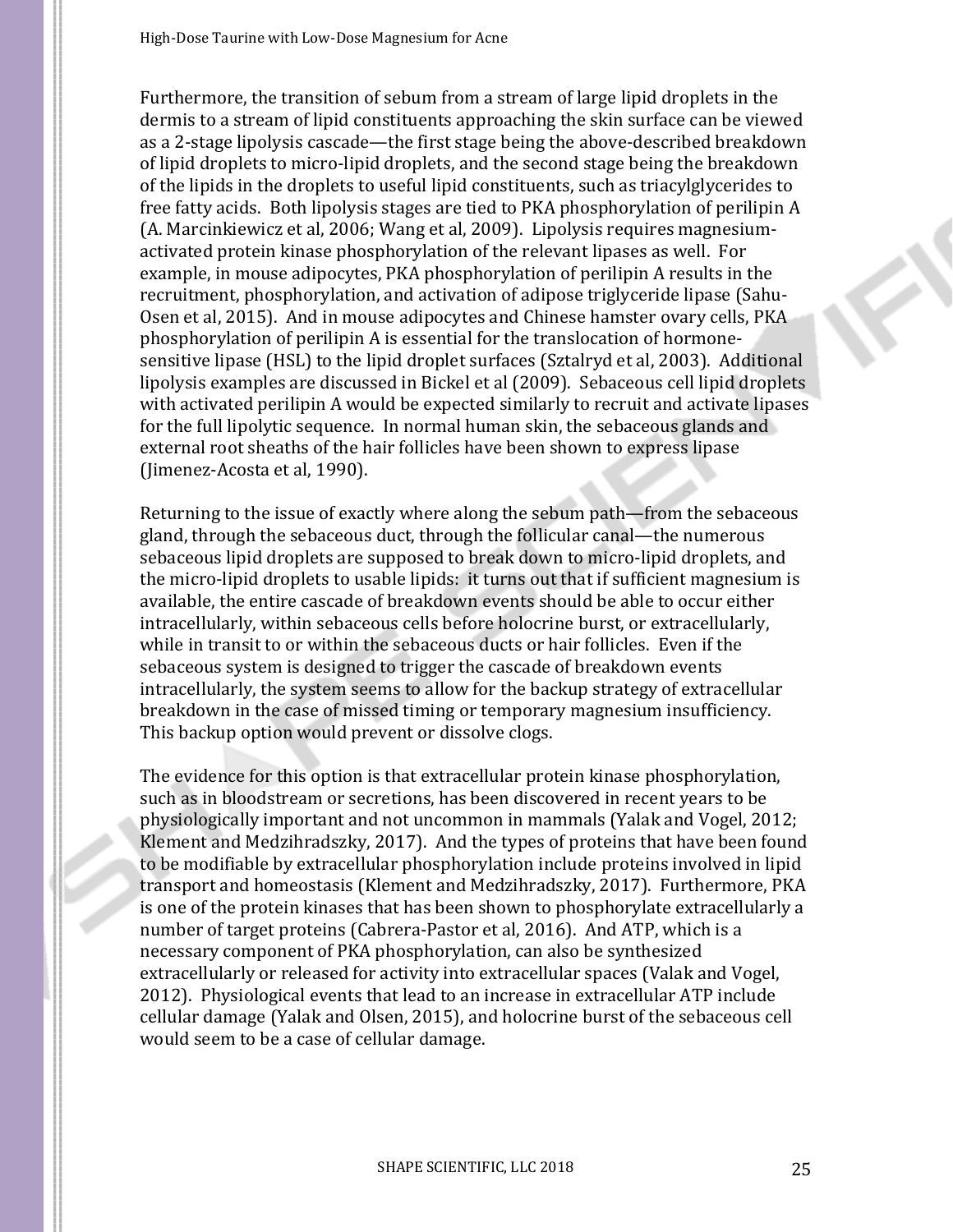Furthermore, the transition of sebum from a stream of large lipid droplets in the dermis to a stream of lipid constituents approaching the skin surface can be viewed as a 2-stage lipolysis cascade—the first stage being the above-described breakdown of lipid droplets to micro-lipid droplets, and the second stage being the breakdown of the lipids in the droplets to useful lipid constituents, such as triacylglycerides to free fatty acids. Both lipolysis stages are tied to PKA phosphorylation of perilipin A (A. Marcinkiewicz et al, 2006; Wang et al, 2009). Lipolysis requires magnesium-activated protein kinase phosphorylation of the relevant lipases as well. For example, in mouse adipocytes, PKA phosphorylation of perilipin A results in the recruitment, phosphorylation, and activation of adipose triglyceride lipase (Sahu-Osen et al, 2015). And in mouse adipocytes and Chinese hamster ovary cells, PKA phosphorylation of perilipin A is essential for the translocation of hormone-sensitive lipase (HSL) to the lipid droplet surfaces (Sztalryd et al, 2003). Additional lipolysis examples are discussed in Bickel et al (2009). Sebaceous cell lipid droplets with activated perilipin A would be expected similarly to recruit and activate lipases for the full lipolytic sequence. In normal human skin, the sebaceous glands and external root sheaths of the hair follicles have been shown to express lipase (Jimenez-Acosta et al, 1990).

Returning to the issue of exactly where along the sebum path—from the sebaceous gland, through the sebaceous duct, through the follicular canal—the numerous sebaceous lipid droplets are supposed to break down to micro-lipid droplets, and the micro-lipid droplets to usable lipids: it turns out that if sufficient magnesium is available, the entire cascade of breakdown events should be able to occur either intracellularly, within sebaceous cells before holocrine burst, or extracellularly, while in transit to or within the sebaceous ducts or hair follicles. Even if the sebaceous system is designed to trigger the cascade of breakdown events intracellularly, the system seems to allow for the backup strategy of extracellular breakdown in the case of missed timing or temporary magnesium insufficiency. This backup option would prevent or dissolve clogs.

The evidence for this option is that extracellular protein kinase phosphorylation, such as in bloodstream or secretions, has been discovered in recent years to be physiologically important and not uncommon in mammals (Yalak and Vogel, 2012; Klement and Medzihradszky, 2017). And the types of proteins that have been found to be modifiable by extracellular phosphorylation include proteins involved in lipid transport and homeostasis (Klement and Medzihradszky, 2017). Furthermore, PKA is one of the protein kinases that has been shown to phosphorylate extracellularly a number of target proteins (Cabrera-Pastor et al, 2016). And ATP, which is a necessary component of PKA phosphorylation, can also be synthesized extracellularly or released for activity into extracellular spaces (Valak and Vogel, 2012). Physiological events that lead to an increase in extracellular ATP include cellular damage (Yalak and Olsen, 2015), and holocrine burst of the sebaceous cell would seem to be a case of cellular damage.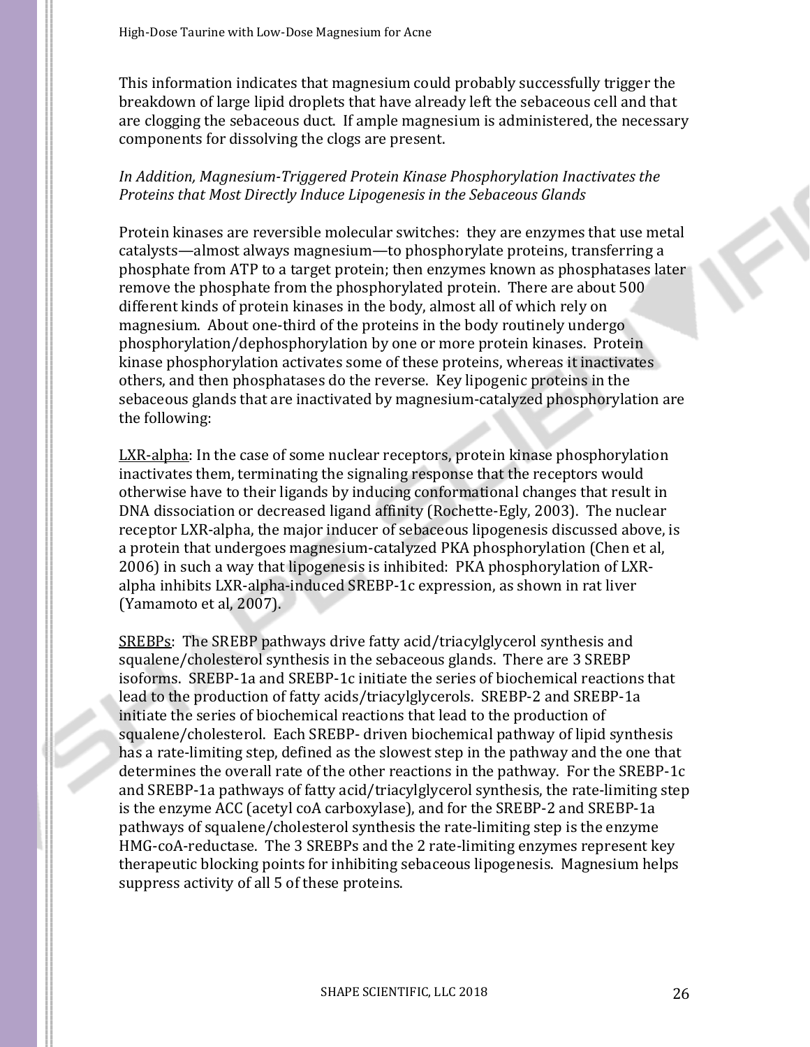This information indicates that magnesium could probably successfully trigger the breakdown of large lipid droplets that have already left the sebaceous cell and that are clogging the sebaceous duct. If ample magnesium is administered, the necessary components for dissolving the clogs are present.

*In Addition, Magnesium-Triggered Protein Kinase Phosphorylation Inactivates the Proteins that Most Directly Induce Lipogenesis in the Sebaceous Glands*

Protein kinases are reversible molecular switches: they are enzymes that use metal catalysts—almost always magnesium—to phosphorylate proteins, transferring a phosphate from ATP to a target protein; then enzymes known as phosphatases later remove the phosphate from the phosphorylated protein. There are about 500 different kinds of protein kinases in the body, almost all of which rely on magnesium. About one-third of the proteins in the body routinely undergo phosphorylation/dephosphorylation by one or more protein kinases. Protein kinase phosphorylation activates some of these proteins, whereas it inactivates others, and then phosphatases do the reverse. Key lipogenic proteins in the sebaceous glands that are inactivated by magnesium-catalyzed phosphorylation are the following:

<u>LXR-alpha</u>: In the case of some nuclear receptors, protein kinase phosphorylation inactivates them, terminating the signaling response that the receptors would otherwise have to their ligands by inducing conformational changes that result in DNA dissociation or decreased ligand affinity (Rochette-Egly, 2003). The nuclear receptor LXR-alpha, the major inducer of sebaceous lipogenesis discussed above, is a protein that undergoes magnesium-catalyzed PKA phosphorylation (Chen et al, 2006) in such a way that lipogenesis is inhibited: PKA phosphorylation of LXR-alpha inhibits LXR-alpha-induced SREBP-1c expression, as shown in rat liver (Yamamoto et al, 2007).

<u>SREBPs</u>: The SREBP pathways drive fatty acid/triacylglycerol synthesis and squalene/cholesterol synthesis in the sebaceous glands. There are 3 SREBP isoforms. SREBP-1a and SREBP-1c initiate the series of biochemical reactions that lead to the production of fatty acids/triacylglycerols. SREBP-2 and SREBP-1a initiate the series of biochemical reactions that lead to the production of squalene/cholesterol. Each SREBP- driven biochemical pathway of lipid synthesis has a rate-limiting step, defined as the slowest step in the pathway and the one that determines the overall rate of the other reactions in the pathway. For the SREBP-1c and SREBP-1a pathways of fatty acid/triacylglycerol synthesis, the rate-limiting step is the enzyme ACC (acetyl coA carboxylase), and for the SREBP-2 and SREBP-1a pathways of squalene/cholesterol synthesis the rate-limiting step is the enzyme HMG-coA-reductase. The 3 SREBPs and the 2 rate-limiting enzymes represent key therapeutic blocking points for inhibiting sebaceous lipogenesis. Magnesium helps suppress activity of all 5 of these proteins.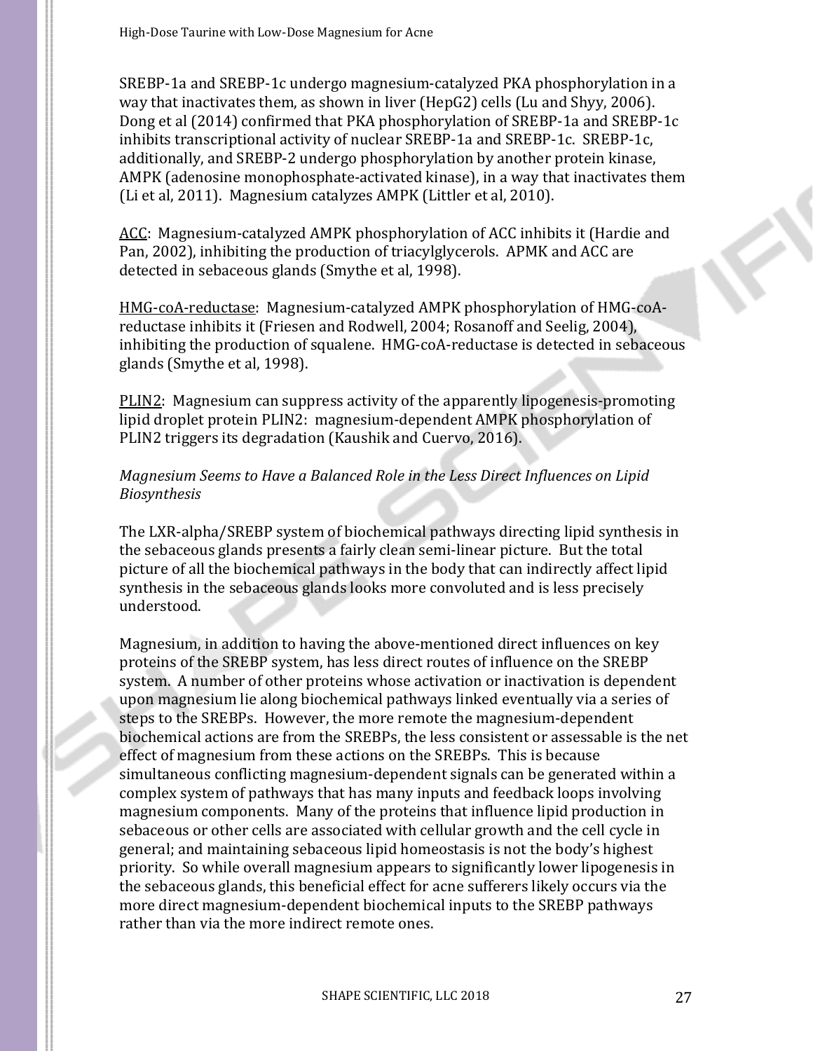SREBP-1a and SREBP-1c undergo magnesium-catalyzed PKA phosphorylation in a way that inactivates them, as shown in liver (HepG2) cells (Lu and Shyy, 2006). Dong et al (2014) confirmed that PKA phosphorylation of SREBP-1a and SREBP-1c inhibits transcriptional activity of nuclear SREBP-1a and SREBP-1c. SREBP-1c, additionally, and SREBP-2 undergo phosphorylation by another protein kinase, AMPK (adenosine monophosphate-activated kinase), in a way that inactivates them (Li et al, 2011). Magnesium catalyzes AMPK (Littler et al, 2010).

ACC: Magnesium-catalyzed AMPK phosphorylation of ACC inhibits it (Hardie and Pan, 2002), inhibiting the production of triacylglycerols. APMK and ACC are detected in sebaceous glands (Smythe et al, 1998).

HMG-coA-reductase: Magnesium-catalyzed AMPK phosphorylation of HMG-coA-reductase inhibits it (Friesen and Rodwell, 2004; Rosanoff and Seelig, 2004), inhibiting the production of squalene. HMG-coA-reductase is detected in sebaceous glands (Smythe et al, 1998).

PLIN2: Magnesium can suppress activity of the apparently lipogenesis-promoting lipid droplet protein PLIN2: magnesium-dependent AMPK phosphorylation of PLIN2 triggers its degradation (Kaushik and Cuervo, 2016).

*Magnesium Seems to Have a Balanced Role in the Less Direct Influences on Lipid Biosynthesis*

The LXR-alpha/SREBP system of biochemical pathways directing lipid synthesis in the sebaceous glands presents a fairly clean semi-linear picture. But the total picture of all the biochemical pathways in the body that can indirectly affect lipid synthesis in the sebaceous glands looks more convoluted and is less precisely understood.

Magnesium, in addition to having the above-mentioned direct influences on key proteins of the SREBP system, has less direct routes of influence on the SREBP system. A number of other proteins whose activation or inactivation is dependent upon magnesium lie along biochemical pathways linked eventually via a series of steps to the SREBPs. However, the more remote the magnesium-dependent biochemical actions are from the SREBPs, the less consistent or assessable is the net effect of magnesium from these actions on the SREBPs. This is because simultaneous conflicting magnesium-dependent signals can be generated within a complex system of pathways that has many inputs and feedback loops involving magnesium components. Many of the proteins that influence lipid production in sebaceous or other cells are associated with cellular growth and the cell cycle in general; and maintaining sebaceous lipid homeostasis is not the body's highest priority. So while overall magnesium appears to significantly lower lipogenesis in the sebaceous glands, this beneficial effect for acne sufferers likely occurs via the more direct magnesium-dependent biochemical inputs to the SREBP pathways rather than via the more indirect remote ones.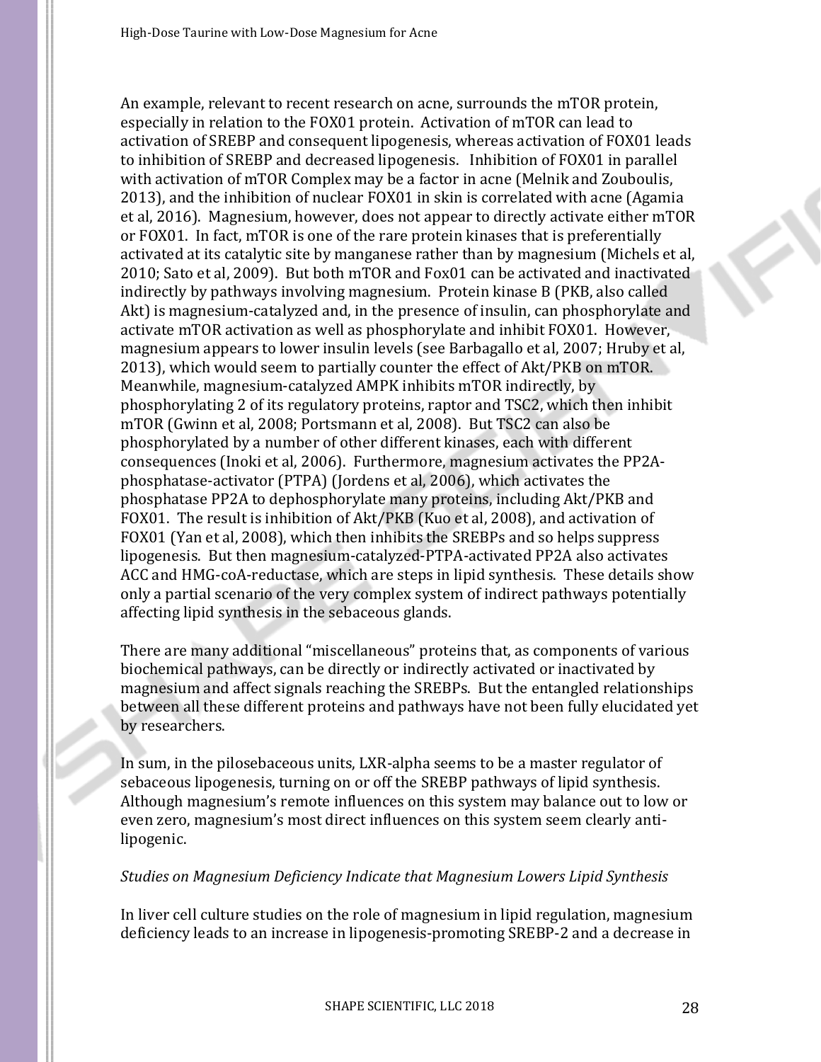An example, relevant to recent research on acne, surrounds the mTOR protein, especially in relation to the FOX01 protein. Activation of mTOR can lead to activation of SREBP and consequent lipogenesis, whereas activation of FOX01 leads to inhibition of SREBP and decreased lipogenesis. Inhibition of FOX01 in parallel with activation of mTOR Complex may be a factor in acne (Melnik and Zouboulis, 2013), and the inhibition of nuclear FOX01 in skin is correlated with acne (Agamia et al, 2016). Magnesium, however, does not appear to directly activate either mTOR or FOX01. In fact, mTOR is one of the rare protein kinases that is preferentially activated at its catalytic site by manganese rather than by magnesium (Michels et al, 2010; Sato et al, 2009). But both mTOR and Fox01 can be activated and inactivated indirectly by pathways involving magnesium. Protein kinase B (PKB, also called Akt) is magnesium-catalyzed and, in the presence of insulin, can phosphorylate and activate mTOR activation as well as phosphorylate and inhibit FOX01. However, magnesium appears to lower insulin levels (see Barbagallo et al, 2007; Hruby et al, 2013), which would seem to partially counter the effect of Akt/PKB on mTOR. Meanwhile, magnesium-catalyzed AMPK inhibits mTOR indirectly, by phosphorylating 2 of its regulatory proteins, raptor and TSC2, which then inhibit mTOR (Gwinn et al, 2008; Portsmann et al, 2008). But TSC2 can also be phosphorylated by a number of other different kinases, each with different consequences (Inoki et al, 2006). Furthermore, magnesium activates the PP2A-phosphatase-activator (PTPA) (Jordens et al, 2006), which activates the phosphatase PP2A to dephosphorylate many proteins, including Akt/PKB and FOX01. The result is inhibition of Akt/PKB (Kuo et al, 2008), and activation of FOX01 (Yan et al, 2008), which then inhibits the SREBPs and so helps suppress lipogenesis. But then magnesium-catalyzed-PTPA-activated PP2A also activates ACC and HMG-coA-reductase, which are steps in lipid synthesis. These details show only a partial scenario of the very complex system of indirect pathways potentially affecting lipid synthesis in the sebaceous glands.

There are many additional "miscellaneous" proteins that, as components of various biochemical pathways, can be directly or indirectly activated or inactivated by magnesium and affect signals reaching the SREBPs. But the entangled relationships between all these different proteins and pathways have not been fully elucidated yet by researchers.

In sum, in the pilosebaceous units, LXR-alpha seems to be a master regulator of sebaceous lipogenesis, turning on or off the SREBP pathways of lipid synthesis. Although magnesium's remote influences on this system may balance out to low or even zero, magnesium's most direct influences on this system seem clearly anti-lipogenic.

*Studies on Magnesium Deficiency Indicate that Magnesium Lowers Lipid Synthesis*

In liver cell culture studies on the role of magnesium in lipid regulation, magnesium deficiency leads to an increase in lipogenesis-promoting SREBP-2 and a decrease in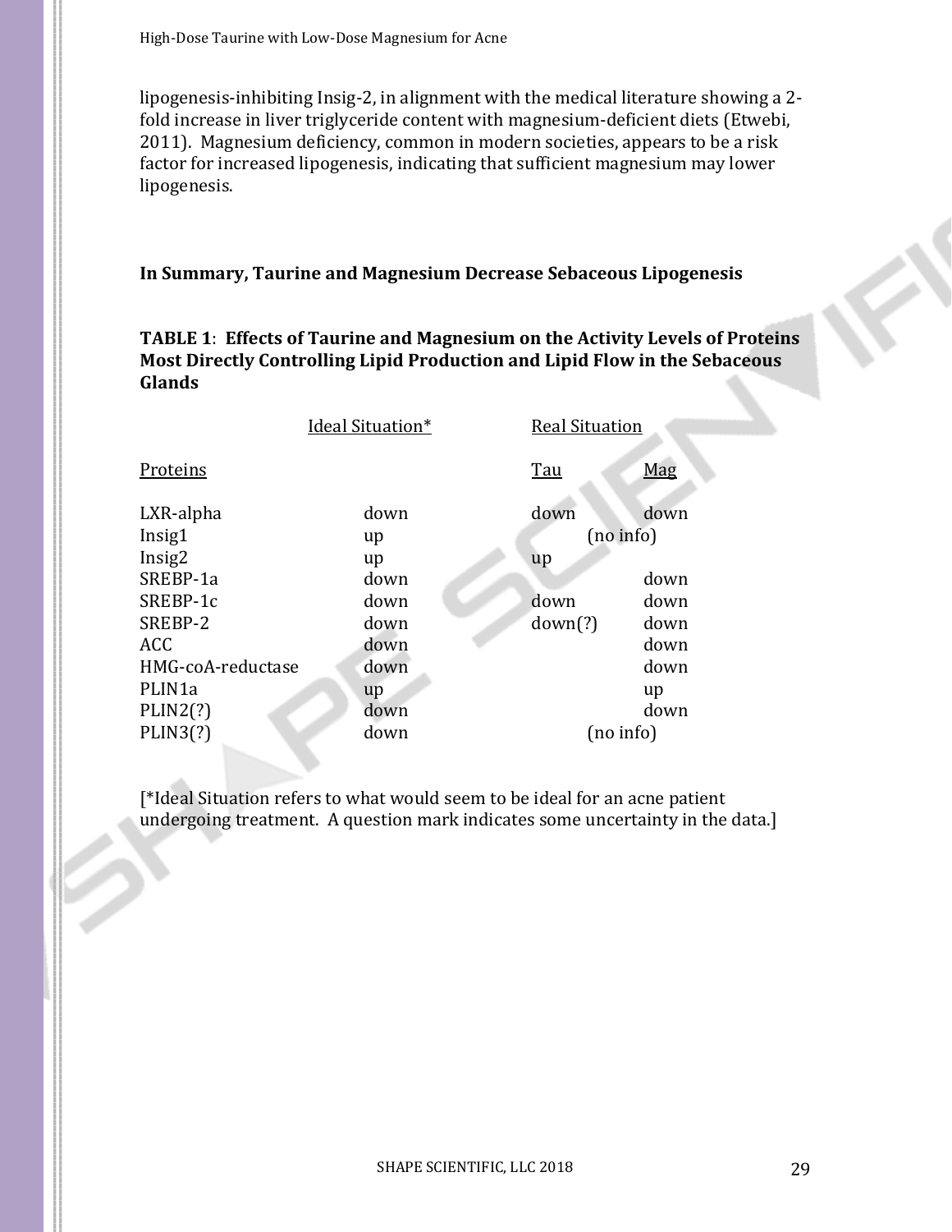lipogenesis-inhibiting Insig-2, in alignment with the medical literature showing a 2-fold increase in liver triglyceride content with magnesium-deficient diets (Etwebi, 2011). Magnesium deficiency, common in modern societies, appears to be a risk factor for increased lipogenesis, indicating that sufficient magnesium may lower lipogenesis.

**In Summary, Taurine and Magnesium Decrease Sebaceous Lipogenesis**

**TABLE 1**: **Effects of Taurine and Magnesium on the Activity Levels of Proteins Most Directly Controlling Lipid Production and Lipid Flow in the Sebaceous Glands**

| | Ideal Situation* | Real Situation | |
|---|---|---|---|
| Proteins | | Tau | Mag |
| LXR-alpha | down | down | down |
| Insig1 | up | (no info) | |
| Insig2 | up | up | |
| SREBP-1a | down | | down |
| SREBP-1c | down | down | down |
| SREBP-2 | down | down(?) | down |
| ACC | down | | down |
| HMG-coA-reductase | down | | down |
| PLIN1a | up | | up |
| PLIN2(?) | down | | down |
| PLIN3(?) | down | (no info) | |

[*Ideal Situation refers to what would seem to be ideal for an acne patient undergoing treatment. A question mark indicates some uncertainty in the data.]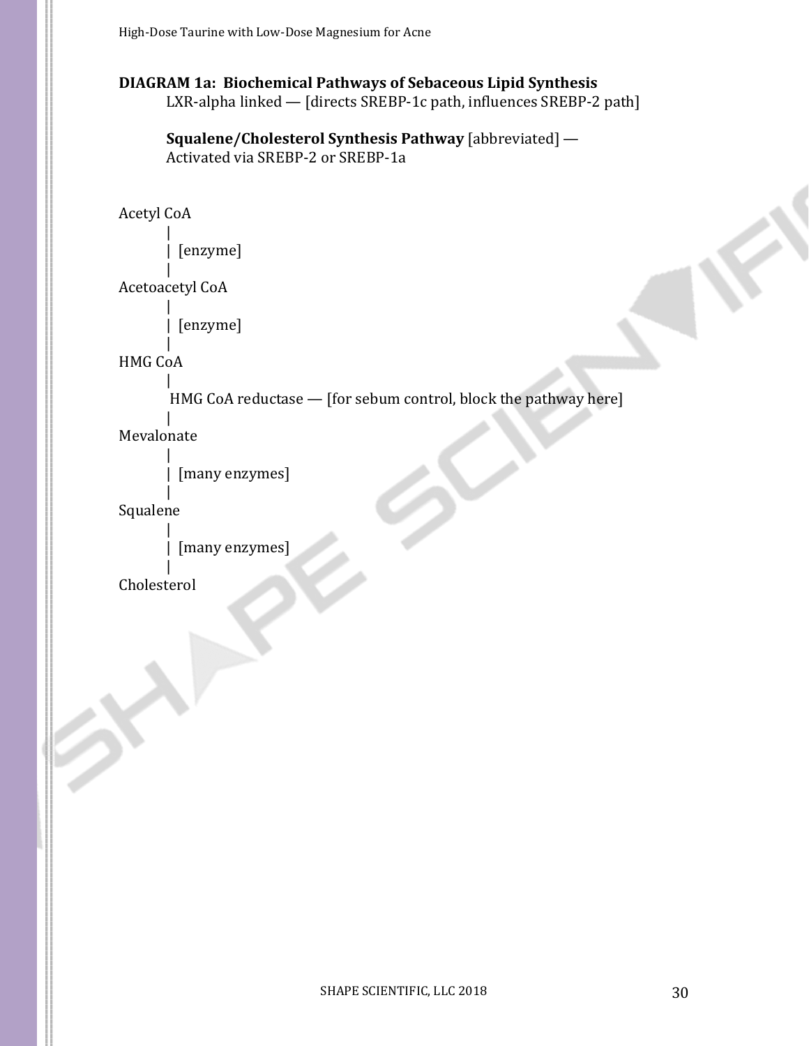**DIAGRAM 1a: Biochemical Pathways of Sebaceous Lipid Synthesis**

LXR-alpha linked — [directs SREBP-1c path, influences SREBP-2 path]

**Squalene/Cholesterol Synthesis Pathway** [abbreviated] —
Activated via SREBP-2 or SREBP-1a

```
Acetyl CoA
        |
        |  [enzyme]
        |
Acetoacetyl CoA
        |
        |  [enzyme]
        |
HMG CoA
        |
         HMG CoA reductase — [for sebum control, block the pathway here]
        |
Mevalonate
        |
        |  [many enzymes]
        |
Squalene
        |
        |  [many enzymes]
        |
Cholesterol
```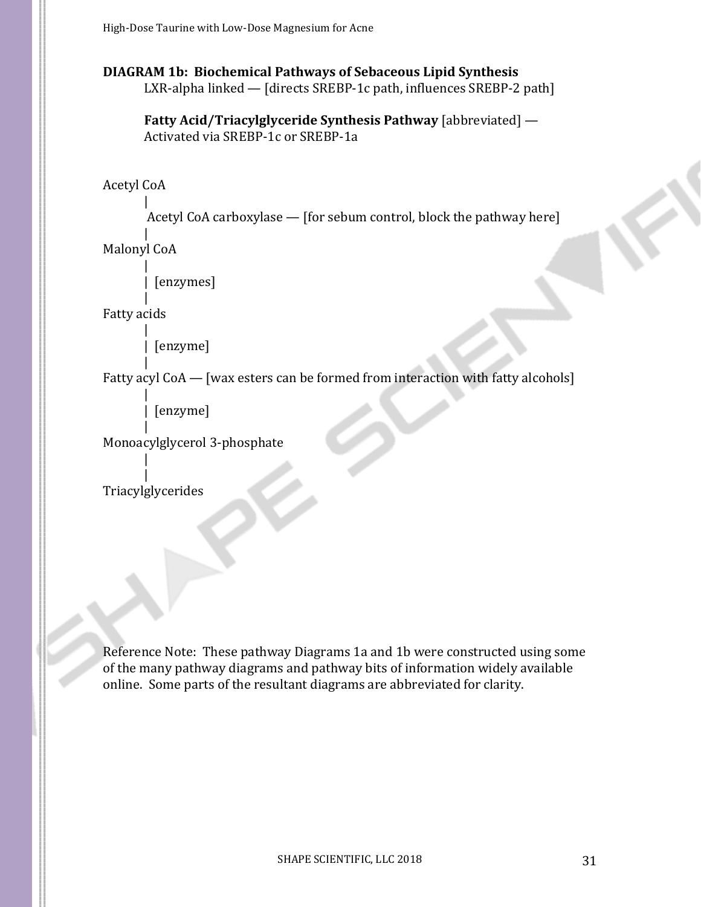**DIAGRAM 1b: Biochemical Pathways of Sebaceous Lipid Synthesis**

LXR-alpha linked — [directs SREBP-1c path, influences SREBP-2 path]

**Fatty Acid/Triacylglyceride Synthesis Pathway** [abbreviated] — Activated via SREBP-1c or SREBP-1a

```
Acetyl CoA
        |
        Acetyl CoA carboxylase — [for sebum control, block the pathway here]
        |
Malonyl CoA
        |
        | [enzymes]
        |
Fatty acids
        |
        | [enzyme]
        |
Fatty acyl CoA — [wax esters can be formed from interaction with fatty alcohols]
        |
        | [enzyme]
        |
Monoacylglycerol 3-phosphate
        |
        |
Triacylglycerides
```

Reference Note: These pathway Diagrams 1a and 1b were constructed using some of the many pathway diagrams and pathway bits of information widely available online. Some parts of the resultant diagrams are abbreviated for clarity.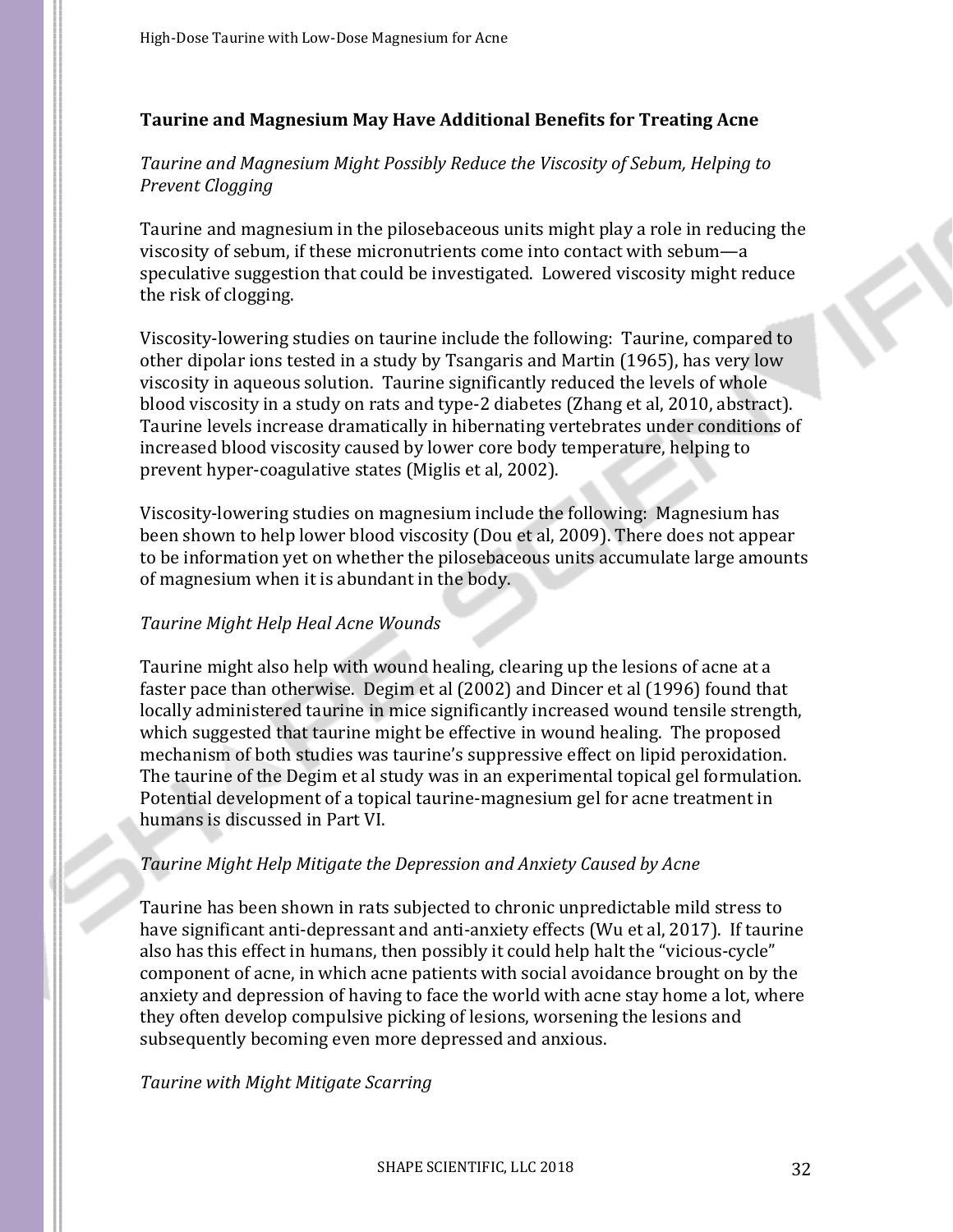### Taurine and Magnesium May Have Additional Benefits for Treating Acne

*Taurine and Magnesium Might Possibly Reduce the Viscosity of Sebum, Helping to Prevent Clogging*

Taurine and magnesium in the pilosebaceous units might play a role in reducing the viscosity of sebum, if these micronutrients come into contact with sebum—a speculative suggestion that could be investigated. Lowered viscosity might reduce the risk of clogging.

Viscosity-lowering studies on taurine include the following: Taurine, compared to other dipolar ions tested in a study by Tsangaris and Martin (1965), has very low viscosity in aqueous solution. Taurine significantly reduced the levels of whole blood viscosity in a study on rats and type-2 diabetes (Zhang et al, 2010, abstract). Taurine levels increase dramatically in hibernating vertebrates under conditions of increased blood viscosity caused by lower core body temperature, helping to prevent hyper-coagulative states (Miglis et al, 2002).

Viscosity-lowering studies on magnesium include the following: Magnesium has been shown to help lower blood viscosity (Dou et al, 2009). There does not appear to be information yet on whether the pilosebaceous units accumulate large amounts of magnesium when it is abundant in the body.

*Taurine Might Help Heal Acne Wounds*

Taurine might also help with wound healing, clearing up the lesions of acne at a faster pace than otherwise. Degim et al (2002) and Dincer et al (1996) found that locally administered taurine in mice significantly increased wound tensile strength, which suggested that taurine might be effective in wound healing. The proposed mechanism of both studies was taurine's suppressive effect on lipid peroxidation. The taurine of the Degim et al study was in an experimental topical gel formulation. Potential development of a topical taurine-magnesium gel for acne treatment in humans is discussed in Part VI.

*Taurine Might Help Mitigate the Depression and Anxiety Caused by Acne*

Taurine has been shown in rats subjected to chronic unpredictable mild stress to have significant anti-depressant and anti-anxiety effects (Wu et al, 2017). If taurine also has this effect in humans, then possibly it could help halt the "vicious-cycle" component of acne, in which acne patients with social avoidance brought on by the anxiety and depression of having to face the world with acne stay home a lot, where they often develop compulsive picking of lesions, worsening the lesions and subsequently becoming even more depressed and anxious.

*Taurine with Might Mitigate Scarring*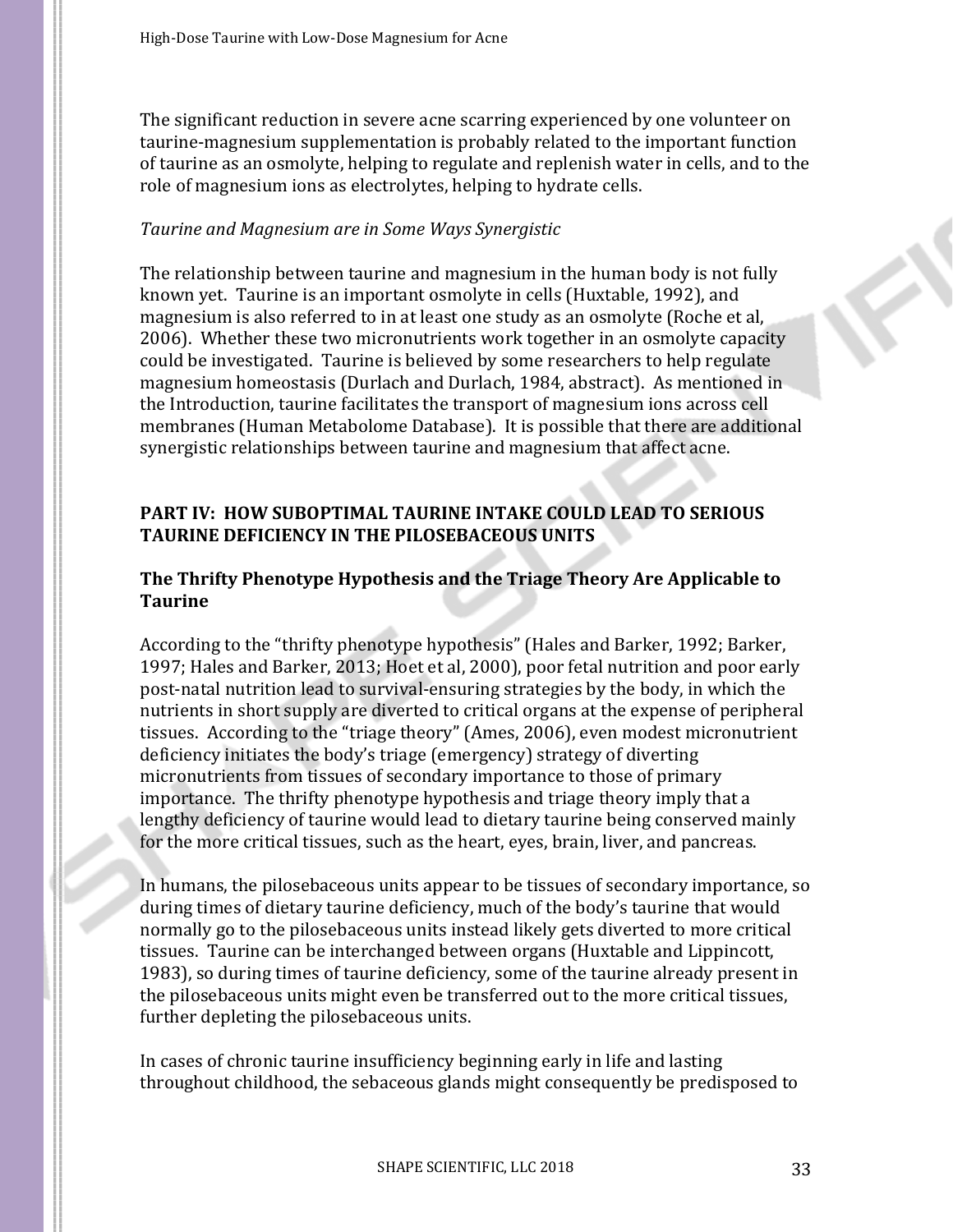The significant reduction in severe acne scarring experienced by one volunteer on taurine-magnesium supplementation is probably related to the important function of taurine as an osmolyte, helping to regulate and replenish water in cells, and to the role of magnesium ions as electrolytes, helping to hydrate cells.

*Taurine and Magnesium are in Some Ways Synergistic*

The relationship between taurine and magnesium in the human body is not fully known yet. Taurine is an important osmolyte in cells (Huxtable, 1992), and magnesium is also referred to in at least one study as an osmolyte (Roche et al, 2006). Whether these two micronutrients work together in an osmolyte capacity could be investigated. Taurine is believed by some researchers to help regulate magnesium homeostasis (Durlach and Durlach, 1984, abstract). As mentioned in the Introduction, taurine facilitates the transport of magnesium ions across cell membranes (Human Metabolome Database). It is possible that there are additional synergistic relationships between taurine and magnesium that affect acne.

## PART IV: HOW SUBOPTIMAL TAURINE INTAKE COULD LEAD TO SERIOUS TAURINE DEFICIENCY IN THE PILOSEBACEOUS UNITS

### The Thrifty Phenotype Hypothesis and the Triage Theory Are Applicable to Taurine

According to the "thrifty phenotype hypothesis" (Hales and Barker, 1992; Barker, 1997; Hales and Barker, 2013; Hoet et al, 2000), poor fetal nutrition and poor early post-natal nutrition lead to survival-ensuring strategies by the body, in which the nutrients in short supply are diverted to critical organs at the expense of peripheral tissues. According to the "triage theory" (Ames, 2006), even modest micronutrient deficiency initiates the body's triage (emergency) strategy of diverting micronutrients from tissues of secondary importance to those of primary importance. The thrifty phenotype hypothesis and triage theory imply that a lengthy deficiency of taurine would lead to dietary taurine being conserved mainly for the more critical tissues, such as the heart, eyes, brain, liver, and pancreas.

In humans, the pilosebaceous units appear to be tissues of secondary importance, so during times of dietary taurine deficiency, much of the body's taurine that would normally go to the pilosebaceous units instead likely gets diverted to more critical tissues. Taurine can be interchanged between organs (Huxtable and Lippincott, 1983), so during times of taurine deficiency, some of the taurine already present in the pilosebaceous units might even be transferred out to the more critical tissues, further depleting the pilosebaceous units.

In cases of chronic taurine insufficiency beginning early in life and lasting throughout childhood, the sebaceous glands might consequently be predisposed to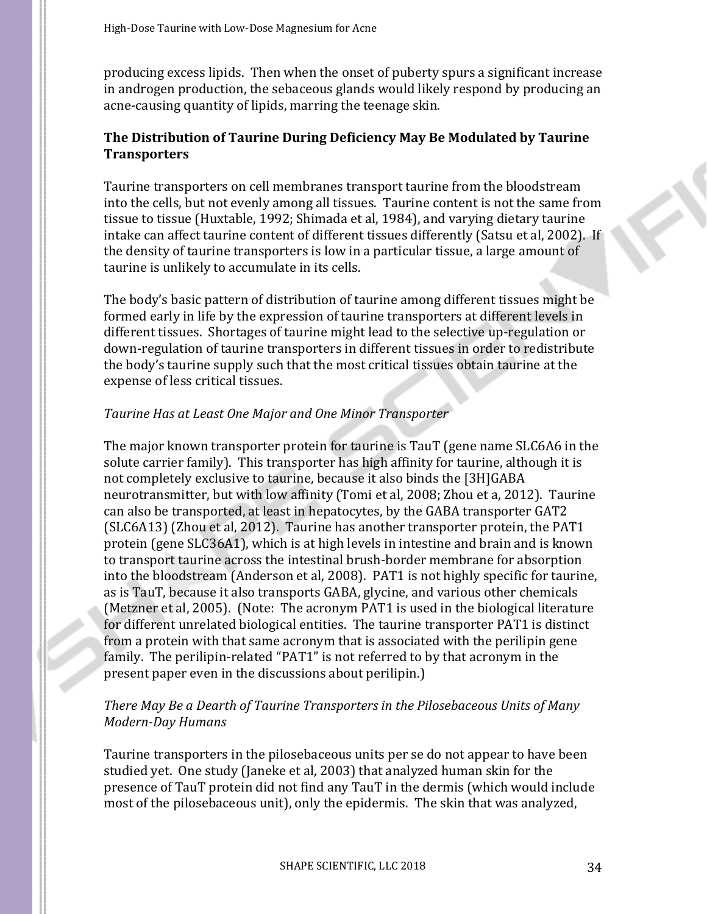producing excess lipids. Then when the onset of puberty spurs a significant increase in androgen production, the sebaceous glands would likely respond by producing an acne-causing quantity of lipids, marring the teenage skin.

## The Distribution of Taurine During Deficiency May Be Modulated by Taurine Transporters

Taurine transporters on cell membranes transport taurine from the bloodstream into the cells, but not evenly among all tissues. Taurine content is not the same from tissue to tissue (Huxtable, 1992; Shimada et al, 1984), and varying dietary taurine intake can affect taurine content of different tissues differently (Satsu et al, 2002). If the density of taurine transporters is low in a particular tissue, a large amount of taurine is unlikely to accumulate in its cells.

The body's basic pattern of distribution of taurine among different tissues might be formed early in life by the expression of taurine transporters at different levels in different tissues. Shortages of taurine might lead to the selective up-regulation or down-regulation of taurine transporters in different tissues in order to redistribute the body's taurine supply such that the most critical tissues obtain taurine at the expense of less critical tissues.

### *Taurine Has at Least One Major and One Minor Transporter*

The major known transporter protein for taurine is TauT (gene name SLC6A6 in the solute carrier family). This transporter has high affinity for taurine, although it is not completely exclusive to taurine, because it also binds the [3H]GABA neurotransmitter, but with low affinity (Tomi et al, 2008; Zhou et a, 2012). Taurine can also be transported, at least in hepatocytes, by the GABA transporter GAT2 (SLC6A13) (Zhou et al, 2012). Taurine has another transporter protein, the PAT1 protein (gene SLC36A1), which is at high levels in intestine and brain and is known to transport taurine across the intestinal brush-border membrane for absorption into the bloodstream (Anderson et al, 2008). PAT1 is not highly specific for taurine, as is TauT, because it also transports GABA, glycine, and various other chemicals (Metzner et al, 2005). (Note: The acronym PAT1 is used in the biological literature for different unrelated biological entities. The taurine transporter PAT1 is distinct from a protein with that same acronym that is associated with the perilipin gene family. The perilipin-related "PAT1" is not referred to by that acronym in the present paper even in the discussions about perilipin.)

### *There May Be a Dearth of Taurine Transporters in the Pilosebaceous Units of Many Modern-Day Humans*

Taurine transporters in the pilosebaceous units per se do not appear to have been studied yet. One study (Janeke et al, 2003) that analyzed human skin for the presence of TauT protein did not find any TauT in the dermis (which would include most of the pilosebaceous unit), only the epidermis. The skin that was analyzed,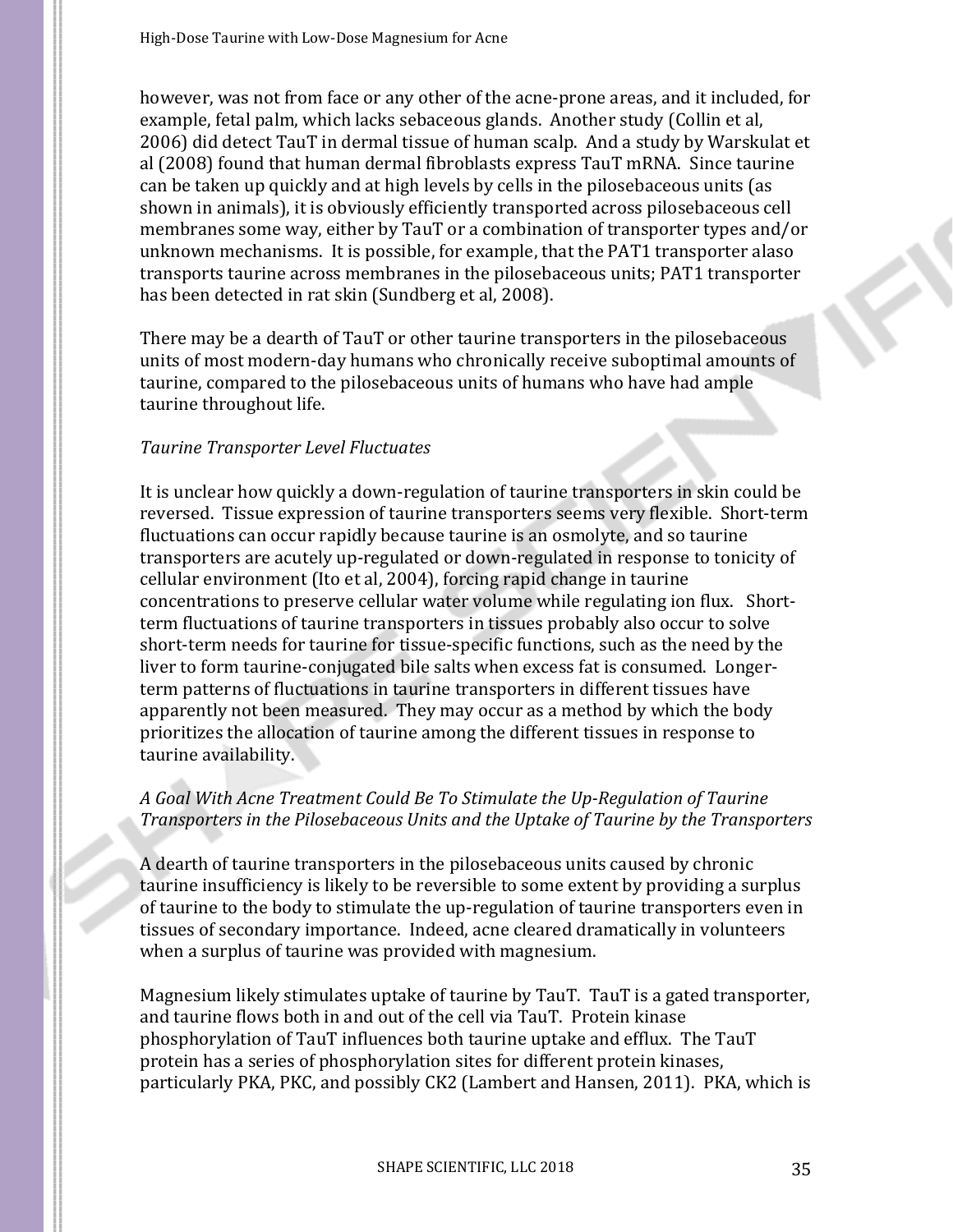however, was not from face or any other of the acne-prone areas, and it included, for example, fetal palm, which lacks sebaceous glands. Another study (Collin et al, 2006) did detect TauT in dermal tissue of human scalp. And a study by Warskulat et al (2008) found that human dermal fibroblasts express TauT mRNA. Since taurine can be taken up quickly and at high levels by cells in the pilosebaceous units (as shown in animals), it is obviously efficiently transported across pilosebaceous cell membranes some way, either by TauT or a combination of transporter types and/or unknown mechanisms. It is possible, for example, that the PAT1 transporter alaso transports taurine across membranes in the pilosebaceous units; PAT1 transporter has been detected in rat skin (Sundberg et al, 2008).

There may be a dearth of TauT or other taurine transporters in the pilosebaceous units of most modern-day humans who chronically receive suboptimal amounts of taurine, compared to the pilosebaceous units of humans who have had ample taurine throughout life.

*Taurine Transporter Level Fluctuates*

It is unclear how quickly a down-regulation of taurine transporters in skin could be reversed. Tissue expression of taurine transporters seems very flexible. Short-term fluctuations can occur rapidly because taurine is an osmolyte, and so taurine transporters are acutely up-regulated or down-regulated in response to tonicity of cellular environment (Ito et al, 2004), forcing rapid change in taurine concentrations to preserve cellular water volume while regulating ion flux. Short-term fluctuations of taurine transporters in tissues probably also occur to solve short-term needs for taurine for tissue-specific functions, such as the need by the liver to form taurine-conjugated bile salts when excess fat is consumed. Longer-term patterns of fluctuations in taurine transporters in different tissues have apparently not been measured. They may occur as a method by which the body prioritizes the allocation of taurine among the different tissues in response to taurine availability.

*A Goal With Acne Treatment Could Be To Stimulate the Up-Regulation of Taurine Transporters in the Pilosebaceous Units and the Uptake of Taurine by the Transporters*

A dearth of taurine transporters in the pilosebaceous units caused by chronic taurine insufficiency is likely to be reversible to some extent by providing a surplus of taurine to the body to stimulate the up-regulation of taurine transporters even in tissues of secondary importance. Indeed, acne cleared dramatically in volunteers when a surplus of taurine was provided with magnesium.

Magnesium likely stimulates uptake of taurine by TauT. TauT is a gated transporter, and taurine flows both in and out of the cell via TauT. Protein kinase phosphorylation of TauT influences both taurine uptake and efflux. The TauT protein has a series of phosphorylation sites for different protein kinases, particularly PKA, PKC, and possibly CK2 (Lambert and Hansen, 2011). PKA, which is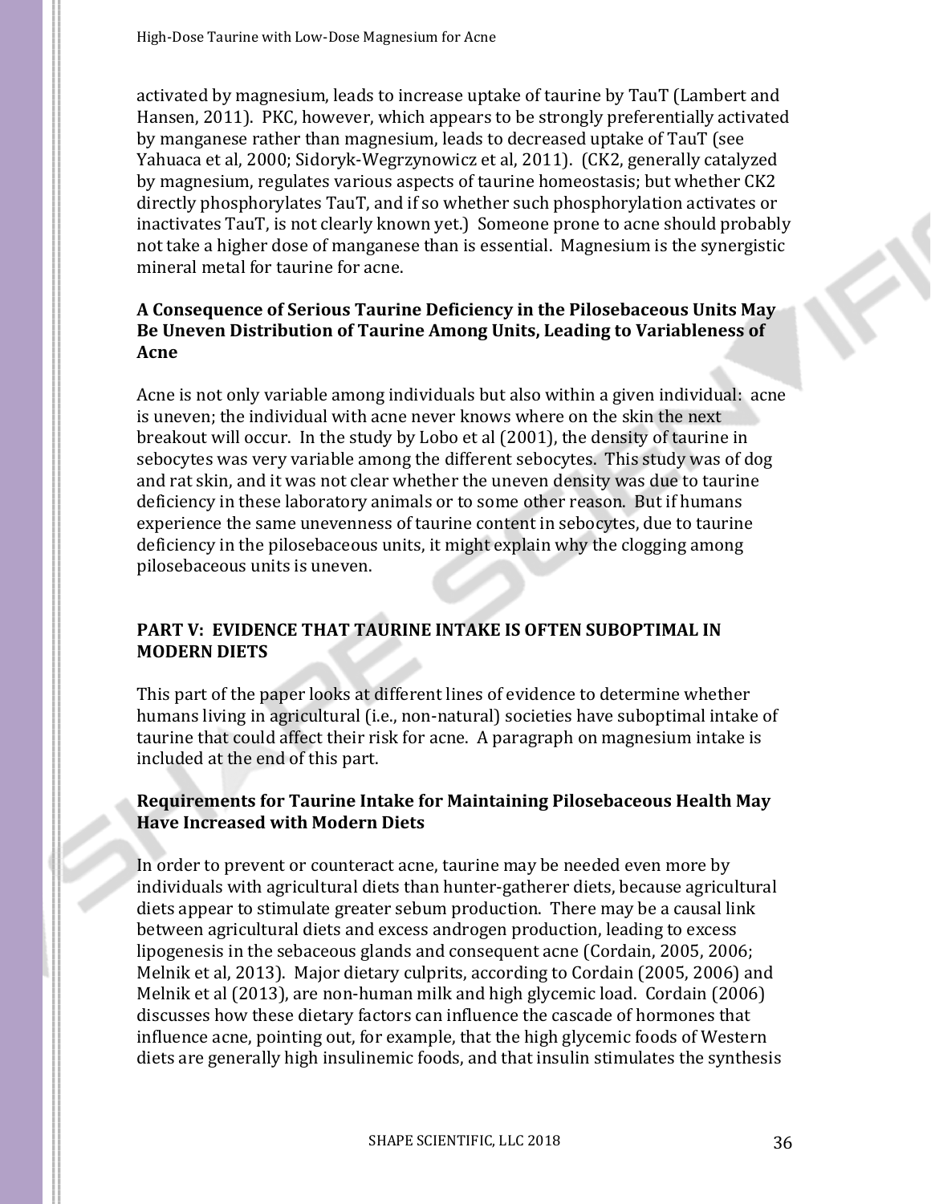activated by magnesium, leads to increase uptake of taurine by TauT (Lambert and Hansen, 2011). PKC, however, which appears to be strongly preferentially activated by manganese rather than magnesium, leads to decreased uptake of TauT (see Yahuaca et al, 2000; Sidoryk-Wegrzynowicz et al, 2011). (CK2, generally catalyzed by magnesium, regulates various aspects of taurine homeostasis; but whether CK2 directly phosphorylates TauT, and if so whether such phosphorylation activates or inactivates TauT, is not clearly known yet.) Someone prone to acne should probably not take a higher dose of manganese than is essential. Magnesium is the synergistic mineral metal for taurine for acne.

### A Consequence of Serious Taurine Deficiency in the Pilosebaceous Units May Be Uneven Distribution of Taurine Among Units, Leading to Variableness of Acne

Acne is not only variable among individuals but also within a given individual: acne is uneven; the individual with acne never knows where on the skin the next breakout will occur. In the study by Lobo et al (2001), the density of taurine in sebocytes was very variable among the different sebocytes. This study was of dog and rat skin, and it was not clear whether the uneven density was due to taurine deficiency in these laboratory animals or to some other reason. But if humans experience the same unevenness of taurine content in sebocytes, due to taurine deficiency in the pilosebaceous units, it might explain why the clogging among pilosebaceous units is uneven.

## PART V: EVIDENCE THAT TAURINE INTAKE IS OFTEN SUBOPTIMAL IN MODERN DIETS

This part of the paper looks at different lines of evidence to determine whether humans living in agricultural (i.e., non-natural) societies have suboptimal intake of taurine that could affect their risk for acne. A paragraph on magnesium intake is included at the end of this part.

### Requirements for Taurine Intake for Maintaining Pilosebaceous Health May Have Increased with Modern Diets

In order to prevent or counteract acne, taurine may be needed even more by individuals with agricultural diets than hunter-gatherer diets, because agricultural diets appear to stimulate greater sebum production. There may be a causal link between agricultural diets and excess androgen production, leading to excess lipogenesis in the sebaceous glands and consequent acne (Cordain, 2005, 2006; Melnik et al, 2013). Major dietary culprits, according to Cordain (2005, 2006) and Melnik et al (2013), are non-human milk and high glycemic load. Cordain (2006) discusses how these dietary factors can influence the cascade of hormones that influence acne, pointing out, for example, that the high glycemic foods of Western diets are generally high insulinemic foods, and that insulin stimulates the synthesis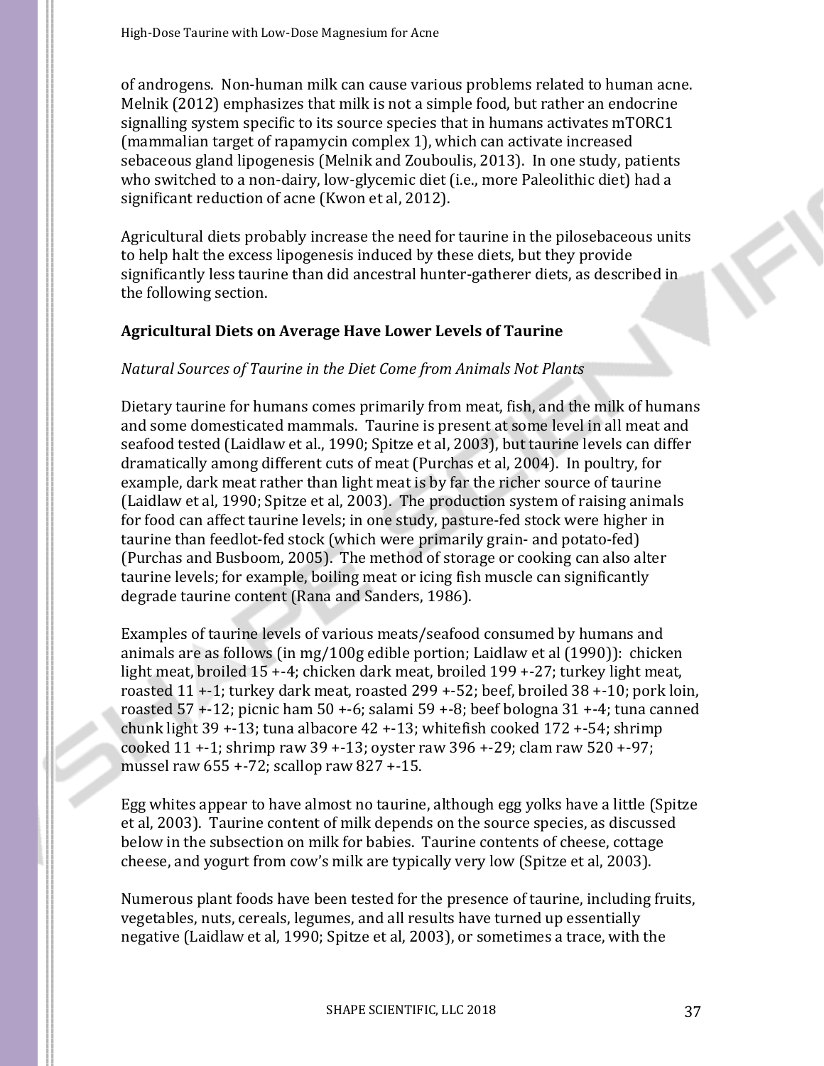of androgens. Non-human milk can cause various problems related to human acne. Melnik (2012) emphasizes that milk is not a simple food, but rather an endocrine signalling system specific to its source species that in humans activates mTORC1 (mammalian target of rapamycin complex 1), which can activate increased sebaceous gland lipogenesis (Melnik and Zouboulis, 2013). In one study, patients who switched to a non-dairy, low-glycemic diet (i.e., more Paleolithic diet) had a significant reduction of acne (Kwon et al, 2012).

Agricultural diets probably increase the need for taurine in the pilosebaceous units to help halt the excess lipogenesis induced by these diets, but they provide significantly less taurine than did ancestral hunter-gatherer diets, as described in the following section.

## Agricultural Diets on Average Have Lower Levels of Taurine

### *Natural Sources of Taurine in the Diet Come from Animals Not Plants*

Dietary taurine for humans comes primarily from meat, fish, and the milk of humans and some domesticated mammals. Taurine is present at some level in all meat and seafood tested (Laidlaw et al., 1990; Spitze et al, 2003), but taurine levels can differ dramatically among different cuts of meat (Purchas et al, 2004). In poultry, for example, dark meat rather than light meat is by far the richer source of taurine (Laidlaw et al, 1990; Spitze et al, 2003). The production system of raising animals for food can affect taurine levels; in one study, pasture-fed stock were higher in taurine than feedlot-fed stock (which were primarily grain- and potato-fed) (Purchas and Busboom, 2005). The method of storage or cooking can also alter taurine levels; for example, boiling meat or icing fish muscle can significantly degrade taurine content (Rana and Sanders, 1986).

Examples of taurine levels of various meats/seafood consumed by humans and animals are as follows (in mg/100g edible portion; Laidlaw et al (1990)): chicken light meat, broiled 15 +-4; chicken dark meat, broiled 199 +-27; turkey light meat, roasted 11 +-1; turkey dark meat, roasted 299 +-52; beef, broiled 38 +-10; pork loin, roasted 57 +-12; picnic ham 50 +-6; salami 59 +-8; beef bologna 31 +-4; tuna canned chunk light 39 +-13; tuna albacore 42 +-13; whitefish cooked 172 +-54; shrimp cooked 11 +-1; shrimp raw 39 +-13; oyster raw 396 +-29; clam raw 520 +-97; mussel raw 655 +-72; scallop raw 827 +-15.

Egg whites appear to have almost no taurine, although egg yolks have a little (Spitze et al, 2003). Taurine content of milk depends on the source species, as discussed below in the subsection on milk for babies. Taurine contents of cheese, cottage cheese, and yogurt from cow's milk are typically very low (Spitze et al, 2003).

Numerous plant foods have been tested for the presence of taurine, including fruits, vegetables, nuts, cereals, legumes, and all results have turned up essentially negative (Laidlaw et al, 1990; Spitze et al, 2003), or sometimes a trace, with the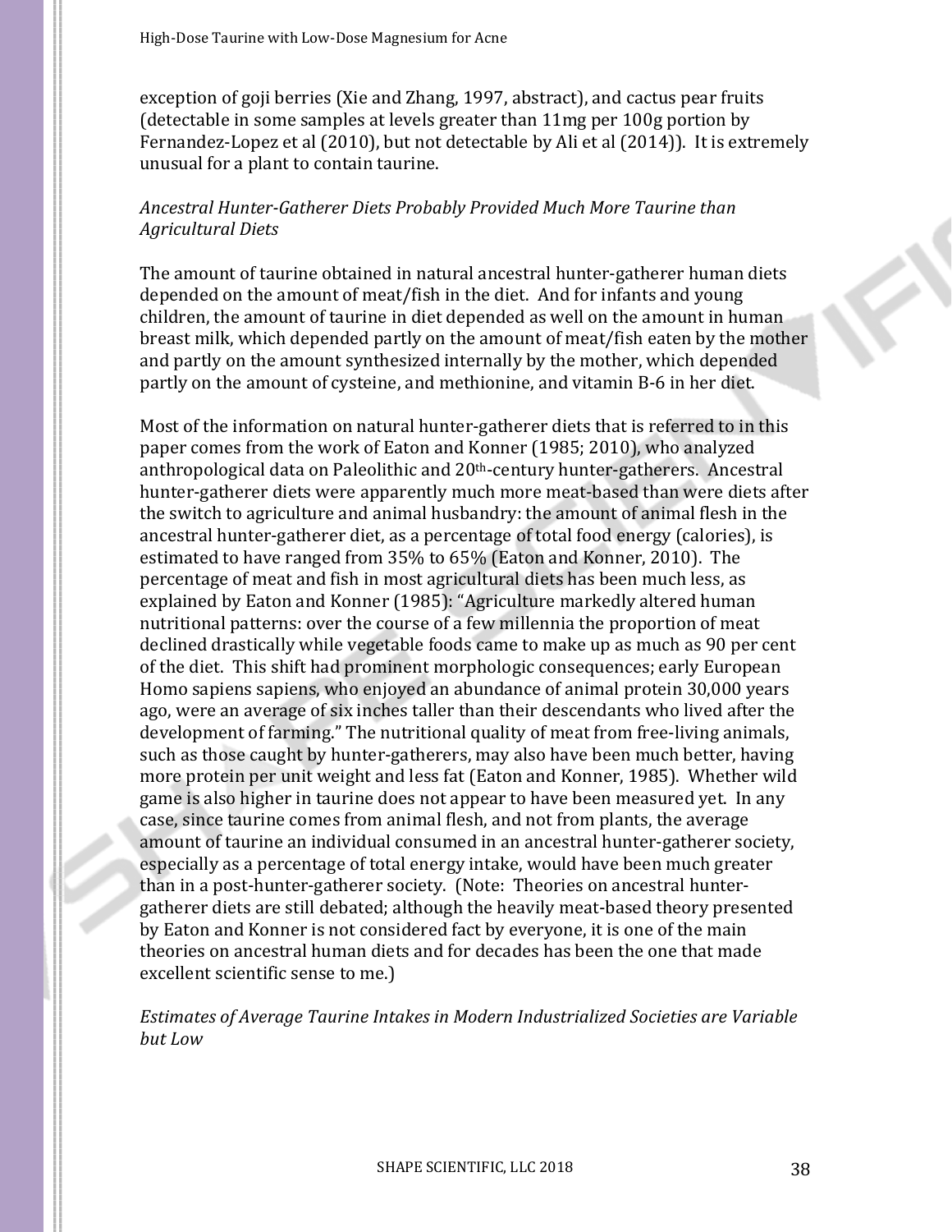exception of goji berries (Xie and Zhang, 1997, abstract), and cactus pear fruits (detectable in some samples at levels greater than 11mg per 100g portion by Fernandez-Lopez et al (2010), but not detectable by Ali et al (2014)). It is extremely unusual for a plant to contain taurine.

*Ancestral Hunter-Gatherer Diets Probably Provided Much More Taurine than Agricultural Diets*

The amount of taurine obtained in natural ancestral hunter-gatherer human diets depended on the amount of meat/fish in the diet. And for infants and young children, the amount of taurine in diet depended as well on the amount in human breast milk, which depended partly on the amount of meat/fish eaten by the mother and partly on the amount synthesized internally by the mother, which depended partly on the amount of cysteine, and methionine, and vitamin B-6 in her diet.

Most of the information on natural hunter-gatherer diets that is referred to in this paper comes from the work of Eaton and Konner (1985; 2010), who analyzed anthropological data on Paleolithic and 20th-century hunter-gatherers. Ancestral hunter-gatherer diets were apparently much more meat-based than were diets after the switch to agriculture and animal husbandry: the amount of animal flesh in the ancestral hunter-gatherer diet, as a percentage of total food energy (calories), is estimated to have ranged from 35% to 65% (Eaton and Konner, 2010). The percentage of meat and fish in most agricultural diets has been much less, as explained by Eaton and Konner (1985): "Agriculture markedly altered human nutritional patterns: over the course of a few millennia the proportion of meat declined drastically while vegetable foods came to make up as much as 90 per cent of the diet. This shift had prominent morphologic consequences; early European Homo sapiens sapiens, who enjoyed an abundance of animal protein 30,000 years ago, were an average of six inches taller than their descendants who lived after the development of farming." The nutritional quality of meat from free-living animals, such as those caught by hunter-gatherers, may also have been much better, having more protein per unit weight and less fat (Eaton and Konner, 1985). Whether wild game is also higher in taurine does not appear to have been measured yet. In any case, since taurine comes from animal flesh, and not from plants, the average amount of taurine an individual consumed in an ancestral hunter-gatherer society, especially as a percentage of total energy intake, would have been much greater than in a post-hunter-gatherer society. (Note: Theories on ancestral hunter-gatherer diets are still debated; although the heavily meat-based theory presented by Eaton and Konner is not considered fact by everyone, it is one of the main theories on ancestral human diets and for decades has been the one that made excellent scientific sense to me.)

*Estimates of Average Taurine Intakes in Modern Industrialized Societies are Variable but Low*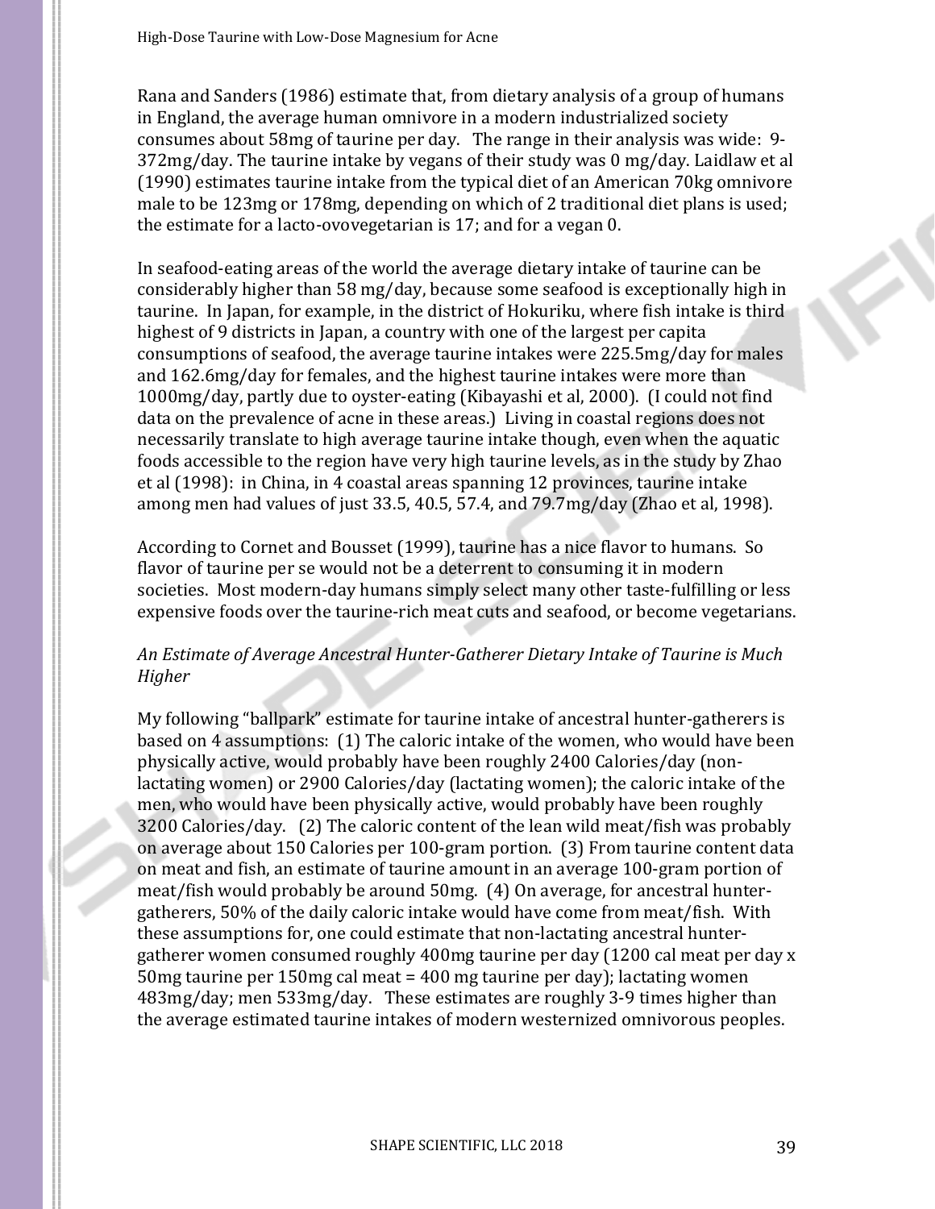Rana and Sanders (1986) estimate that, from dietary analysis of a group of humans in England, the average human omnivore in a modern industrialized society consumes about 58mg of taurine per day. The range in their analysis was wide: 9-372mg/day. The taurine intake by vegans of their study was 0 mg/day. Laidlaw et al (1990) estimates taurine intake from the typical diet of an American 70kg omnivore male to be 123mg or 178mg, depending on which of 2 traditional diet plans is used; the estimate for a lacto-ovovegetarian is 17; and for a vegan 0.

In seafood-eating areas of the world the average dietary intake of taurine can be considerably higher than 58 mg/day, because some seafood is exceptionally high in taurine. In Japan, for example, in the district of Hokuriku, where fish intake is third highest of 9 districts in Japan, a country with one of the largest per capita consumptions of seafood, the average taurine intakes were 225.5mg/day for males and 162.6mg/day for females, and the highest taurine intakes were more than 1000mg/day, partly due to oyster-eating (Kibayashi et al, 2000). (I could not find data on the prevalence of acne in these areas.) Living in coastal regions does not necessarily translate to high average taurine intake though, even when the aquatic foods accessible to the region have very high taurine levels, as in the study by Zhao et al (1998): in China, in 4 coastal areas spanning 12 provinces, taurine intake among men had values of just 33.5, 40.5, 57.4, and 79.7mg/day (Zhao et al, 1998).

According to Cornet and Bousset (1999), taurine has a nice flavor to humans. So flavor of taurine per se would not be a deterrent to consuming it in modern societies. Most modern-day humans simply select many other taste-fulfilling or less expensive foods over the taurine-rich meat cuts and seafood, or become vegetarians.

*An Estimate of Average Ancestral Hunter-Gatherer Dietary Intake of Taurine is Much Higher*

My following "ballpark" estimate for taurine intake of ancestral hunter-gatherers is based on 4 assumptions: (1) The caloric intake of the women, who would have been physically active, would probably have been roughly 2400 Calories/day (non-lactating women) or 2900 Calories/day (lactating women); the caloric intake of the men, who would have been physically active, would probably have been roughly 3200 Calories/day. (2) The caloric content of the lean wild meat/fish was probably on average about 150 Calories per 100-gram portion. (3) From taurine content data on meat and fish, an estimate of taurine amount in an average 100-gram portion of meat/fish would probably be around 50mg. (4) On average, for ancestral hunter-gatherers, 50% of the daily caloric intake would have come from meat/fish. With these assumptions for, one could estimate that non-lactating ancestral hunter-gatherer women consumed roughly 400mg taurine per day (1200 cal meat per day x 50mg taurine per 150mg cal meat = 400 mg taurine per day); lactating women 483mg/day; men 533mg/day. These estimates are roughly 3-9 times higher than the average estimated taurine intakes of modern westernized omnivorous peoples.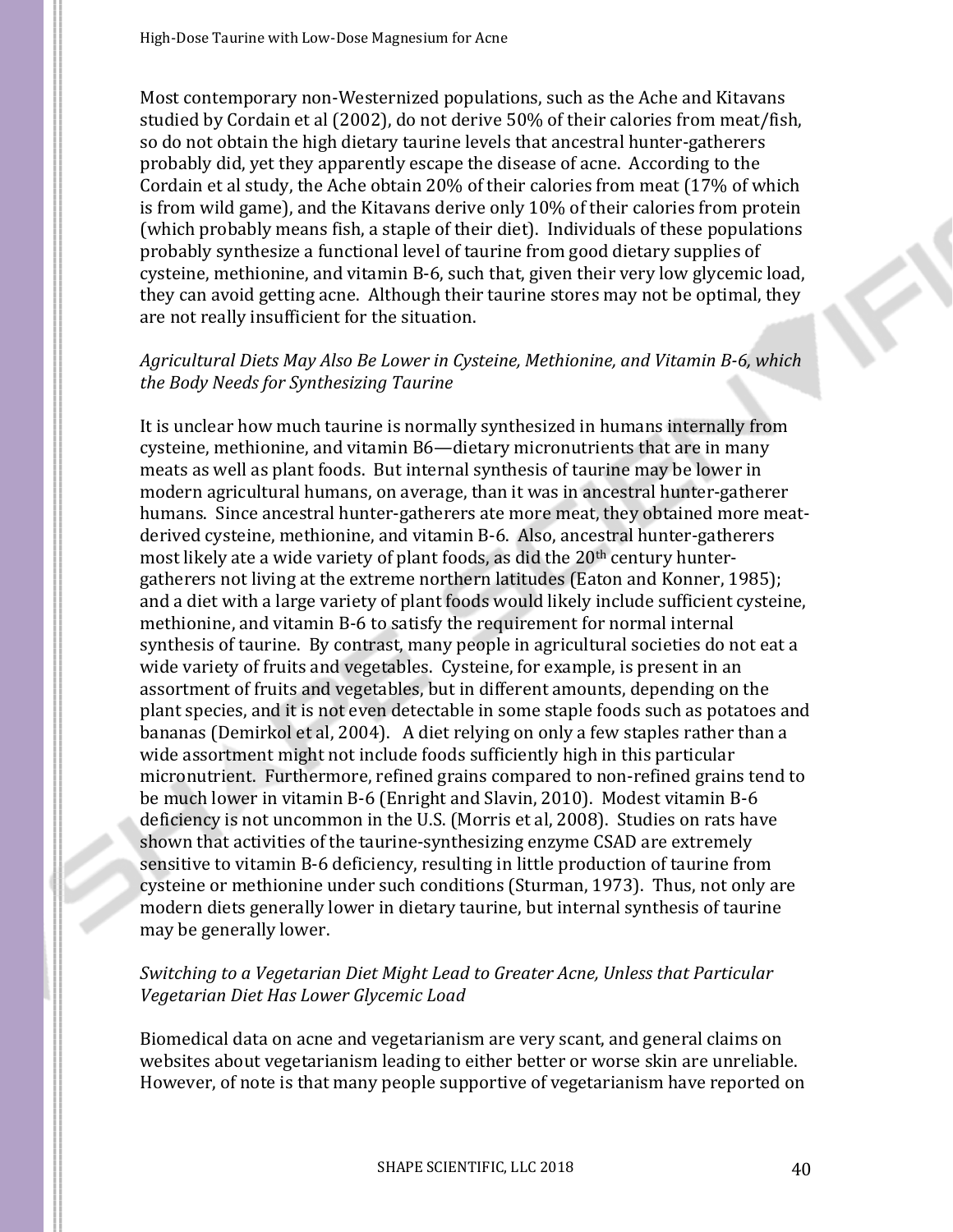Most contemporary non-Westernized populations, such as the Ache and Kitavans studied by Cordain et al (2002), do not derive 50% of their calories from meat/fish, so do not obtain the high dietary taurine levels that ancestral hunter-gatherers probably did, yet they apparently escape the disease of acne. According to the Cordain et al study, the Ache obtain 20% of their calories from meat (17% of which is from wild game), and the Kitavans derive only 10% of their calories from protein (which probably means fish, a staple of their diet). Individuals of these populations probably synthesize a functional level of taurine from good dietary supplies of cysteine, methionine, and vitamin B-6, such that, given their very low glycemic load, they can avoid getting acne. Although their taurine stores may not be optimal, they are not really insufficient for the situation.

*Agricultural Diets May Also Be Lower in Cysteine, Methionine, and Vitamin B-6, which the Body Needs for Synthesizing Taurine*

It is unclear how much taurine is normally synthesized in humans internally from cysteine, methionine, and vitamin B6—dietary micronutrients that are in many meats as well as plant foods. But internal synthesis of taurine may be lower in modern agricultural humans, on average, than it was in ancestral hunter-gatherer humans. Since ancestral hunter-gatherers ate more meat, they obtained more meat-derived cysteine, methionine, and vitamin B-6. Also, ancestral hunter-gatherers most likely ate a wide variety of plant foods, as did the 20th century hunter-gatherers not living at the extreme northern latitudes (Eaton and Konner, 1985); and a diet with a large variety of plant foods would likely include sufficient cysteine, methionine, and vitamin B-6 to satisfy the requirement for normal internal synthesis of taurine. By contrast, many people in agricultural societies do not eat a wide variety of fruits and vegetables. Cysteine, for example, is present in an assortment of fruits and vegetables, but in different amounts, depending on the plant species, and it is not even detectable in some staple foods such as potatoes and bananas (Demirkol et al, 2004). A diet relying on only a few staples rather than a wide assortment might not include foods sufficiently high in this particular micronutrient. Furthermore, refined grains compared to non-refined grains tend to be much lower in vitamin B-6 (Enright and Slavin, 2010). Modest vitamin B-6 deficiency is not uncommon in the U.S. (Morris et al, 2008). Studies on rats have shown that activities of the taurine-synthesizing enzyme CSAD are extremely sensitive to vitamin B-6 deficiency, resulting in little production of taurine from cysteine or methionine under such conditions (Sturman, 1973). Thus, not only are modern diets generally lower in dietary taurine, but internal synthesis of taurine may be generally lower.

*Switching to a Vegetarian Diet Might Lead to Greater Acne, Unless that Particular Vegetarian Diet Has Lower Glycemic Load*

Biomedical data on acne and vegetarianism are very scant, and general claims on websites about vegetarianism leading to either better or worse skin are unreliable. However, of note is that many people supportive of vegetarianism have reported on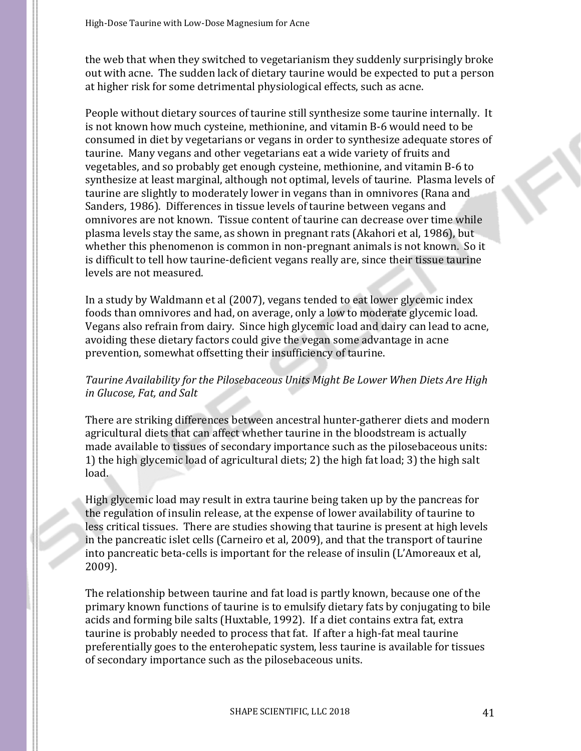the web that when they switched to vegetarianism they suddenly surprisingly broke out with acne. The sudden lack of dietary taurine would be expected to put a person at higher risk for some detrimental physiological effects, such as acne.

People without dietary sources of taurine still synthesize some taurine internally. It is not known how much cysteine, methionine, and vitamin B-6 would need to be consumed in diet by vegetarians or vegans in order to synthesize adequate stores of taurine. Many vegans and other vegetarians eat a wide variety of fruits and vegetables, and so probably get enough cysteine, methionine, and vitamin B-6 to synthesize at least marginal, although not optimal, levels of taurine. Plasma levels of taurine are slightly to moderately lower in vegans than in omnivores (Rana and Sanders, 1986). Differences in tissue levels of taurine between vegans and omnivores are not known. Tissue content of taurine can decrease over time while plasma levels stay the same, as shown in pregnant rats (Akahori et al, 1986), but whether this phenomenon is common in non-pregnant animals is not known. So it is difficult to tell how taurine-deficient vegans really are, since their tissue taurine levels are not measured.

In a study by Waldmann et al (2007), vegans tended to eat lower glycemic index foods than omnivores and had, on average, only a low to moderate glycemic load. Vegans also refrain from dairy. Since high glycemic load and dairy can lead to acne, avoiding these dietary factors could give the vegan some advantage in acne prevention, somewhat offsetting their insufficiency of taurine.

*Taurine Availability for the Pilosebaceous Units Might Be Lower When Diets Are High in Glucose, Fat, and Salt*

There are striking differences between ancestral hunter-gatherer diets and modern agricultural diets that can affect whether taurine in the bloodstream is actually made available to tissues of secondary importance such as the pilosebaceous units: 1) the high glycemic load of agricultural diets; 2) the high fat load; 3) the high salt load.

High glycemic load may result in extra taurine being taken up by the pancreas for the regulation of insulin release, at the expense of lower availability of taurine to less critical tissues. There are studies showing that taurine is present at high levels in the pancreatic islet cells (Carneiro et al, 2009), and that the transport of taurine into pancreatic beta-cells is important for the release of insulin (L'Amoreaux et al, 2009).

The relationship between taurine and fat load is partly known, because one of the primary known functions of taurine is to emulsify dietary fats by conjugating to bile acids and forming bile salts (Huxtable, 1992). If a diet contains extra fat, extra taurine is probably needed to process that fat. If after a high-fat meal taurine preferentially goes to the enterohepatic system, less taurine is available for tissues of secondary importance such as the pilosebaceous units.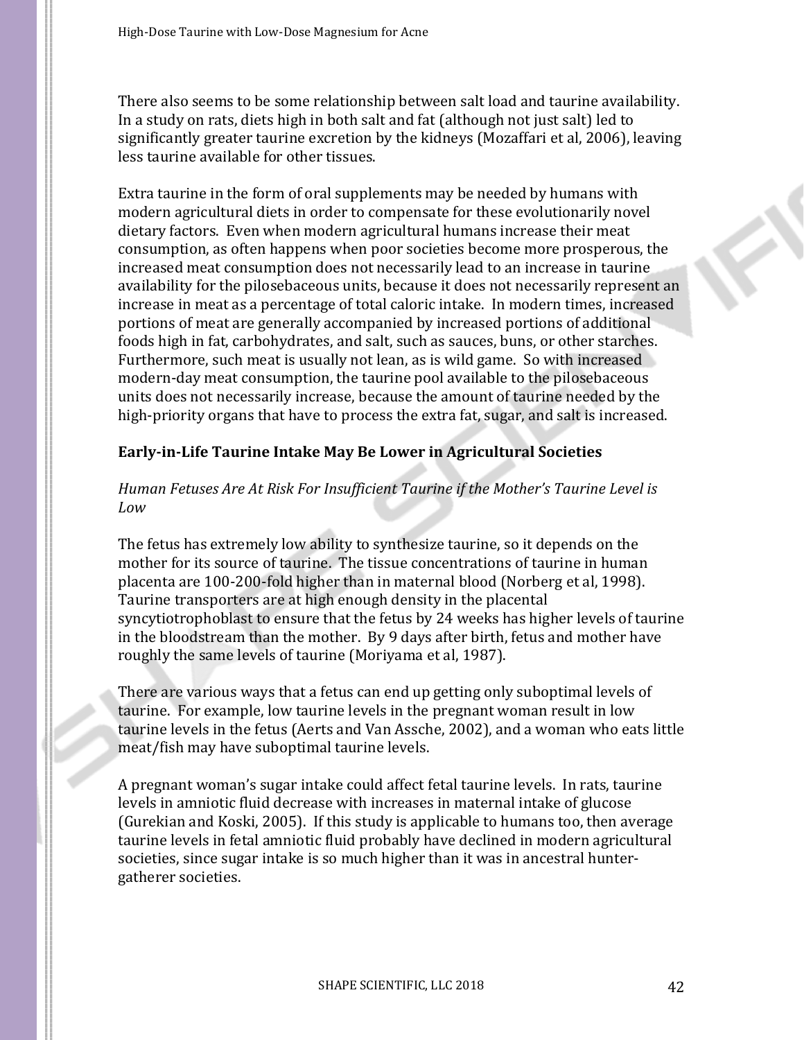There also seems to be some relationship between salt load and taurine availability. In a study on rats, diets high in both salt and fat (although not just salt) led to significantly greater taurine excretion by the kidneys (Mozaffari et al, 2006), leaving less taurine available for other tissues.

Extra taurine in the form of oral supplements may be needed by humans with modern agricultural diets in order to compensate for these evolutionarily novel dietary factors. Even when modern agricultural humans increase their meat consumption, as often happens when poor societies become more prosperous, the increased meat consumption does not necessarily lead to an increase in taurine availability for the pilosebaceous units, because it does not necessarily represent an increase in meat as a percentage of total caloric intake. In modern times, increased portions of meat are generally accompanied by increased portions of additional foods high in fat, carbohydrates, and salt, such as sauces, buns, or other starches. Furthermore, such meat is usually not lean, as is wild game. So with increased modern-day meat consumption, the taurine pool available to the pilosebaceous units does not necessarily increase, because the amount of taurine needed by the high-priority organs that have to process the extra fat, sugar, and salt is increased.

## Early-in-Life Taurine Intake May Be Lower in Agricultural Societies

### *Human Fetuses Are At Risk For Insufficient Taurine if the Mother's Taurine Level is Low*

The fetus has extremely low ability to synthesize taurine, so it depends on the mother for its source of taurine. The tissue concentrations of taurine in human placenta are 100-200-fold higher than in maternal blood (Norberg et al, 1998). Taurine transporters are at high enough density in the placental syncytiotrophoblast to ensure that the fetus by 24 weeks has higher levels of taurine in the bloodstream than the mother. By 9 days after birth, fetus and mother have roughly the same levels of taurine (Moriyama et al, 1987).

There are various ways that a fetus can end up getting only suboptimal levels of taurine. For example, low taurine levels in the pregnant woman result in low taurine levels in the fetus (Aerts and Van Assche, 2002), and a woman who eats little meat/fish may have suboptimal taurine levels.

A pregnant woman's sugar intake could affect fetal taurine levels. In rats, taurine levels in amniotic fluid decrease with increases in maternal intake of glucose (Gurekian and Koski, 2005). If this study is applicable to humans too, then average taurine levels in fetal amniotic fluid probably have declined in modern agricultural societies, since sugar intake is so much higher than it was in ancestral hunter-gatherer societies.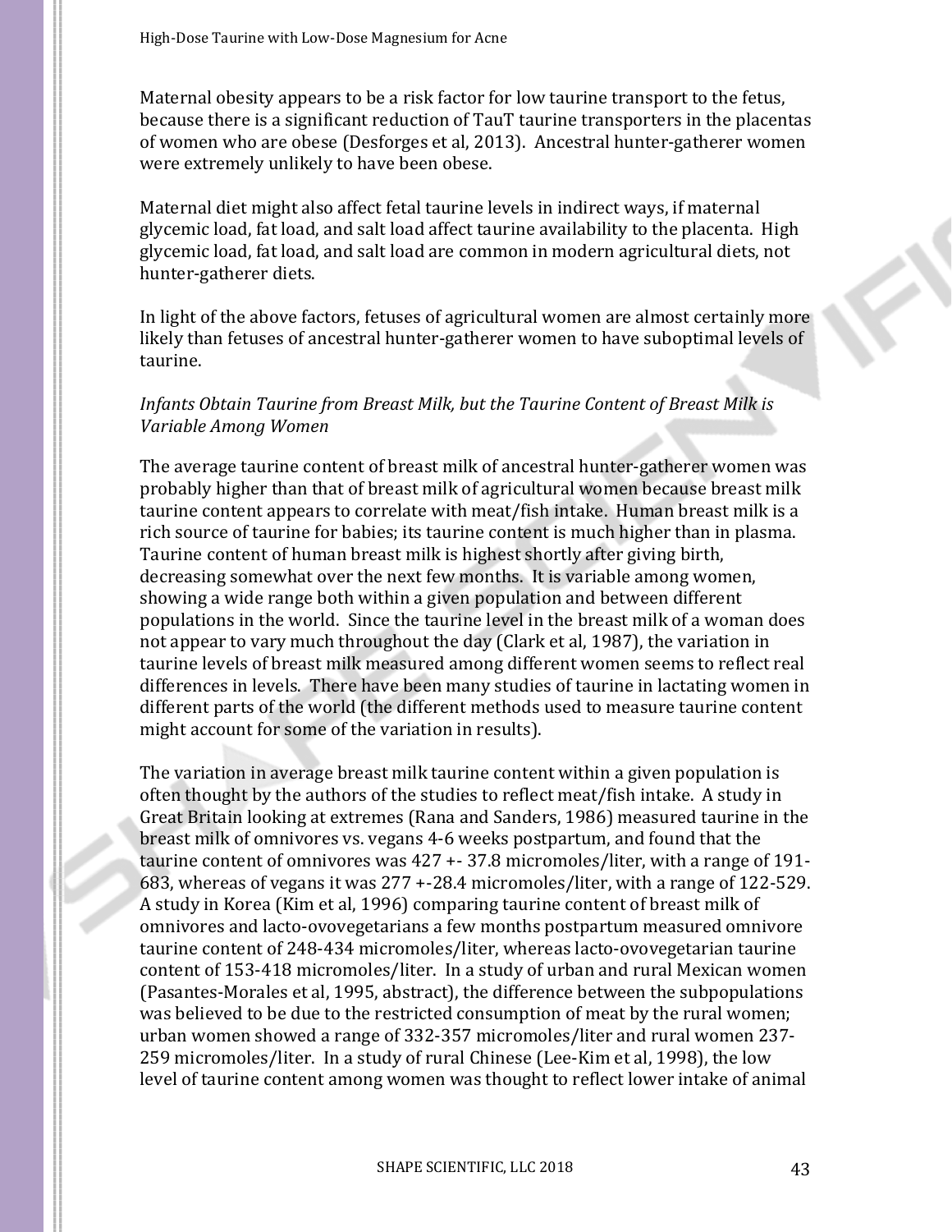Maternal obesity appears to be a risk factor for low taurine transport to the fetus, because there is a significant reduction of TauT taurine transporters in the placentas of women who are obese (Desforges et al, 2013). Ancestral hunter-gatherer women were extremely unlikely to have been obese.

Maternal diet might also affect fetal taurine levels in indirect ways, if maternal glycemic load, fat load, and salt load affect taurine availability to the placenta. High glycemic load, fat load, and salt load are common in modern agricultural diets, not hunter-gatherer diets.

In light of the above factors, fetuses of agricultural women are almost certainly more likely than fetuses of ancestral hunter-gatherer women to have suboptimal levels of taurine.

*Infants Obtain Taurine from Breast Milk, but the Taurine Content of Breast Milk is Variable Among Women*

The average taurine content of breast milk of ancestral hunter-gatherer women was probably higher than that of breast milk of agricultural women because breast milk taurine content appears to correlate with meat/fish intake. Human breast milk is a rich source of taurine for babies; its taurine content is much higher than in plasma. Taurine content of human breast milk is highest shortly after giving birth, decreasing somewhat over the next few months. It is variable among women, showing a wide range both within a given population and between different populations in the world. Since the taurine level in the breast milk of a woman does not appear to vary much throughout the day (Clark et al, 1987), the variation in taurine levels of breast milk measured among different women seems to reflect real differences in levels. There have been many studies of taurine in lactating women in different parts of the world (the different methods used to measure taurine content might account for some of the variation in results).

The variation in average breast milk taurine content within a given population is often thought by the authors of the studies to reflect meat/fish intake. A study in Great Britain looking at extremes (Rana and Sanders, 1986) measured taurine in the breast milk of omnivores vs. vegans 4-6 weeks postpartum, and found that the taurine content of omnivores was 427 +- 37.8 micromoles/liter, with a range of 191-683, whereas of vegans it was 277 +-28.4 micromoles/liter, with a range of 122-529. A study in Korea (Kim et al, 1996) comparing taurine content of breast milk of omnivores and lacto-ovovegetarians a few months postpartum measured omnivore taurine content of 248-434 micromoles/liter, whereas lacto-ovovegetarian taurine content of 153-418 micromoles/liter. In a study of urban and rural Mexican women (Pasantes-Morales et al, 1995, abstract), the difference between the subpopulations was believed to be due to the restricted consumption of meat by the rural women; urban women showed a range of 332-357 micromoles/liter and rural women 237-259 micromoles/liter. In a study of rural Chinese (Lee-Kim et al, 1998), the low level of taurine content among women was thought to reflect lower intake of animal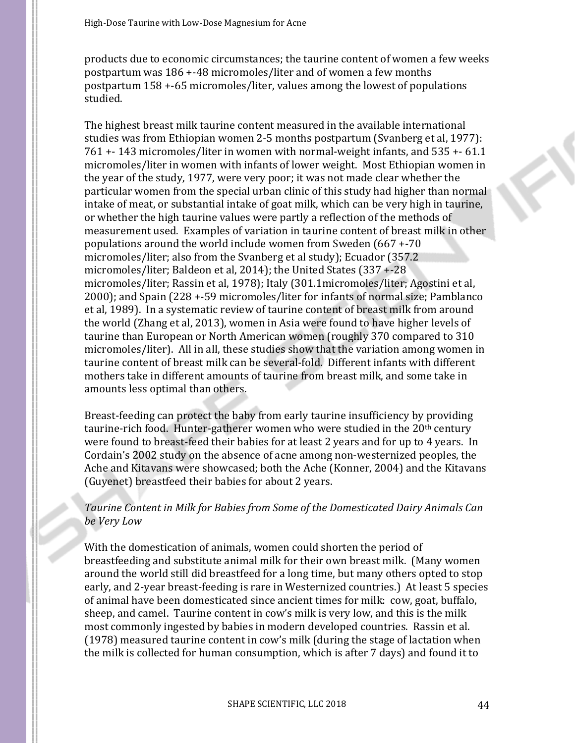products due to economic circumstances; the taurine content of women a few weeks postpartum was 186 +-48 micromoles/liter and of women a few months postpartum 158 +-65 micromoles/liter, values among the lowest of populations studied.

The highest breast milk taurine content measured in the available international studies was from Ethiopian women 2-5 months postpartum (Svanberg et al, 1977): 761 +- 143 micromoles/liter in women with normal-weight infants, and 535 +- 61.1 micromoles/liter in women with infants of lower weight. Most Ethiopian women in the year of the study, 1977, were very poor; it was not made clear whether the particular women from the special urban clinic of this study had higher than normal intake of meat, or substantial intake of goat milk, which can be very high in taurine, or whether the high taurine values were partly a reflection of the methods of measurement used. Examples of variation in taurine content of breast milk in other populations around the world include women from Sweden (667 +-70 micromoles/liter; also from the Svanberg et al study); Ecuador (357.2 micromoles/liter; Baldeon et al, 2014); the United States (337 +-28 micromoles/liter; Rassin et al, 1978); Italy (301.1micromoles/liter; Agostini et al, 2000); and Spain (228 +-59 micromoles/liter for infants of normal size; Pamblanco et al, 1989). In a systematic review of taurine content of breast milk from around the world (Zhang et al, 2013), women in Asia were found to have higher levels of taurine than European or North American women (roughly 370 compared to 310 micromoles/liter). All in all, these studies show that the variation among women in taurine content of breast milk can be several-fold. Different infants with different mothers take in different amounts of taurine from breast milk, and some take in amounts less optimal than others.

Breast-feeding can protect the baby from early taurine insufficiency by providing taurine-rich food. Hunter-gatherer women who were studied in the 20th century were found to breast-feed their babies for at least 2 years and for up to 4 years. In Cordain's 2002 study on the absence of acne among non-westernized peoples, the Ache and Kitavans were showcased; both the Ache (Konner, 2004) and the Kitavans (Guyenet) breastfeed their babies for about 2 years.

*Taurine Content in Milk for Babies from Some of the Domesticated Dairy Animals Can be Very Low*

With the domestication of animals, women could shorten the period of breastfeeding and substitute animal milk for their own breast milk. (Many women around the world still did breastfeed for a long time, but many others opted to stop early, and 2-year breast-feeding is rare in Westernized countries.) At least 5 species of animal have been domesticated since ancient times for milk: cow, goat, buffalo, sheep, and camel. Taurine content in cow's milk is very low, and this is the milk most commonly ingested by babies in modern developed countries. Rassin et al. (1978) measured taurine content in cow's milk (during the stage of lactation when the milk is collected for human consumption, which is after 7 days) and found it to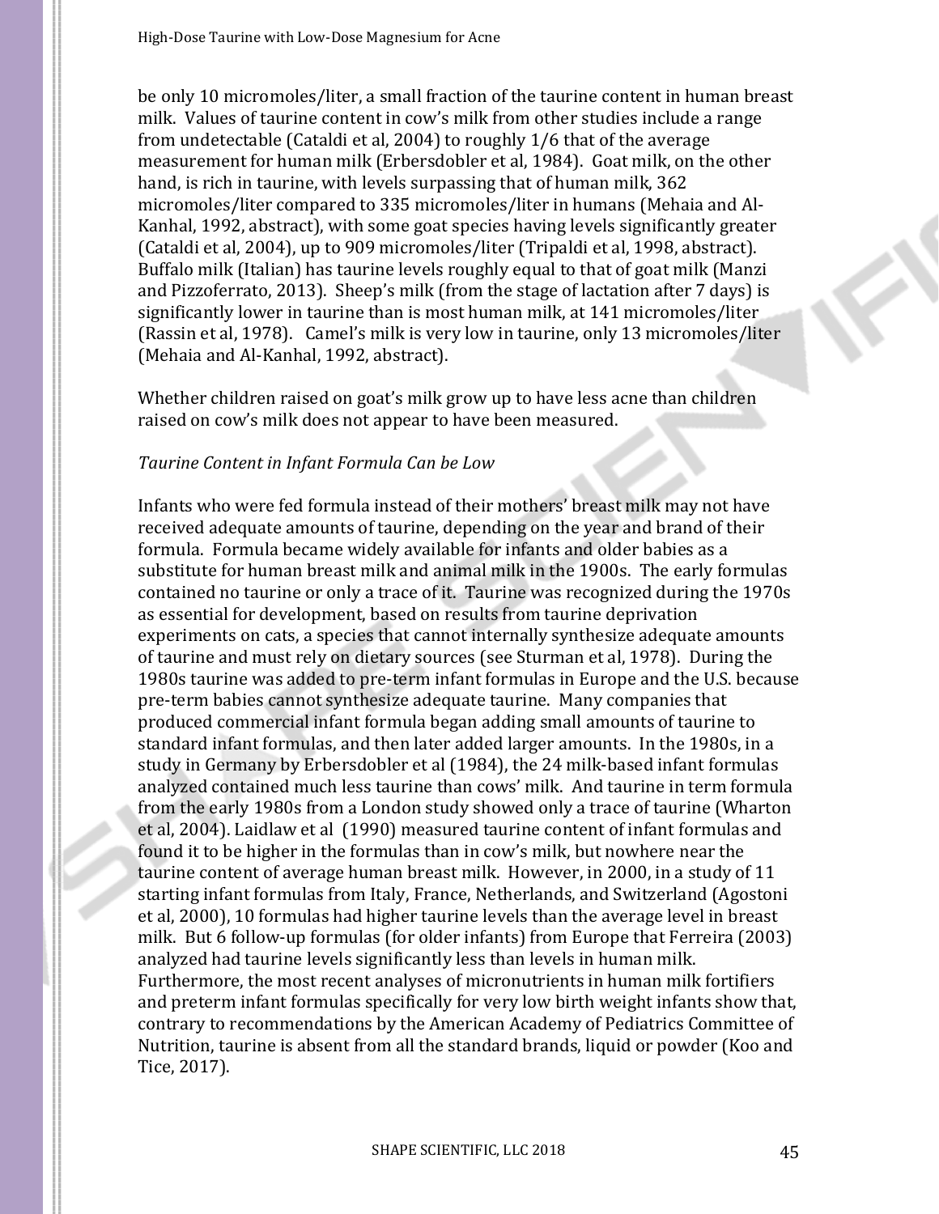be only 10 micromoles/liter, a small fraction of the taurine content in human breast milk. Values of taurine content in cow's milk from other studies include a range from undetectable (Cataldi et al, 2004) to roughly 1/6 that of the average measurement for human milk (Erbersdobler et al, 1984). Goat milk, on the other hand, is rich in taurine, with levels surpassing that of human milk, 362 micromoles/liter compared to 335 micromoles/liter in humans (Mehaia and Al-Kanhal, 1992, abstract), with some goat species having levels significantly greater (Cataldi et al, 2004), up to 909 micromoles/liter (Tripaldi et al, 1998, abstract). Buffalo milk (Italian) has taurine levels roughly equal to that of goat milk (Manzi and Pizzoferrato, 2013). Sheep's milk (from the stage of lactation after 7 days) is significantly lower in taurine than is most human milk, at 141 micromoles/liter (Rassin et al, 1978). Camel's milk is very low in taurine, only 13 micromoles/liter (Mehaia and Al-Kanhal, 1992, abstract).

Whether children raised on goat's milk grow up to have less acne than children raised on cow's milk does not appear to have been measured.

*Taurine Content in Infant Formula Can be Low*

Infants who were fed formula instead of their mothers' breast milk may not have received adequate amounts of taurine, depending on the year and brand of their formula. Formula became widely available for infants and older babies as a substitute for human breast milk and animal milk in the 1900s. The early formulas contained no taurine or only a trace of it. Taurine was recognized during the 1970s as essential for development, based on results from taurine deprivation experiments on cats, a species that cannot internally synthesize adequate amounts of taurine and must rely on dietary sources (see Sturman et al, 1978). During the 1980s taurine was added to pre-term infant formulas in Europe and the U.S. because pre-term babies cannot synthesize adequate taurine. Many companies that produced commercial infant formula began adding small amounts of taurine to standard infant formulas, and then later added larger amounts. In the 1980s, in a study in Germany by Erbersdobler et al (1984), the 24 milk-based infant formulas analyzed contained much less taurine than cows' milk. And taurine in term formula from the early 1980s from a London study showed only a trace of taurine (Wharton et al, 2004). Laidlaw et al (1990) measured taurine content of infant formulas and found it to be higher in the formulas than in cow's milk, but nowhere near the taurine content of average human breast milk. However, in 2000, in a study of 11 starting infant formulas from Italy, France, Netherlands, and Switzerland (Agostoni et al, 2000), 10 formulas had higher taurine levels than the average level in breast milk. But 6 follow-up formulas (for older infants) from Europe that Ferreira (2003) analyzed had taurine levels significantly less than levels in human milk. Furthermore, the most recent analyses of micronutrients in human milk fortifiers and preterm infant formulas specifically for very low birth weight infants show that, contrary to recommendations by the American Academy of Pediatrics Committee of Nutrition, taurine is absent from all the standard brands, liquid or powder (Koo and Tice, 2017).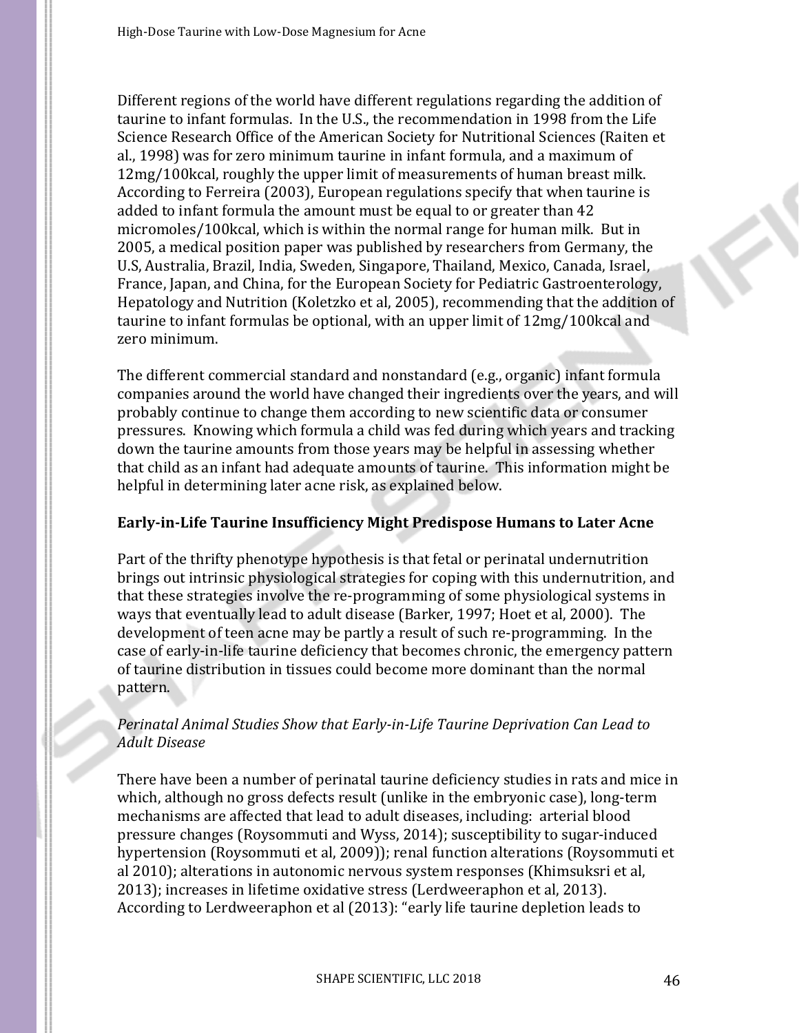Different regions of the world have different regulations regarding the addition of taurine to infant formulas. In the U.S., the recommendation in 1998 from the Life Science Research Office of the American Society for Nutritional Sciences (Raiten et al., 1998) was for zero minimum taurine in infant formula, and a maximum of 12mg/100kcal, roughly the upper limit of measurements of human breast milk. According to Ferreira (2003), European regulations specify that when taurine is added to infant formula the amount must be equal to or greater than 42 micromoles/100kcal, which is within the normal range for human milk. But in 2005, a medical position paper was published by researchers from Germany, the U.S, Australia, Brazil, India, Sweden, Singapore, Thailand, Mexico, Canada, Israel, France, Japan, and China, for the European Society for Pediatric Gastroenterology, Hepatology and Nutrition (Koletzko et al, 2005), recommending that the addition of taurine to infant formulas be optional, with an upper limit of 12mg/100kcal and zero minimum.

The different commercial standard and nonstandard (e.g., organic) infant formula companies around the world have changed their ingredients over the years, and will probably continue to change them according to new scientific data or consumer pressures. Knowing which formula a child was fed during which years and tracking down the taurine amounts from those years may be helpful in assessing whether that child as an infant had adequate amounts of taurine. This information might be helpful in determining later acne risk, as explained below.

**Early-in-Life Taurine Insufficiency Might Predispose Humans to Later Acne**

Part of the thrifty phenotype hypothesis is that fetal or perinatal undernutrition brings out intrinsic physiological strategies for coping with this undernutrition, and that these strategies involve the re-programming of some physiological systems in ways that eventually lead to adult disease (Barker, 1997; Hoet et al, 2000). The development of teen acne may be partly a result of such re-programming. In the case of early-in-life taurine deficiency that becomes chronic, the emergency pattern of taurine distribution in tissues could become more dominant than the normal pattern.

*Perinatal Animal Studies Show that Early-in-Life Taurine Deprivation Can Lead to Adult Disease*

There have been a number of perinatal taurine deficiency studies in rats and mice in which, although no gross defects result (unlike in the embryonic case), long-term mechanisms are affected that lead to adult diseases, including: arterial blood pressure changes (Roysommuti and Wyss, 2014); susceptibility to sugar-induced hypertension (Roysommuti et al, 2009)); renal function alterations (Roysommuti et al 2010); alterations in autonomic nervous system responses (Khimsuksri et al, 2013); increases in lifetime oxidative stress (Lerdweeraphon et al, 2013). According to Lerdweeraphon et al (2013): "early life taurine depletion leads to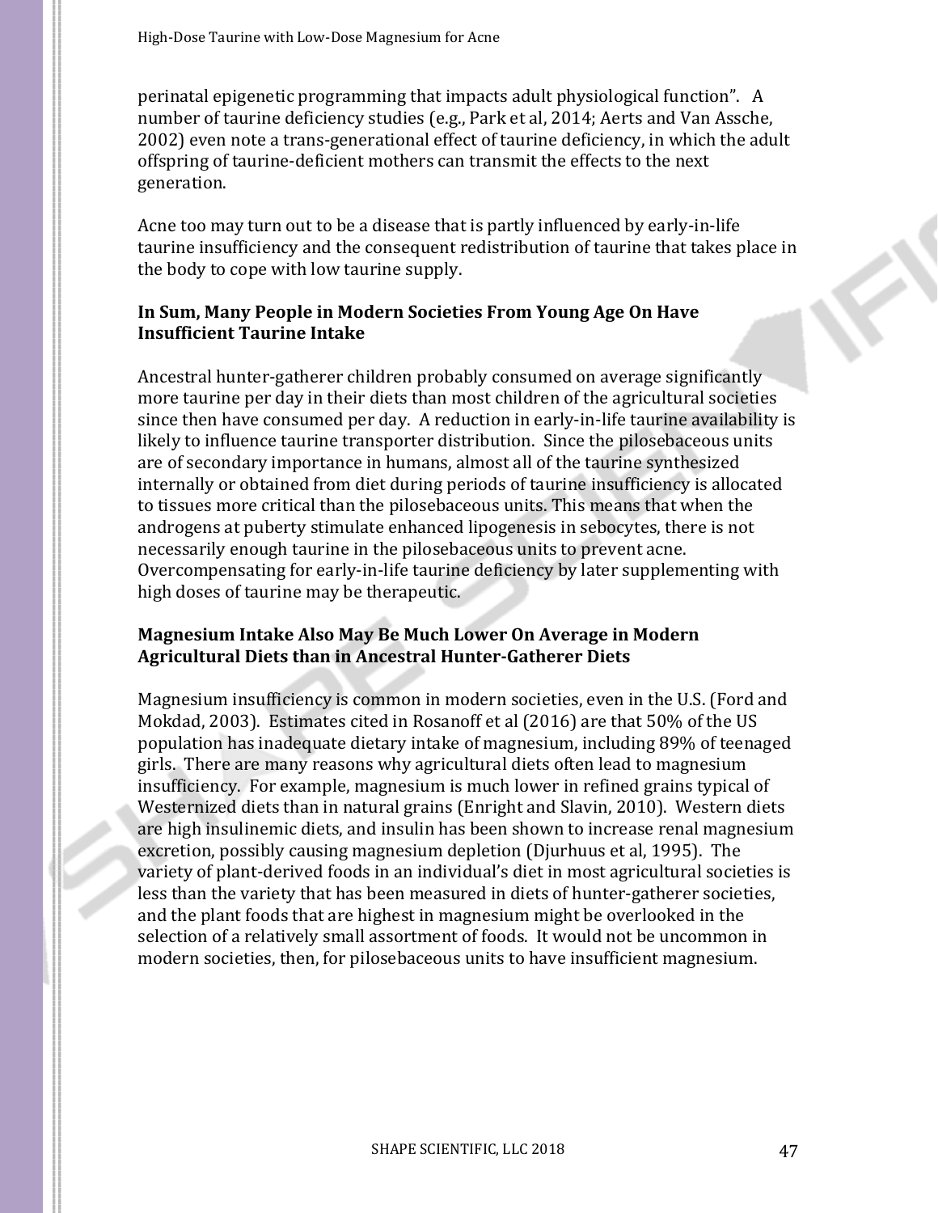perinatal epigenetic programming that impacts adult physiological function". A number of taurine deficiency studies (e.g., Park et al, 2014; Aerts and Van Assche, 2002) even note a trans-generational effect of taurine deficiency, in which the adult offspring of taurine-deficient mothers can transmit the effects to the next generation.

Acne too may turn out to be a disease that is partly influenced by early-in-life taurine insufficiency and the consequent redistribution of taurine that takes place in the body to cope with low taurine supply.

### In Sum, Many People in Modern Societies From Young Age On Have Insufficient Taurine Intake

Ancestral hunter-gatherer children probably consumed on average significantly more taurine per day in their diets than most children of the agricultural societies since then have consumed per day. A reduction in early-in-life taurine availability is likely to influence taurine transporter distribution. Since the pilosebaceous units are of secondary importance in humans, almost all of the taurine synthesized internally or obtained from diet during periods of taurine insufficiency is allocated to tissues more critical than the pilosebaceous units. This means that when the androgens at puberty stimulate enhanced lipogenesis in sebocytes, there is not necessarily enough taurine in the pilosebaceous units to prevent acne. Overcompensating for early-in-life taurine deficiency by later supplementing with high doses of taurine may be therapeutic.

### Magnesium Intake Also May Be Much Lower On Average in Modern Agricultural Diets than in Ancestral Hunter-Gatherer Diets

Magnesium insufficiency is common in modern societies, even in the U.S. (Ford and Mokdad, 2003). Estimates cited in Rosanoff et al (2016) are that 50% of the US population has inadequate dietary intake of magnesium, including 89% of teenaged girls. There are many reasons why agricultural diets often lead to magnesium insufficiency. For example, magnesium is much lower in refined grains typical of Westernized diets than in natural grains (Enright and Slavin, 2010). Western diets are high insulinemic diets, and insulin has been shown to increase renal magnesium excretion, possibly causing magnesium depletion (Djurhuus et al, 1995). The variety of plant-derived foods in an individual's diet in most agricultural societies is less than the variety that has been measured in diets of hunter-gatherer societies, and the plant foods that are highest in magnesium might be overlooked in the selection of a relatively small assortment of foods. It would not be uncommon in modern societies, then, for pilosebaceous units to have insufficient magnesium.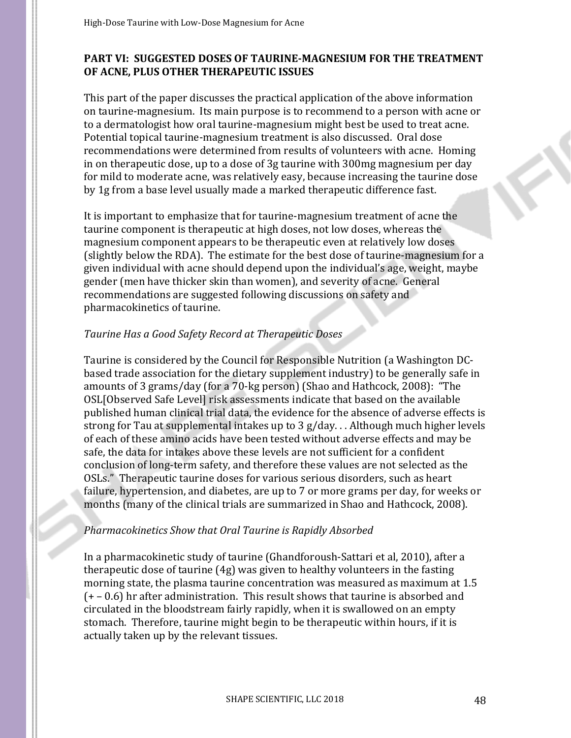## PART VI: SUGGESTED DOSES OF TAURINE-MAGNESIUM FOR THE TREATMENT OF ACNE, PLUS OTHER THERAPEUTIC ISSUES

This part of the paper discusses the practical application of the above information on taurine-magnesium. Its main purpose is to recommend to a person with acne or to a dermatologist how oral taurine-magnesium might best be used to treat acne. Potential topical taurine-magnesium treatment is also discussed. Oral dose recommendations were determined from results of volunteers with acne. Homing in on therapeutic dose, up to a dose of 3g taurine with 300mg magnesium per day for mild to moderate acne, was relatively easy, because increasing the taurine dose by 1g from a base level usually made a marked therapeutic difference fast.

It is important to emphasize that for taurine-magnesium treatment of acne the taurine component is therapeutic at high doses, not low doses, whereas the magnesium component appears to be therapeutic even at relatively low doses (slightly below the RDA). The estimate for the best dose of taurine-magnesium for a given individual with acne should depend upon the individual's age, weight, maybe gender (men have thicker skin than women), and severity of acne. General recommendations are suggested following discussions on safety and pharmacokinetics of taurine.

*Taurine Has a Good Safety Record at Therapeutic Doses*

Taurine is considered by the Council for Responsible Nutrition (a Washington DC-based trade association for the dietary supplement industry) to be generally safe in amounts of 3 grams/day (for a 70-kg person) (Shao and Hathcock, 2008): "The OSL[Observed Safe Level] risk assessments indicate that based on the available published human clinical trial data, the evidence for the absence of adverse effects is strong for Tau at supplemental intakes up to 3 g/day. . . Although much higher levels of each of these amino acids have been tested without adverse effects and may be safe, the data for intakes above these levels are not sufficient for a confident conclusion of long-term safety, and therefore these values are not selected as the OSLs." Therapeutic taurine doses for various serious disorders, such as heart failure, hypertension, and diabetes, are up to 7 or more grams per day, for weeks or months (many of the clinical trials are summarized in Shao and Hathcock, 2008).

*Pharmacokinetics Show that Oral Taurine is Rapidly Absorbed*

In a pharmacokinetic study of taurine (Ghandforoush-Sattari et al, 2010), after a therapeutic dose of taurine (4g) was given to healthy volunteers in the fasting morning state, the plasma taurine concentration was measured as maximum at 1.5 (+ – 0.6) hr after administration. This result shows that taurine is absorbed and circulated in the bloodstream fairly rapidly, when it is swallowed on an empty stomach. Therefore, taurine might begin to be therapeutic within hours, if it is actually taken up by the relevant tissues.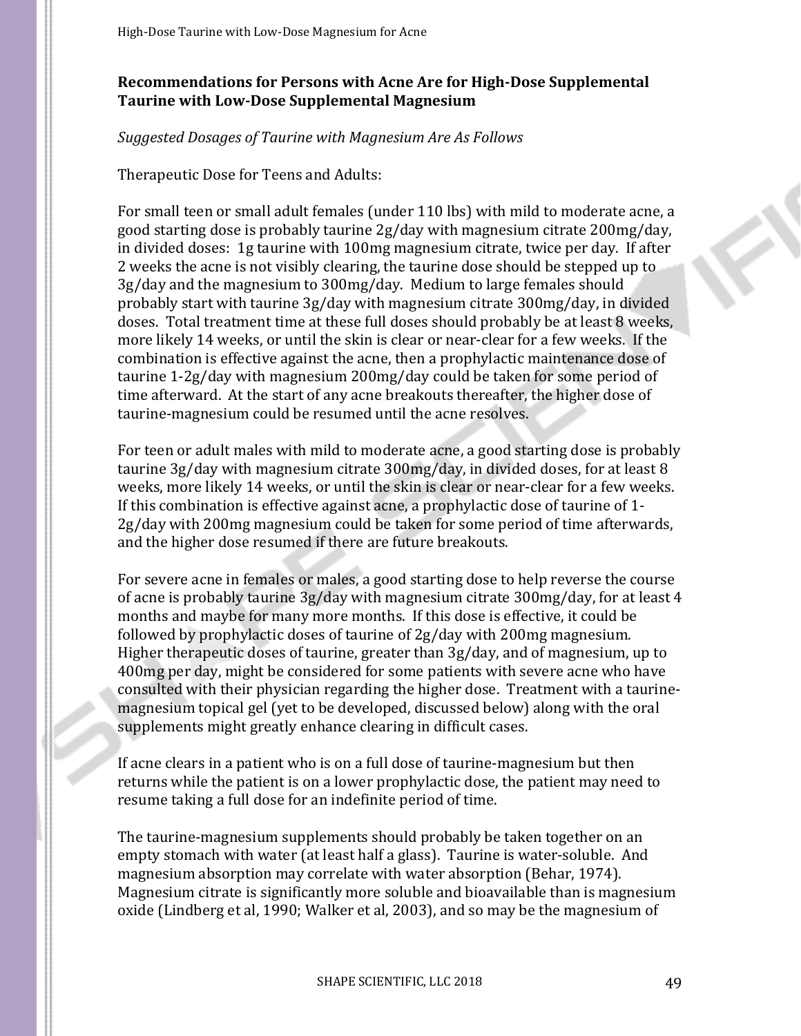## Recommendations for Persons with Acne Are for High-Dose Supplemental Taurine with Low-Dose Supplemental Magnesium

*Suggested Dosages of Taurine with Magnesium Are As Follows*

Therapeutic Dose for Teens and Adults:

For small teen or small adult females (under 110 lbs) with mild to moderate acne, a good starting dose is probably taurine 2g/day with magnesium citrate 200mg/day, in divided doses: 1g taurine with 100mg magnesium citrate, twice per day. If after 2 weeks the acne is not visibly clearing, the taurine dose should be stepped up to 3g/day and the magnesium to 300mg/day. Medium to large females should probably start with taurine 3g/day with magnesium citrate 300mg/day, in divided doses. Total treatment time at these full doses should probably be at least 8 weeks, more likely 14 weeks, or until the skin is clear or near-clear for a few weeks. If the combination is effective against the acne, then a prophylactic maintenance dose of taurine 1-2g/day with magnesium 200mg/day could be taken for some period of time afterward. At the start of any acne breakouts thereafter, the higher dose of taurine-magnesium could be resumed until the acne resolves.

For teen or adult males with mild to moderate acne, a good starting dose is probably taurine 3g/day with magnesium citrate 300mg/day, in divided doses, for at least 8 weeks, more likely 14 weeks, or until the skin is clear or near-clear for a few weeks. If this combination is effective against acne, a prophylactic dose of taurine of 1-2g/day with 200mg magnesium could be taken for some period of time afterwards, and the higher dose resumed if there are future breakouts.

For severe acne in females or males, a good starting dose to help reverse the course of acne is probably taurine 3g/day with magnesium citrate 300mg/day, for at least 4 months and maybe for many more months. If this dose is effective, it could be followed by prophylactic doses of taurine of 2g/day with 200mg magnesium. Higher therapeutic doses of taurine, greater than 3g/day, and of magnesium, up to 400mg per day, might be considered for some patients with severe acne who have consulted with their physician regarding the higher dose. Treatment with a taurine-magnesium topical gel (yet to be developed, discussed below) along with the oral supplements might greatly enhance clearing in difficult cases.

If acne clears in a patient who is on a full dose of taurine-magnesium but then returns while the patient is on a lower prophylactic dose, the patient may need to resume taking a full dose for an indefinite period of time.

The taurine-magnesium supplements should probably be taken together on an empty stomach with water (at least half a glass). Taurine is water-soluble. And magnesium absorption may correlate with water absorption (Behar, 1974). Magnesium citrate is significantly more soluble and bioavailable than is magnesium oxide (Lindberg et al, 1990; Walker et al, 2003), and so may be the magnesium of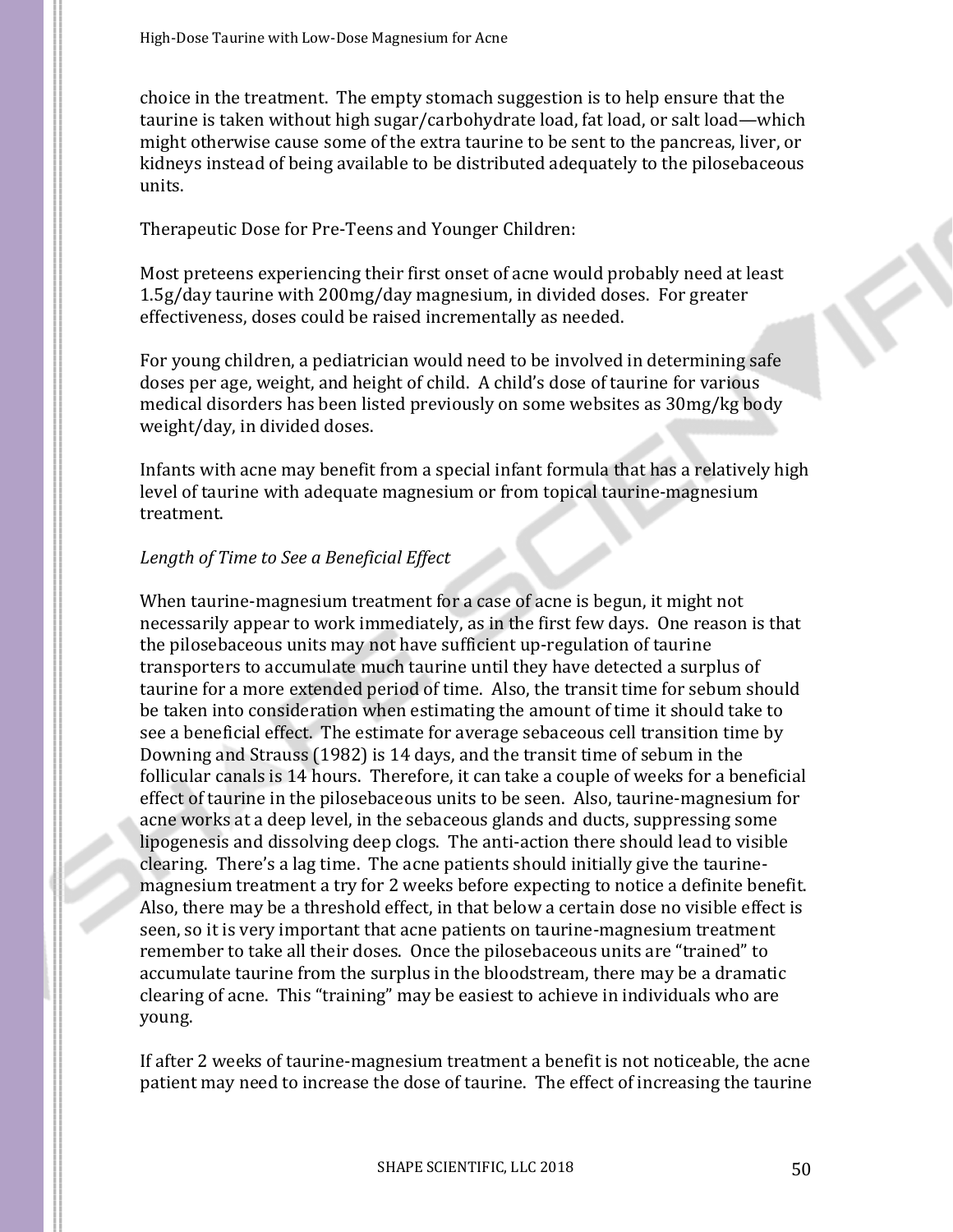choice in the treatment. The empty stomach suggestion is to help ensure that the taurine is taken without high sugar/carbohydrate load, fat load, or salt load—which might otherwise cause some of the extra taurine to be sent to the pancreas, liver, or kidneys instead of being available to be distributed adequately to the pilosebaceous units.

Therapeutic Dose for Pre-Teens and Younger Children:

Most preteens experiencing their first onset of acne would probably need at least 1.5g/day taurine with 200mg/day magnesium, in divided doses. For greater effectiveness, doses could be raised incrementally as needed.

For young children, a pediatrician would need to be involved in determining safe doses per age, weight, and height of child. A child's dose of taurine for various medical disorders has been listed previously on some websites as 30mg/kg body weight/day, in divided doses.

Infants with acne may benefit from a special infant formula that has a relatively high level of taurine with adequate magnesium or from topical taurine-magnesium treatment.

*Length of Time to See a Beneficial Effect*

When taurine-magnesium treatment for a case of acne is begun, it might not necessarily appear to work immediately, as in the first few days. One reason is that the pilosebaceous units may not have sufficient up-regulation of taurine transporters to accumulate much taurine until they have detected a surplus of taurine for a more extended period of time. Also, the transit time for sebum should be taken into consideration when estimating the amount of time it should take to see a beneficial effect. The estimate for average sebaceous cell transition time by Downing and Strauss (1982) is 14 days, and the transit time of sebum in the follicular canals is 14 hours. Therefore, it can take a couple of weeks for a beneficial effect of taurine in the pilosebaceous units to be seen. Also, taurine-magnesium for acne works at a deep level, in the sebaceous glands and ducts, suppressing some lipogenesis and dissolving deep clogs. The anti-action there should lead to visible clearing. There's a lag time. The acne patients should initially give the taurine-magnesium treatment a try for 2 weeks before expecting to notice a definite benefit. Also, there may be a threshold effect, in that below a certain dose no visible effect is seen, so it is very important that acne patients on taurine-magnesium treatment remember to take all their doses. Once the pilosebaceous units are "trained" to accumulate taurine from the surplus in the bloodstream, there may be a dramatic clearing of acne. This "training" may be easiest to achieve in individuals who are young.

If after 2 weeks of taurine-magnesium treatment a benefit is not noticeable, the acne patient may need to increase the dose of taurine. The effect of increasing the taurine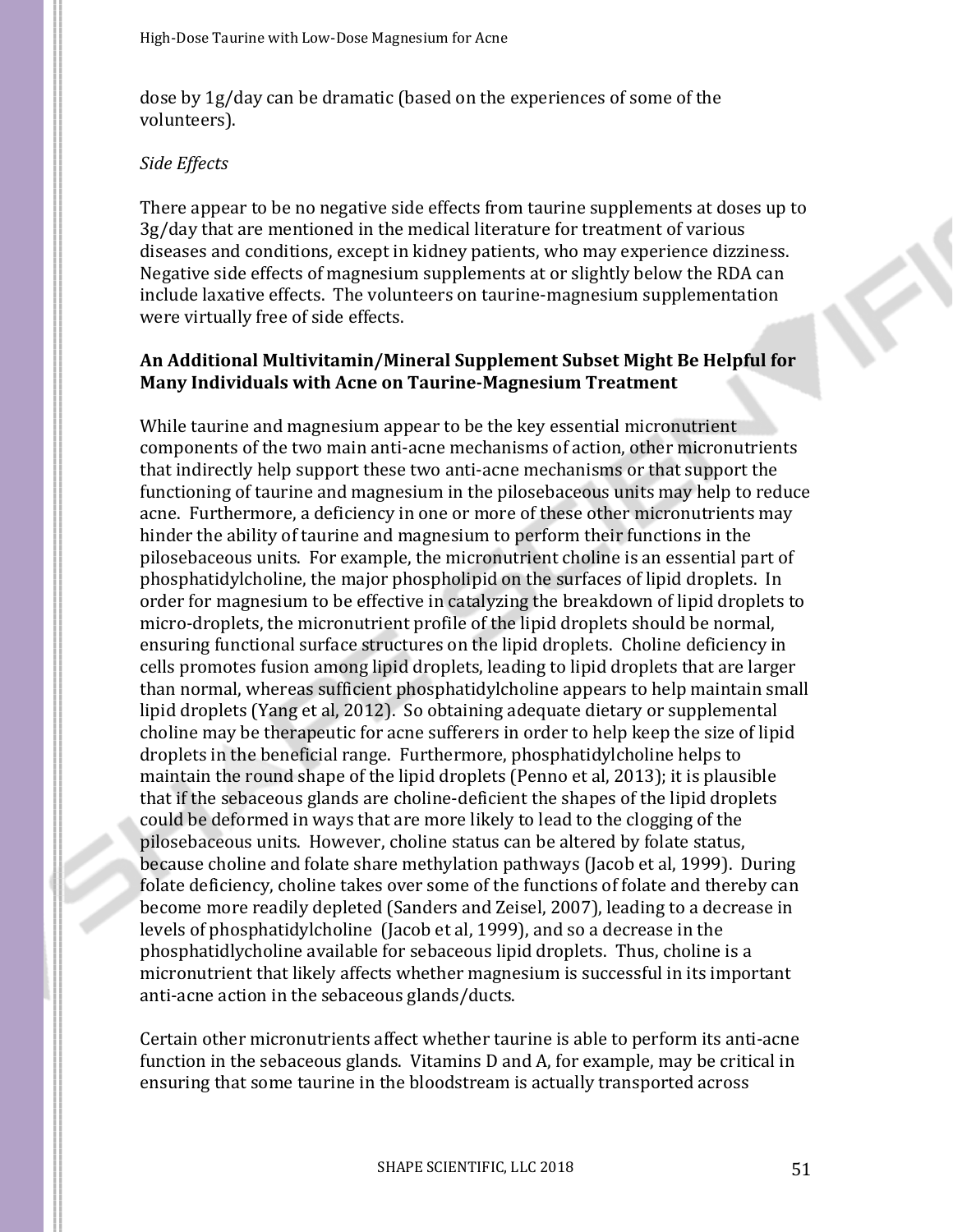dose by 1g/day can be dramatic (based on the experiences of some of the volunteers).

*Side Effects*

There appear to be no negative side effects from taurine supplements at doses up to 3g/day that are mentioned in the medical literature for treatment of various diseases and conditions, except in kidney patients, who may experience dizziness. Negative side effects of magnesium supplements at or slightly below the RDA can include laxative effects. The volunteers on taurine-magnesium supplementation were virtually free of side effects.

**An Additional Multivitamin/Mineral Supplement Subset Might Be Helpful for Many Individuals with Acne on Taurine-Magnesium Treatment**

While taurine and magnesium appear to be the key essential micronutrient components of the two main anti-acne mechanisms of action, other micronutrients that indirectly help support these two anti-acne mechanisms or that support the functioning of taurine and magnesium in the pilosebaceous units may help to reduce acne. Furthermore, a deficiency in one or more of these other micronutrients may hinder the ability of taurine and magnesium to perform their functions in the pilosebaceous units. For example, the micronutrient choline is an essential part of phosphatidylcholine, the major phospholipid on the surfaces of lipid droplets. In order for magnesium to be effective in catalyzing the breakdown of lipid droplets to micro-droplets, the micronutrient profile of the lipid droplets should be normal, ensuring functional surface structures on the lipid droplets. Choline deficiency in cells promotes fusion among lipid droplets, leading to lipid droplets that are larger than normal, whereas sufficient phosphatidylcholine appears to help maintain small lipid droplets (Yang et al, 2012). So obtaining adequate dietary or supplemental choline may be therapeutic for acne sufferers in order to help keep the size of lipid droplets in the beneficial range. Furthermore, phosphatidylcholine helps to maintain the round shape of the lipid droplets (Penno et al, 2013); it is plausible that if the sebaceous glands are choline-deficient the shapes of the lipid droplets could be deformed in ways that are more likely to lead to the clogging of the pilosebaceous units. However, choline status can be altered by folate status, because choline and folate share methylation pathways (Jacob et al, 1999). During folate deficiency, choline takes over some of the functions of folate and thereby can become more readily depleted (Sanders and Zeisel, 2007), leading to a decrease in levels of phosphatidylcholine (Jacob et al, 1999), and so a decrease in the phosphatidlycholine available for sebaceous lipid droplets. Thus, choline is a micronutrient that likely affects whether magnesium is successful in its important anti-acne action in the sebaceous glands/ducts.

Certain other micronutrients affect whether taurine is able to perform its anti-acne function in the sebaceous glands. Vitamins D and A, for example, may be critical in ensuring that some taurine in the bloodstream is actually transported across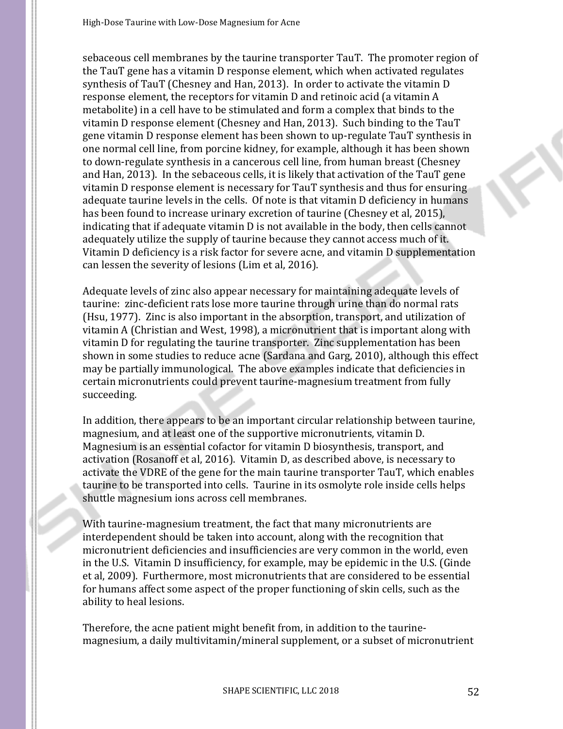sebaceous cell membranes by the taurine transporter TauT. The promoter region of the TauT gene has a vitamin D response element, which when activated regulates synthesis of TauT (Chesney and Han, 2013). In order to activate the vitamin D response element, the receptors for vitamin D and retinoic acid (a vitamin A metabolite) in a cell have to be stimulated and form a complex that binds to the vitamin D response element (Chesney and Han, 2013). Such binding to the TauT gene vitamin D response element has been shown to up-regulate TauT synthesis in one normal cell line, from porcine kidney, for example, although it has been shown to down-regulate synthesis in a cancerous cell line, from human breast (Chesney and Han, 2013). In the sebaceous cells, it is likely that activation of the TauT gene vitamin D response element is necessary for TauT synthesis and thus for ensuring adequate taurine levels in the cells. Of note is that vitamin D deficiency in humans has been found to increase urinary excretion of taurine (Chesney et al, 2015), indicating that if adequate vitamin D is not available in the body, then cells cannot adequately utilize the supply of taurine because they cannot access much of it. Vitamin D deficiency is a risk factor for severe acne, and vitamin D supplementation can lessen the severity of lesions (Lim et al, 2016).

Adequate levels of zinc also appear necessary for maintaining adequate levels of taurine: zinc-deficient rats lose more taurine through urine than do normal rats (Hsu, 1977). Zinc is also important in the absorption, transport, and utilization of vitamin A (Christian and West, 1998), a micronutrient that is important along with vitamin D for regulating the taurine transporter. Zinc supplementation has been shown in some studies to reduce acne (Sardana and Garg, 2010), although this effect may be partially immunological. The above examples indicate that deficiencies in certain micronutrients could prevent taurine-magnesium treatment from fully succeeding.

In addition, there appears to be an important circular relationship between taurine, magnesium, and at least one of the supportive micronutrients, vitamin D. Magnesium is an essential cofactor for vitamin D biosynthesis, transport, and activation (Rosanoff et al, 2016). Vitamin D, as described above, is necessary to activate the VDRE of the gene for the main taurine transporter TauT, which enables taurine to be transported into cells. Taurine in its osmolyte role inside cells helps shuttle magnesium ions across cell membranes.

With taurine-magnesium treatment, the fact that many micronutrients are interdependent should be taken into account, along with the recognition that micronutrient deficiencies and insufficiencies are very common in the world, even in the U.S. Vitamin D insufficiency, for example, may be epidemic in the U.S. (Ginde et al, 2009). Furthermore, most micronutrients that are considered to be essential for humans affect some aspect of the proper functioning of skin cells, such as the ability to heal lesions.

Therefore, the acne patient might benefit from, in addition to the taurine-magnesium, a daily multivitamin/mineral supplement, or a subset of micronutrient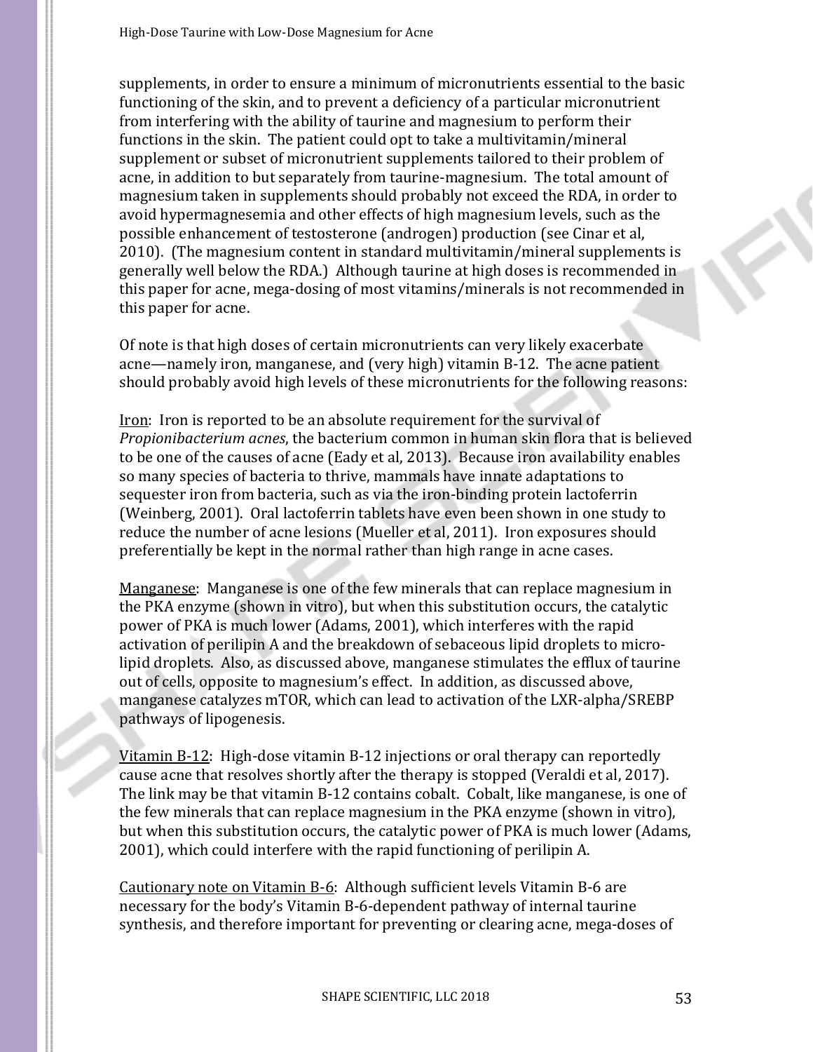supplements, in order to ensure a minimum of micronutrients essential to the basic functioning of the skin, and to prevent a deficiency of a particular micronutrient from interfering with the ability of taurine and magnesium to perform their functions in the skin. The patient could opt to take a multivitamin/mineral supplement or subset of micronutrient supplements tailored to their problem of acne, in addition to but separately from taurine-magnesium. The total amount of magnesium taken in supplements should probably not exceed the RDA, in order to avoid hypermagnesemia and other effects of high magnesium levels, such as the possible enhancement of testosterone (androgen) production (see Cinar et al, 2010). (The magnesium content in standard multivitamin/mineral supplements is generally well below the RDA.) Although taurine at high doses is recommended in this paper for acne, mega-dosing of most vitamins/minerals is not recommended in this paper for acne.

Of note is that high doses of certain micronutrients can very likely exacerbate acne—namely iron, manganese, and (very high) vitamin B-12. The acne patient should probably avoid high levels of these micronutrients for the following reasons:

<u>Iron</u>: Iron is reported to be an absolute requirement for the survival of *Propionibacterium acnes*, the bacterium common in human skin flora that is believed to be one of the causes of acne (Eady et al, 2013). Because iron availability enables so many species of bacteria to thrive, mammals have innate adaptations to sequester iron from bacteria, such as via the iron-binding protein lactoferrin (Weinberg, 2001). Oral lactoferrin tablets have even been shown in one study to reduce the number of acne lesions (Mueller et al, 2011). Iron exposures should preferentially be kept in the normal rather than high range in acne cases.

<u>Manganese</u>: Manganese is one of the few minerals that can replace magnesium in the PKA enzyme (shown in vitro), but when this substitution occurs, the catalytic power of PKA is much lower (Adams, 2001), which interferes with the rapid activation of perilipin A and the breakdown of sebaceous lipid droplets to micro-lipid droplets. Also, as discussed above, manganese stimulates the efflux of taurine out of cells, opposite to magnesium's effect. In addition, as discussed above, manganese catalyzes mTOR, which can lead to activation of the LXR-alpha/SREBP pathways of lipogenesis.

<u>Vitamin B-12</u>: High-dose vitamin B-12 injections or oral therapy can reportedly cause acne that resolves shortly after the therapy is stopped (Veraldi et al, 2017). The link may be that vitamin B-12 contains cobalt. Cobalt, like manganese, is one of the few minerals that can replace magnesium in the PKA enzyme (shown in vitro), but when this substitution occurs, the catalytic power of PKA is much lower (Adams, 2001), which could interfere with the rapid functioning of perilipin A.

<u>Cautionary note on Vitamin B-6</u>: Although sufficient levels Vitamin B-6 are necessary for the body's Vitamin B-6-dependent pathway of internal taurine synthesis, and therefore important for preventing or clearing acne, mega-doses of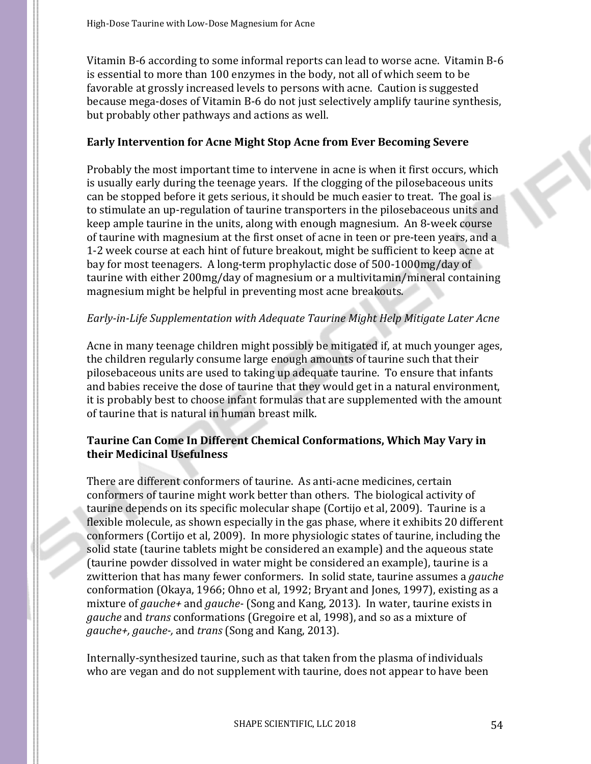Vitamin B-6 according to some informal reports can lead to worse acne. Vitamin B-6 is essential to more than 100 enzymes in the body, not all of which seem to be favorable at grossly increased levels to persons with acne. Caution is suggested because mega-doses of Vitamin B-6 do not just selectively amplify taurine synthesis, but probably other pathways and actions as well.

### Early Intervention for Acne Might Stop Acne from Ever Becoming Severe

Probably the most important time to intervene in acne is when it first occurs, which is usually early during the teenage years. If the clogging of the pilosebaceous units can be stopped before it gets serious, it should be much easier to treat. The goal is to stimulate an up-regulation of taurine transporters in the pilosebaceous units and keep ample taurine in the units, along with enough magnesium. An 8-week course of taurine with magnesium at the first onset of acne in teen or pre-teen years, and a 1-2 week course at each hint of future breakout, might be sufficient to keep acne at bay for most teenagers. A long-term prophylactic dose of 500-1000mg/day of taurine with either 200mg/day of magnesium or a multivitamin/mineral containing magnesium might be helpful in preventing most acne breakouts.

*Early-in-Life Supplementation with Adequate Taurine Might Help Mitigate Later Acne*

Acne in many teenage children might possibly be mitigated if, at much younger ages, the children regularly consume large enough amounts of taurine such that their pilosebaceous units are used to taking up adequate taurine. To ensure that infants and babies receive the dose of taurine that they would get in a natural environment, it is probably best to choose infant formulas that are supplemented with the amount of taurine that is natural in human breast milk.

### Taurine Can Come In Different Chemical Conformations, Which May Vary in their Medicinal Usefulness

There are different conformers of taurine. As anti-acne medicines, certain conformers of taurine might work better than others. The biological activity of taurine depends on its specific molecular shape (Cortijo et al, 2009). Taurine is a flexible molecule, as shown especially in the gas phase, where it exhibits 20 different conformers (Cortijo et al, 2009). In more physiologic states of taurine, including the solid state (taurine tablets might be considered an example) and the aqueous state (taurine powder dissolved in water might be considered an example), taurine is a zwitterion that has many fewer conformers. In solid state, taurine assumes a *gauche* conformation (Okaya, 1966; Ohno et al, 1992; Bryant and Jones, 1997), existing as a mixture of *gauche+* and *gauche-* (Song and Kang, 2013). In water, taurine exists in *gauche* and *trans* conformations (Gregoire et al, 1998), and so as a mixture of *gauche+, gauche-,* and *trans* (Song and Kang, 2013).

Internally-synthesized taurine, such as that taken from the plasma of individuals who are vegan and do not supplement with taurine, does not appear to have been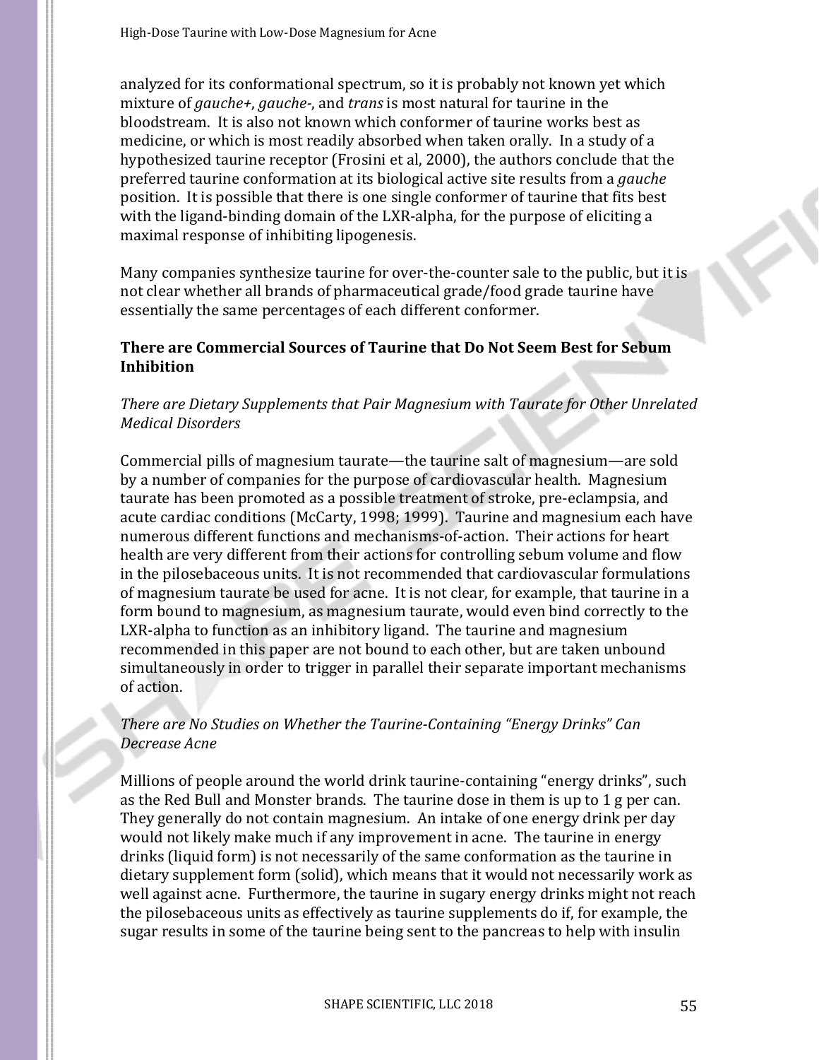analyzed for its conformational spectrum, so it is probably not known yet which mixture of *gauche+*, *gauche-*, and *trans* is most natural for taurine in the bloodstream. It is also not known which conformer of taurine works best as medicine, or which is most readily absorbed when taken orally. In a study of a hypothesized taurine receptor (Frosini et al, 2000), the authors conclude that the preferred taurine conformation at its biological active site results from a *gauche* position. It is possible that there is one single conformer of taurine that fits best with the ligand-binding domain of the LXR-alpha, for the purpose of eliciting a maximal response of inhibiting lipogenesis.

Many companies synthesize taurine for over-the-counter sale to the public, but it is not clear whether all brands of pharmaceutical grade/food grade taurine have essentially the same percentages of each different conformer.

## There are Commercial Sources of Taurine that Do Not Seem Best for Sebum Inhibition

### *There are Dietary Supplements that Pair Magnesium with Taurate for Other Unrelated Medical Disorders*

Commercial pills of magnesium taurate—the taurine salt of magnesium—are sold by a number of companies for the purpose of cardiovascular health. Magnesium taurate has been promoted as a possible treatment of stroke, pre-eclampsia, and acute cardiac conditions (McCarty, 1998; 1999). Taurine and magnesium each have numerous different functions and mechanisms-of-action. Their actions for heart health are very different from their actions for controlling sebum volume and flow in the pilosebaceous units. It is not recommended that cardiovascular formulations of magnesium taurate be used for acne. It is not clear, for example, that taurine in a form bound to magnesium, as magnesium taurate, would even bind correctly to the LXR-alpha to function as an inhibitory ligand. The taurine and magnesium recommended in this paper are not bound to each other, but are taken unbound simultaneously in order to trigger in parallel their separate important mechanisms of action.

### *There are No Studies on Whether the Taurine-Containing "Energy Drinks" Can Decrease Acne*

Millions of people around the world drink taurine-containing "energy drinks", such as the Red Bull and Monster brands. The taurine dose in them is up to 1 g per can. They generally do not contain magnesium. An intake of one energy drink per day would not likely make much if any improvement in acne. The taurine in energy drinks (liquid form) is not necessarily of the same conformation as the taurine in dietary supplement form (solid), which means that it would not necessarily work as well against acne. Furthermore, the taurine in sugary energy drinks might not reach the pilosebaceous units as effectively as taurine supplements do if, for example, the sugar results in some of the taurine being sent to the pancreas to help with insulin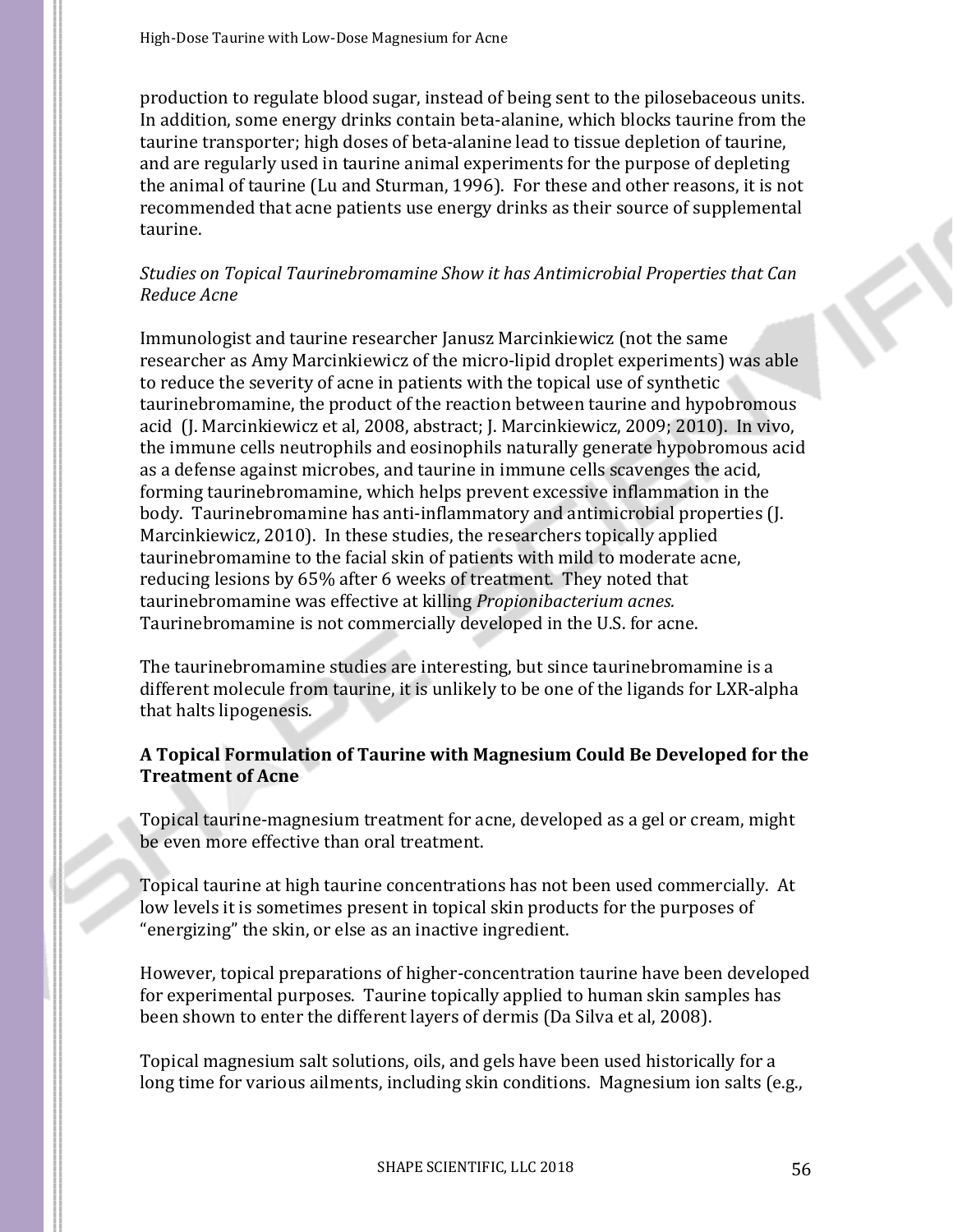production to regulate blood sugar, instead of being sent to the pilosebaceous units. In addition, some energy drinks contain beta-alanine, which blocks taurine from the taurine transporter; high doses of beta-alanine lead to tissue depletion of taurine, and are regularly used in taurine animal experiments for the purpose of depleting the animal of taurine (Lu and Sturman, 1996). For these and other reasons, it is not recommended that acne patients use energy drinks as their source of supplemental taurine.

*Studies on Topical Taurinebromamine Show it has Antimicrobial Properties that Can Reduce Acne*

Immunologist and taurine researcher Janusz Marcinkiewicz (not the same researcher as Amy Marcinkiewicz of the micro-lipid droplet experiments) was able to reduce the severity of acne in patients with the topical use of synthetic taurinebromamine, the product of the reaction between taurine and hypobromous acid (J. Marcinkiewicz et al, 2008, abstract; J. Marcinkiewicz, 2009; 2010). In vivo, the immune cells neutrophils and eosinophils naturally generate hypobromous acid as a defense against microbes, and taurine in immune cells scavenges the acid, forming taurinebromamine, which helps prevent excessive inflammation in the body. Taurinebromamine has anti-inflammatory and antimicrobial properties (J. Marcinkiewicz, 2010). In these studies, the researchers topically applied taurinebromamine to the facial skin of patients with mild to moderate acne, reducing lesions by 65% after 6 weeks of treatment. They noted that taurinebromamine was effective at killing *Propionibacterium acnes.* Taurinebromamine is not commercially developed in the U.S. for acne.

The taurinebromamine studies are interesting, but since taurinebromamine is a different molecule from taurine, it is unlikely to be one of the ligands for LXR-alpha that halts lipogenesis.

**A Topical Formulation of Taurine with Magnesium Could Be Developed for the Treatment of Acne**

Topical taurine-magnesium treatment for acne, developed as a gel or cream, might be even more effective than oral treatment.

Topical taurine at high taurine concentrations has not been used commercially. At low levels it is sometimes present in topical skin products for the purposes of "energizing" the skin, or else as an inactive ingredient.

However, topical preparations of higher-concentration taurine have been developed for experimental purposes. Taurine topically applied to human skin samples has been shown to enter the different layers of dermis (Da Silva et al, 2008).

Topical magnesium salt solutions, oils, and gels have been used historically for a long time for various ailments, including skin conditions. Magnesium ion salts (e.g.,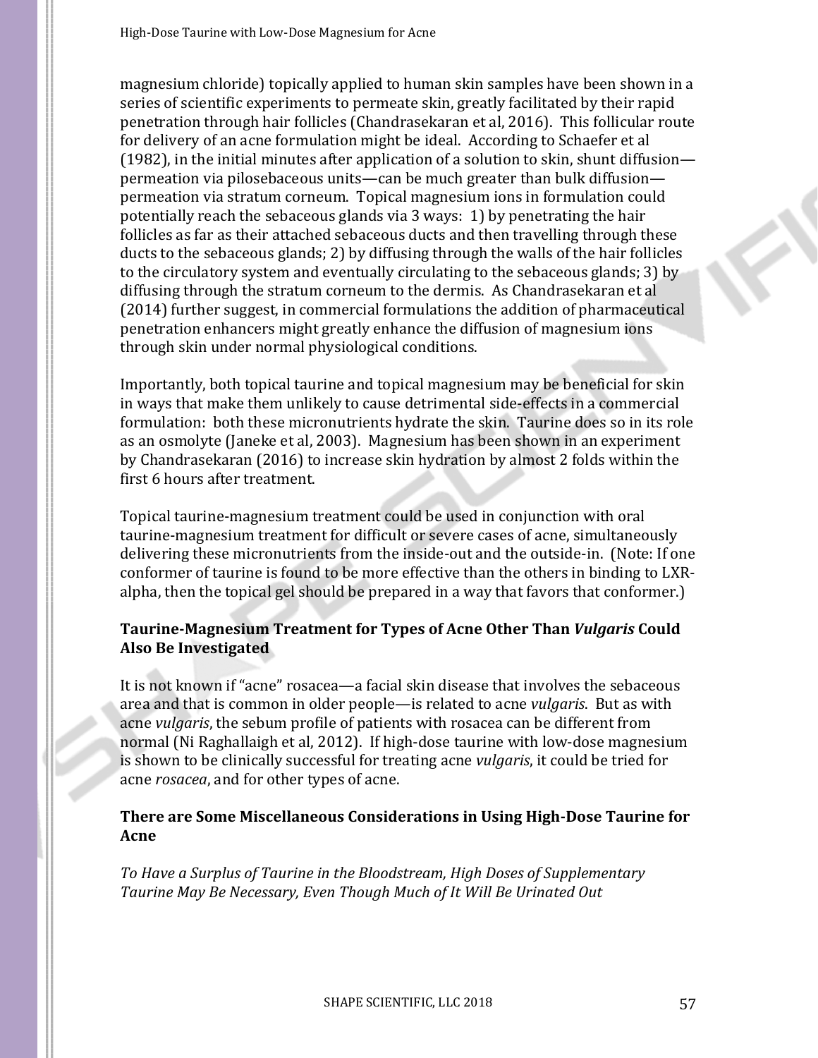magnesium chloride) topically applied to human skin samples have been shown in a series of scientific experiments to permeate skin, greatly facilitated by their rapid penetration through hair follicles (Chandrasekaran et al, 2016). This follicular route for delivery of an acne formulation might be ideal. According to Schaefer et al (1982), in the initial minutes after application of a solution to skin, shunt diffusion—permeation via pilosebaceous units—can be much greater than bulk diffusion—permeation via stratum corneum. Topical magnesium ions in formulation could potentially reach the sebaceous glands via 3 ways: 1) by penetrating the hair follicles as far as their attached sebaceous ducts and then travelling through these ducts to the sebaceous glands; 2) by diffusing through the walls of the hair follicles to the circulatory system and eventually circulating to the sebaceous glands; 3) by diffusing through the stratum corneum to the dermis. As Chandrasekaran et al (2014) further suggest, in commercial formulations the addition of pharmaceutical penetration enhancers might greatly enhance the diffusion of magnesium ions through skin under normal physiological conditions.

Importantly, both topical taurine and topical magnesium may be beneficial for skin in ways that make them unlikely to cause detrimental side-effects in a commercial formulation: both these micronutrients hydrate the skin. Taurine does so in its role as an osmolyte (Janeke et al, 2003). Magnesium has been shown in an experiment by Chandrasekaran (2016) to increase skin hydration by almost 2 folds within the first 6 hours after treatment.

Topical taurine-magnesium treatment could be used in conjunction with oral taurine-magnesium treatment for difficult or severe cases of acne, simultaneously delivering these micronutrients from the inside-out and the outside-in. (Note: If one conformer of taurine is found to be more effective than the others in binding to LXR-alpha, then the topical gel should be prepared in a way that favors that conformer.)

### Taurine-Magnesium Treatment for Types of Acne Other Than *Vulgaris* Could Also Be Investigated

It is not known if "acne" rosacea—a facial skin disease that involves the sebaceous area and that is common in older people—is related to acne *vulgaris*. But as with acne *vulgaris*, the sebum profile of patients with rosacea can be different from normal (Ni Raghallaigh et al, 2012). If high-dose taurine with low-dose magnesium is shown to be clinically successful for treating acne *vulgaris*, it could be tried for acne *rosacea*, and for other types of acne.

### There are Some Miscellaneous Considerations in Using High-Dose Taurine for Acne

*To Have a Surplus of Taurine in the Bloodstream, High Doses of Supplementary Taurine May Be Necessary, Even Though Much of It Will Be Urinated Out*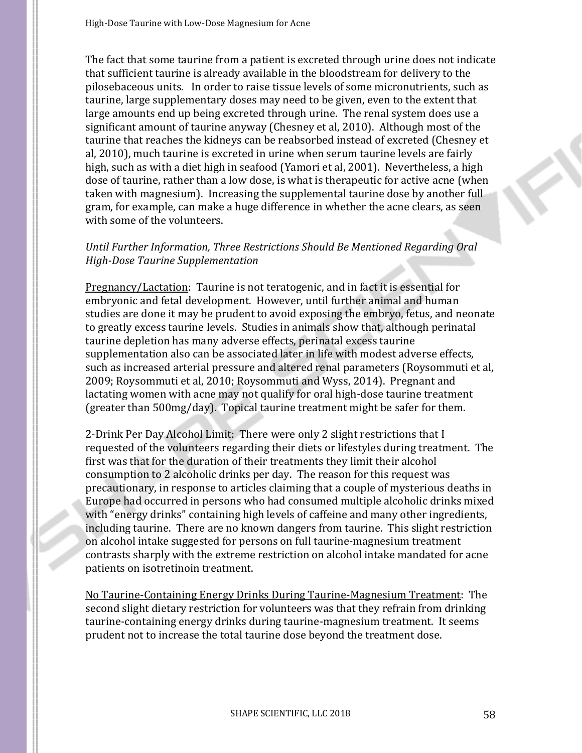The fact that some taurine from a patient is excreted through urine does not indicate that sufficient taurine is already available in the bloodstream for delivery to the pilosebaceous units. In order to raise tissue levels of some micronutrients, such as taurine, large supplementary doses may need to be given, even to the extent that large amounts end up being excreted through urine. The renal system does use a significant amount of taurine anyway (Chesney et al, 2010). Although most of the taurine that reaches the kidneys can be reabsorbed instead of excreted (Chesney et al, 2010), much taurine is excreted in urine when serum taurine levels are fairly high, such as with a diet high in seafood (Yamori et al, 2001). Nevertheless, a high dose of taurine, rather than a low dose, is what is therapeutic for active acne (when taken with magnesium). Increasing the supplemental taurine dose by another full gram, for example, can make a huge difference in whether the acne clears, as seen with some of the volunteers.

*Until Further Information, Three Restrictions Should Be Mentioned Regarding Oral High-Dose Taurine Supplementation*

Pregnancy/Lactation: Taurine is not teratogenic, and in fact it is essential for embryonic and fetal development. However, until further animal and human studies are done it may be prudent to avoid exposing the embryo, fetus, and neonate to greatly excess taurine levels. Studies in animals show that, although perinatal taurine depletion has many adverse effects, perinatal excess taurine supplementation also can be associated later in life with modest adverse effects, such as increased arterial pressure and altered renal parameters (Roysommuti et al, 2009; Roysommuti et al, 2010; Roysommuti and Wyss, 2014). Pregnant and lactating women with acne may not qualify for oral high-dose taurine treatment (greater than 500mg/day). Topical taurine treatment might be safer for them.

2-Drink Per Day Alcohol Limit: There were only 2 slight restrictions that I requested of the volunteers regarding their diets or lifestyles during treatment. The first was that for the duration of their treatments they limit their alcohol consumption to 2 alcoholic drinks per day. The reason for this request was precautionary, in response to articles claiming that a couple of mysterious deaths in Europe had occurred in persons who had consumed multiple alcoholic drinks mixed with "energy drinks" containing high levels of caffeine and many other ingredients, including taurine. There are no known dangers from taurine. This slight restriction on alcohol intake suggested for persons on full taurine-magnesium treatment contrasts sharply with the extreme restriction on alcohol intake mandated for acne patients on isotretinoin treatment.

No Taurine-Containing Energy Drinks During Taurine-Magnesium Treatment: The second slight dietary restriction for volunteers was that they refrain from drinking taurine-containing energy drinks during taurine-magnesium treatment. It seems prudent not to increase the total taurine dose beyond the treatment dose.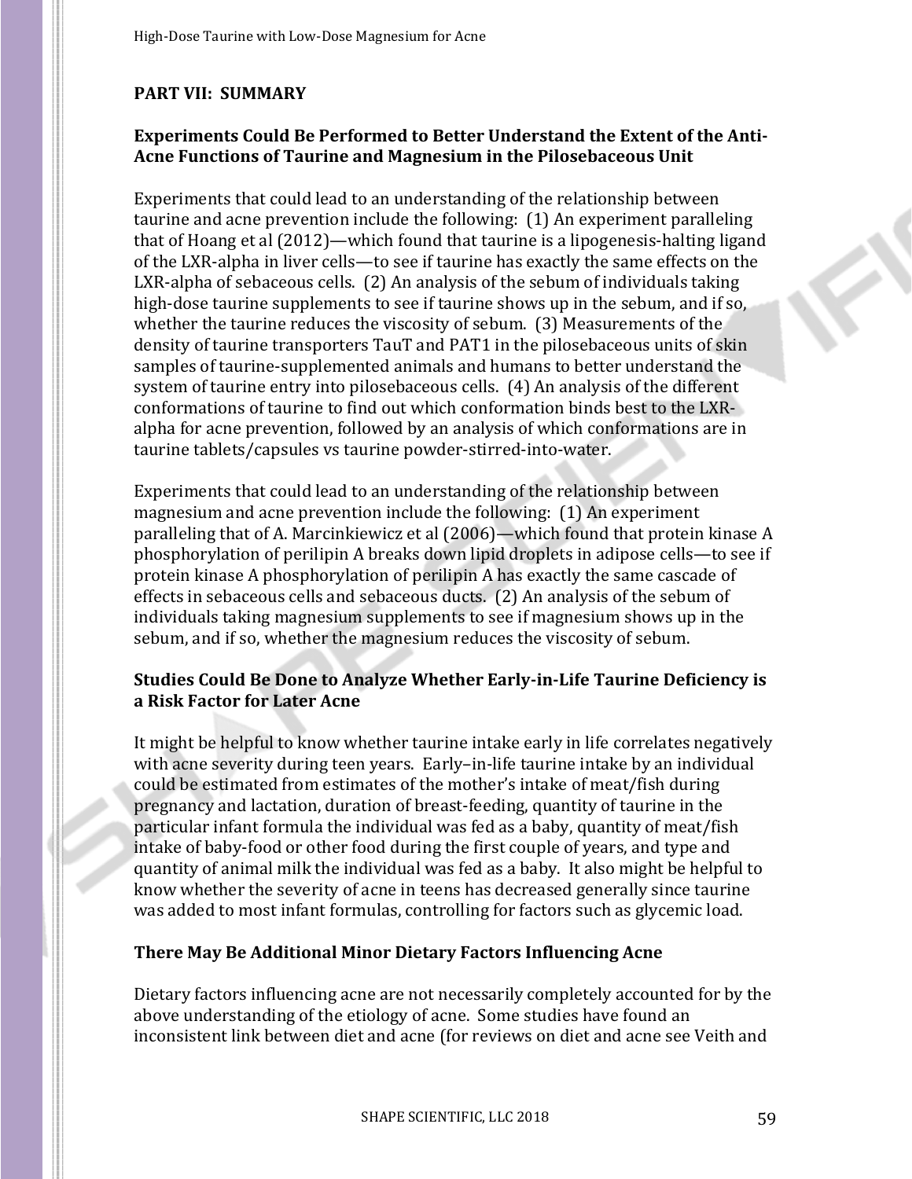## PART VII: SUMMARY

### Experiments Could Be Performed to Better Understand the Extent of the Anti-Acne Functions of Taurine and Magnesium in the Pilosebaceous Unit

Experiments that could lead to an understanding of the relationship between taurine and acne prevention include the following: (1) An experiment paralleling that of Hoang et al (2012)—which found that taurine is a lipogenesis-halting ligand of the LXR-alpha in liver cells—to see if taurine has exactly the same effects on the LXR-alpha of sebaceous cells. (2) An analysis of the sebum of individuals taking high-dose taurine supplements to see if taurine shows up in the sebum, and if so, whether the taurine reduces the viscosity of sebum. (3) Measurements of the density of taurine transporters TauT and PAT1 in the pilosebaceous units of skin samples of taurine-supplemented animals and humans to better understand the system of taurine entry into pilosebaceous cells. (4) An analysis of the different conformations of taurine to find out which conformation binds best to the LXR-alpha for acne prevention, followed by an analysis of which conformations are in taurine tablets/capsules vs taurine powder-stirred-into-water.

Experiments that could lead to an understanding of the relationship between magnesium and acne prevention include the following: (1) An experiment paralleling that of A. Marcinkiewicz et al (2006)—which found that protein kinase A phosphorylation of perilipin A breaks down lipid droplets in adipose cells—to see if protein kinase A phosphorylation of perilipin A has exactly the same cascade of effects in sebaceous cells and sebaceous ducts. (2) An analysis of the sebum of individuals taking magnesium supplements to see if magnesium shows up in the sebum, and if so, whether the magnesium reduces the viscosity of sebum.

### Studies Could Be Done to Analyze Whether Early-in-Life Taurine Deficiency is a Risk Factor for Later Acne

It might be helpful to know whether taurine intake early in life correlates negatively with acne severity during teen years. Early–in-life taurine intake by an individual could be estimated from estimates of the mother's intake of meat/fish during pregnancy and lactation, duration of breast-feeding, quantity of taurine in the particular infant formula the individual was fed as a baby, quantity of meat/fish intake of baby-food or other food during the first couple of years, and type and quantity of animal milk the individual was fed as a baby. It also might be helpful to know whether the severity of acne in teens has decreased generally since taurine was added to most infant formulas, controlling for factors such as glycemic load.

### There May Be Additional Minor Dietary Factors Influencing Acne

Dietary factors influencing acne are not necessarily completely accounted for by the above understanding of the etiology of acne. Some studies have found an inconsistent link between diet and acne (for reviews on diet and acne see Veith and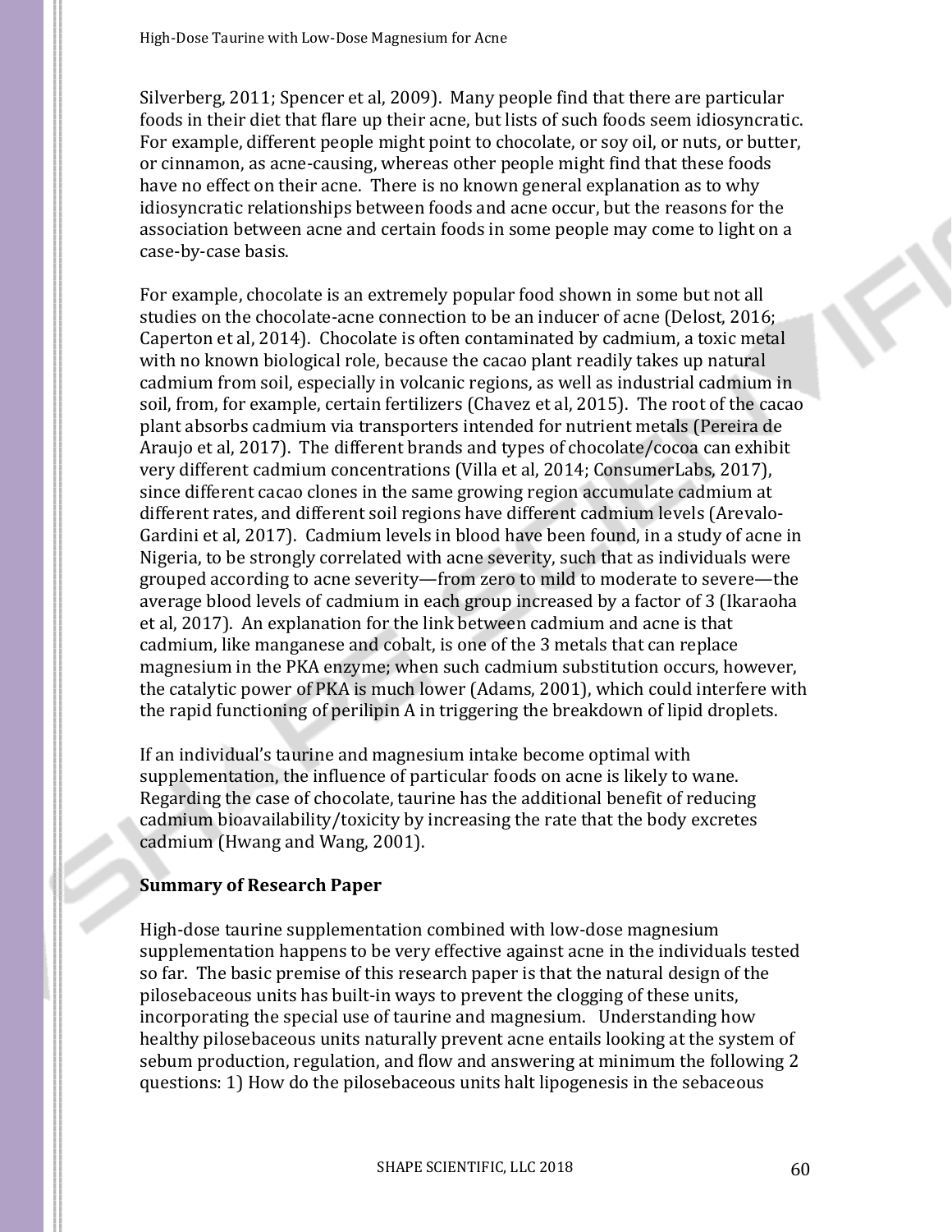Silverberg, 2011; Spencer et al, 2009). Many people find that there are particular foods in their diet that flare up their acne, but lists of such foods seem idiosyncratic. For example, different people might point to chocolate, or soy oil, or nuts, or butter, or cinnamon, as acne-causing, whereas other people might find that these foods have no effect on their acne. There is no known general explanation as to why idiosyncratic relationships between foods and acne occur, but the reasons for the association between acne and certain foods in some people may come to light on a case-by-case basis.

For example, chocolate is an extremely popular food shown in some but not all studies on the chocolate-acne connection to be an inducer of acne (Delost, 2016; Caperton et al, 2014). Chocolate is often contaminated by cadmium, a toxic metal with no known biological role, because the cacao plant readily takes up natural cadmium from soil, especially in volcanic regions, as well as industrial cadmium in soil, from, for example, certain fertilizers (Chavez et al, 2015). The root of the cacao plant absorbs cadmium via transporters intended for nutrient metals (Pereira de Araujo et al, 2017). The different brands and types of chocolate/cocoa can exhibit very different cadmium concentrations (Villa et al, 2014; ConsumerLabs, 2017), since different cacao clones in the same growing region accumulate cadmium at different rates, and different soil regions have different cadmium levels (Arevalo-Gardini et al, 2017). Cadmium levels in blood have been found, in a study of acne in Nigeria, to be strongly correlated with acne severity, such that as individuals were grouped according to acne severity—from zero to mild to moderate to severe—the average blood levels of cadmium in each group increased by a factor of 3 (Ikaraoha et al, 2017). An explanation for the link between cadmium and acne is that cadmium, like manganese and cobalt, is one of the 3 metals that can replace magnesium in the PKA enzyme; when such cadmium substitution occurs, however, the catalytic power of PKA is much lower (Adams, 2001), which could interfere with the rapid functioning of perilipin A in triggering the breakdown of lipid droplets.

If an individual's taurine and magnesium intake become optimal with supplementation, the influence of particular foods on acne is likely to wane. Regarding the case of chocolate, taurine has the additional benefit of reducing cadmium bioavailability/toxicity by increasing the rate that the body excretes cadmium (Hwang and Wang, 2001).

## Summary of Research Paper

High-dose taurine supplementation combined with low-dose magnesium supplementation happens to be very effective against acne in the individuals tested so far. The basic premise of this research paper is that the natural design of the pilosebaceous units has built-in ways to prevent the clogging of these units, incorporating the special use of taurine and magnesium. Understanding how healthy pilosebaceous units naturally prevent acne entails looking at the system of sebum production, regulation, and flow and answering at minimum the following 2 questions: 1) How do the pilosebaceous units halt lipogenesis in the sebaceous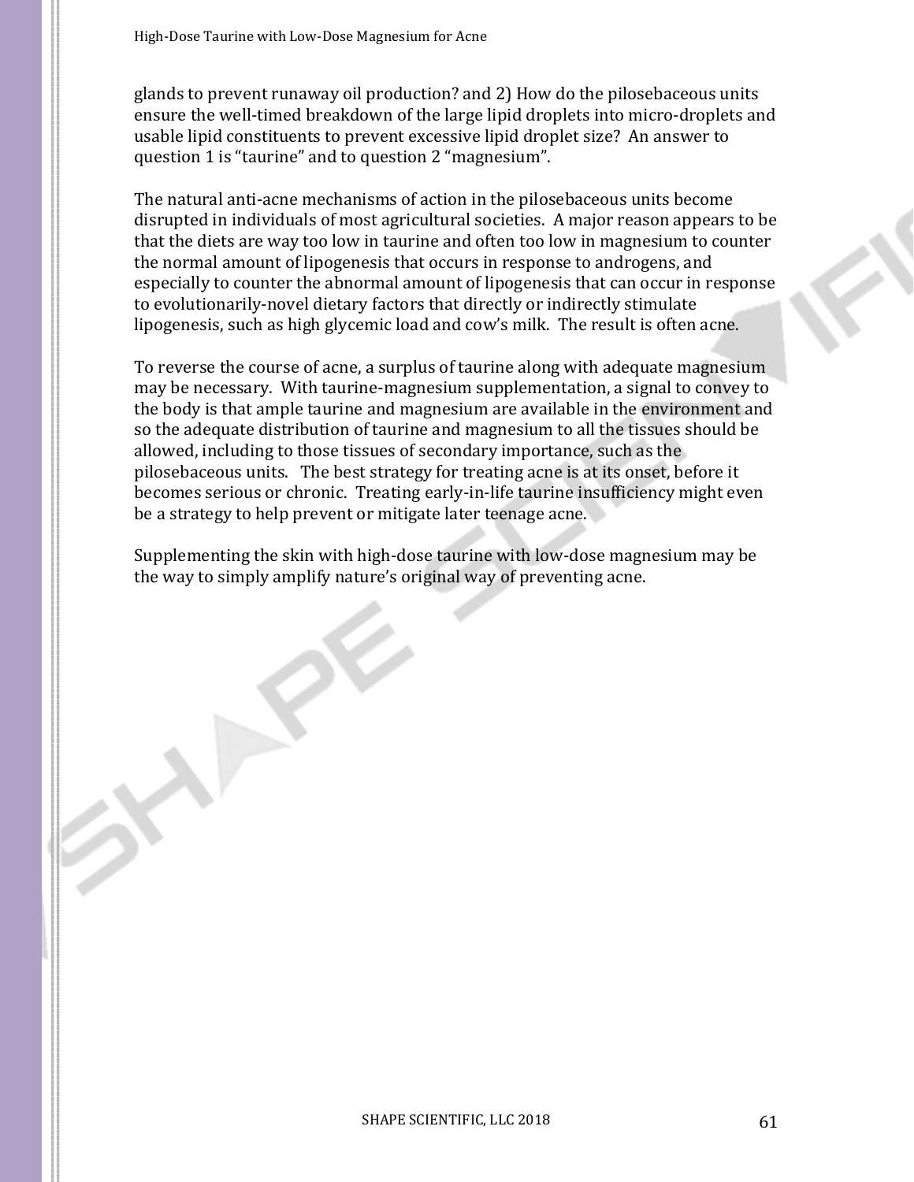glands to prevent runaway oil production? and 2) How do the pilosebaceous units ensure the well-timed breakdown of the large lipid droplets into micro-droplets and usable lipid constituents to prevent excessive lipid droplet size? An answer to question 1 is "taurine" and to question 2 "magnesium".

The natural anti-acne mechanisms of action in the pilosebaceous units become disrupted in individuals of most agricultural societies. A major reason appears to be that the diets are way too low in taurine and often too low in magnesium to counter the normal amount of lipogenesis that occurs in response to androgens, and especially to counter the abnormal amount of lipogenesis that can occur in response to evolutionarily-novel dietary factors that directly or indirectly stimulate lipogenesis, such as high glycemic load and cow's milk. The result is often acne.

To reverse the course of acne, a surplus of taurine along with adequate magnesium may be necessary. With taurine-magnesium supplementation, a signal to convey to the body is that ample taurine and magnesium are available in the environment and so the adequate distribution of taurine and magnesium to all the tissues should be allowed, including to those tissues of secondary importance, such as the pilosebaceous units. The best strategy for treating acne is at its onset, before it becomes serious or chronic. Treating early-in-life taurine insufficiency might even be a strategy to help prevent or mitigate later teenage acne.

Supplementing the skin with high-dose taurine with low-dose magnesium may be the way to simply amplify nature's original way of preventing acne.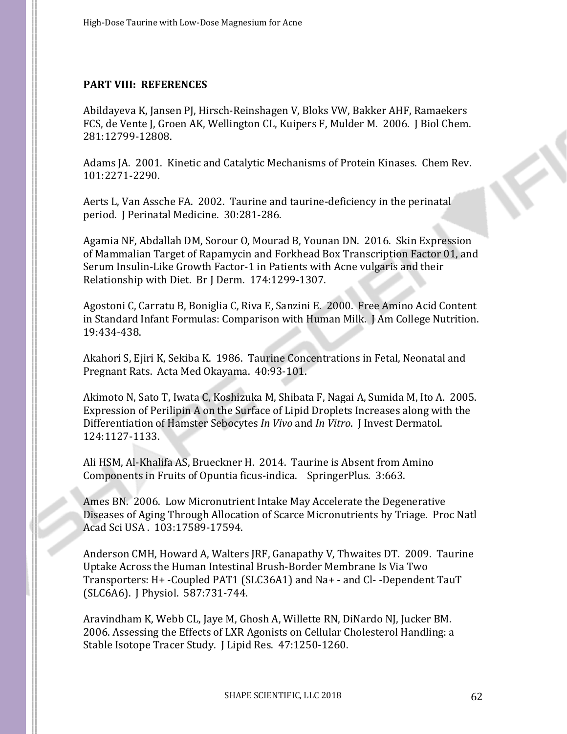## PART VIII: REFERENCES

Abildayeva K, Jansen PJ, Hirsch-Reinshagen V, Bloks VW, Bakker AHF, Ramaekers FCS, de Vente J, Groen AK, Wellington CL, Kuipers F, Mulder M. 2006. J Biol Chem. 281:12799-12808.

Adams JA. 2001. Kinetic and Catalytic Mechanisms of Protein Kinases. Chem Rev. 101:2271-2290.

Aerts L, Van Assche FA. 2002. Taurine and taurine-deficiency in the perinatal period. J Perinatal Medicine. 30:281-286.

Agamia NF, Abdallah DM, Sorour O, Mourad B, Younan DN. 2016. Skin Expression of Mammalian Target of Rapamycin and Forkhead Box Transcription Factor 01, and Serum Insulin-Like Growth Factor-1 in Patients with Acne vulgaris and their Relationship with Diet. Br J Derm. 174:1299-1307.

Agostoni C, Carratu B, Boniglia C, Riva E, Sanzini E. 2000. Free Amino Acid Content in Standard Infant Formulas: Comparison with Human Milk. J Am College Nutrition. 19:434-438.

Akahori S, Ejiri K, Sekiba K. 1986. Taurine Concentrations in Fetal, Neonatal and Pregnant Rats. Acta Med Okayama. 40:93-101.

Akimoto N, Sato T, Iwata C, Koshizuka M, Shibata F, Nagai A, Sumida M, Ito A. 2005. Expression of Perilipin A on the Surface of Lipid Droplets Increases along with the Differentiation of Hamster Sebocytes *In Vivo* and *In Vitro*. J Invest Dermatol. 124:1127-1133.

Ali HSM, Al-Khalifa AS, Brueckner H. 2014. Taurine is Absent from Amino Components in Fruits of Opuntia ficus-indica. SpringerPlus. 3:663.

Ames BN. 2006. Low Micronutrient Intake May Accelerate the Degenerative Diseases of Aging Through Allocation of Scarce Micronutrients by Triage. Proc Natl Acad Sci USA . 103:17589-17594.

Anderson CMH, Howard A, Walters JRF, Ganapathy V, Thwaites DT. 2009. Taurine Uptake Across the Human Intestinal Brush-Border Membrane Is Via Two Transporters: H+ -Coupled PAT1 (SLC36A1) and Na+ - and Cl- -Dependent TauT (SLC6A6). J Physiol. 587:731-744.

Aravindham K, Webb CL, Jaye M, Ghosh A, Willette RN, DiNardo NJ, Jucker BM. 2006. Assessing the Effects of LXR Agonists on Cellular Cholesterol Handling: a Stable Isotope Tracer Study. J Lipid Res. 47:1250-1260.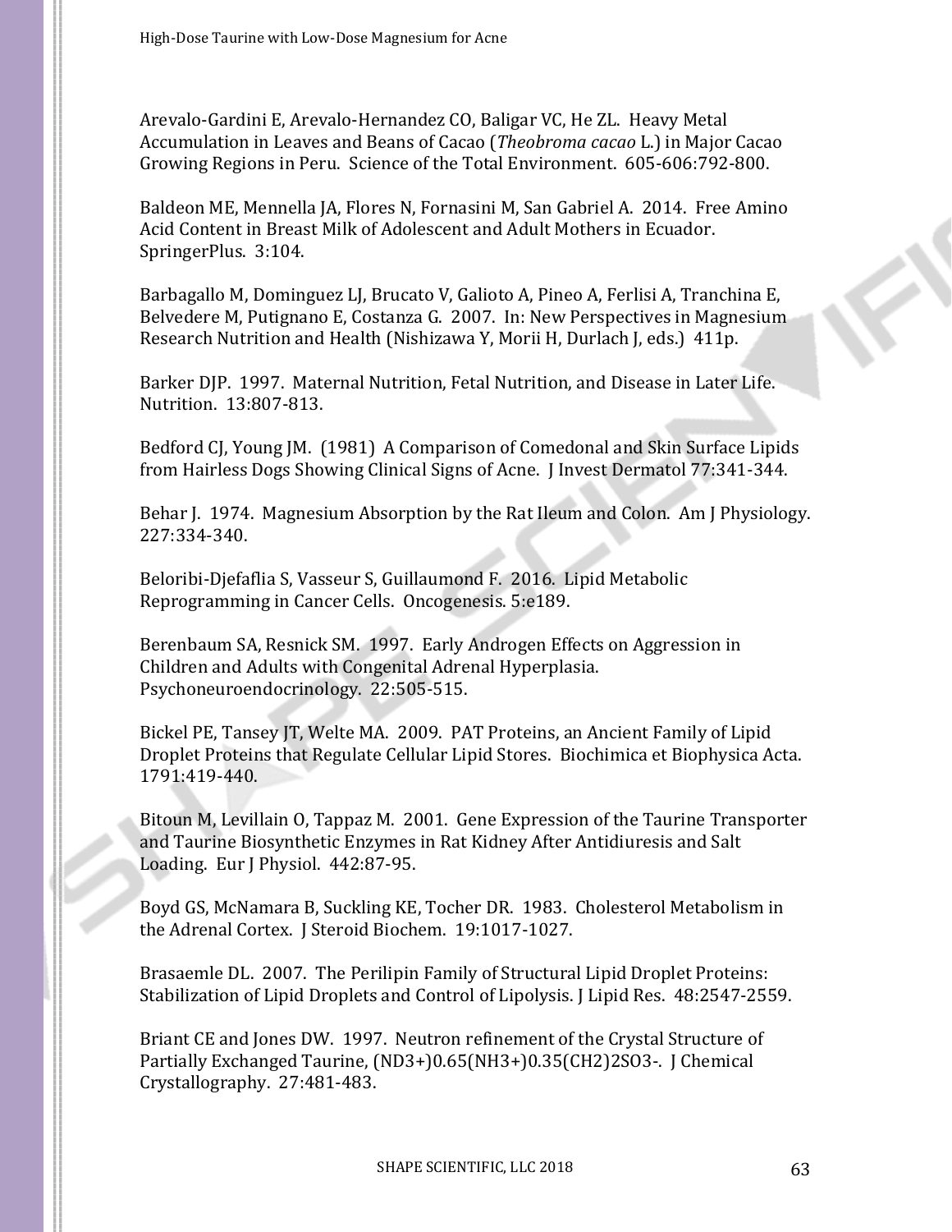Arevalo-Gardini E, Arevalo-Hernandez CO, Baligar VC, He ZL. Heavy Metal Accumulation in Leaves and Beans of Cacao (*Theobroma cacao* L.) in Major Cacao Growing Regions in Peru. Science of the Total Environment. 605-606:792-800.

Baldeon ME, Mennella JA, Flores N, Fornasini M, San Gabriel A. 2014. Free Amino Acid Content in Breast Milk of Adolescent and Adult Mothers in Ecuador. SpringerPlus. 3:104.

Barbagallo M, Dominguez LJ, Brucato V, Galioto A, Pineo A, Ferlisi A, Tranchina E, Belvedere M, Putignano E, Costanza G. 2007. In: New Perspectives in Magnesium Research Nutrition and Health (Nishizawa Y, Morii H, Durlach J, eds.) 411p.

Barker DJP. 1997. Maternal Nutrition, Fetal Nutrition, and Disease in Later Life. Nutrition. 13:807-813.

Bedford CJ, Young JM. (1981) A Comparison of Comedonal and Skin Surface Lipids from Hairless Dogs Showing Clinical Signs of Acne. J Invest Dermatol 77:341-344.

Behar J. 1974. Magnesium Absorption by the Rat Ileum and Colon. Am J Physiology. 227:334-340.

Beloribi-Djefaflia S, Vasseur S, Guillaumond F. 2016. Lipid Metabolic Reprogramming in Cancer Cells. Oncogenesis. 5:e189.

Berenbaum SA, Resnick SM. 1997. Early Androgen Effects on Aggression in Children and Adults with Congenital Adrenal Hyperplasia. Psychoneuroendocrinology. 22:505-515.

Bickel PE, Tansey JT, Welte MA. 2009. PAT Proteins, an Ancient Family of Lipid Droplet Proteins that Regulate Cellular Lipid Stores. Biochimica et Biophysica Acta. 1791:419-440.

Bitoun M, Levillain O, Tappaz M. 2001. Gene Expression of the Taurine Transporter and Taurine Biosynthetic Enzymes in Rat Kidney After Antidiuresis and Salt Loading. Eur J Physiol. 442:87-95.

Boyd GS, McNamara B, Suckling KE, Tocher DR. 1983. Cholesterol Metabolism in the Adrenal Cortex. J Steroid Biochem. 19:1017-1027.

Brasaemle DL. 2007. The Perilipin Family of Structural Lipid Droplet Proteins: Stabilization of Lipid Droplets and Control of Lipolysis. J Lipid Res. 48:2547-2559.

Briant CE and Jones DW. 1997. Neutron refinement of the Crystal Structure of Partially Exchanged Taurine, $(ND_3^+)_{0.65}(NH_3^+)_{0.35}(CH_2)_2SO_3^-$. J Chemical Crystallography. 27:481-483.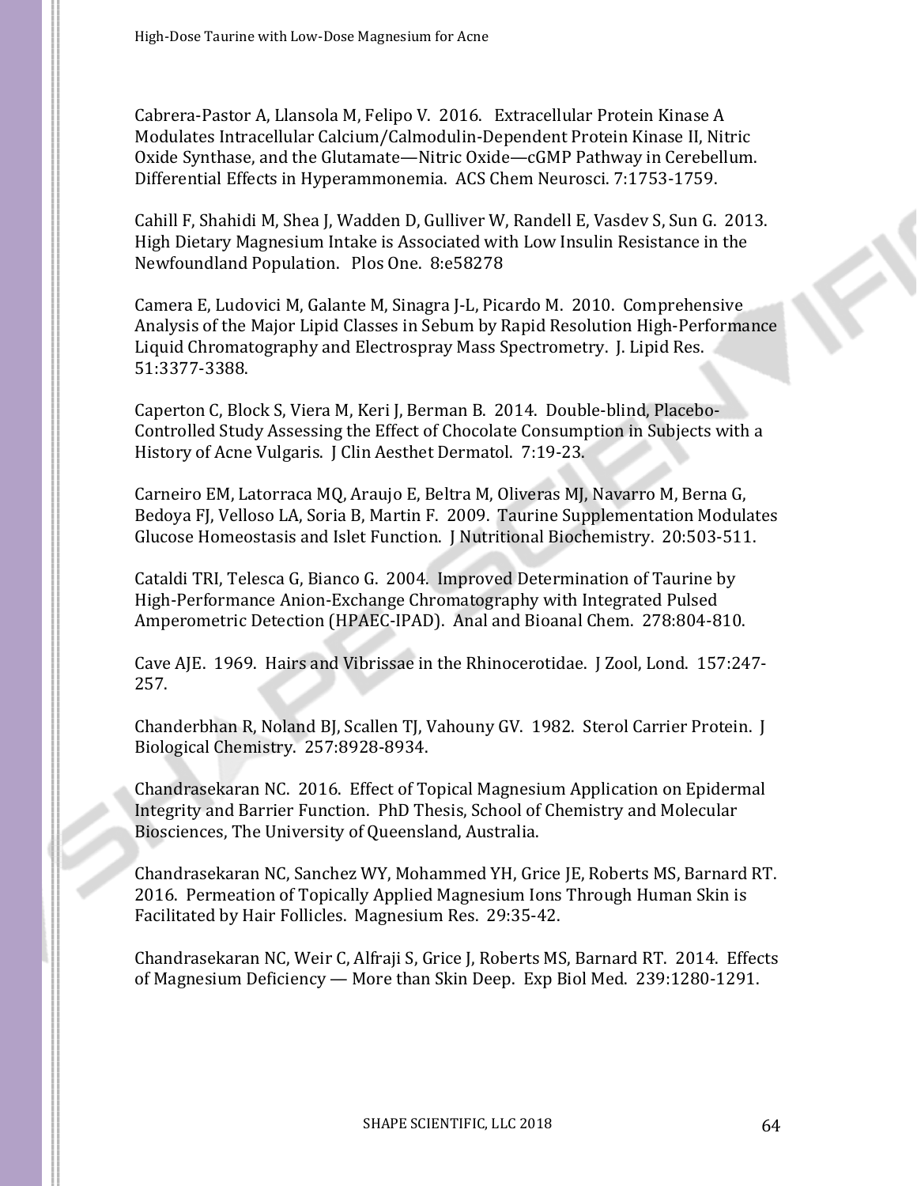Cabrera-Pastor A, Llansola M, Felipo V. 2016. Extracellular Protein Kinase A Modulates Intracellular Calcium/Calmodulin-Dependent Protein Kinase II, Nitric Oxide Synthase, and the Glutamate—Nitric Oxide—cGMP Pathway in Cerebellum. Differential Effects in Hyperammonemia. ACS Chem Neurosci. 7:1753-1759.

Cahill F, Shahidi M, Shea J, Wadden D, Gulliver W, Randell E, Vasdev S, Sun G. 2013. High Dietary Magnesium Intake is Associated with Low Insulin Resistance in the Newfoundland Population. Plos One. 8:e58278

Camera E, Ludovici M, Galante M, Sinagra J-L, Picardo M. 2010. Comprehensive Analysis of the Major Lipid Classes in Sebum by Rapid Resolution High-Performance Liquid Chromatography and Electrospray Mass Spectrometry. J. Lipid Res. 51:3377-3388.

Caperton C, Block S, Viera M, Keri J, Berman B. 2014. Double-blind, Placebo-Controlled Study Assessing the Effect of Chocolate Consumption in Subjects with a History of Acne Vulgaris. J Clin Aesthet Dermatol. 7:19-23.

Carneiro EM, Latorraca MQ, Araujo E, Beltra M, Oliveras MJ, Navarro M, Berna G, Bedoya FJ, Velloso LA, Soria B, Martin F. 2009. Taurine Supplementation Modulates Glucose Homeostasis and Islet Function. J Nutritional Biochemistry. 20:503-511.

Cataldi TRI, Telesca G, Bianco G. 2004. Improved Determination of Taurine by High-Performance Anion-Exchange Chromatography with Integrated Pulsed Amperometric Detection (HPAEC-IPAD). Anal and Bioanal Chem. 278:804-810.

Cave AJE. 1969. Hairs and Vibrissae in the Rhinocerotidae. J Zool, Lond. 157:247-257.

Chanderbhan R, Noland BJ, Scallen TJ, Vahouny GV. 1982. Sterol Carrier Protein. J Biological Chemistry. 257:8928-8934.

Chandrasekaran NC. 2016. Effect of Topical Magnesium Application on Epidermal Integrity and Barrier Function. PhD Thesis, School of Chemistry and Molecular Biosciences, The University of Queensland, Australia.

Chandrasekaran NC, Sanchez WY, Mohammed YH, Grice JE, Roberts MS, Barnard RT. 2016. Permeation of Topically Applied Magnesium Ions Through Human Skin is Facilitated by Hair Follicles. Magnesium Res. 29:35-42.

Chandrasekaran NC, Weir C, Alfraji S, Grice J, Roberts MS, Barnard RT. 2014. Effects of Magnesium Deficiency — More than Skin Deep. Exp Biol Med. 239:1280-1291.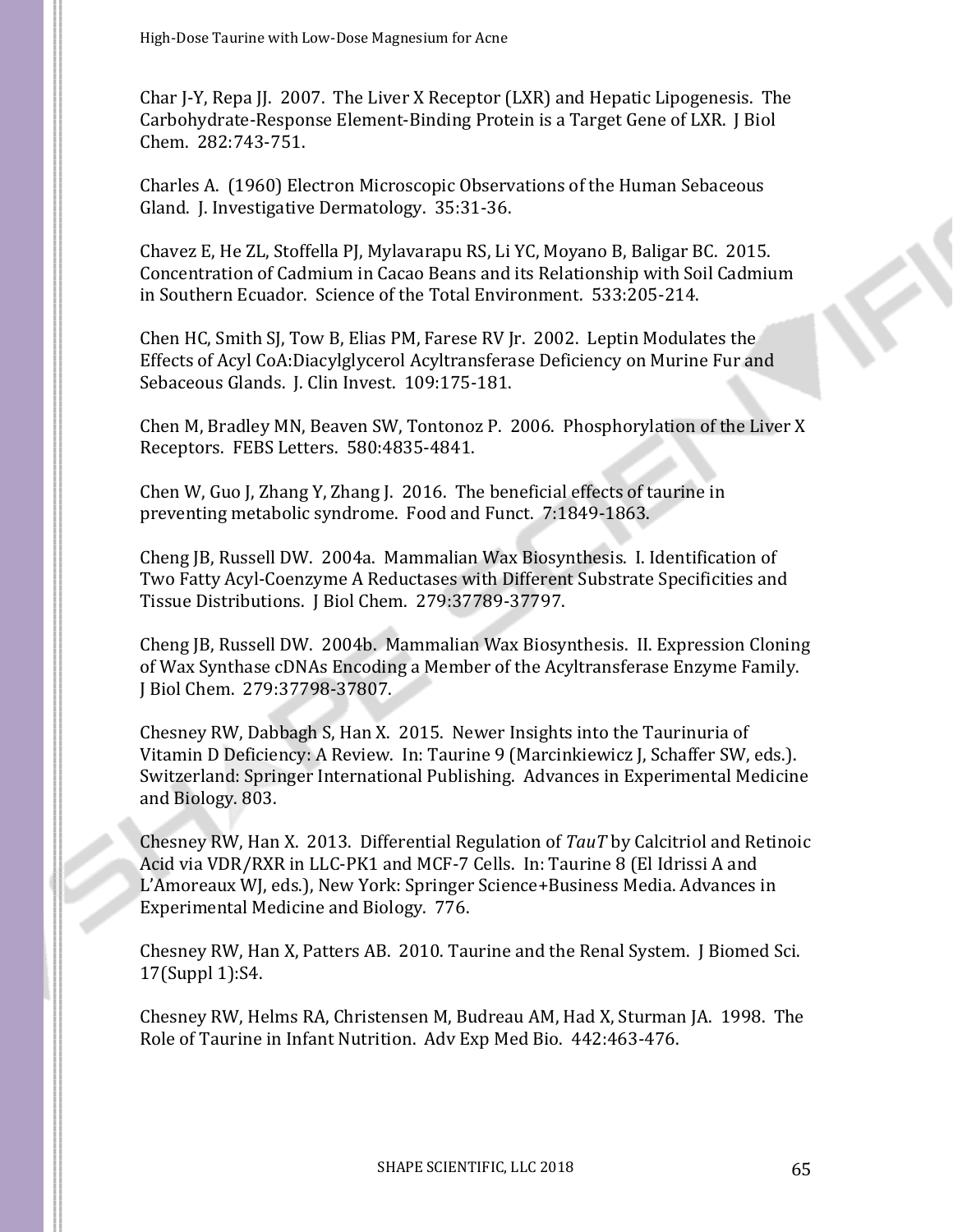Char J-Y, Repa JJ. 2007. The Liver X Receptor (LXR) and Hepatic Lipogenesis. The Carbohydrate-Response Element-Binding Protein is a Target Gene of LXR. J Biol Chem. 282:743-751.

Charles A. (1960) Electron Microscopic Observations of the Human Sebaceous Gland. J. Investigative Dermatology. 35:31-36.

Chavez E, He ZL, Stoffella PJ, Mylavarapu RS, Li YC, Moyano B, Baligar BC. 2015. Concentration of Cadmium in Cacao Beans and its Relationship with Soil Cadmium in Southern Ecuador. Science of the Total Environment. 533:205-214.

Chen HC, Smith SJ, Tow B, Elias PM, Farese RV Jr. 2002. Leptin Modulates the Effects of Acyl CoA:Diacylglycerol Acyltransferase Deficiency on Murine Fur and Sebaceous Glands. J. Clin Invest. 109:175-181.

Chen M, Bradley MN, Beaven SW, Tontonoz P. 2006. Phosphorylation of the Liver X Receptors. FEBS Letters. 580:4835-4841.

Chen W, Guo J, Zhang Y, Zhang J. 2016. The beneficial effects of taurine in preventing metabolic syndrome. Food and Funct. 7:1849-1863.

Cheng JB, Russell DW. 2004a. Mammalian Wax Biosynthesis. I. Identification of Two Fatty Acyl-Coenzyme A Reductases with Different Substrate Specificities and Tissue Distributions. J Biol Chem. 279:37789-37797.

Cheng JB, Russell DW. 2004b. Mammalian Wax Biosynthesis. II. Expression Cloning of Wax Synthase cDNAs Encoding a Member of the Acyltransferase Enzyme Family. J Biol Chem. 279:37798-37807.

Chesney RW, Dabbagh S, Han X. 2015. Newer Insights into the Taurinuria of Vitamin D Deficiency: A Review. In: Taurine 9 (Marcinkiewicz J, Schaffer SW, eds.). Switzerland: Springer International Publishing. Advances in Experimental Medicine and Biology. 803.

Chesney RW, Han X. 2013. Differential Regulation of *TauT* by Calcitriol and Retinoic Acid via VDR/RXR in LLC-PK1 and MCF-7 Cells. In: Taurine 8 (El Idrissi A and L'Amoreaux WJ, eds.), New York: Springer Science+Business Media. Advances in Experimental Medicine and Biology. 776.

Chesney RW, Han X, Patters AB. 2010. Taurine and the Renal System. J Biomed Sci. 17(Suppl 1):S4.

Chesney RW, Helms RA, Christensen M, Budreau AM, Had X, Sturman JA. 1998. The Role of Taurine in Infant Nutrition. Adv Exp Med Bio. 442:463-476.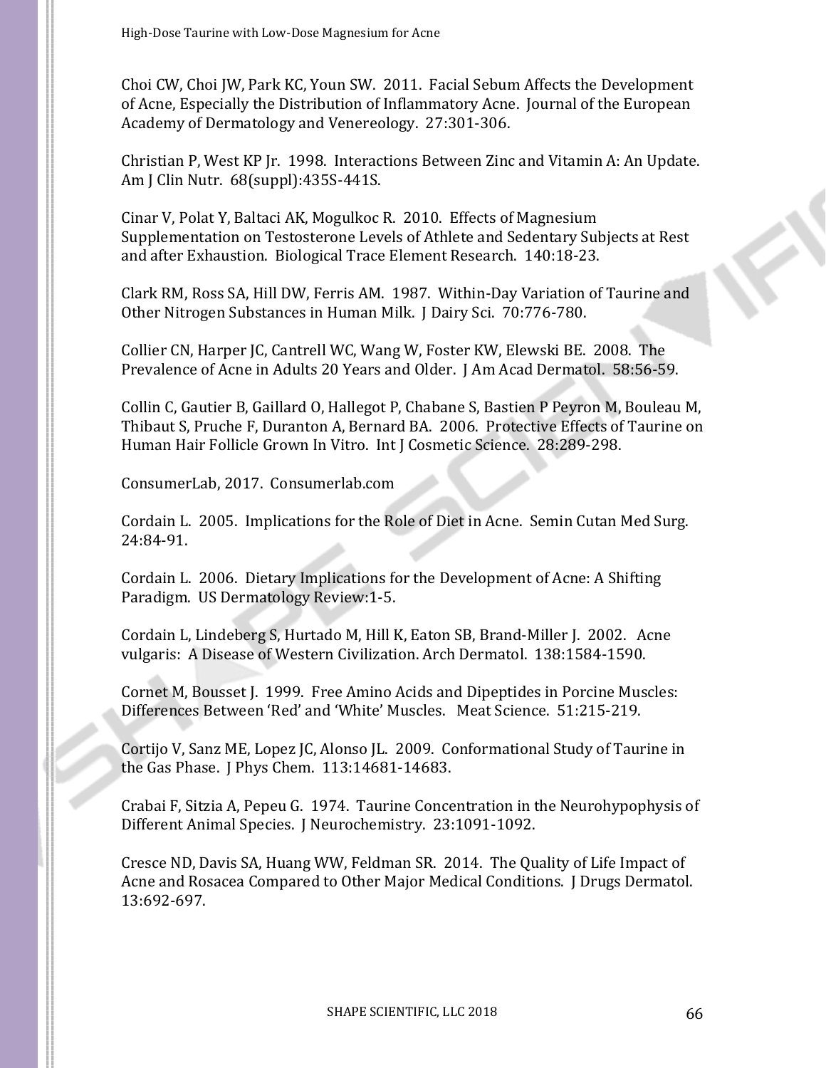Choi CW, Choi JW, Park KC, Youn SW. 2011. Facial Sebum Affects the Development of Acne, Especially the Distribution of Inflammatory Acne. Journal of the European Academy of Dermatology and Venereology. 27:301-306.

Christian P, West KP Jr. 1998. Interactions Between Zinc and Vitamin A: An Update. Am J Clin Nutr. 68(suppl):435S-441S.

Cinar V, Polat Y, Baltaci AK, Mogulkoc R. 2010. Effects of Magnesium Supplementation on Testosterone Levels of Athlete and Sedentary Subjects at Rest and after Exhaustion. Biological Trace Element Research. 140:18-23.

Clark RM, Ross SA, Hill DW, Ferris AM. 1987. Within-Day Variation of Taurine and Other Nitrogen Substances in Human Milk. J Dairy Sci. 70:776-780.

Collier CN, Harper JC, Cantrell WC, Wang W, Foster KW, Elewski BE. 2008. The Prevalence of Acne in Adults 20 Years and Older. J Am Acad Dermatol. 58:56-59.

Collin C, Gautier B, Gaillard O, Hallegot P, Chabane S, Bastien P Peyron M, Bouleau M, Thibaut S, Pruche F, Duranton A, Bernard BA. 2006. Protective Effects of Taurine on Human Hair Follicle Grown In Vitro. Int J Cosmetic Science. 28:289-298.

ConsumerLab, 2017. Consumerlab.com

Cordain L. 2005. Implications for the Role of Diet in Acne. Semin Cutan Med Surg. 24:84-91.

Cordain L. 2006. Dietary Implications for the Development of Acne: A Shifting Paradigm. US Dermatology Review:1-5.

Cordain L, Lindeberg S, Hurtado M, Hill K, Eaton SB, Brand-Miller J. 2002. Acne vulgaris: A Disease of Western Civilization. Arch Dermatol. 138:1584-1590.

Cornet M, Bousset J. 1999. Free Amino Acids and Dipeptides in Porcine Muscles: Differences Between 'Red' and 'White' Muscles. Meat Science. 51:215-219.

Cortijo V, Sanz ME, Lopez JC, Alonso JL. 2009. Conformational Study of Taurine in the Gas Phase. J Phys Chem. 113:14681-14683.

Crabai F, Sitzia A, Pepeu G. 1974. Taurine Concentration in the Neurohypophysis of Different Animal Species. J Neurochemistry. 23:1091-1092.

Cresce ND, Davis SA, Huang WW, Feldman SR. 2014. The Quality of Life Impact of Acne and Rosacea Compared to Other Major Medical Conditions. J Drugs Dermatol. 13:692-697.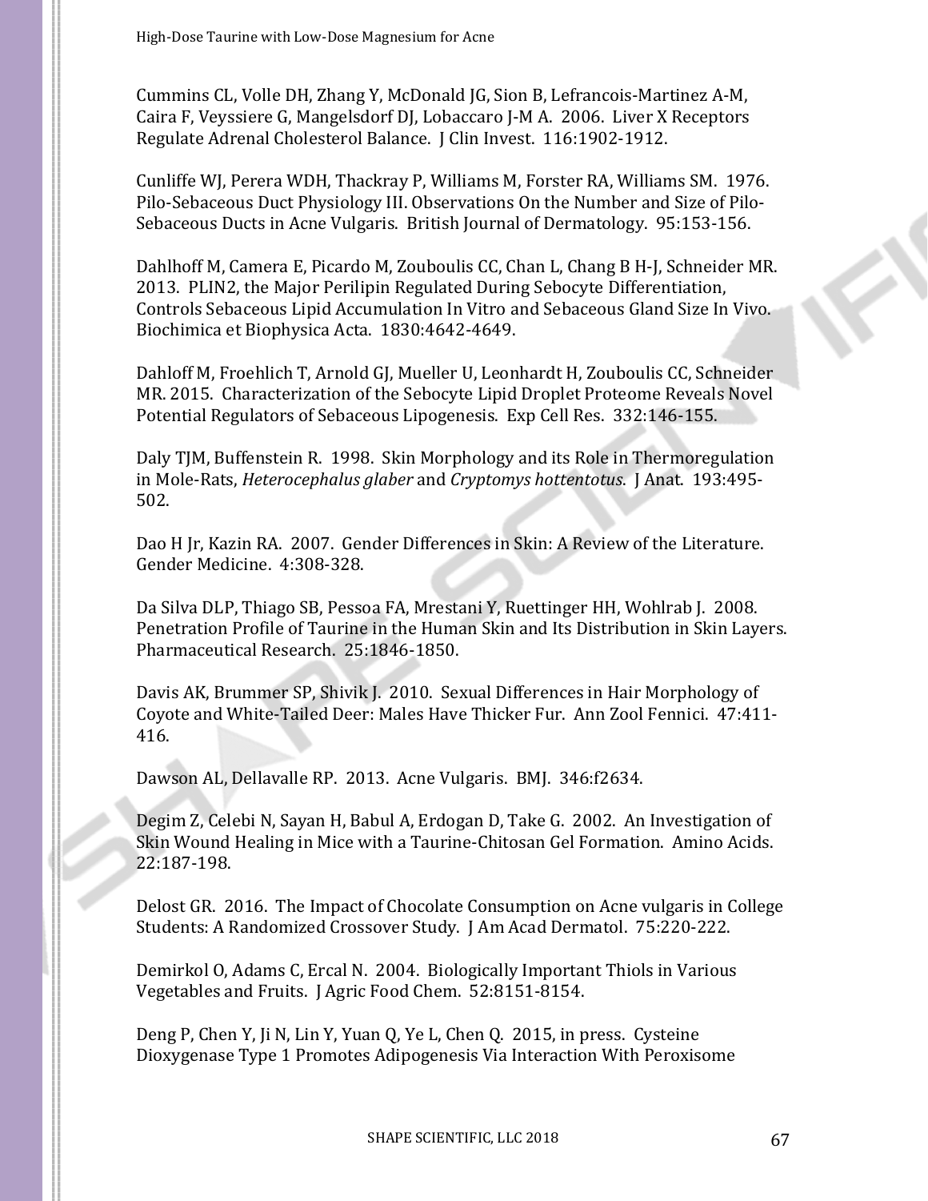Cummins CL, Volle DH, Zhang Y, McDonald JG, Sion B, Lefrancois-Martinez A-M, Caira F, Veyssiere G, Mangelsdorf DJ, Lobaccaro J-M A. 2006. Liver X Receptors Regulate Adrenal Cholesterol Balance. J Clin Invest. 116:1902-1912.

Cunliffe WJ, Perera WDH, Thackray P, Williams M, Forster RA, Williams SM. 1976. Pilo-Sebaceous Duct Physiology III. Observations On the Number and Size of Pilo-Sebaceous Ducts in Acne Vulgaris. British Journal of Dermatology. 95:153-156.

Dahlhoff M, Camera E, Picardo M, Zouboulis CC, Chan L, Chang B H-J, Schneider MR. 2013. PLIN2, the Major Perilipin Regulated During Sebocyte Differentiation, Controls Sebaceous Lipid Accumulation In Vitro and Sebaceous Gland Size In Vivo. Biochimica et Biophysica Acta. 1830:4642-4649.

Dahloff M, Froehlich T, Arnold GJ, Mueller U, Leonhardt H, Zouboulis CC, Schneider MR. 2015. Characterization of the Sebocyte Lipid Droplet Proteome Reveals Novel Potential Regulators of Sebaceous Lipogenesis. Exp Cell Res. 332:146-155.

Daly TJM, Buffenstein R. 1998. Skin Morphology and its Role in Thermoregulation in Mole-Rats, *Heterocephalus glaber* and *Cryptomys hottentotus*. J Anat. 193:495-502.

Dao H Jr, Kazin RA. 2007. Gender Differences in Skin: A Review of the Literature. Gender Medicine. 4:308-328.

Da Silva DLP, Thiago SB, Pessoa FA, Mrestani Y, Ruettinger HH, Wohlrab J. 2008. Penetration Profile of Taurine in the Human Skin and Its Distribution in Skin Layers. Pharmaceutical Research. 25:1846-1850.

Davis AK, Brummer SP, Shivik J. 2010. Sexual Differences in Hair Morphology of Coyote and White-Tailed Deer: Males Have Thicker Fur. Ann Zool Fennici. 47:411-416.

Dawson AL, Dellavalle RP. 2013. Acne Vulgaris. BMJ. 346:f2634.

Degim Z, Celebi N, Sayan H, Babul A, Erdogan D, Take G. 2002. An Investigation of Skin Wound Healing in Mice with a Taurine-Chitosan Gel Formation. Amino Acids. 22:187-198.

Delost GR. 2016. The Impact of Chocolate Consumption on Acne vulgaris in College Students: A Randomized Crossover Study. J Am Acad Dermatol. 75:220-222.

Demirkol O, Adams C, Ercal N. 2004. Biologically Important Thiols in Various Vegetables and Fruits. J Agric Food Chem. 52:8151-8154.

Deng P, Chen Y, Ji N, Lin Y, Yuan Q, Ye L, Chen Q. 2015, in press. Cysteine Dioxygenase Type 1 Promotes Adipogenesis Via Interaction With Peroxisome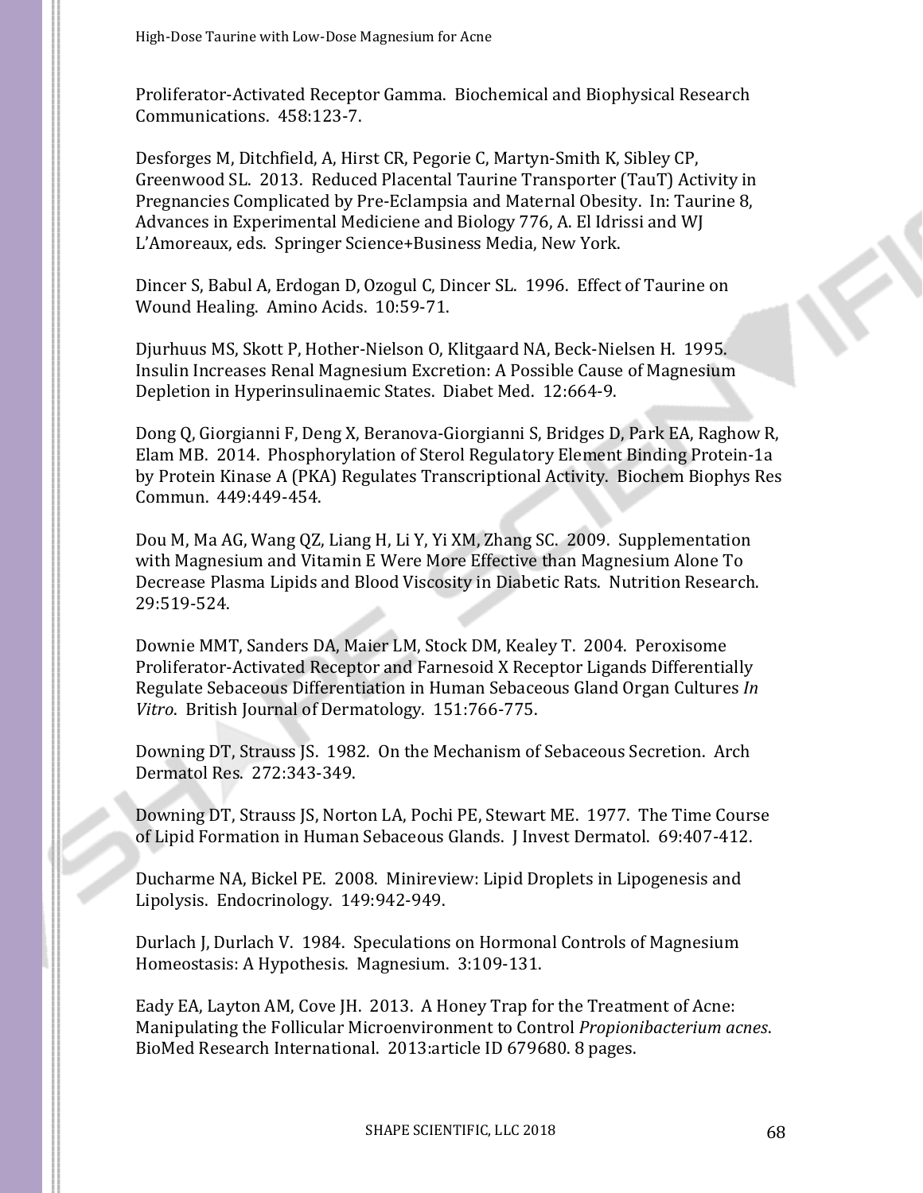Proliferator-Activated Receptor Gamma. Biochemical and Biophysical Research Communications. 458:123-7.

Desforges M, Ditchfield, A, Hirst CR, Pegorie C, Martyn-Smith K, Sibley CP, Greenwood SL. 2013. Reduced Placental Taurine Transporter (TauT) Activity in Pregnancies Complicated by Pre-Eclampsia and Maternal Obesity. In: Taurine 8, Advances in Experimental Mediciene and Biology 776, A. El Idrissi and WJ L'Amoreaux, eds. Springer Science+Business Media, New York.

Dincer S, Babul A, Erdogan D, Ozogul C, Dincer SL. 1996. Effect of Taurine on Wound Healing. Amino Acids. 10:59-71.

Djurhuus MS, Skott P, Hother-Nielson O, Klitgaard NA, Beck-Nielsen H. 1995. Insulin Increases Renal Magnesium Excretion: A Possible Cause of Magnesium Depletion in Hyperinsulinaemic States. Diabet Med. 12:664-9.

Dong Q, Giorgianni F, Deng X, Beranova-Giorgianni S, Bridges D, Park EA, Raghow R, Elam MB. 2014. Phosphorylation of Sterol Regulatory Element Binding Protein-1a by Protein Kinase A (PKA) Regulates Transcriptional Activity. Biochem Biophys Res Commun. 449:449-454.

Dou M, Ma AG, Wang QZ, Liang H, Li Y, Yi XM, Zhang SC. 2009. Supplementation with Magnesium and Vitamin E Were More Effective than Magnesium Alone To Decrease Plasma Lipids and Blood Viscosity in Diabetic Rats. Nutrition Research. 29:519-524.

Downie MMT, Sanders DA, Maier LM, Stock DM, Kealey T. 2004. Peroxisome Proliferator-Activated Receptor and Farnesoid X Receptor Ligands Differentially Regulate Sebaceous Differentiation in Human Sebaceous Gland Organ Cultures *In Vitro*. British Journal of Dermatology. 151:766-775.

Downing DT, Strauss JS. 1982. On the Mechanism of Sebaceous Secretion. Arch Dermatol Res. 272:343-349.

Downing DT, Strauss JS, Norton LA, Pochi PE, Stewart ME. 1977. The Time Course of Lipid Formation in Human Sebaceous Glands. J Invest Dermatol. 69:407-412.

Ducharme NA, Bickel PE. 2008. Minireview: Lipid Droplets in Lipogenesis and Lipolysis. Endocrinology. 149:942-949.

Durlach J, Durlach V. 1984. Speculations on Hormonal Controls of Magnesium Homeostasis: A Hypothesis. Magnesium. 3:109-131.

Eady EA, Layton AM, Cove JH. 2013. A Honey Trap for the Treatment of Acne: Manipulating the Follicular Microenvironment to Control *Propionibacterium acnes*. BioMed Research International. 2013:article ID 679680. 8 pages.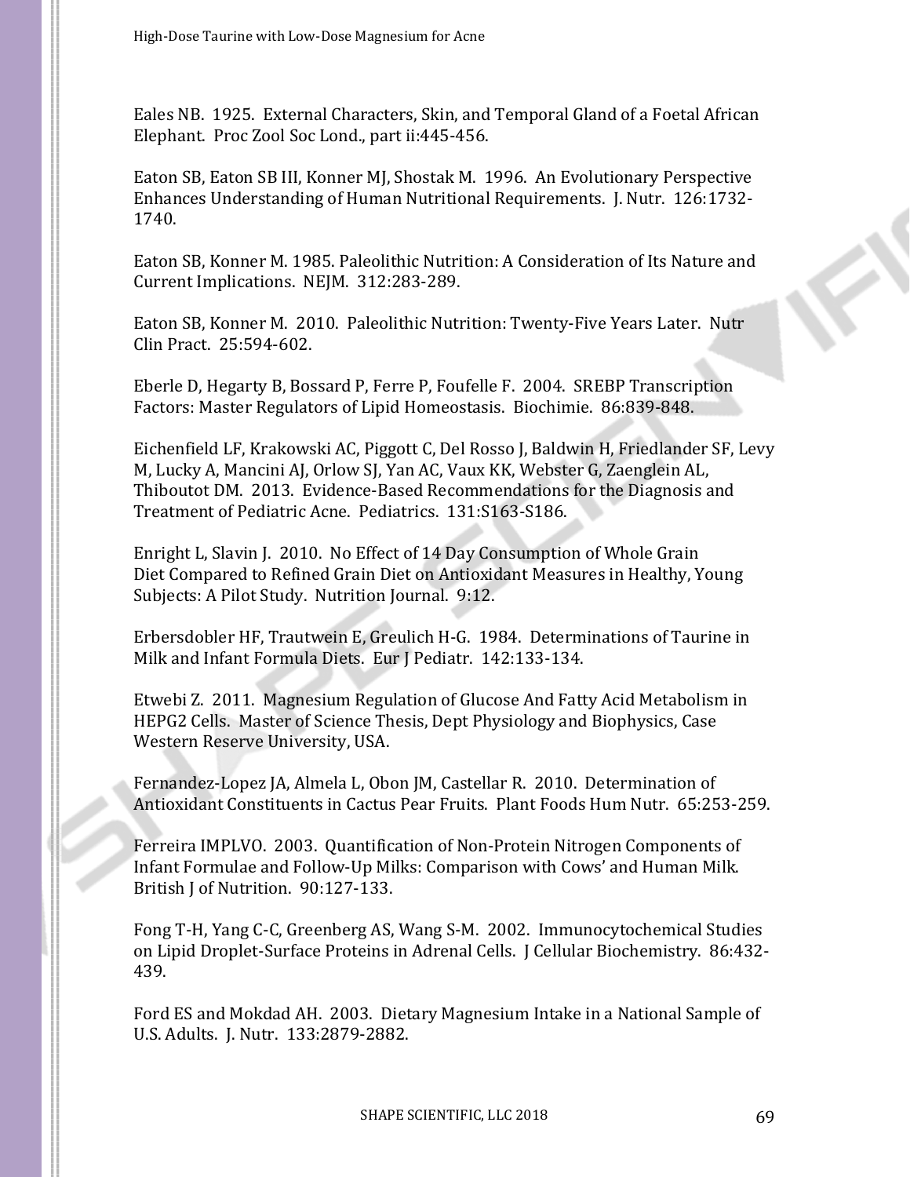Eales NB.  1925.  External Characters, Skin, and Temporal Gland of a Foetal African Elephant.  Proc Zool Soc Lond., part ii:445-456.

Eaton SB, Eaton SB III, Konner MJ, Shostak M.  1996.  An Evolutionary Perspective Enhances Understanding of Human Nutritional Requirements.  J. Nutr.  126:1732-1740.

Eaton SB, Konner M. 1985. Paleolithic Nutrition: A Consideration of Its Nature and Current Implications.  NEJM.  312:283-289.

Eaton SB, Konner M.  2010.  Paleolithic Nutrition: Twenty-Five Years Later.  Nutr Clin Pract.  25:594-602.

Eberle D, Hegarty B, Bossard P, Ferre P, Foufelle F.  2004.  SREBP Transcription Factors: Master Regulators of Lipid Homeostasis.  Biochimie.  86:839-848.

Eichenfield LF, Krakowski AC, Piggott C, Del Rosso J, Baldwin H, Friedlander SF, Levy M, Lucky A, Mancini AJ, Orlow SJ, Yan AC, Vaux KK, Webster G, Zaenglein AL, Thiboutot DM.  2013.  Evidence-Based Recommendations for the Diagnosis and Treatment of Pediatric Acne.  Pediatrics.  131:S163-S186.

Enright L, Slavin J.  2010.  No Effect of 14 Day Consumption of Whole Grain Diet Compared to Refined Grain Diet on Antioxidant Measures in Healthy, Young Subjects: A Pilot Study.  Nutrition Journal.  9:12.

Erbersdobler HF, Trautwein E, Greulich H-G.  1984.  Determinations of Taurine in Milk and Infant Formula Diets.  Eur J Pediatr.  142:133-134.

Etwebi Z.  2011.  Magnesium Regulation of Glucose And Fatty Acid Metabolism in HEPG2 Cells.  Master of Science Thesis, Dept Physiology and Biophysics, Case Western Reserve University, USA.

Fernandez-Lopez JA, Almela L, Obon JM, Castellar R.  2010.  Determination of Antioxidant Constituents in Cactus Pear Fruits.  Plant Foods Hum Nutr.  65:253-259.

Ferreira IMPLVO.  2003.  Quantification of Non-Protein Nitrogen Components of Infant Formulae and Follow-Up Milks: Comparison with Cows' and Human Milk.  British J of Nutrition.  90:127-133.

Fong T-H, Yang C-C, Greenberg AS, Wang S-M.  2002.  Immunocytochemical Studies on Lipid Droplet-Surface Proteins in Adrenal Cells.  J Cellular Biochemistry.  86:432-439.

Ford ES and Mokdad AH.  2003.  Dietary Magnesium Intake in a National Sample of U.S. Adults.  J. Nutr.  133:2879-2882.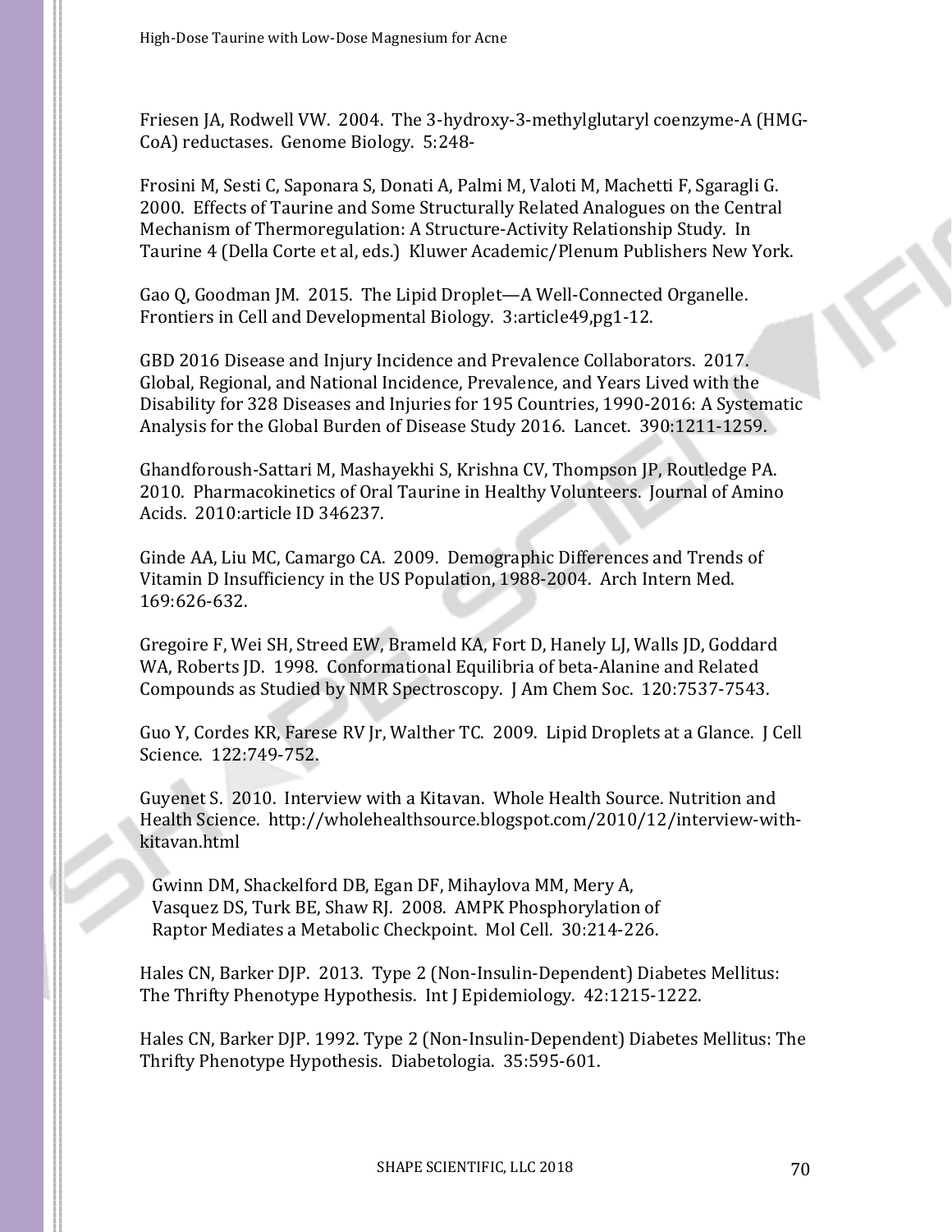Friesen JA, Rodwell VW. 2004. The 3-hydroxy-3-methylglutaryl coenzyme-A (HMG-CoA) reductases. Genome Biology. 5:248-

Frosini M, Sesti C, Saponara S, Donati A, Palmi M, Valoti M, Machetti F, Sgaragli G. 2000. Effects of Taurine and Some Structurally Related Analogues on the Central Mechanism of Thermoregulation: A Structure-Activity Relationship Study. In Taurine 4 (Della Corte et al, eds.) Kluwer Academic/Plenum Publishers New York.

Gao Q, Goodman JM. 2015. The Lipid Droplet—A Well-Connected Organelle. Frontiers in Cell and Developmental Biology. 3:article49,pg1-12.

GBD 2016 Disease and Injury Incidence and Prevalence Collaborators. 2017. Global, Regional, and National Incidence, Prevalence, and Years Lived with the Disability for 328 Diseases and Injuries for 195 Countries, 1990-2016: A Systematic Analysis for the Global Burden of Disease Study 2016. Lancet. 390:1211-1259.

Ghandforoush-Sattari M, Mashayekhi S, Krishna CV, Thompson JP, Routledge PA. 2010. Pharmacokinetics of Oral Taurine in Healthy Volunteers. Journal of Amino Acids. 2010:article ID 346237.

Ginde AA, Liu MC, Camargo CA. 2009. Demographic Differences and Trends of Vitamin D Insufficiency in the US Population, 1988-2004. Arch Intern Med. 169:626-632.

Gregoire F, Wei SH, Streed EW, Brameld KA, Fort D, Hanely LJ, Walls JD, Goddard WA, Roberts JD. 1998. Conformational Equilibria of beta-Alanine and Related Compounds as Studied by NMR Spectroscopy. J Am Chem Soc. 120:7537-7543.

Guo Y, Cordes KR, Farese RV Jr, Walther TC. 2009. Lipid Droplets at a Glance. J Cell Science. 122:749-752.

Guyenet S. 2010. Interview with a Kitavan. Whole Health Source. Nutrition and Health Science. http://wholehealthsource.blogspot.com/2010/12/interview-with-kitavan.html

Gwinn DM, Shackelford DB, Egan DF, Mihaylova MM, Mery A, Vasquez DS, Turk BE, Shaw RJ. 2008. AMPK Phosphorylation of Raptor Mediates a Metabolic Checkpoint. Mol Cell. 30:214-226.

Hales CN, Barker DJP. 2013. Type 2 (Non-Insulin-Dependent) Diabetes Mellitus: The Thrifty Phenotype Hypothesis. Int J Epidemiology. 42:1215-1222.

Hales CN, Barker DJP. 1992. Type 2 (Non-Insulin-Dependent) Diabetes Mellitus: The Thrifty Phenotype Hypothesis. Diabetologia. 35:595-601.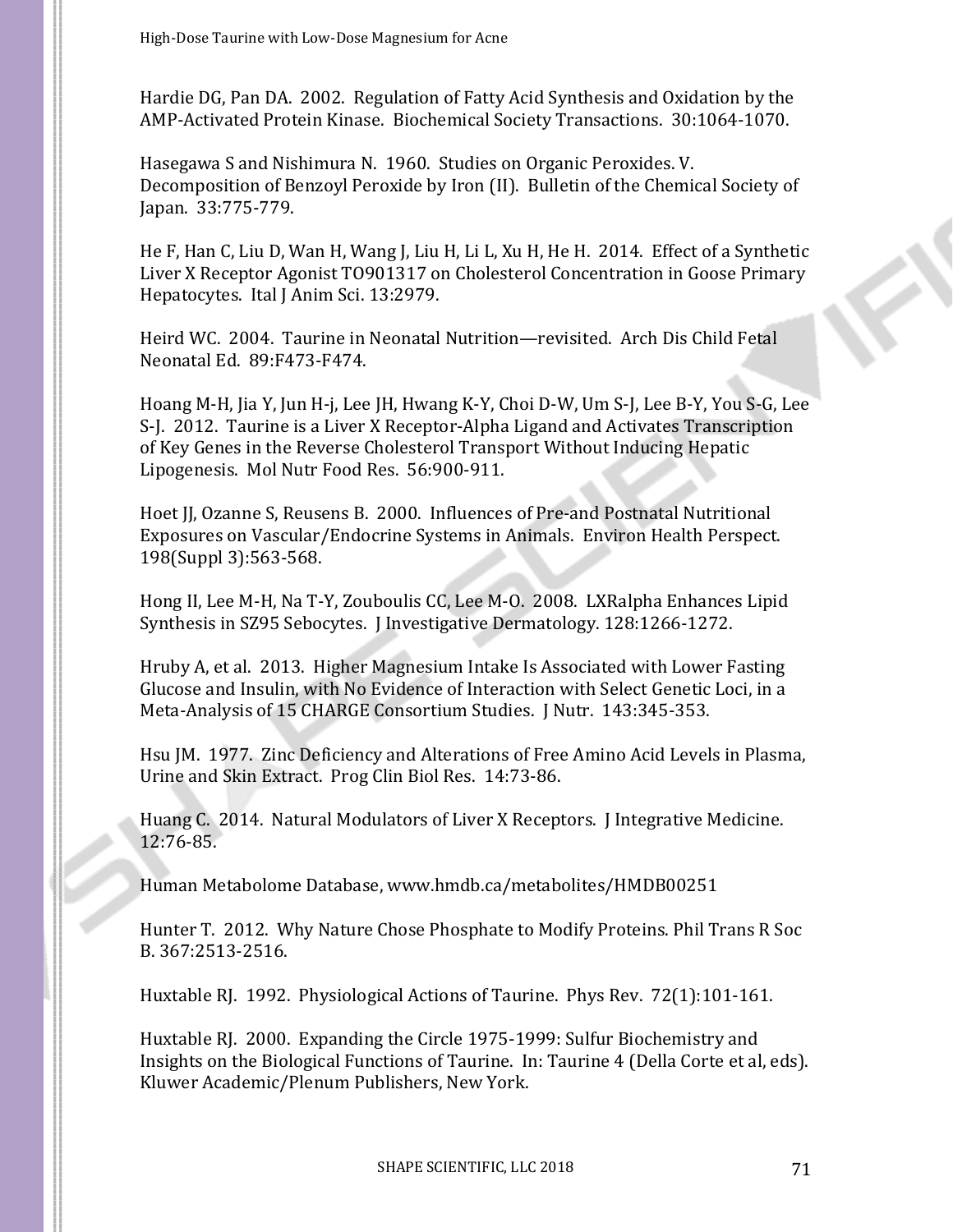Hardie DG, Pan DA. 2002. Regulation of Fatty Acid Synthesis and Oxidation by the AMP-Activated Protein Kinase. Biochemical Society Transactions. 30:1064-1070.

Hasegawa S and Nishimura N. 1960. Studies on Organic Peroxides. V. Decomposition of Benzoyl Peroxide by Iron (II). Bulletin of the Chemical Society of Japan. 33:775-779.

He F, Han C, Liu D, Wan H, Wang J, Liu H, Li L, Xu H, He H. 2014. Effect of a Synthetic Liver X Receptor Agonist TO901317 on Cholesterol Concentration in Goose Primary Hepatocytes. Ital J Anim Sci. 13:2979.

Heird WC. 2004. Taurine in Neonatal Nutrition—revisited. Arch Dis Child Fetal Neonatal Ed. 89:F473-F474.

Hoang M-H, Jia Y, Jun H-j, Lee JH, Hwang K-Y, Choi D-W, Um S-J, Lee B-Y, You S-G, Lee S-J. 2012. Taurine is a Liver X Receptor-Alpha Ligand and Activates Transcription of Key Genes in the Reverse Cholesterol Transport Without Inducing Hepatic Lipogenesis. Mol Nutr Food Res. 56:900-911.

Hoet JJ, Ozanne S, Reusens B. 2000. Influences of Pre-and Postnatal Nutritional Exposures on Vascular/Endocrine Systems in Animals. Environ Health Perspect. 198(Suppl 3):563-568.

Hong II, Lee M-H, Na T-Y, Zouboulis CC, Lee M-O. 2008. LXRalpha Enhances Lipid Synthesis in SZ95 Sebocytes. J Investigative Dermatology. 128:1266-1272.

Hruby A, et al. 2013. Higher Magnesium Intake Is Associated with Lower Fasting Glucose and Insulin, with No Evidence of Interaction with Select Genetic Loci, in a Meta-Analysis of 15 CHARGE Consortium Studies. J Nutr. 143:345-353.

Hsu JM. 1977. Zinc Deficiency and Alterations of Free Amino Acid Levels in Plasma, Urine and Skin Extract. Prog Clin Biol Res. 14:73-86.

Huang C. 2014. Natural Modulators of Liver X Receptors. J Integrative Medicine. 12:76-85.

Human Metabolome Database, www.hmdb.ca/metabolites/HMDB00251

Hunter T. 2012. Why Nature Chose Phosphate to Modify Proteins. Phil Trans R Soc B. 367:2513-2516.

Huxtable RJ. 1992. Physiological Actions of Taurine. Phys Rev. 72(1):101-161.

Huxtable RJ. 2000. Expanding the Circle 1975-1999: Sulfur Biochemistry and Insights on the Biological Functions of Taurine. In: Taurine 4 (Della Corte et al, eds). Kluwer Academic/Plenum Publishers, New York.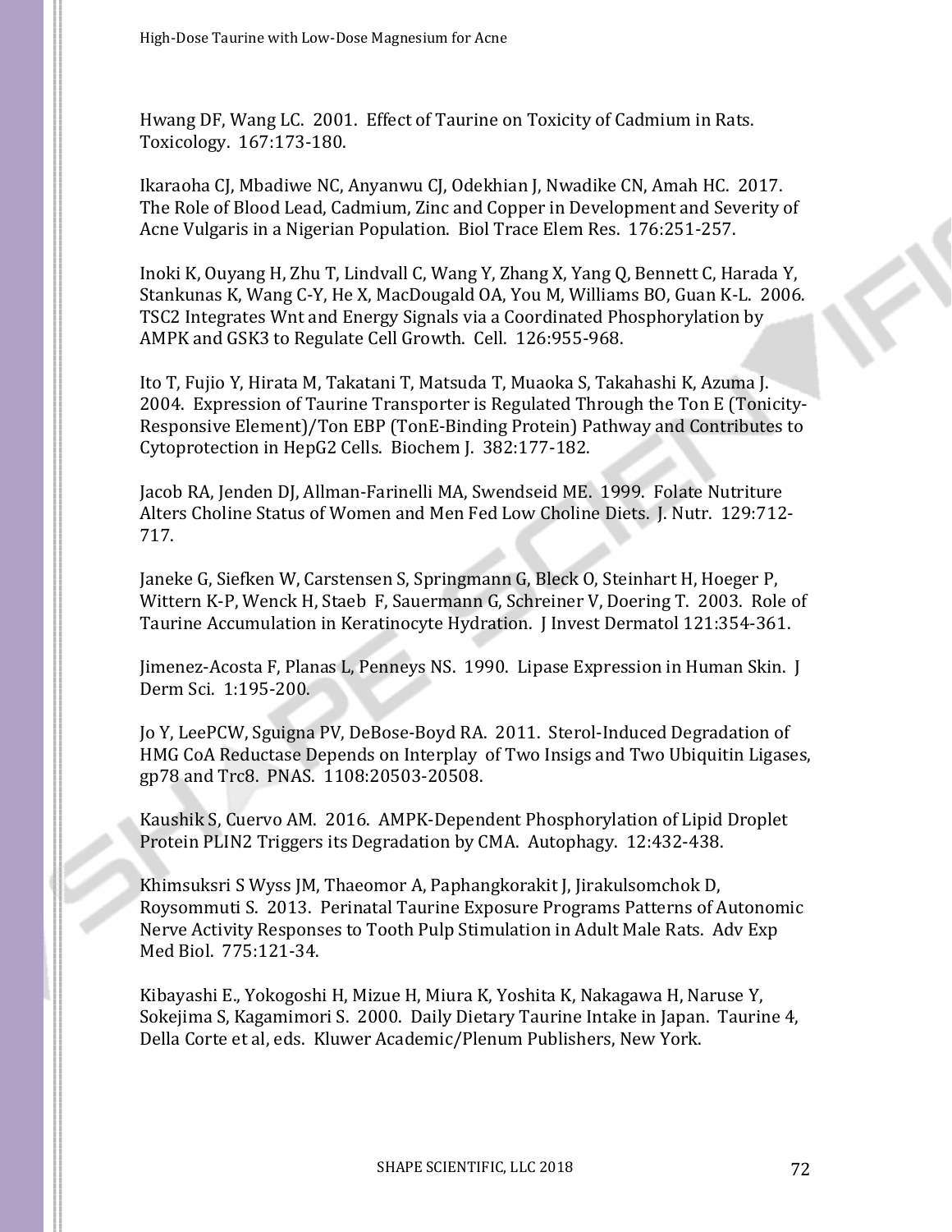Hwang DF, Wang LC. 2001. Effect of Taurine on Toxicity of Cadmium in Rats. Toxicology. 167:173-180.

Ikaraoha CJ, Mbadiwe NC, Anyanwu CJ, Odekhian J, Nwadike CN, Amah HC. 2017. The Role of Blood Lead, Cadmium, Zinc and Copper in Development and Severity of Acne Vulgaris in a Nigerian Population. Biol Trace Elem Res. 176:251-257.

Inoki K, Ouyang H, Zhu T, Lindvall C, Wang Y, Zhang X, Yang Q, Bennett C, Harada Y, Stankunas K, Wang C-Y, He X, MacDougald OA, You M, Williams BO, Guan K-L. 2006. TSC2 Integrates Wnt and Energy Signals via a Coordinated Phosphorylation by AMPK and GSK3 to Regulate Cell Growth. Cell. 126:955-968.

Ito T, Fujio Y, Hirata M, Takatani T, Matsuda T, Muaoka S, Takahashi K, Azuma J. 2004. Expression of Taurine Transporter is Regulated Through the Ton E (Tonicity-Responsive Element)/Ton EBP (TonE-Binding Protein) Pathway and Contributes to Cytoprotection in HepG2 Cells. Biochem J. 382:177-182.

Jacob RA, Jenden DJ, Allman-Farinelli MA, Swendseid ME. 1999. Folate Nutriture Alters Choline Status of Women and Men Fed Low Choline Diets. J. Nutr. 129:712-717.

Janeke G, Siefken W, Carstensen S, Springmann G, Bleck O, Steinhart H, Hoeger P, Wittern K-P, Wenck H, Staeb F, Sauermann G, Schreiner V, Doering T. 2003. Role of Taurine Accumulation in Keratinocyte Hydration. J Invest Dermatol 121:354-361.

Jimenez-Acosta F, Planas L, Penneys NS. 1990. Lipase Expression in Human Skin. J Derm Sci. 1:195-200.

Jo Y, LeePCW, Sguigna PV, DeBose-Boyd RA. 2011. Sterol-Induced Degradation of HMG CoA Reductase Depends on Interplay of Two Insigs and Two Ubiquitin Ligases, gp78 and Trc8. PNAS. 1108:20503-20508.

Kaushik S, Cuervo AM. 2016. AMPK-Dependent Phosphorylation of Lipid Droplet Protein PLIN2 Triggers its Degradation by CMA. Autophagy. 12:432-438.

Khimsuksri S Wyss JM, Thaeomor A, Paphangkorakit J, Jirakulsomchok D, Roysommuti S. 2013. Perinatal Taurine Exposure Programs Patterns of Autonomic Nerve Activity Responses to Tooth Pulp Stimulation in Adult Male Rats. Adv Exp Med Biol. 775:121-34.

Kibayashi E., Yokogoshi H, Mizue H, Miura K, Yoshita K, Nakagawa H, Naruse Y, Sokejima S, Kagamimori S. 2000. Daily Dietary Taurine Intake in Japan. Taurine 4, Della Corte et al, eds. Kluwer Academic/Plenum Publishers, New York.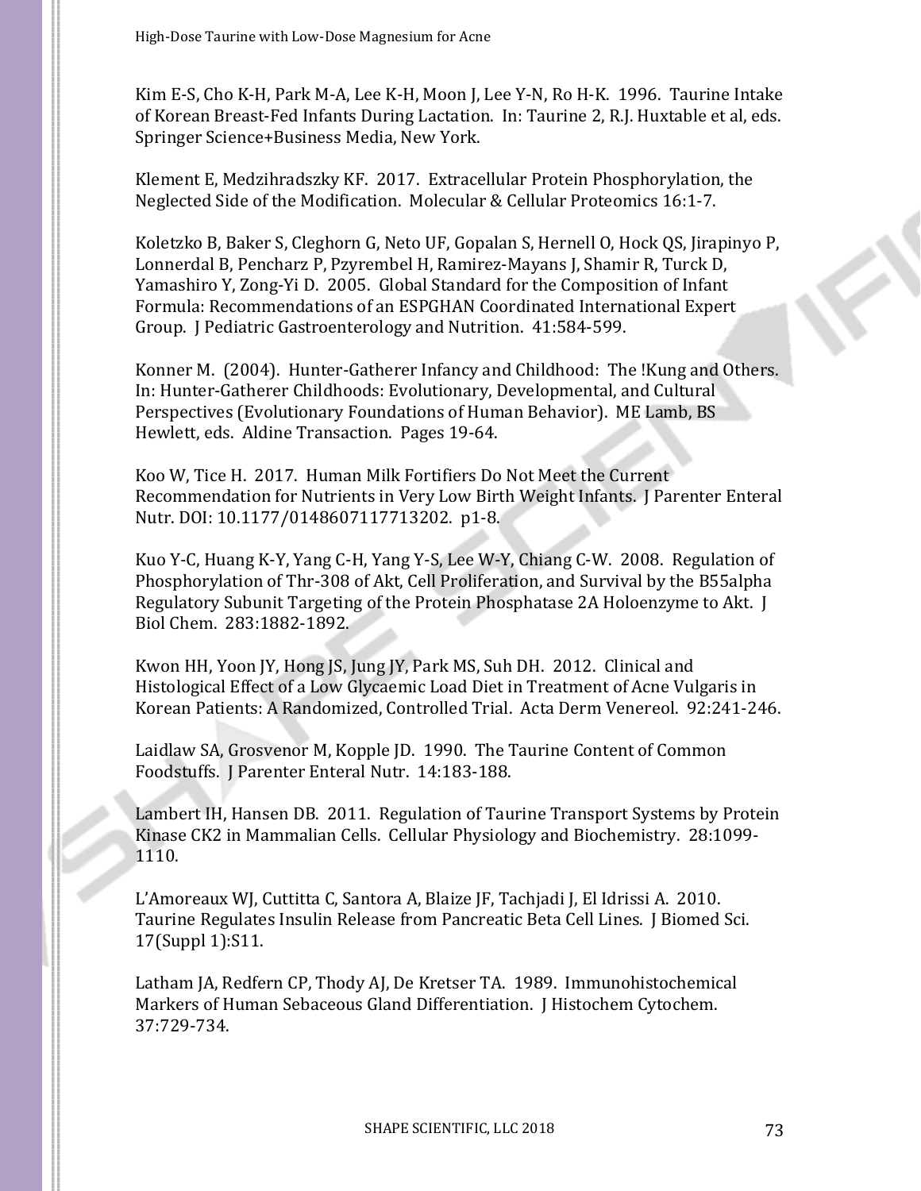Kim E-S, Cho K-H, Park M-A, Lee K-H, Moon J, Lee Y-N, Ro H-K. 1996. Taurine Intake of Korean Breast-Fed Infants During Lactation. In: Taurine 2, R.J. Huxtable et al, eds. Springer Science+Business Media, New York.

Klement E, Medzihradszky KF. 2017. Extracellular Protein Phosphorylation, the Neglected Side of the Modification. Molecular & Cellular Proteomics 16:1-7.

Koletzko B, Baker S, Cleghorn G, Neto UF, Gopalan S, Hernell O, Hock QS, Jirapinyo P, Lonnerdal B, Pencharz P, Pzyrembel H, Ramirez-Mayans J, Shamir R, Turck D, Yamashiro Y, Zong-Yi D. 2005. Global Standard for the Composition of Infant Formula: Recommendations of an ESPGHAN Coordinated International Expert Group. J Pediatric Gastroenterology and Nutrition. 41:584-599.

Konner M. (2004). Hunter-Gatherer Infancy and Childhood: The !Kung and Others. In: Hunter-Gatherer Childhoods: Evolutionary, Developmental, and Cultural Perspectives (Evolutionary Foundations of Human Behavior). ME Lamb, BS Hewlett, eds. Aldine Transaction. Pages 19-64.

Koo W, Tice H. 2017. Human Milk Fortifiers Do Not Meet the Current Recommendation for Nutrients in Very Low Birth Weight Infants. J Parenter Enteral Nutr. DOI: 10.1177/0148607117713202. p1-8.

Kuo Y-C, Huang K-Y, Yang C-H, Yang Y-S, Lee W-Y, Chiang C-W. 2008. Regulation of Phosphorylation of Thr-308 of Akt, Cell Proliferation, and Survival by the B55alpha Regulatory Subunit Targeting of the Protein Phosphatase 2A Holoenzyme to Akt. J Biol Chem. 283:1882-1892.

Kwon HH, Yoon JY, Hong JS, Jung JY, Park MS, Suh DH. 2012. Clinical and Histological Effect of a Low Glycaemic Load Diet in Treatment of Acne Vulgaris in Korean Patients: A Randomized, Controlled Trial. Acta Derm Venereol. 92:241-246.

Laidlaw SA, Grosvenor M, Kopple JD. 1990. The Taurine Content of Common Foodstuffs. J Parenter Enteral Nutr. 14:183-188.

Lambert IH, Hansen DB. 2011. Regulation of Taurine Transport Systems by Protein Kinase CK2 in Mammalian Cells. Cellular Physiology and Biochemistry. 28:1099-1110.

L'Amoreaux WJ, Cuttitta C, Santora A, Blaize JF, Tachjadi J, El Idrissi A. 2010. Taurine Regulates Insulin Release from Pancreatic Beta Cell Lines. J Biomed Sci. 17(Suppl 1):S11.

Latham JA, Redfern CP, Thody AJ, De Kretser TA. 1989. Immunohistochemical Markers of Human Sebaceous Gland Differentiation. J Histochem Cytochem. 37:729-734.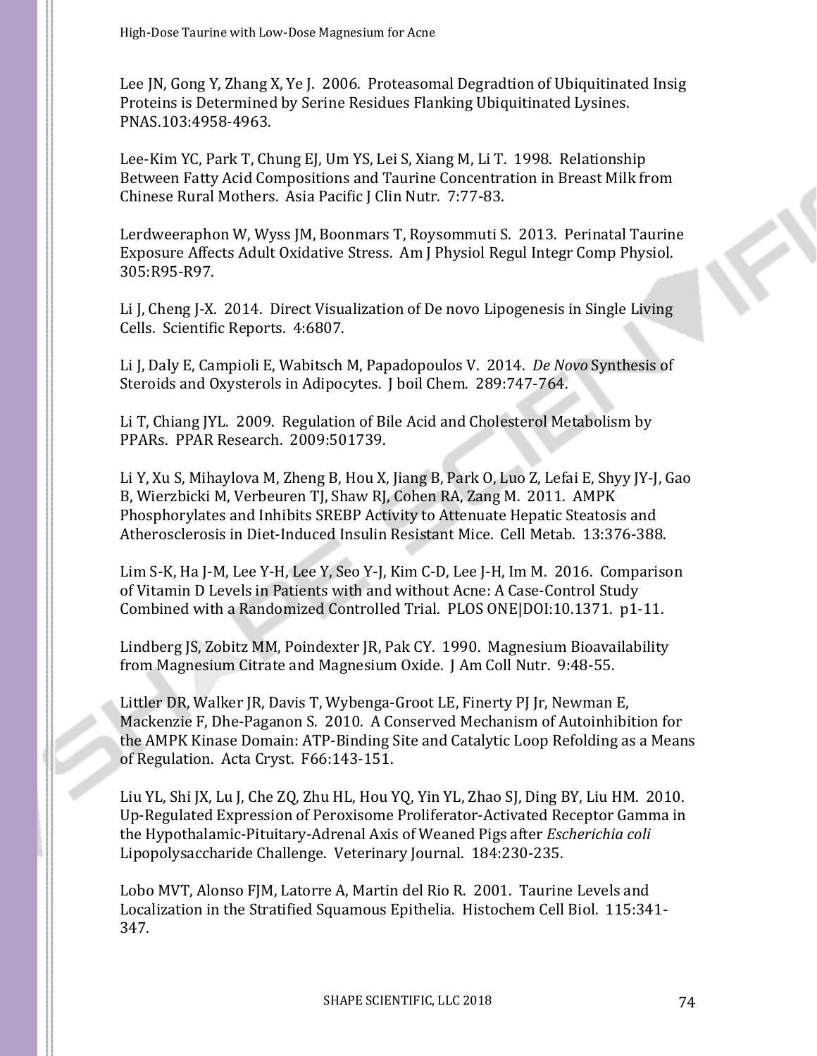Lee JN, Gong Y, Zhang X, Ye J. 2006. Proteasomal Degradtion of Ubiquitinated Insig Proteins is Determined by Serine Residues Flanking Ubiquitinated Lysines. PNAS.103:4958-4963.

Lee-Kim YC, Park T, Chung EJ, Um YS, Lei S, Xiang M, Li T. 1998. Relationship Between Fatty Acid Compositions and Taurine Concentration in Breast Milk from Chinese Rural Mothers. Asia Pacific J Clin Nutr. 7:77-83.

Lerdweeraphon W, Wyss JM, Boonmars T, Roysommuti S. 2013. Perinatal Taurine Exposure Affects Adult Oxidative Stress. Am J Physiol Regul Integr Comp Physiol. 305:R95-R97.

Li J, Cheng J-X. 2014. Direct Visualization of De novo Lipogenesis in Single Living Cells. Scientific Reports. 4:6807.

Li J, Daly E, Campioli E, Wabitsch M, Papadopoulos V. 2014. *De Novo* Synthesis of Steroids and Oxysterols in Adipocytes. J boil Chem. 289:747-764.

Li T, Chiang JYL. 2009. Regulation of Bile Acid and Cholesterol Metabolism by PPARs. PPAR Research. 2009:501739.

Li Y, Xu S, Mihaylova M, Zheng B, Hou X, Jiang B, Park O, Luo Z, Lefai E, Shyy JY-J, Gao B, Wierzbicki M, Verbeuren TJ, Shaw RJ, Cohen RA, Zang M. 2011. AMPK Phosphorylates and Inhibits SREBP Activity to Attenuate Hepatic Steatosis and Atherosclerosis in Diet-Induced Insulin Resistant Mice. Cell Metab. 13:376-388.

Lim S-K, Ha J-M, Lee Y-H, Lee Y, Seo Y-J, Kim C-D, Lee J-H, Im M. 2016. Comparison of Vitamin D Levels in Patients with and without Acne: A Case-Control Study Combined with a Randomized Controlled Trial. PLOS ONE|DOI:10.1371. p1-11.

Lindberg JS, Zobitz MM, Poindexter JR, Pak CY. 1990. Magnesium Bioavailability from Magnesium Citrate and Magnesium Oxide. J Am Coll Nutr. 9:48-55.

Littler DR, Walker JR, Davis T, Wybenga-Groot LE, Finerty PJ Jr, Newman E, Mackenzie F, Dhe-Paganon S. 2010. A Conserved Mechanism of Autoinhibition for the AMPK Kinase Domain: ATP-Binding Site and Catalytic Loop Refolding as a Means of Regulation. Acta Cryst. F66:143-151.

Liu YL, Shi JX, Lu J, Che ZQ, Zhu HL, Hou YQ, Yin YL, Zhao SJ, Ding BY, Liu HM. 2010. Up-Regulated Expression of Peroxisome Proliferator-Activated Receptor Gamma in the Hypothalamic-Pituitary-Adrenal Axis of Weaned Pigs after *Escherichia coli* Lipopolysaccharide Challenge. Veterinary Journal. 184:230-235.

Lobo MVT, Alonso FJM, Latorre A, Martin del Rio R. 2001. Taurine Levels and Localization in the Stratified Squamous Epithelia. Histochem Cell Biol. 115:341-347.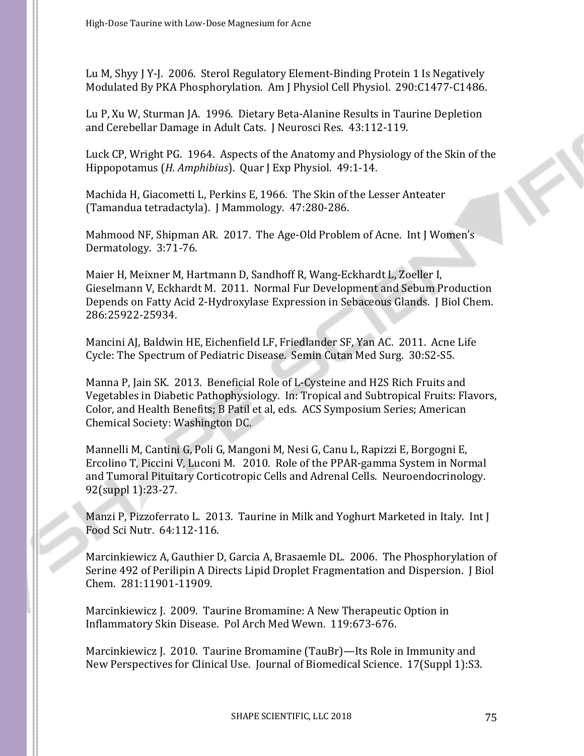Lu M, Shyy J Y-J. 2006. Sterol Regulatory Element-Binding Protein 1 Is Negatively Modulated By PKA Phosphorylation. Am J Physiol Cell Physiol. 290:C1477-C1486.

Lu P, Xu W, Sturman JA. 1996. Dietary Beta-Alanine Results in Taurine Depletion and Cerebellar Damage in Adult Cats. J Neurosci Res. 43:112-119.

Luck CP, Wright PG. 1964. Aspects of the Anatomy and Physiology of the Skin of the Hippopotamus (*H. Amphibius*). Quar J Exp Physiol. 49:1-14.

Machida H, Giacometti L, Perkins E, 1966. The Skin of the Lesser Anteater (Tamandua tetradactyla). J Mammology. 47:280-286.

Mahmood NF, Shipman AR. 2017. The Age-Old Problem of Acne. Int J Women's Dermatology. 3:71-76.

Maier H, Meixner M, Hartmann D, Sandhoff R, Wang-Eckhardt L, Zoeller I, Gieselmann V, Eckhardt M. 2011. Normal Fur Development and Sebum Production Depends on Fatty Acid 2-Hydroxylase Expression in Sebaceous Glands. J Biol Chem. 286:25922-25934.

Mancini AJ, Baldwin HE, Eichenfield LF, Friedlander SF, Yan AC. 2011. Acne Life Cycle: The Spectrum of Pediatric Disease. Semin Cutan Med Surg. 30:S2-S5.

Manna P, Jain SK. 2013. Beneficial Role of L-Cysteine and H2S Rich Fruits and Vegetables in Diabetic Pathophysiology. In: Tropical and Subtropical Fruits: Flavors, Color, and Health Benefits; B Patil et al, eds. ACS Symposium Series; American Chemical Society: Washington DC.

Mannelli M, Cantini G, Poli G, Mangoni M, Nesi G, Canu L, Rapizzi E, Borgogni E, Ercolino T, Piccini V, Luconi M. 2010. Role of the PPAR-gamma System in Normal and Tumoral Pituitary Corticotropic Cells and Adrenal Cells. Neuroendocrinology. 92(suppl 1):23-27.

Manzi P, Pizzoferrato L. 2013. Taurine in Milk and Yoghurt Marketed in Italy. Int J Food Sci Nutr. 64:112-116.

Marcinkiewicz A, Gauthier D, Garcia A, Brasaemle DL. 2006. The Phosphorylation of Serine 492 of Perilipin A Directs Lipid Droplet Fragmentation and Dispersion. J Biol Chem. 281:11901-11909.

Marcinkiewicz J. 2009. Taurine Bromamine: A New Therapeutic Option in Inflammatory Skin Disease. Pol Arch Med Wewn. 119:673-676.

Marcinkiewicz J. 2010. Taurine Bromamine (TauBr)—Its Role in Immunity and New Perspectives for Clinical Use. Journal of Biomedical Science. 17(Suppl 1):S3.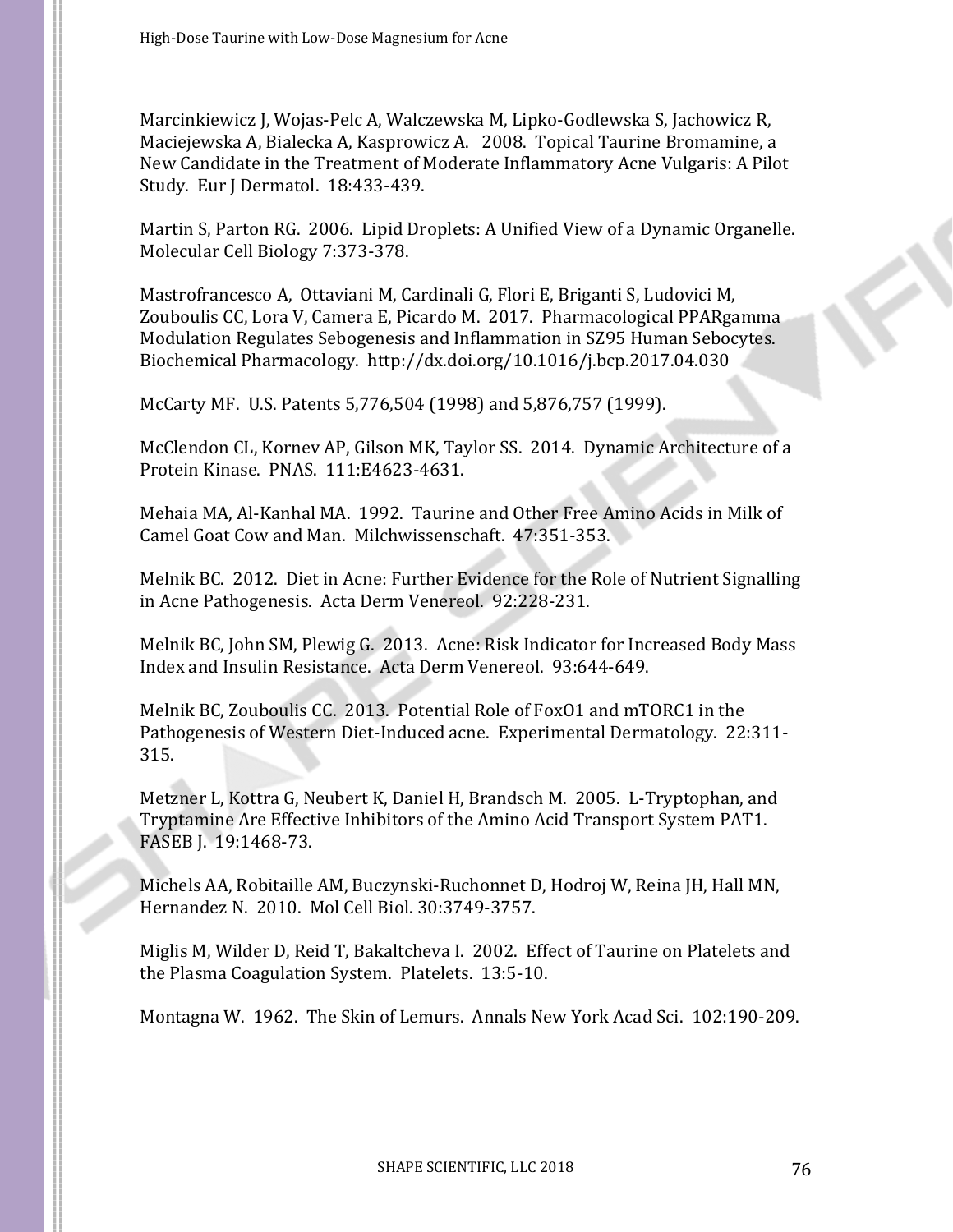Marcinkiewicz J, Wojas-Pelc A, Walczewska M, Lipko-Godlewska S, Jachowicz R, Maciejewska A, Bialecka A, Kasprowicz A. 2008. Topical Taurine Bromamine, a New Candidate in the Treatment of Moderate Inflammatory Acne Vulgaris: A Pilot Study. Eur J Dermatol. 18:433-439.

Martin S, Parton RG. 2006. Lipid Droplets: A Unified View of a Dynamic Organelle. Molecular Cell Biology 7:373-378.

Mastrofrancesco A, Ottaviani M, Cardinali G, Flori E, Briganti S, Ludovici M, Zouboulis CC, Lora V, Camera E, Picardo M. 2017. Pharmacological PPARgamma Modulation Regulates Sebogenesis and Inflammation in SZ95 Human Sebocytes. Biochemical Pharmacology. http://dx.doi.org/10.1016/j.bcp.2017.04.030

McCarty MF. U.S. Patents 5,776,504 (1998) and 5,876,757 (1999).

McClendon CL, Kornev AP, Gilson MK, Taylor SS. 2014. Dynamic Architecture of a Protein Kinase. PNAS. 111:E4623-4631.

Mehaia MA, Al-Kanhal MA. 1992. Taurine and Other Free Amino Acids in Milk of Camel Goat Cow and Man. Milchwissenschaft. 47:351-353.

Melnik BC. 2012. Diet in Acne: Further Evidence for the Role of Nutrient Signalling in Acne Pathogenesis. Acta Derm Venereol. 92:228-231.

Melnik BC, John SM, Plewig G. 2013. Acne: Risk Indicator for Increased Body Mass Index and Insulin Resistance. Acta Derm Venereol. 93:644-649.

Melnik BC, Zouboulis CC. 2013. Potential Role of FoxO1 and mTORC1 in the Pathogenesis of Western Diet-Induced acne. Experimental Dermatology. 22:311-315.

Metzner L, Kottra G, Neubert K, Daniel H, Brandsch M. 2005. L-Tryptophan, and Tryptamine Are Effective Inhibitors of the Amino Acid Transport System PAT1. FASEB J. 19:1468-73.

Michels AA, Robitaille AM, Buczynski-Ruchonnet D, Hodroj W, Reina JH, Hall MN, Hernandez N. 2010. Mol Cell Biol. 30:3749-3757.

Miglis M, Wilder D, Reid T, Bakaltcheva I. 2002. Effect of Taurine on Platelets and the Plasma Coagulation System. Platelets. 13:5-10.

Montagna W. 1962. The Skin of Lemurs. Annals New York Acad Sci. 102:190-209.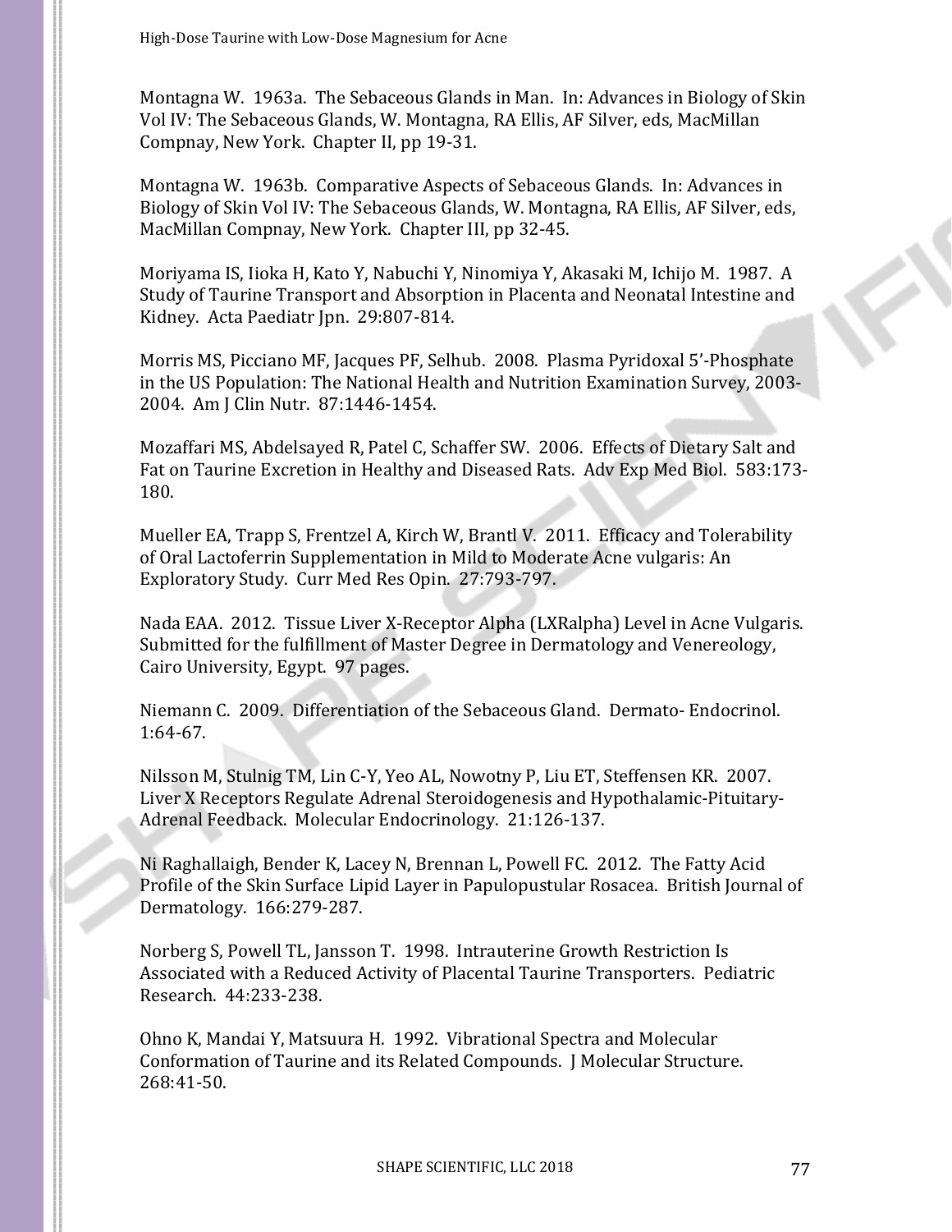Montagna W. 1963a. The Sebaceous Glands in Man. In: Advances in Biology of Skin Vol IV: The Sebaceous Glands, W. Montagna, RA Ellis, AF Silver, eds, MacMillan Compnay, New York. Chapter II, pp 19-31.

Montagna W. 1963b. Comparative Aspects of Sebaceous Glands. In: Advances in Biology of Skin Vol IV: The Sebaceous Glands, W. Montagna, RA Ellis, AF Silver, eds, MacMillan Compnay, New York. Chapter III, pp 32-45.

Moriyama IS, Iioka H, Kato Y, Nabuchi Y, Ninomiya Y, Akasaki M, Ichijo M. 1987. A Study of Taurine Transport and Absorption in Placenta and Neonatal Intestine and Kidney. Acta Paediatr Jpn. 29:807-814.

Morris MS, Picciano MF, Jacques PF, Selhub. 2008. Plasma Pyridoxal 5'-Phosphate in the US Population: The National Health and Nutrition Examination Survey, 2003-2004. Am J Clin Nutr. 87:1446-1454.

Mozaffari MS, Abdelsayed R, Patel C, Schaffer SW. 2006. Effects of Dietary Salt and Fat on Taurine Excretion in Healthy and Diseased Rats. Adv Exp Med Biol. 583:173-180.

Mueller EA, Trapp S, Frentzel A, Kirch W, Brantl V. 2011. Efficacy and Tolerability of Oral Lactoferrin Supplementation in Mild to Moderate Acne vulgaris: An Exploratory Study. Curr Med Res Opin. 27:793-797.

Nada EAA. 2012. Tissue Liver X-Receptor Alpha (LXRalpha) Level in Acne Vulgaris. Submitted for the fulfillment of Master Degree in Dermatology and Venereology, Cairo University, Egypt. 97 pages.

Niemann C. 2009. Differentiation of the Sebaceous Gland. Dermato- Endocrinol. 1:64-67.

Nilsson M, Stulnig TM, Lin C-Y, Yeo AL, Nowotny P, Liu ET, Steffensen KR. 2007. Liver X Receptors Regulate Adrenal Steroidogenesis and Hypothalamic-Pituitary-Adrenal Feedback. Molecular Endocrinology. 21:126-137.

Ni Raghallaigh, Bender K, Lacey N, Brennan L, Powell FC. 2012. The Fatty Acid Profile of the Skin Surface Lipid Layer in Papulopustular Rosacea. British Journal of Dermatology. 166:279-287.

Norberg S, Powell TL, Jansson T. 1998. Intrauterine Growth Restriction Is Associated with a Reduced Activity of Placental Taurine Transporters. Pediatric Research. 44:233-238.

Ohno K, Mandai Y, Matsuura H. 1992. Vibrational Spectra and Molecular Conformation of Taurine and its Related Compounds. J Molecular Structure. 268:41-50.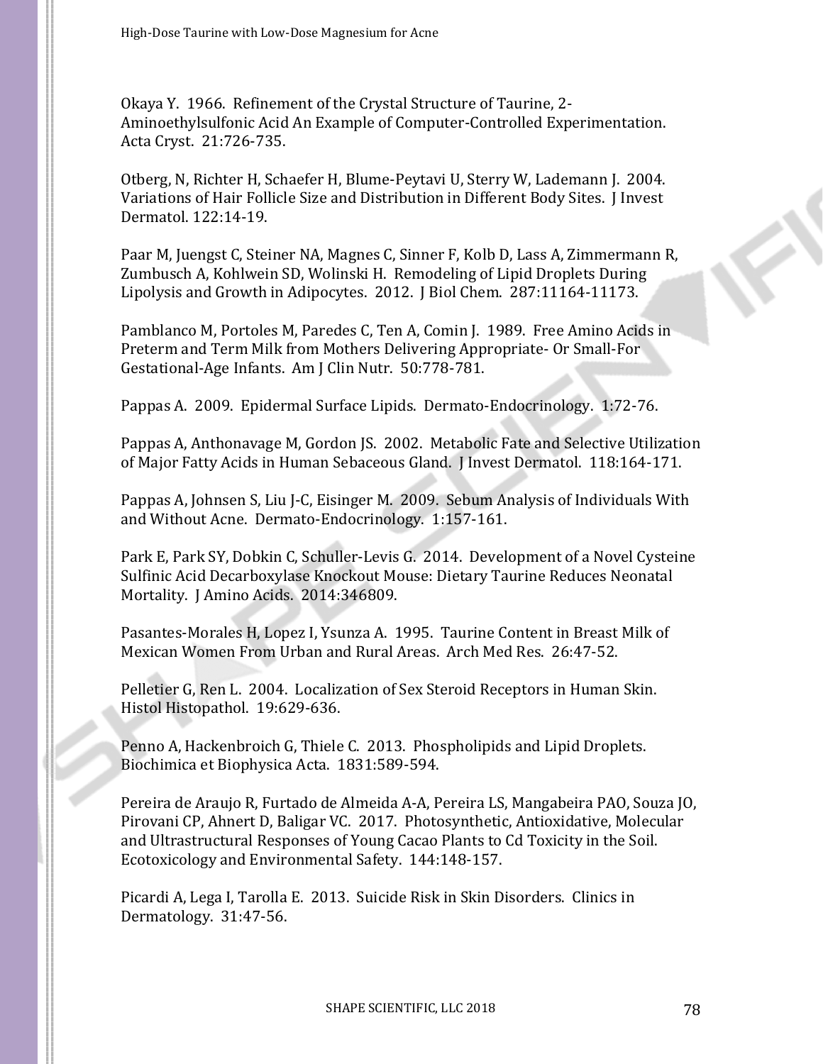Okaya Y. 1966. Refinement of the Crystal Structure of Taurine, 2-Aminoethylsulfonic Acid An Example of Computer-Controlled Experimentation. Acta Cryst. 21:726-735.

Otberg, N, Richter H, Schaefer H, Blume-Peytavi U, Sterry W, Lademann J. 2004. Variations of Hair Follicle Size and Distribution in Different Body Sites. J Invest Dermatol. 122:14-19.

Paar M, Juengst C, Steiner NA, Magnes C, Sinner F, Kolb D, Lass A, Zimmermann R, Zumbusch A, Kohlwein SD, Wolinski H. Remodeling of Lipid Droplets During Lipolysis and Growth in Adipocytes. 2012. J Biol Chem. 287:11164-11173.

Pamblanco M, Portoles M, Paredes C, Ten A, Comin J. 1989. Free Amino Acids in Preterm and Term Milk from Mothers Delivering Appropriate- Or Small-For Gestational-Age Infants. Am J Clin Nutr. 50:778-781.

Pappas A. 2009. Epidermal Surface Lipids. Dermato-Endocrinology. 1:72-76.

Pappas A, Anthonavage M, Gordon JS. 2002. Metabolic Fate and Selective Utilization of Major Fatty Acids in Human Sebaceous Gland. J Invest Dermatol. 118:164-171.

Pappas A, Johnsen S, Liu J-C, Eisinger M. 2009. Sebum Analysis of Individuals With and Without Acne. Dermato-Endocrinology. 1:157-161.

Park E, Park SY, Dobkin C, Schuller-Levis G. 2014. Development of a Novel Cysteine Sulfinic Acid Decarboxylase Knockout Mouse: Dietary Taurine Reduces Neonatal Mortality. J Amino Acids. 2014:346809.

Pasantes-Morales H, Lopez I, Ysunza A. 1995. Taurine Content in Breast Milk of Mexican Women From Urban and Rural Areas. Arch Med Res. 26:47-52.

Pelletier G, Ren L. 2004. Localization of Sex Steroid Receptors in Human Skin. Histol Histopathol. 19:629-636.

Penno A, Hackenbroich G, Thiele C. 2013. Phospholipids and Lipid Droplets. Biochimica et Biophysica Acta. 1831:589-594.

Pereira de Araujo R, Furtado de Almeida A-A, Pereira LS, Mangabeira PAO, Souza JO, Pirovani CP, Ahnert D, Baligar VC. 2017. Photosynthetic, Antioxidative, Molecular and Ultrastructural Responses of Young Cacao Plants to Cd Toxicity in the Soil. Ecotoxicology and Environmental Safety. 144:148-157.

Picardi A, Lega I, Tarolla E. 2013. Suicide Risk in Skin Disorders. Clinics in Dermatology. 31:47-56.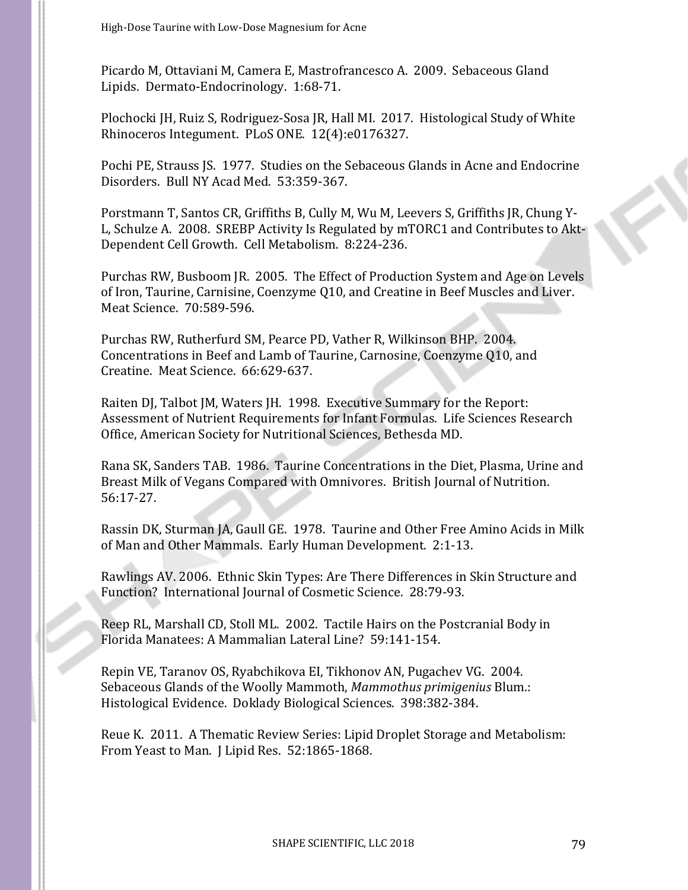Picardo M, Ottaviani M, Camera E, Mastrofrancesco A. 2009. Sebaceous Gland Lipids. Dermato-Endocrinology. 1:68-71.

Plochocki JH, Ruiz S, Rodriguez-Sosa JR, Hall MI. 2017. Histological Study of White Rhinoceros Integument. PLoS ONE. 12(4):e0176327.

Pochi PE, Strauss JS. 1977. Studies on the Sebaceous Glands in Acne and Endocrine Disorders. Bull NY Acad Med. 53:359-367.

Porstmann T, Santos CR, Griffiths B, Cully M, Wu M, Leevers S, Griffiths JR, Chung Y-L, Schulze A. 2008. SREBP Activity Is Regulated by mTORC1 and Contributes to Akt-Dependent Cell Growth. Cell Metabolism. 8:224-236.

Purchas RW, Busboom JR. 2005. The Effect of Production System and Age on Levels of Iron, Taurine, Carnisine, Coenzyme Q10, and Creatine in Beef Muscles and Liver. Meat Science. 70:589-596.

Purchas RW, Rutherfurd SM, Pearce PD, Vather R, Wilkinson BHP. 2004. Concentrations in Beef and Lamb of Taurine, Carnosine, Coenzyme Q10, and Creatine. Meat Science. 66:629-637.

Raiten DJ, Talbot JM, Waters JH. 1998. Executive Summary for the Report: Assessment of Nutrient Requirements for Infant Formulas. Life Sciences Research Office, American Society for Nutritional Sciences, Bethesda MD.

Rana SK, Sanders TAB. 1986. Taurine Concentrations in the Diet, Plasma, Urine and Breast Milk of Vegans Compared with Omnivores. British Journal of Nutrition. 56:17-27.

Rassin DK, Sturman JA, Gaull GE. 1978. Taurine and Other Free Amino Acids in Milk of Man and Other Mammals. Early Human Development. 2:1-13.

Rawlings AV. 2006. Ethnic Skin Types: Are There Differences in Skin Structure and Function? International Journal of Cosmetic Science. 28:79-93.

Reep RL, Marshall CD, Stoll ML. 2002. Tactile Hairs on the Postcranial Body in Florida Manatees: A Mammalian Lateral Line? 59:141-154.

Repin VE, Taranov OS, Ryabchikova EI, Tikhonov AN, Pugachev VG. 2004. Sebaceous Glands of the Woolly Mammoth, *Mammothus primigenius* Blum.: Histological Evidence. Doklady Biological Sciences. 398:382-384.

Reue K. 2011. A Thematic Review Series: Lipid Droplet Storage and Metabolism: From Yeast to Man. J Lipid Res. 52:1865-1868.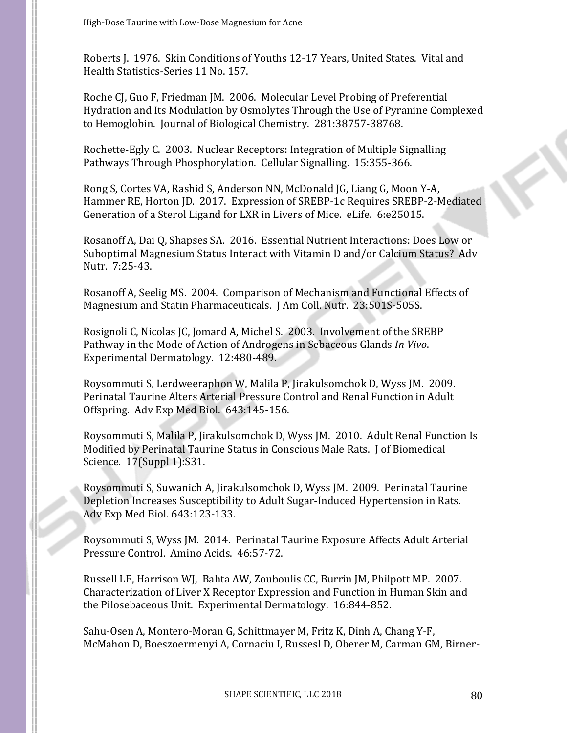Roberts J. 1976. Skin Conditions of Youths 12-17 Years, United States. Vital and Health Statistics-Series 11 No. 157.

Roche CJ, Guo F, Friedman JM. 2006. Molecular Level Probing of Preferential Hydration and Its Modulation by Osmolytes Through the Use of Pyranine Complexed to Hemoglobin. Journal of Biological Chemistry. 281:38757-38768.

Rochette-Egly C. 2003. Nuclear Receptors: Integration of Multiple Signalling Pathways Through Phosphorylation. Cellular Signalling. 15:355-366.

Rong S, Cortes VA, Rashid S, Anderson NN, McDonald JG, Liang G, Moon Y-A, Hammer RE, Horton JD. 2017. Expression of SREBP-1c Requires SREBP-2-Mediated Generation of a Sterol Ligand for LXR in Livers of Mice. eLife. 6:e25015.

Rosanoff A, Dai Q, Shapses SA. 2016. Essential Nutrient Interactions: Does Low or Suboptimal Magnesium Status Interact with Vitamin D and/or Calcium Status? Adv Nutr. 7:25-43.

Rosanoff A, Seelig MS. 2004. Comparison of Mechanism and Functional Effects of Magnesium and Statin Pharmaceuticals. J Am Coll. Nutr. 23:501S-505S.

Rosignoli C, Nicolas JC, Jomard A, Michel S. 2003. Involvement of the SREBP Pathway in the Mode of Action of Androgens in Sebaceous Glands *In Vivo*. Experimental Dermatology. 12:480-489.

Roysommuti S, Lerdweeraphon W, Malila P, Jirakulsomchok D, Wyss JM. 2009. Perinatal Taurine Alters Arterial Pressure Control and Renal Function in Adult Offspring. Adv Exp Med Biol. 643:145-156.

Roysommuti S, Malila P, Jirakulsomchok D, Wyss JM. 2010. Adult Renal Function Is Modified by Perinatal Taurine Status in Conscious Male Rats. J of Biomedical Science. 17(Suppl 1):S31.

Roysommuti S, Suwanich A, Jirakulsomchok D, Wyss JM. 2009. Perinatal Taurine Depletion Increases Susceptibility to Adult Sugar-Induced Hypertension in Rats. Adv Exp Med Biol. 643:123-133.

Roysommuti S, Wyss JM. 2014. Perinatal Taurine Exposure Affects Adult Arterial Pressure Control. Amino Acids. 46:57-72.

Russell LE, Harrison WJ, Bahta AW, Zouboulis CC, Burrin JM, Philpott MP. 2007. Characterization of Liver X Receptor Expression and Function in Human Skin and the Pilosebaceous Unit. Experimental Dermatology. 16:844-852.

Sahu-Osen A, Montero-Moran G, Schittmayer M, Fritz K, Dinh A, Chang Y-F, McMahon D, Boeszoermenyi A, Cornaciu I, Russesl D, Oberer M, Carman GM, Birner-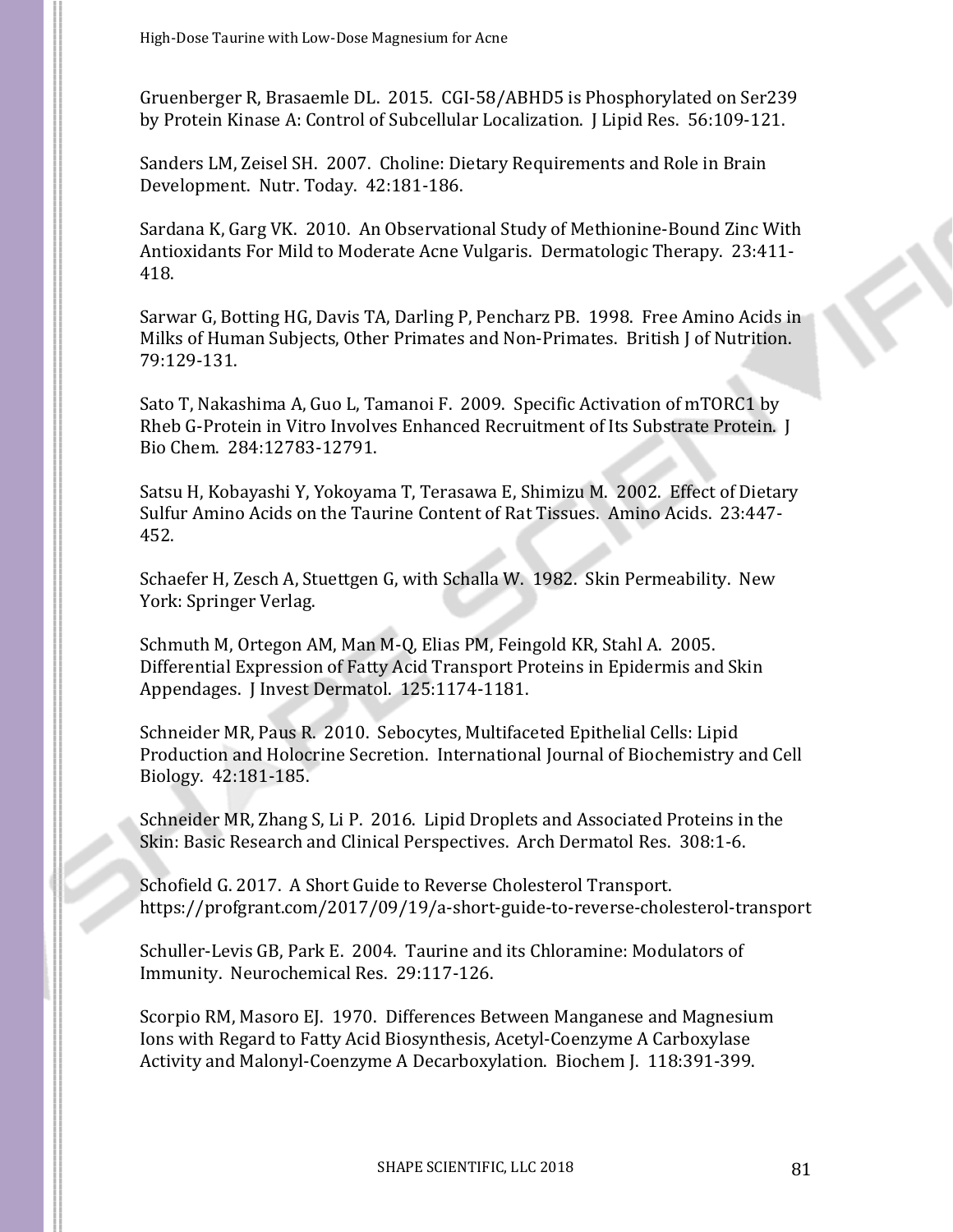Gruenberger R, Brasaemle DL. 2015. CGI-58/ABHD5 is Phosphorylated on Ser239 by Protein Kinase A: Control of Subcellular Localization. J Lipid Res. 56:109-121.

Sanders LM, Zeisel SH. 2007. Choline: Dietary Requirements and Role in Brain Development. Nutr. Today. 42:181-186.

Sardana K, Garg VK. 2010. An Observational Study of Methionine-Bound Zinc With Antioxidants For Mild to Moderate Acne Vulgaris. Dermatologic Therapy. 23:411-418.

Sarwar G, Botting HG, Davis TA, Darling P, Pencharz PB. 1998. Free Amino Acids in Milks of Human Subjects, Other Primates and Non-Primates. British J of Nutrition. 79:129-131.

Sato T, Nakashima A, Guo L, Tamanoi F. 2009. Specific Activation of mTORC1 by Rheb G-Protein in Vitro Involves Enhanced Recruitment of Its Substrate Protein. J Bio Chem. 284:12783-12791.

Satsu H, Kobayashi Y, Yokoyama T, Terasawa E, Shimizu M. 2002. Effect of Dietary Sulfur Amino Acids on the Taurine Content of Rat Tissues. Amino Acids. 23:447-452.

Schaefer H, Zesch A, Stuettgen G, with Schalla W. 1982. Skin Permeability. New York: Springer Verlag.

Schmuth M, Ortegon AM, Man M-Q, Elias PM, Feingold KR, Stahl A. 2005. Differential Expression of Fatty Acid Transport Proteins in Epidermis and Skin Appendages. J Invest Dermatol. 125:1174-1181.

Schneider MR, Paus R. 2010. Sebocytes, Multifaceted Epithelial Cells: Lipid Production and Holocrine Secretion. International Journal of Biochemistry and Cell Biology. 42:181-185.

Schneider MR, Zhang S, Li P. 2016. Lipid Droplets and Associated Proteins in the Skin: Basic Research and Clinical Perspectives. Arch Dermatol Res. 308:1-6.

Schofield G. 2017. A Short Guide to Reverse Cholesterol Transport. https://profgrant.com/2017/09/19/a-short-guide-to-reverse-cholesterol-transport

Schuller-Levis GB, Park E. 2004. Taurine and its Chloramine: Modulators of Immunity. Neurochemical Res. 29:117-126.

Scorpio RM, Masoro EJ. 1970. Differences Between Manganese and Magnesium Ions with Regard to Fatty Acid Biosynthesis, Acetyl-Coenzyme A Carboxylase Activity and Malonyl-Coenzyme A Decarboxylation. Biochem J. 118:391-399.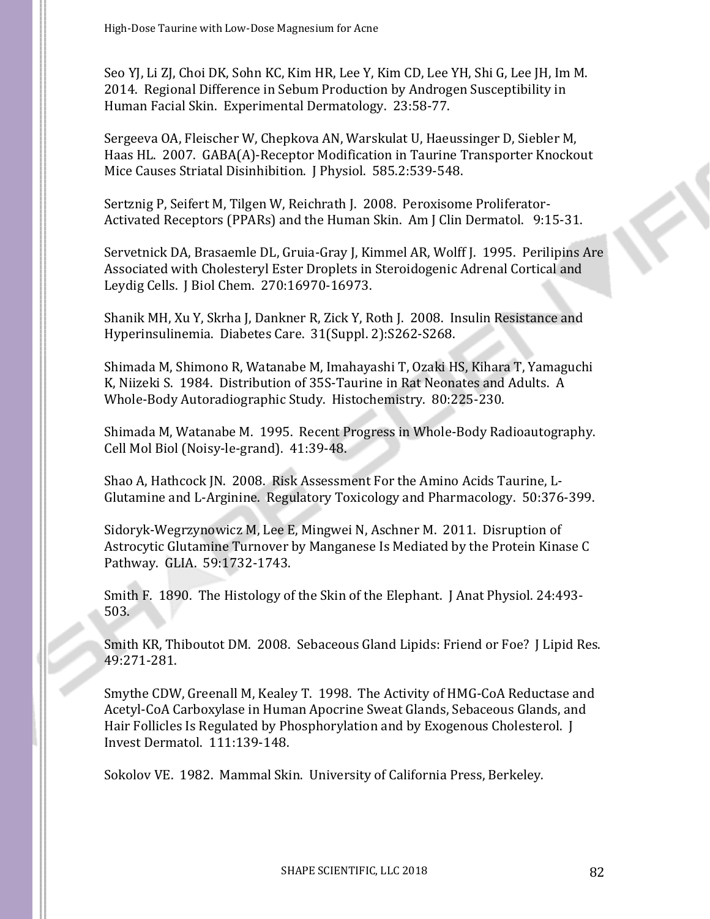Seo YJ, Li ZJ, Choi DK, Sohn KC, Kim HR, Lee Y, Kim CD, Lee YH, Shi G, Lee JH, Im M. 2014. Regional Difference in Sebum Production by Androgen Susceptibility in Human Facial Skin. Experimental Dermatology. 23:58-77.

Sergeeva OA, Fleischer W, Chepkova AN, Warskulat U, Haeussinger D, Siebler M, Haas HL. 2007. GABA(A)-Receptor Modification in Taurine Transporter Knockout Mice Causes Striatal Disinhibition. J Physiol. 585.2:539-548.

Sertznig P, Seifert M, Tilgen W, Reichrath J. 2008. Peroxisome Proliferator-Activated Receptors (PPARs) and the Human Skin. Am J Clin Dermatol. 9:15-31.

Servetnick DA, Brasaemle DL, Gruia-Gray J, Kimmel AR, Wolff J. 1995. Perilipins Are Associated with Cholesteryl Ester Droplets in Steroidogenic Adrenal Cortical and Leydig Cells. J Biol Chem. 270:16970-16973.

Shanik MH, Xu Y, Skrha J, Dankner R, Zick Y, Roth J. 2008. Insulin Resistance and Hyperinsulinemia. Diabetes Care. 31(Suppl. 2):S262-S268.

Shimada M, Shimono R, Watanabe M, Imahayashi T, Ozaki HS, Kihara T, Yamaguchi K, Niizeki S. 1984. Distribution of 35S-Taurine in Rat Neonates and Adults. A Whole-Body Autoradiographic Study. Histochemistry. 80:225-230.

Shimada M, Watanabe M. 1995. Recent Progress in Whole-Body Radioautography. Cell Mol Biol (Noisy-le-grand). 41:39-48.

Shao A, Hathcock JN. 2008. Risk Assessment For the Amino Acids Taurine, L-Glutamine and L-Arginine. Regulatory Toxicology and Pharmacology. 50:376-399.

Sidoryk-Wegrzynowicz M, Lee E, Mingwei N, Aschner M. 2011. Disruption of Astrocytic Glutamine Turnover by Manganese Is Mediated by the Protein Kinase C Pathway. GLIA. 59:1732-1743.

Smith F. 1890. The Histology of the Skin of the Elephant. J Anat Physiol. 24:493-503.

Smith KR, Thiboutot DM. 2008. Sebaceous Gland Lipids: Friend or Foe? J Lipid Res. 49:271-281.

Smythe CDW, Greenall M, Kealey T. 1998. The Activity of HMG-CoA Reductase and Acetyl-CoA Carboxylase in Human Apocrine Sweat Glands, Sebaceous Glands, and Hair Follicles Is Regulated by Phosphorylation and by Exogenous Cholesterol. J Invest Dermatol. 111:139-148.

Sokolov VE. 1982. Mammal Skin. University of California Press, Berkeley.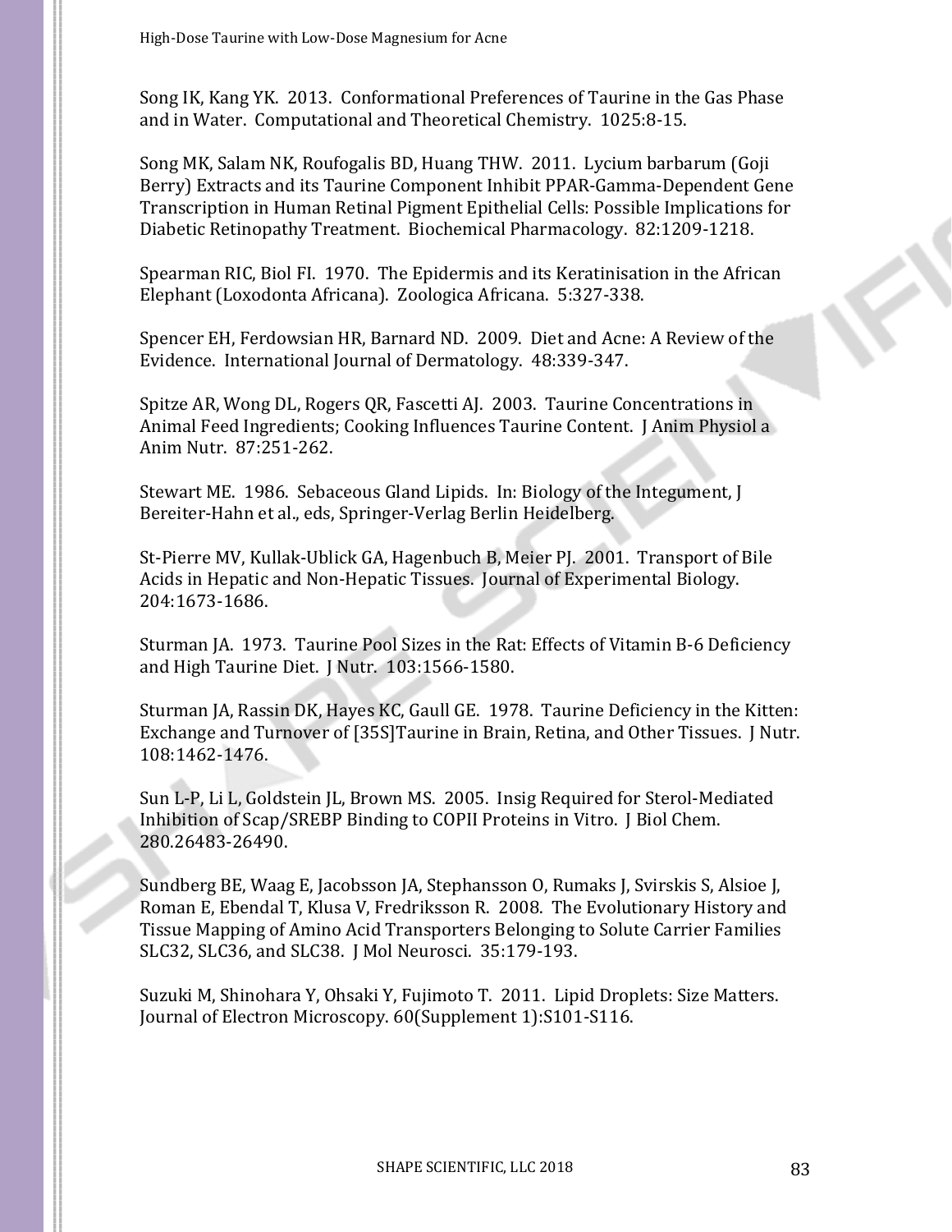Song IK, Kang YK. 2013. Conformational Preferences of Taurine in the Gas Phase and in Water. Computational and Theoretical Chemistry. 1025:8-15.

Song MK, Salam NK, Roufogalis BD, Huang THW. 2011. Lycium barbarum (Goji Berry) Extracts and its Taurine Component Inhibit PPAR-Gamma-Dependent Gene Transcription in Human Retinal Pigment Epithelial Cells: Possible Implications for Diabetic Retinopathy Treatment. Biochemical Pharmacology. 82:1209-1218.

Spearman RIC, Biol FI. 1970. The Epidermis and its Keratinisation in the African Elephant (Loxodonta Africana). Zoologica Africana. 5:327-338.

Spencer EH, Ferdowsian HR, Barnard ND. 2009. Diet and Acne: A Review of the Evidence. International Journal of Dermatology. 48:339-347.

Spitze AR, Wong DL, Rogers QR, Fascetti AJ. 2003. Taurine Concentrations in Animal Feed Ingredients; Cooking Influences Taurine Content. J Anim Physiol a Anim Nutr. 87:251-262.

Stewart ME. 1986. Sebaceous Gland Lipids. In: Biology of the Integument, J Bereiter-Hahn et al., eds, Springer-Verlag Berlin Heidelberg.

St-Pierre MV, Kullak-Ublick GA, Hagenbuch B, Meier PJ. 2001. Transport of Bile Acids in Hepatic and Non-Hepatic Tissues. Journal of Experimental Biology. 204:1673-1686.

Sturman JA. 1973. Taurine Pool Sizes in the Rat: Effects of Vitamin B-6 Deficiency and High Taurine Diet. J Nutr. 103:1566-1580.

Sturman JA, Rassin DK, Hayes KC, Gaull GE. 1978. Taurine Deficiency in the Kitten: Exchange and Turnover of [35S]Taurine in Brain, Retina, and Other Tissues. J Nutr. 108:1462-1476.

Sun L-P, Li L, Goldstein JL, Brown MS. 2005. Insig Required for Sterol-Mediated Inhibition of Scap/SREBP Binding to COPII Proteins in Vitro. J Biol Chem. 280.26483-26490.

Sundberg BE, Waag E, Jacobsson JA, Stephansson O, Rumaks J, Svirskis S, Alsioe J, Roman E, Ebendal T, Klusa V, Fredriksson R. 2008. The Evolutionary History and Tissue Mapping of Amino Acid Transporters Belonging to Solute Carrier Families SLC32, SLC36, and SLC38. J Mol Neurosci. 35:179-193.

Suzuki M, Shinohara Y, Ohsaki Y, Fujimoto T. 2011. Lipid Droplets: Size Matters. Journal of Electron Microscopy. 60(Supplement 1):S101-S116.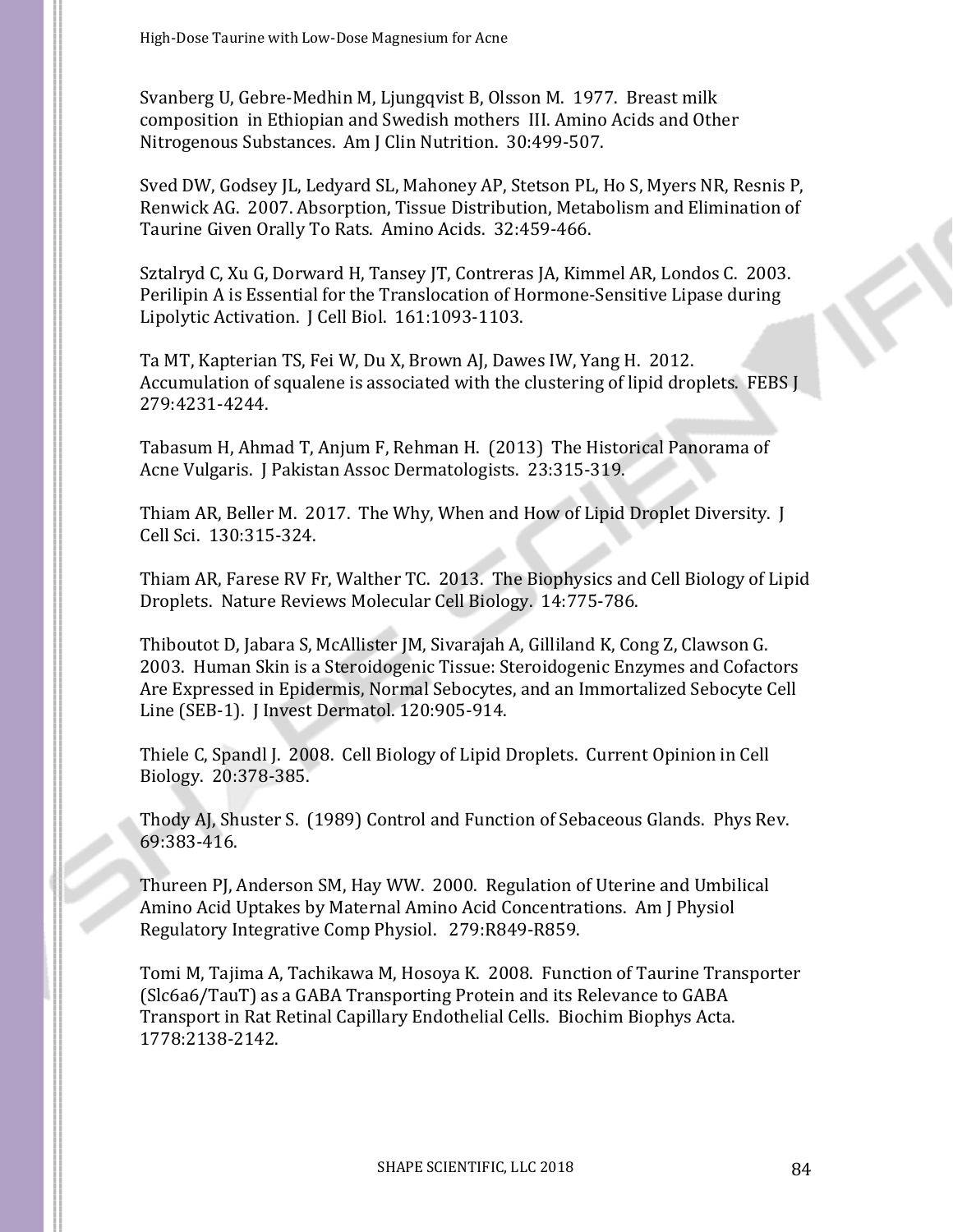Svanberg U, Gebre-Medhin M, Ljungqvist B, Olsson M. 1977. Breast milk composition in Ethiopian and Swedish mothers III. Amino Acids and Other Nitrogenous Substances. Am J Clin Nutrition. 30:499-507.

Sved DW, Godsey JL, Ledyard SL, Mahoney AP, Stetson PL, Ho S, Myers NR, Resnis P, Renwick AG. 2007. Absorption, Tissue Distribution, Metabolism and Elimination of Taurine Given Orally To Rats. Amino Acids. 32:459-466.

Sztalryd C, Xu G, Dorward H, Tansey JT, Contreras JA, Kimmel AR, Londos C. 2003. Perilipin A is Essential for the Translocation of Hormone-Sensitive Lipase during Lipolytic Activation. J Cell Biol. 161:1093-1103.

Ta MT, Kapterian TS, Fei W, Du X, Brown AJ, Dawes IW, Yang H. 2012. Accumulation of squalene is associated with the clustering of lipid droplets. FEBS J 279:4231-4244.

Tabasum H, Ahmad T, Anjum F, Rehman H. (2013) The Historical Panorama of Acne Vulgaris. J Pakistan Assoc Dermatologists. 23:315-319.

Thiam AR, Beller M. 2017. The Why, When and How of Lipid Droplet Diversity. J Cell Sci. 130:315-324.

Thiam AR, Farese RV Fr, Walther TC. 2013. The Biophysics and Cell Biology of Lipid Droplets. Nature Reviews Molecular Cell Biology. 14:775-786.

Thiboutot D, Jabara S, McAllister JM, Sivarajah A, Gilliland K, Cong Z, Clawson G. 2003. Human Skin is a Steroidogenic Tissue: Steroidogenic Enzymes and Cofactors Are Expressed in Epidermis, Normal Sebocytes, and an Immortalized Sebocyte Cell Line (SEB-1). J Invest Dermatol. 120:905-914.

Thiele C, Spandl J. 2008. Cell Biology of Lipid Droplets. Current Opinion in Cell Biology. 20:378-385.

Thody AJ, Shuster S. (1989) Control and Function of Sebaceous Glands. Phys Rev. 69:383-416.

Thureen PJ, Anderson SM, Hay WW. 2000. Regulation of Uterine and Umbilical Amino Acid Uptakes by Maternal Amino Acid Concentrations. Am J Physiol Regulatory Integrative Comp Physiol. 279:R849-R859.

Tomi M, Tajima A, Tachikawa M, Hosoya K. 2008. Function of Taurine Transporter (Slc6a6/TauT) as a GABA Transporting Protein and its Relevance to GABA Transport in Rat Retinal Capillary Endothelial Cells. Biochim Biophys Acta. 1778:2138-2142.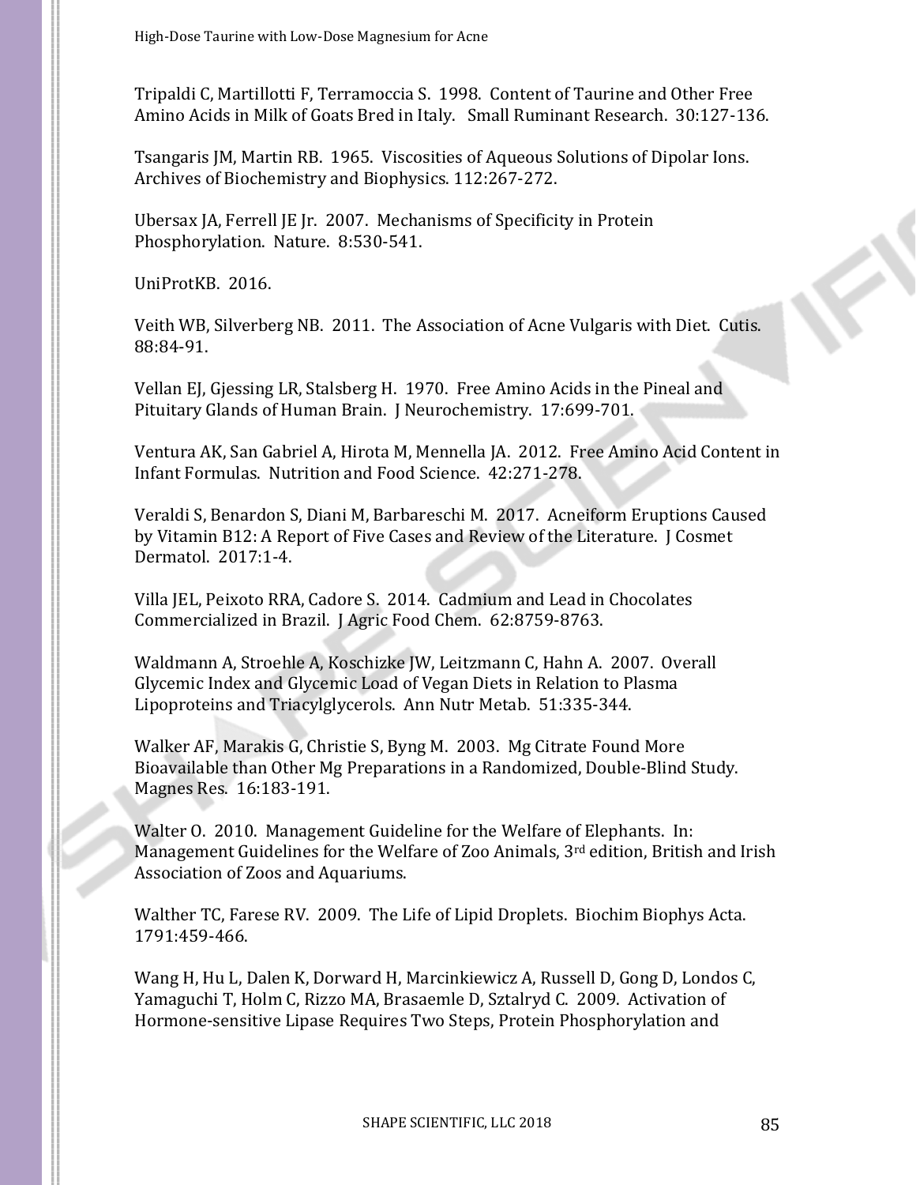Tripaldi C, Martillotti F, Terramoccia S. 1998. Content of Taurine and Other Free Amino Acids in Milk of Goats Bred in Italy. Small Ruminant Research. 30:127-136.

Tsangaris JM, Martin RB. 1965. Viscosities of Aqueous Solutions of Dipolar Ions. Archives of Biochemistry and Biophysics. 112:267-272.

Ubersax JA, Ferrell JE Jr. 2007. Mechanisms of Specificity in Protein Phosphorylation. Nature. 8:530-541.

UniProtKB. 2016.

Veith WB, Silverberg NB. 2011. The Association of Acne Vulgaris with Diet. Cutis. 88:84-91.

Vellan EJ, Gjessing LR, Stalsberg H. 1970. Free Amino Acids in the Pineal and Pituitary Glands of Human Brain. J Neurochemistry. 17:699-701.

Ventura AK, San Gabriel A, Hirota M, Mennella JA. 2012. Free Amino Acid Content in Infant Formulas. Nutrition and Food Science. 42:271-278.

Veraldi S, Benardon S, Diani M, Barbareschi M. 2017. Acneiform Eruptions Caused by Vitamin B12: A Report of Five Cases and Review of the Literature. J Cosmet Dermatol. 2017:1-4.

Villa JEL, Peixoto RRA, Cadore S. 2014. Cadmium and Lead in Chocolates Commercialized in Brazil. J Agric Food Chem. 62:8759-8763.

Waldmann A, Stroehle A, Koschizke JW, Leitzmann C, Hahn A. 2007. Overall Glycemic Index and Glycemic Load of Vegan Diets in Relation to Plasma Lipoproteins and Triacylglycerols. Ann Nutr Metab. 51:335-344.

Walker AF, Marakis G, Christie S, Byng M. 2003. Mg Citrate Found More Bioavailable than Other Mg Preparations in a Randomized, Double-Blind Study. Magnes Res. 16:183-191.

Walter O. 2010. Management Guideline for the Welfare of Elephants. In: Management Guidelines for the Welfare of Zoo Animals, 3rd edition, British and Irish Association of Zoos and Aquariums.

Walther TC, Farese RV. 2009. The Life of Lipid Droplets. Biochim Biophys Acta. 1791:459-466.

Wang H, Hu L, Dalen K, Dorward H, Marcinkiewicz A, Russell D, Gong D, Londos C, Yamaguchi T, Holm C, Rizzo MA, Brasaemle D, Sztalryd C. 2009. Activation of Hormone-sensitive Lipase Requires Two Steps, Protein Phosphorylation and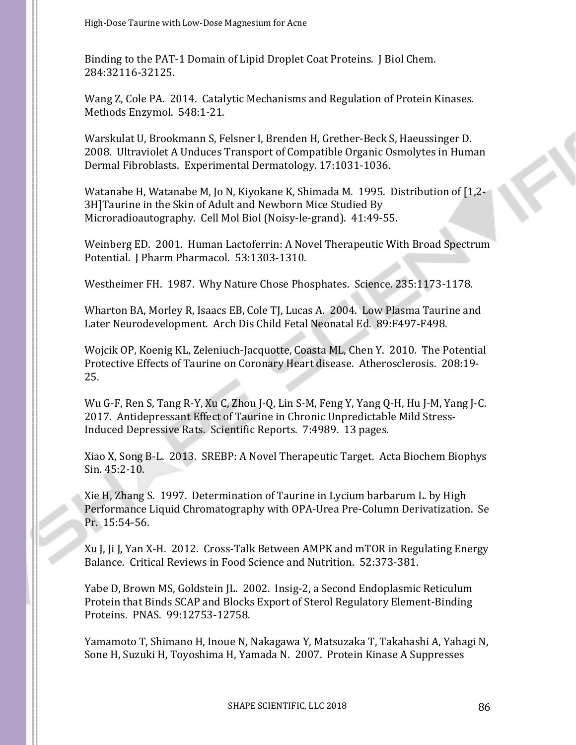Binding to the PAT-1 Domain of Lipid Droplet Coat Proteins. J Biol Chem. 284:32116-32125.

Wang Z, Cole PA. 2014. Catalytic Mechanisms and Regulation of Protein Kinases. Methods Enzymol. 548:1-21.

Warskulat U, Brookmann S, Felsner I, Brenden H, Grether-Beck S, Haeussinger D. 2008. Ultraviolet A Unduces Transport of Compatible Organic Osmolytes in Human Dermal Fibroblasts. Experimental Dermatology. 17:1031-1036.

Watanabe H, Watanabe M, Jo N, Kiyokane K, Shimada M. 1995. Distribution of [1,2-3H]Taurine in the Skin of Adult and Newborn Mice Studied By Microradioautography. Cell Mol Biol (Noisy-le-grand). 41:49-55.

Weinberg ED. 2001. Human Lactoferrin: A Novel Therapeutic With Broad Spectrum Potential. J Pharm Pharmacol. 53:1303-1310.

Westheimer FH. 1987. Why Nature Chose Phosphates. Science. 235:1173-1178.

Wharton BA, Morley R, Isaacs EB, Cole TJ, Lucas A. 2004. Low Plasma Taurine and Later Neurodevelopment. Arch Dis Child Fetal Neonatal Ed. 89:F497-F498.

Wojcik OP, Koenig KL, Zeleniuch-Jacquotte, Coasta ML, Chen Y. 2010. The Potential Protective Effects of Taurine on Coronary Heart disease. Atherosclerosis. 208:19-25.

Wu G-F, Ren S, Tang R-Y, Xu C, Zhou J-Q, Lin S-M, Feng Y, Yang Q-H, Hu J-M, Yang J-C. 2017. Antidepressant Effect of Taurine in Chronic Unpredictable Mild Stress-Induced Depressive Rats. Scientific Reports. 7:4989. 13 pages.

Xiao X, Song B-L. 2013. SREBP: A Novel Therapeutic Target. Acta Biochem Biophys Sin. 45:2-10.

Xie H, Zhang S. 1997. Determination of Taurine in Lycium barbarum L. by High Performance Liquid Chromatography with OPA-Urea Pre-Column Derivatization. Se Pr. 15:54-56.

Xu J, Ji J, Yan X-H. 2012. Cross-Talk Between AMPK and mTOR in Regulating Energy Balance. Critical Reviews in Food Science and Nutrition. 52:373-381.

Yabe D, Brown MS, Goldstein JL. 2002. Insig-2, a Second Endoplasmic Reticulum Protein that Binds SCAP and Blocks Export of Sterol Regulatory Element-Binding Proteins. PNAS. 99:12753-12758.

Yamamoto T, Shimano H, Inoue N, Nakagawa Y, Matsuzaka T, Takahashi A, Yahagi N, Sone H, Suzuki H, Toyoshima H, Yamada N. 2007. Protein Kinase A Suppresses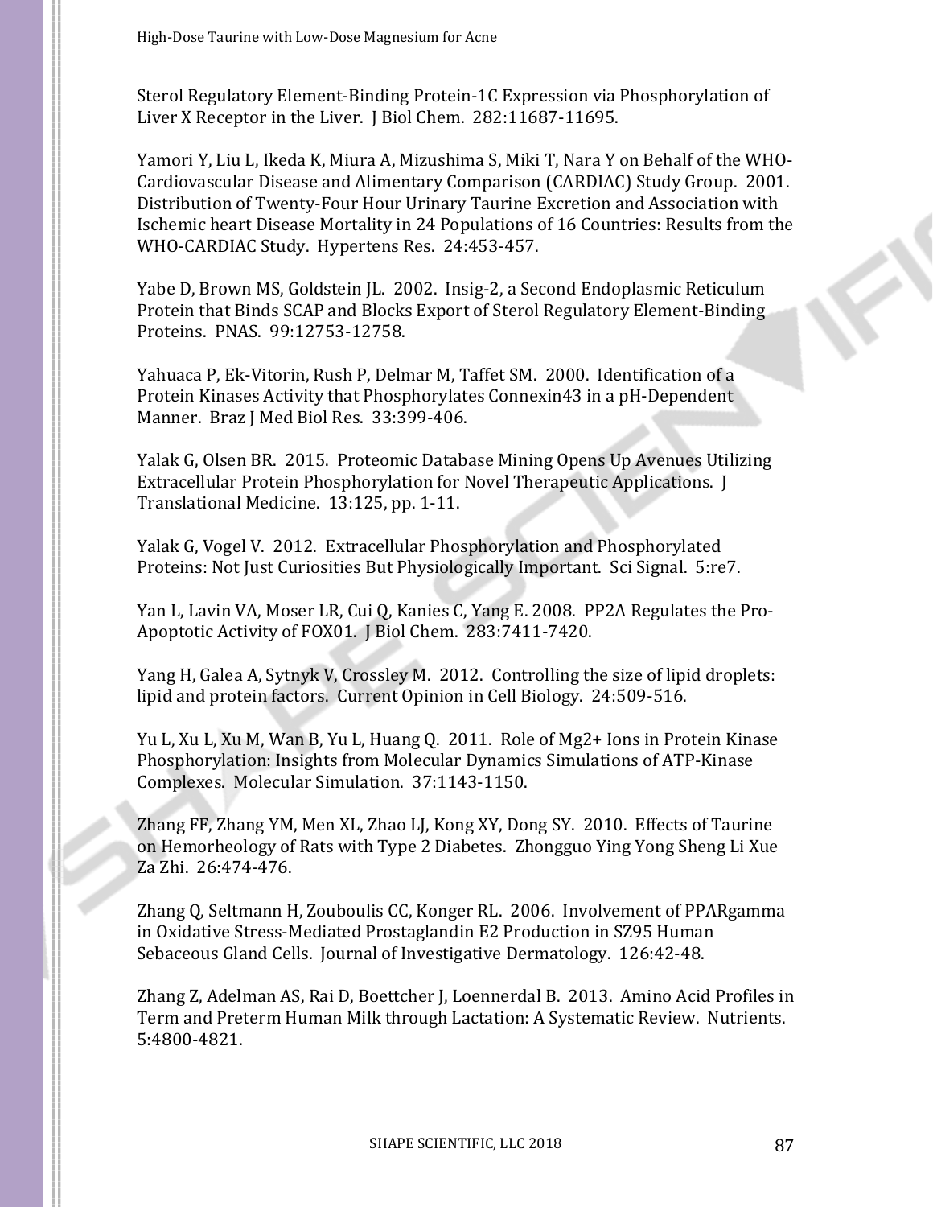Sterol Regulatory Element-Binding Protein-1C Expression via Phosphorylation of Liver X Receptor in the Liver. J Biol Chem. 282:11687-11695.

Yamori Y, Liu L, Ikeda K, Miura A, Mizushima S, Miki T, Nara Y on Behalf of the WHO-Cardiovascular Disease and Alimentary Comparison (CARDIAC) Study Group. 2001. Distribution of Twenty-Four Hour Urinary Taurine Excretion and Association with Ischemic heart Disease Mortality in 24 Populations of 16 Countries: Results from the WHO-CARDIAC Study. Hypertens Res. 24:453-457.

Yabe D, Brown MS, Goldstein JL. 2002. Insig-2, a Second Endoplasmic Reticulum Protein that Binds SCAP and Blocks Export of Sterol Regulatory Element-Binding Proteins. PNAS. 99:12753-12758.

Yahuaca P, Ek-Vitorin, Rush P, Delmar M, Taffet SM. 2000. Identification of a Protein Kinases Activity that Phosphorylates Connexin43 in a pH-Dependent Manner. Braz J Med Biol Res. 33:399-406.

Yalak G, Olsen BR. 2015. Proteomic Database Mining Opens Up Avenues Utilizing Extracellular Protein Phosphorylation for Novel Therapeutic Applications. J Translational Medicine. 13:125, pp. 1-11.

Yalak G, Vogel V. 2012. Extracellular Phosphorylation and Phosphorylated Proteins: Not Just Curiosities But Physiologically Important. Sci Signal. 5:re7.

Yan L, Lavin VA, Moser LR, Cui Q, Kanies C, Yang E. 2008. PP2A Regulates the Pro-Apoptotic Activity of FOX01. J Biol Chem. 283:7411-7420.

Yang H, Galea A, Sytnyk V, Crossley M. 2012. Controlling the size of lipid droplets: lipid and protein factors. Current Opinion in Cell Biology. 24:509-516.

Yu L, Xu L, Xu M, Wan B, Yu L, Huang Q. 2011. Role of Mg2+ Ions in Protein Kinase Phosphorylation: Insights from Molecular Dynamics Simulations of ATP-Kinase Complexes. Molecular Simulation. 37:1143-1150.

Zhang FF, Zhang YM, Men XL, Zhao LJ, Kong XY, Dong SY. 2010. Effects of Taurine on Hemorheology of Rats with Type 2 Diabetes. Zhongguo Ying Yong Sheng Li Xue Za Zhi. 26:474-476.

Zhang Q, Seltmann H, Zouboulis CC, Konger RL. 2006. Involvement of PPARgamma in Oxidative Stress-Mediated Prostaglandin E2 Production in SZ95 Human Sebaceous Gland Cells. Journal of Investigative Dermatology. 126:42-48.

Zhang Z, Adelman AS, Rai D, Boettcher J, Loennerdal B. 2013. Amino Acid Profiles in Term and Preterm Human Milk through Lactation: A Systematic Review. Nutrients. 5:4800-4821.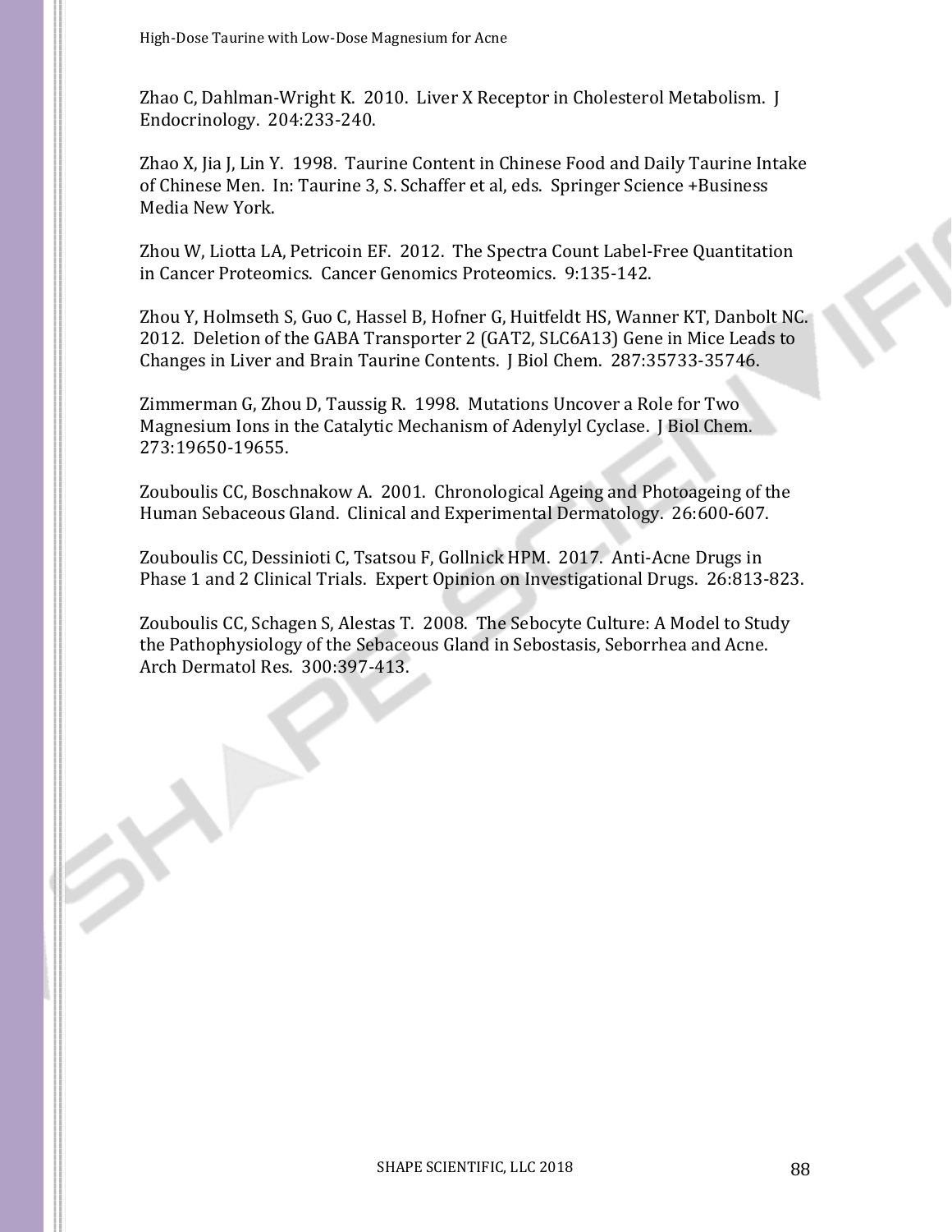Zhao C, Dahlman-Wright K. 2010. Liver X Receptor in Cholesterol Metabolism. J Endocrinology. 204:233-240.

Zhao X, Jia J, Lin Y. 1998. Taurine Content in Chinese Food and Daily Taurine Intake of Chinese Men. In: Taurine 3, S. Schaffer et al, eds. Springer Science +Business Media New York.

Zhou W, Liotta LA, Petricoin EF. 2012. The Spectra Count Label-Free Quantitation in Cancer Proteomics. Cancer Genomics Proteomics. 9:135-142.

Zhou Y, Holmseth S, Guo C, Hassel B, Hofner G, Huitfeldt HS, Wanner KT, Danbolt NC. 2012. Deletion of the GABA Transporter 2 (GAT2, SLC6A13) Gene in Mice Leads to Changes in Liver and Brain Taurine Contents. J Biol Chem. 287:35733-35746.

Zimmerman G, Zhou D, Taussig R. 1998. Mutations Uncover a Role for Two Magnesium Ions in the Catalytic Mechanism of Adenylyl Cyclase. J Biol Chem. 273:19650-19655.

Zouboulis CC, Boschnakow A. 2001. Chronological Ageing and Photoageing of the Human Sebaceous Gland. Clinical and Experimental Dermatology. 26:600-607.

Zouboulis CC, Dessinioti C, Tsatsou F, Gollnick HPM. 2017. Anti-Acne Drugs in Phase 1 and 2 Clinical Trials. Expert Opinion on Investigational Drugs. 26:813-823.

Zouboulis CC, Schagen S, Alestas T. 2008. The Sebocyte Culture: A Model to Study the Pathophysiology of the Sebaceous Gland in Sebostasis, Seborrhea and Acne. Arch Dermatol Res. 300:397-413.